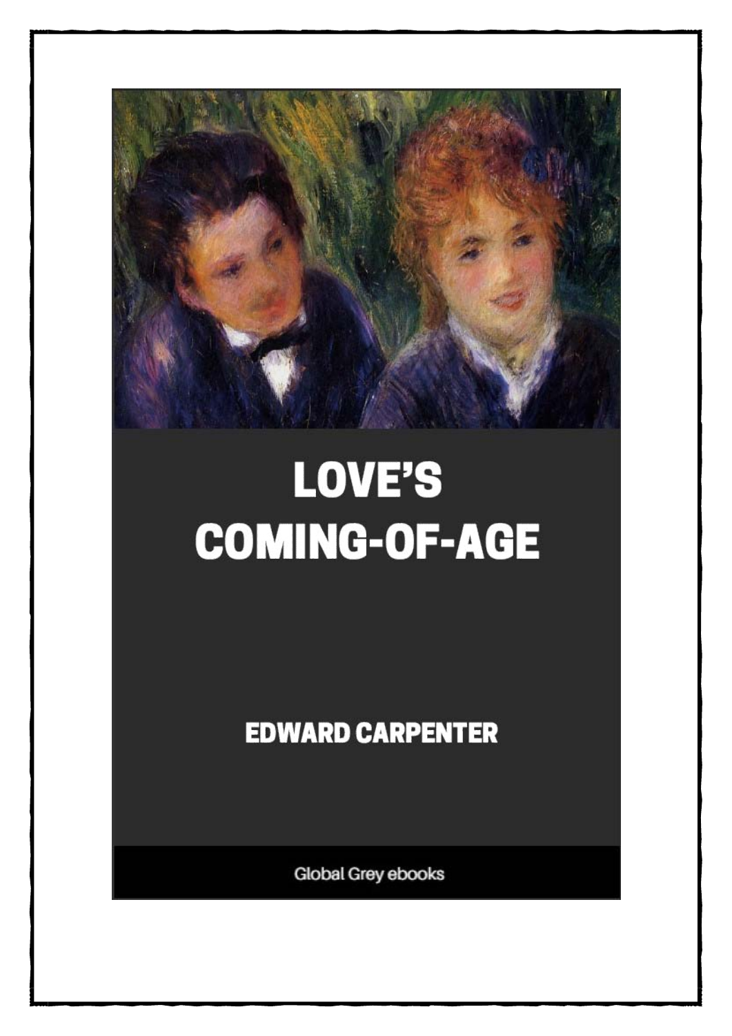# LOVE'S COMING-OF-AGE

EDWARD CARPENTER

Global Grey ebooks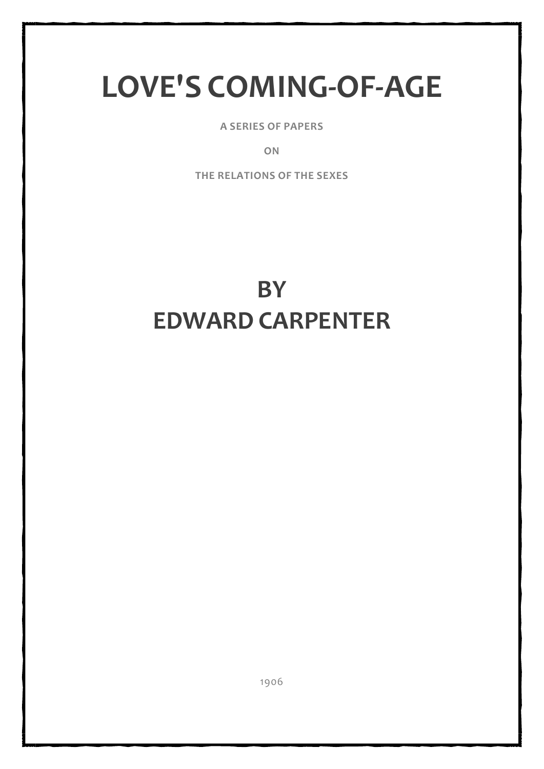# LOVE'S COMING-OF-AGE

A SERIES OF PAPERS

ON

THE RELATIONS OF THE SEXES

## BY
## EDWARD CARPENTER

1906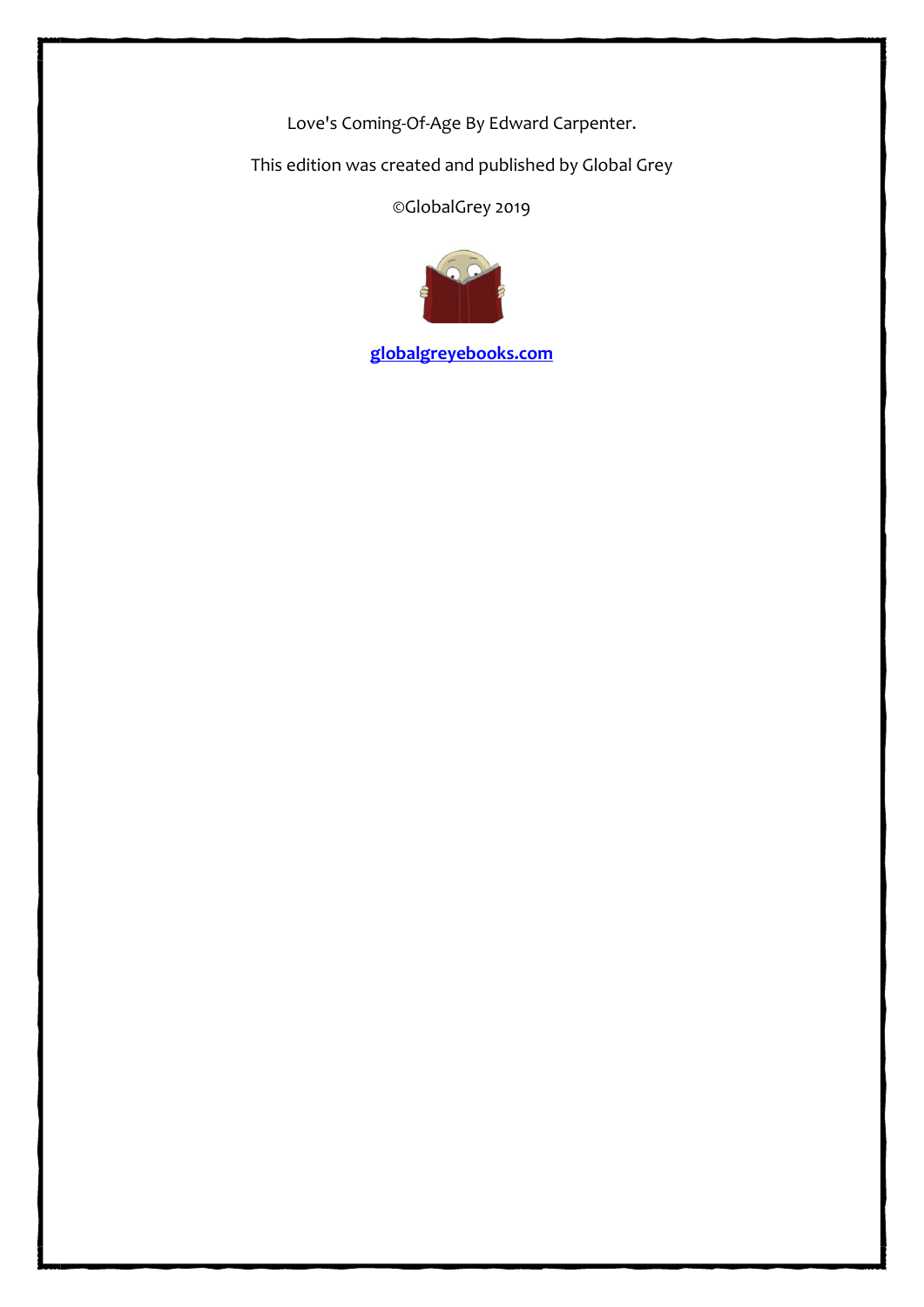Love's Coming-Of-Age By Edward Carpenter.

This edition was created and published by Global Grey

©GlobalGrey 2019

**globalgreyebooks.com**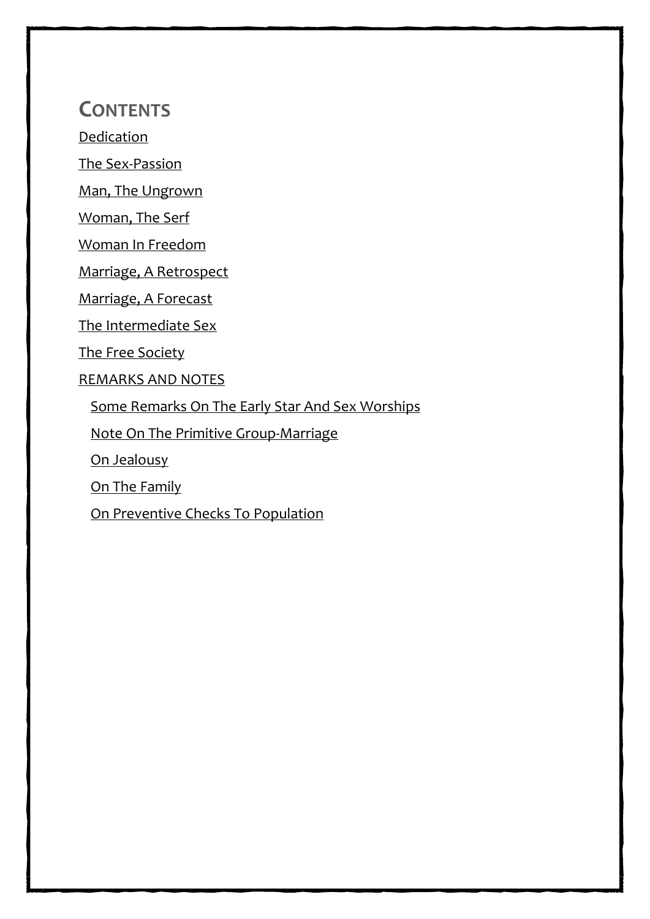# Contents

- Dedication
- The Sex-Passion
- Man, The Ungrown
- Woman, The Serf
- Woman In Freedom
- Marriage, A Retrospect
- Marriage, A Forecast
- The Intermediate Sex
- The Free Society
- REMARKS AND NOTES
  - Some Remarks On The Early Star And Sex Worships
  - Note On The Primitive Group-Marriage
  - On Jealousy
  - On The Family
  - On Preventive Checks To Population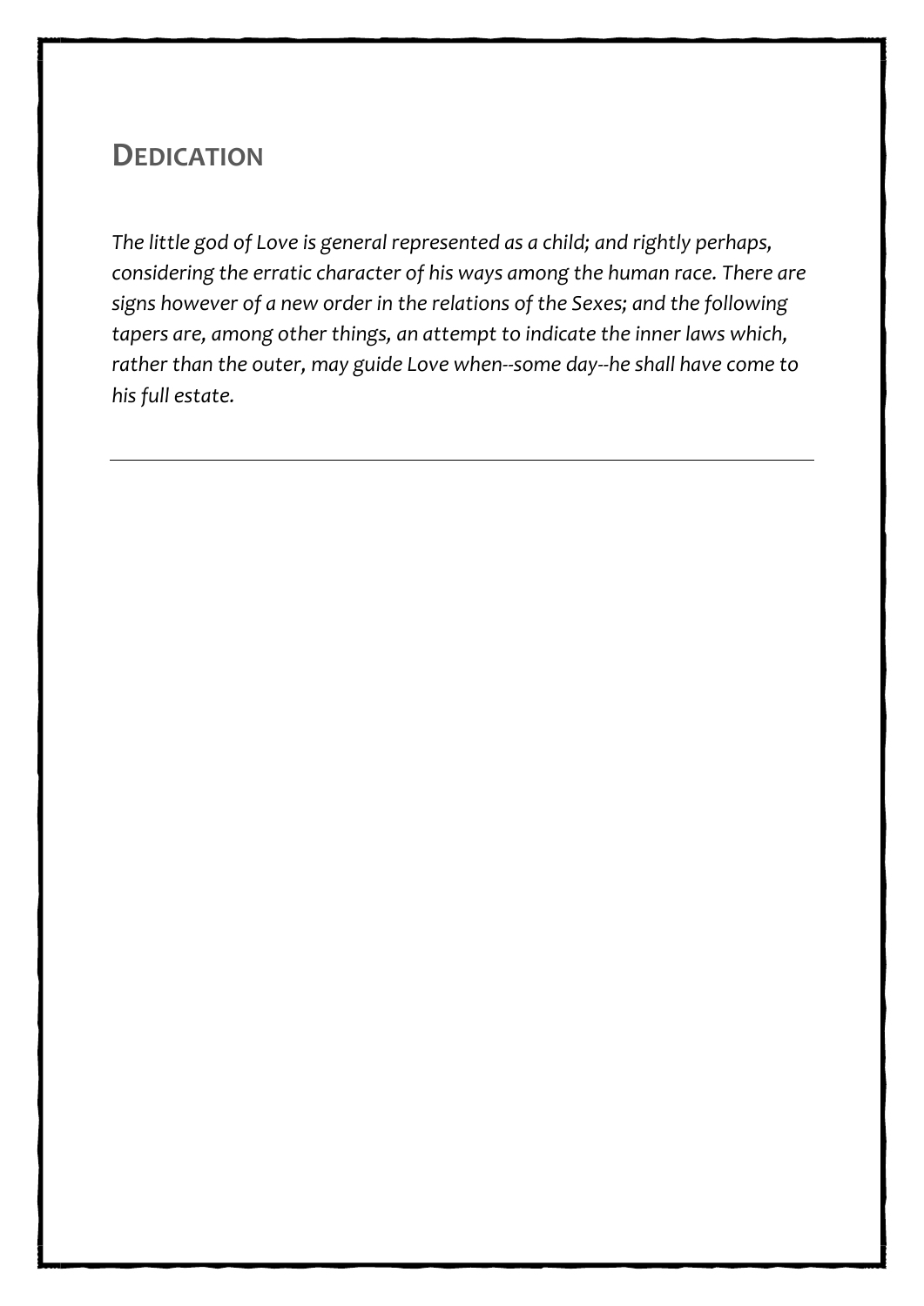## DEDICATION

*The little god of Love is general represented as a child; and rightly perhaps, considering the erratic character of his ways among the human race. There are signs however of a new order in the relations of the Sexes; and the following tapers are, among other things, an attempt to indicate the inner laws which, rather than the outer, may guide Love when--some day--he shall have come to his full estate.*

---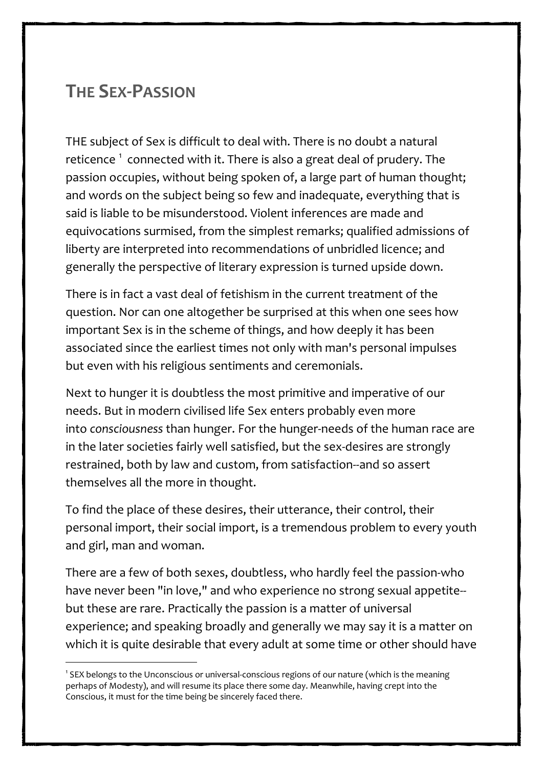## THE SEX-PASSION

THE subject of Sex is difficult to deal with. There is no doubt a natural reticence [1] connected with it. There is also a great deal of prudery. The passion occupies, without being spoken of, a large part of human thought; and words on the subject being so few and inadequate, everything that is said is liable to be misunderstood. Violent inferences are made and equivocations surmised, from the simplest remarks; qualified admissions of liberty are interpreted into recommendations of unbridled licence; and generally the perspective of literary expression is turned upside down.

There is in fact a vast deal of fetishism in the current treatment of the question. Nor can one altogether be surprised at this when one sees how important Sex is in the scheme of things, and how deeply it has been associated since the earliest times not only with man's personal impulses but even with his religious sentiments and ceremonials.

Next to hunger it is doubtless the most primitive and imperative of our needs. But in modern civilised life Sex enters probably even more into *consciousness* than hunger. For the hunger-needs of the human race are in the later societies fairly well satisfied, but the sex-desires are strongly restrained, both by law and custom, from satisfaction--and so assert themselves all the more in thought.

To find the place of these desires, their utterance, their control, their personal import, their social import, is a tremendous problem to every youth and girl, man and woman.

There are a few of both sexes, doubtless, who hardly feel the passion-who have never been "in love," and who experience no strong sexual appetite--but these are rare. Practically the passion is a matter of universal experience; and speaking broadly and generally we may say it is a matter on which it is quite desirable that every adult at some time or other should have

[1] SEX belongs to the Unconscious or universal-conscious regions of our nature (which is the meaning perhaps of Modesty), and will resume its place there some day. Meanwhile, having crept into the Conscious, it must for the time being be sincerely faced there.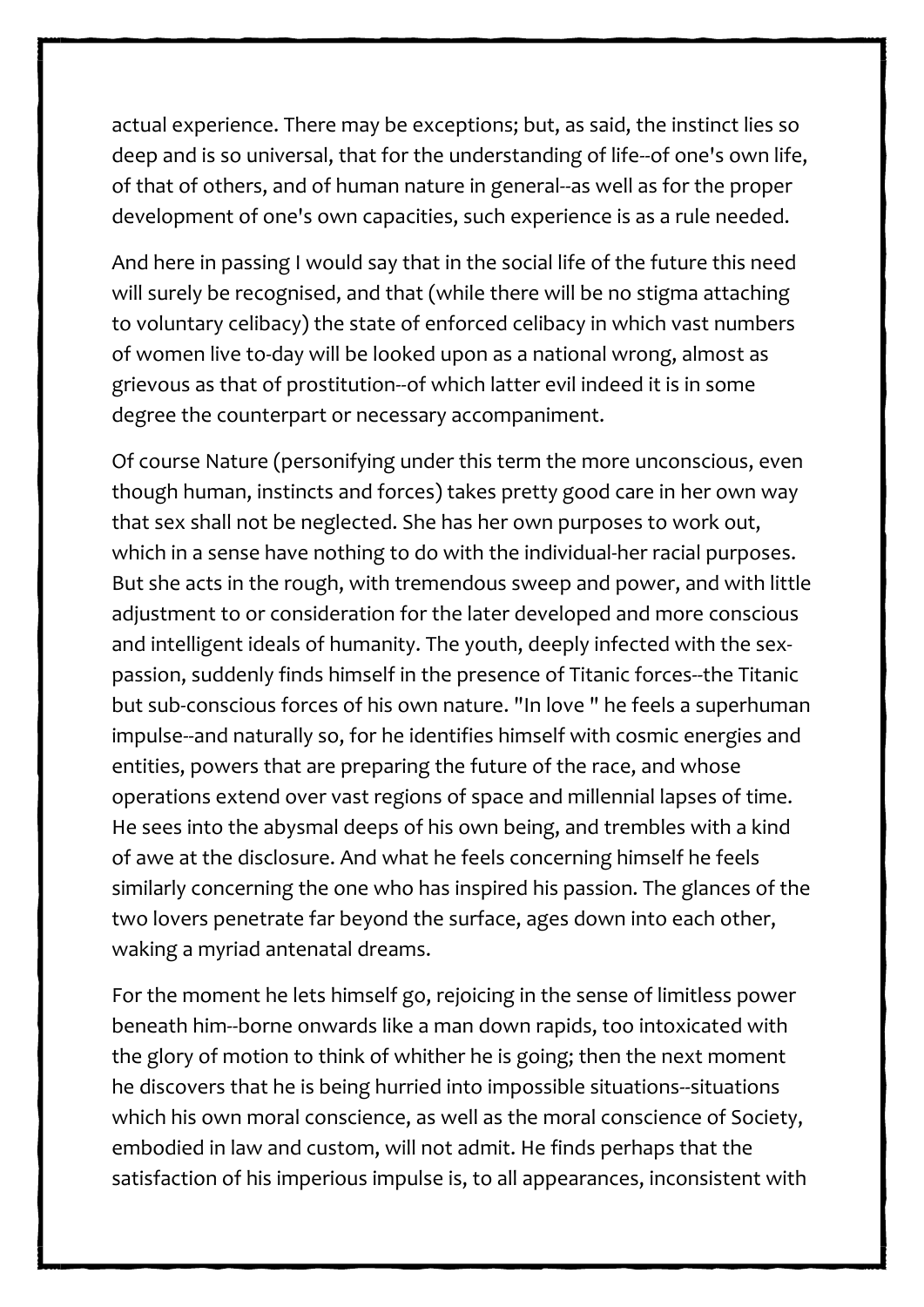actual experience. There may be exceptions; but, as said, the instinct lies so deep and is so universal, that for the understanding of life--of one's own life, of that of others, and of human nature in general--as well as for the proper development of one's own capacities, such experience is as a rule needed.

And here in passing I would say that in the social life of the future this need will surely be recognised, and that (while there will be no stigma attaching to voluntary celibacy) the state of enforced celibacy in which vast numbers of women live to-day will be looked upon as a national wrong, almost as grievous as that of prostitution--of which latter evil indeed it is in some degree the counterpart or necessary accompaniment.

Of course Nature (personifying under this term the more unconscious, even though human, instincts and forces) takes pretty good care in her own way that sex shall not be neglected. She has her own purposes to work out, which in a sense have nothing to do with the individual-her racial purposes. But she acts in the rough, with tremendous sweep and power, and with little adjustment to or consideration for the later developed and more conscious and intelligent ideals of humanity. The youth, deeply infected with the sex-passion, suddenly finds himself in the presence of Titanic forces--the Titanic but sub-conscious forces of his own nature. "In love " he feels a superhuman impulse--and naturally so, for he identifies himself with cosmic energies and entities, powers that are preparing the future of the race, and whose operations extend over vast regions of space and millennial lapses of time. He sees into the abysmal deeps of his own being, and trembles with a kind of awe at the disclosure. And what he feels concerning himself he feels similarly concerning the one who has inspired his passion. The glances of the two lovers penetrate far beyond the surface, ages down into each other, waking a myriad antenatal dreams.

For the moment he lets himself go, rejoicing in the sense of limitless power beneath him--borne onwards like a man down rapids, too intoxicated with the glory of motion to think of whither he is going; then the next moment he discovers that he is being hurried into impossible situations--situations which his own moral conscience, as well as the moral conscience of Society, embodied in law and custom, will not admit. He finds perhaps that the satisfaction of his imperious impulse is, to all appearances, inconsistent with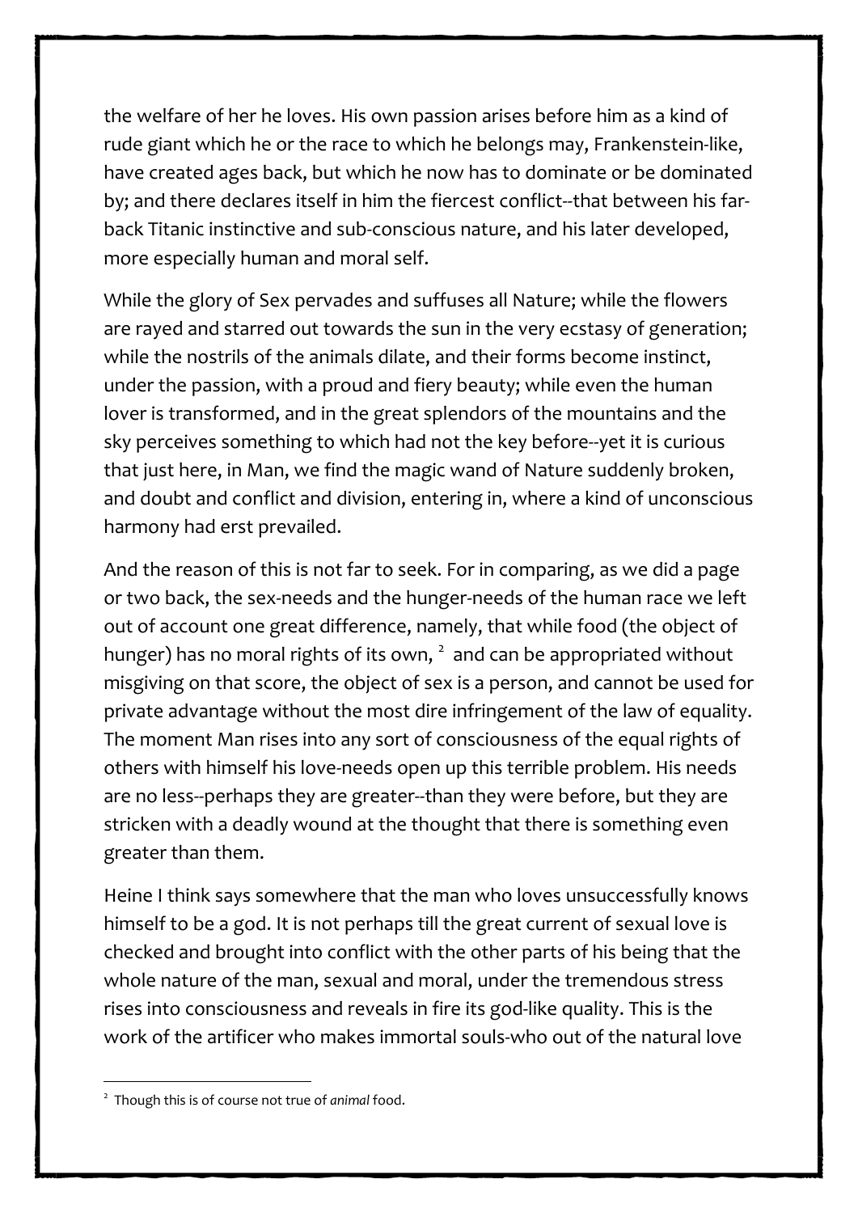the welfare of her he loves. His own passion arises before him as a kind of rude giant which he or the race to which he belongs may, Frankenstein-like, have created ages back, but which he now has to dominate or be dominated by; and there declares itself in him the fiercest conflict--that between his far-back Titanic instinctive and sub-conscious nature, and his later developed, more especially human and moral self.

While the glory of Sex pervades and suffuses all Nature; while the flowers are rayed and starred out towards the sun in the very ecstasy of generation; while the nostrils of the animals dilate, and their forms become instinct, under the passion, with a proud and fiery beauty; while even the human lover is transformed, and in the great splendors of the mountains and the sky perceives something to which had not the key before--yet it is curious that just here, in Man, we find the magic wand of Nature suddenly broken, and doubt and conflict and division, entering in, where a kind of unconscious harmony had erst prevailed.

And the reason of this is not far to seek. For in comparing, as we did a page or two back, the sex-needs and the hunger-needs of the human race we left out of account one great difference, namely, that while food (the object of hunger) has no moral rights of its own, [2] and can be appropriated without misgiving on that score, the object of sex is a person, and cannot be used for private advantage without the most dire infringement of the law of equality. The moment Man rises into any sort of consciousness of the equal rights of others with himself his love-needs open up this terrible problem. His needs are no less--perhaps they are greater--than they were before, but they are stricken with a deadly wound at the thought that there is something even greater than them.

Heine I think says somewhere that the man who loves unsuccessfully knows himself to be a god. It is not perhaps till the great current of sexual love is checked and brought into conflict with the other parts of his being that the whole nature of the man, sexual and moral, under the tremendous stress rises into consciousness and reveals in fire its god-like quality. This is the work of the artificer who makes immortal souls-who out of the natural love

[2] Though this is of course not true of *animal* food.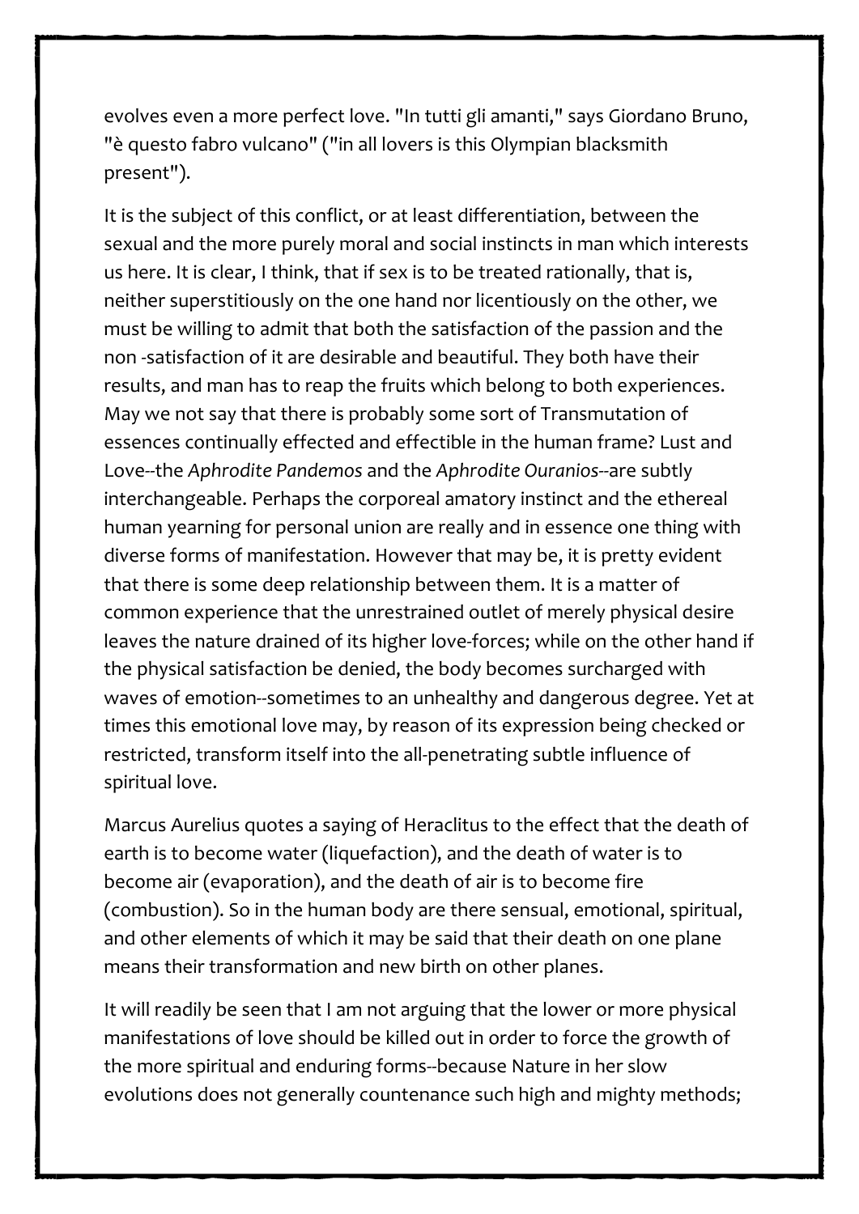evolves even a more perfect love. "In tutti gli amanti," says Giordano Bruno, "è questo fabro vulcano" ("in all lovers is this Olympian blacksmith present").

It is the subject of this conflict, or at least differentiation, between the sexual and the more purely moral and social instincts in man which interests us here. It is clear, I think, that if sex is to be treated rationally, that is, neither superstitiously on the one hand nor licentiously on the other, we must be willing to admit that both the satisfaction of the passion and the non -satisfaction of it are desirable and beautiful. They both have their results, and man has to reap the fruits which belong to both experiences. May we not say that there is probably some sort of Transmutation of essences continually effected and effectible in the human frame? Lust and Love--the *Aphrodite Pandemos* and the *Aphrodite Ouranios*--are subtly interchangeable. Perhaps the corporeal amatory instinct and the ethereal human yearning for personal union are really and in essence one thing with diverse forms of manifestation. However that may be, it is pretty evident that there is some deep relationship between them. It is a matter of common experience that the unrestrained outlet of merely physical desire leaves the nature drained of its higher love-forces; while on the other hand if the physical satisfaction be denied, the body becomes surcharged with waves of emotion--sometimes to an unhealthy and dangerous degree. Yet at times this emotional love may, by reason of its expression being checked or restricted, transform itself into the all-penetrating subtle influence of spiritual love.

Marcus Aurelius quotes a saying of Heraclitus to the effect that the death of earth is to become water (liquefaction), and the death of water is to become air (evaporation), and the death of air is to become fire (combustion). So in the human body are there sensual, emotional, spiritual, and other elements of which it may be said that their death on one plane means their transformation and new birth on other planes.

It will readily be seen that I am not arguing that the lower or more physical manifestations of love should be killed out in order to force the growth of the more spiritual and enduring forms--because Nature in her slow evolutions does not generally countenance such high and mighty methods;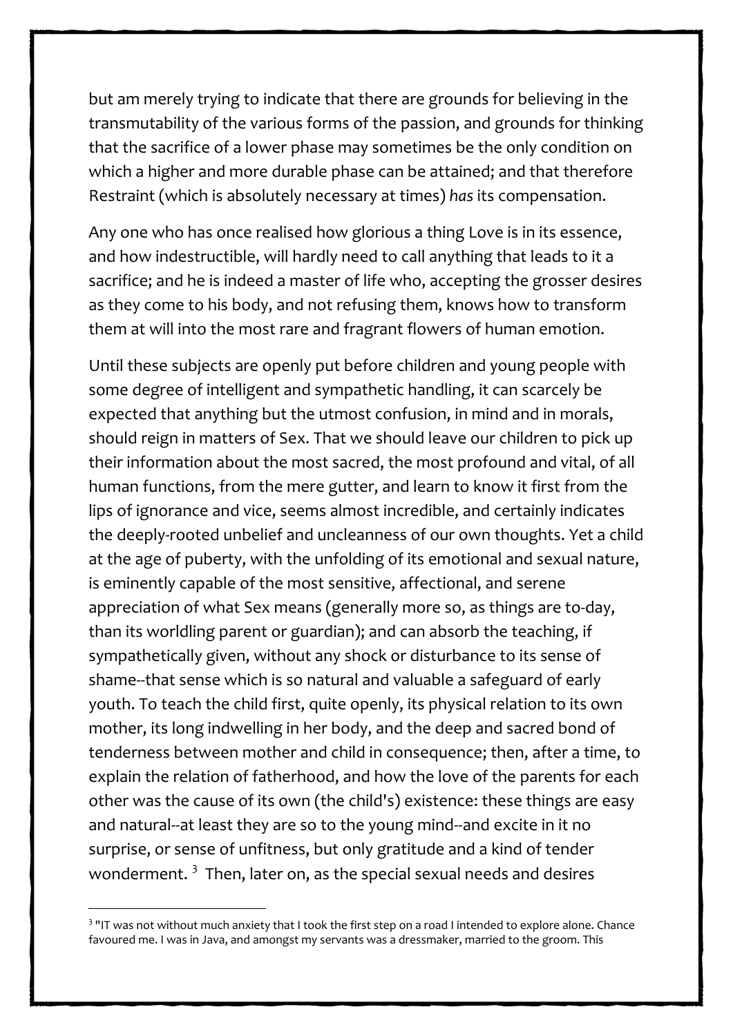but am merely trying to indicate that there are grounds for believing in the transmutability of the various forms of the passion, and grounds for thinking that the sacrifice of a lower phase may sometimes be the only condition on which a higher and more durable phase can be attained; and that therefore Restraint (which is absolutely necessary at times) *has* its compensation.

Any one who has once realised how glorious a thing Love is in its essence, and how indestructible, will hardly need to call anything that leads to it a sacrifice; and he is indeed a master of life who, accepting the grosser desires as they come to his body, and not refusing them, knows how to transform them at will into the most rare and fragrant flowers of human emotion.

Until these subjects are openly put before children and young people with some degree of intelligent and sympathetic handling, it can scarcely be expected that anything but the utmost confusion, in mind and in morals, should reign in matters of Sex. That we should leave our children to pick up their information about the most sacred, the most profound and vital, of all human functions, from the mere gutter, and learn to know it first from the lips of ignorance and vice, seems almost incredible, and certainly indicates the deeply-rooted unbelief and uncleanness of our own thoughts. Yet a child at the age of puberty, with the unfolding of its emotional and sexual nature, is eminently capable of the most sensitive, affectional, and serene appreciation of what Sex means (generally more so, as things are to-day, than its worldling parent or guardian); and can absorb the teaching, if sympathetically given, without any shock or disturbance to its sense of shame--that sense which is so natural and valuable a safeguard of early youth. To teach the child first, quite openly, its physical relation to its own mother, its long indwelling in her body, and the deep and sacred bond of tenderness between mother and child in consequence; then, after a time, to explain the relation of fatherhood, and how the love of the parents for each other was the cause of its own (the child's) existence: these things are easy and natural--at least they are so to the young mind--and excite in it no surprise, or sense of unfitness, but only gratitude and a kind of tender wonderment.[3] Then, later on, as the special sexual needs and desires

[3] "IT was not without much anxiety that I took the first step on a road I intended to explore alone. Chance favoured me. I was in Java, and amongst my servants was a dressmaker, married to the groom. This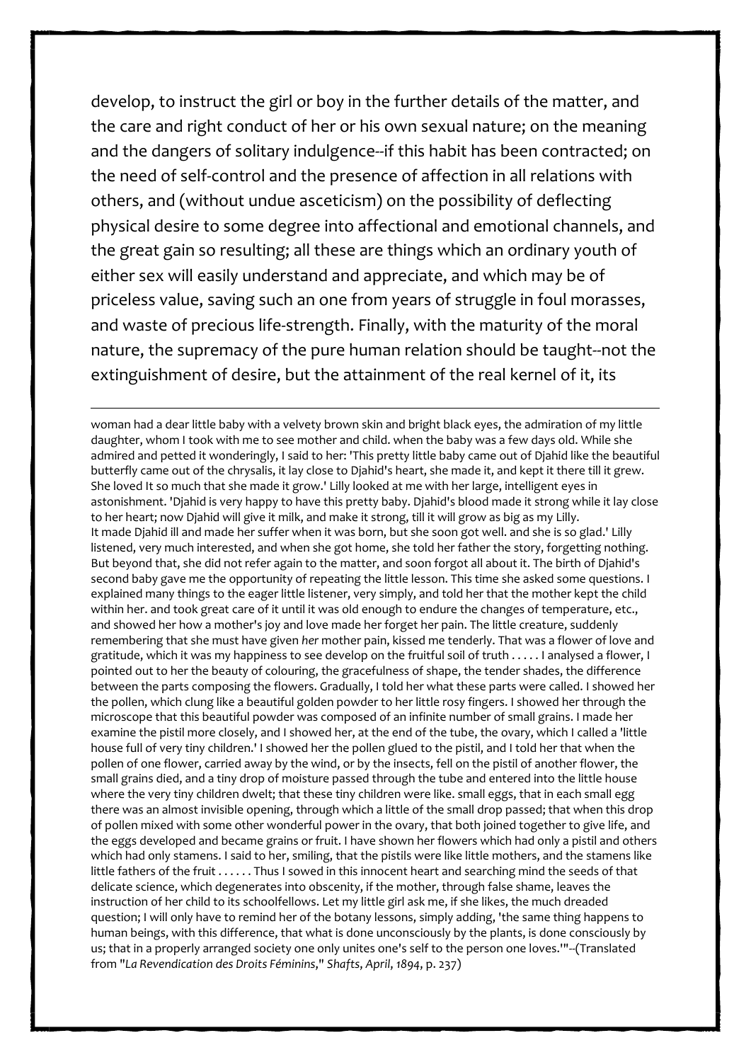develop, to instruct the girl or boy in the further details of the matter, and the care and right conduct of her or his own sexual nature; on the meaning and the dangers of solitary indulgence--if this habit has been contracted; on the need of self-control and the presence of affection in all relations with others, and (without undue asceticism) on the possibility of deflecting physical desire to some degree into affectional and emotional channels, and the great gain so resulting; all these are things which an ordinary youth of either sex will easily understand and appreciate, and which may be of priceless value, saving such an one from years of struggle in foul morasses, and waste of precious life-strength. Finally, with the maturity of the moral nature, the supremacy of the pure human relation should be taught--not the extinguishment of desire, but the attainment of the real kernel of it, its

---

woman had a dear little baby with a velvety brown skin and bright black eyes, the admiration of my little daughter, whom I took with me to see mother and child. when the baby was a few days old. While she admired and petted it wonderingly, I said to her: 'This pretty little baby came out of Djahid like the beautiful butterfly came out of the chrysalis, it lay close to Djahid's heart, she made it, and kept it there till it grew. She loved It so much that she made it grow.' Lilly looked at me with her large, intelligent eyes in astonishment. 'Djahid is very happy to have this pretty baby. Djahid's blood made it strong while it lay close to her heart; now Djahid will give it milk, and make it strong, till it will grow as big as my Lilly. It made Djahid ill and made her suffer when it was born, but she soon got well. and she is so glad.' Lilly listened, very much interested, and when she got home, she told her father the story, forgetting nothing. But beyond that, she did not refer again to the matter, and soon forgot all about it. The birth of Djahid's second baby gave me the opportunity of repeating the little lesson. This time she asked some questions. I explained many things to the eager little listener, very simply, and told her that the mother kept the child within her. and took great care of it until it was old enough to endure the changes of temperature, etc., and showed her how a mother's joy and love made her forget her pain. The little creature, suddenly remembering that she must have given *her* mother pain, kissed me tenderly. That was a flower of love and gratitude, which it was my happiness to see develop on the fruitful soil of truth . . . . . I analysed a flower, I pointed out to her the beauty of colouring, the gracefulness of shape, the tender shades, the difference between the parts composing the flowers. Gradually, I told her what these parts were called. I showed her the pollen, which clung like a beautiful golden powder to her little rosy fingers. I showed her through the microscope that this beautiful powder was composed of an infinite number of small grains. I made her examine the pistil more closely, and I showed her, at the end of the tube, the ovary, which I called a 'little house full of very tiny children.' I showed her the pollen glued to the pistil, and I told her that when the pollen of one flower, carried away by the wind, or by the insects, fell on the pistil of another flower, the small grains died, and a tiny drop of moisture passed through the tube and entered into the little house where the very tiny children dwelt; that these tiny children were like. small eggs, that in each small egg there was an almost invisible opening, through which a little of the small drop passed; that when this drop of pollen mixed with some other wonderful power in the ovary, that both joined together to give life, and the eggs developed and became grains or fruit. I have shown her flowers which had only a pistil and others which had only stamens. I said to her, smiling, that the pistils were like little mothers, and the stamens like little fathers of the fruit . . . . . . Thus I sowed in this innocent heart and searching mind the seeds of that delicate science, which degenerates into obscenity, if the mother, through false shame, leaves the instruction of her child to its schoolfellows. Let my little girl ask me, if she likes, the much dreaded question; I will only have to remind her of the botany lessons, simply adding, 'the same thing happens to human beings, with this difference, that what is done unconsciously by the plants, is done consciously by us; that in a properly arranged society one only unites one's self to the person one loves.'"--(Translated from "*La Revendication des Droits Féminins*," *Shafts, April, 1894*, p. 237)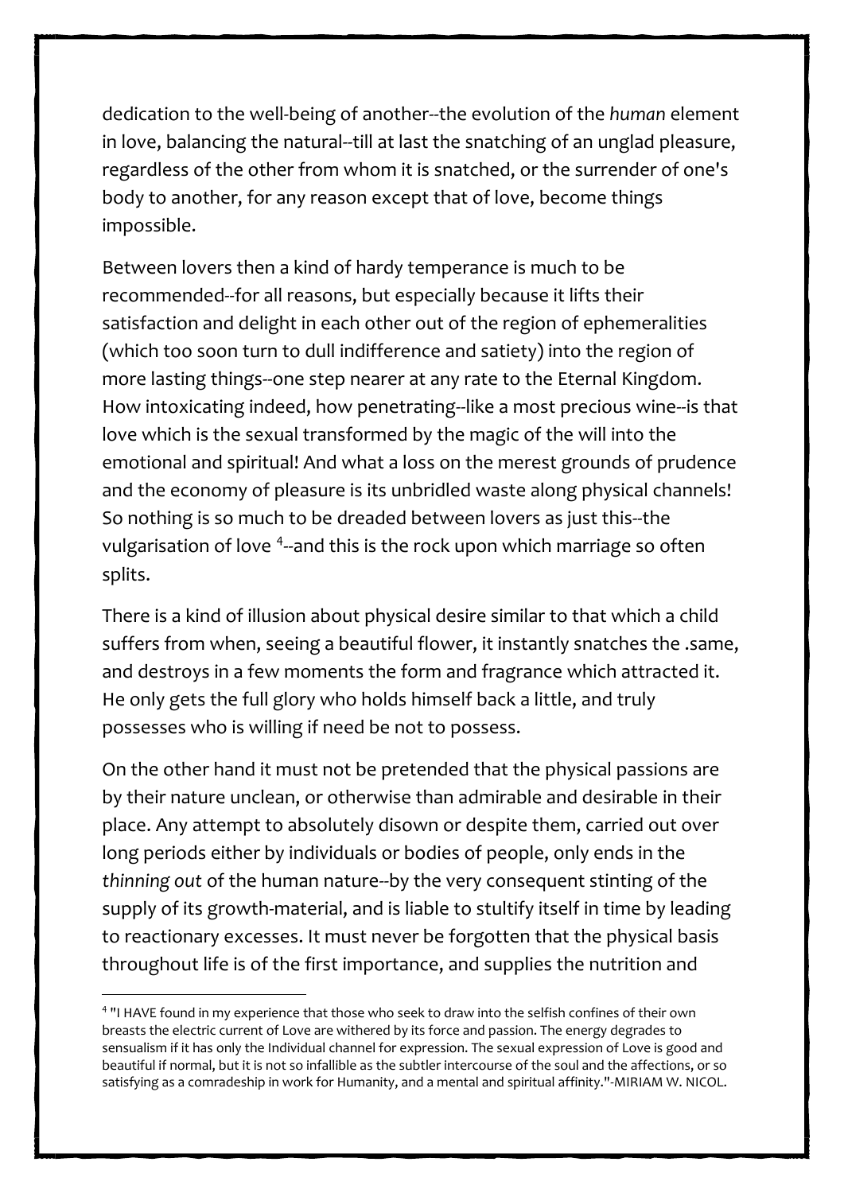dedication to the well-being of another--the evolution of the *human* element in love, balancing the natural--till at last the snatching of an unglad pleasure, regardless of the other from whom it is snatched, or the surrender of one's body to another, for any reason except that of love, become things impossible.

Between lovers then a kind of hardy temperance is much to be recommended--for all reasons, but especially because it lifts their satisfaction and delight in each other out of the region of ephemeralities (which too soon turn to dull indifference and satiety) into the region of more lasting things--one step nearer at any rate to the Eternal Kingdom. How intoxicating indeed, how penetrating--like a most precious wine--is that love which is the sexual transformed by the magic of the will into the emotional and spiritual! And what a loss on the merest grounds of prudence and the economy of pleasure is its unbridled waste along physical channels! So nothing is so much to be dreaded between lovers as just this--the vulgarisation of love [4]--and this is the rock upon which marriage so often splits.

There is a kind of illusion about physical desire similar to that which a child suffers from when, seeing a beautiful flower, it instantly snatches the .same, and destroys in a few moments the form and fragrance which attracted it. He only gets the full glory who holds himself back a little, and truly possesses who is willing if need be not to possess.

On the other hand it must not be pretended that the physical passions are by their nature unclean, or otherwise than admirable and desirable in their place. Any attempt to absolutely disown or despite them, carried out over long periods either by individuals or bodies of people, only ends in the *thinning out* of the human nature--by the very consequent stinting of the supply of its growth-material, and is liable to stultify itself in time by leading to reactionary excesses. It must never be forgotten that the physical basis throughout life is of the first importance, and supplies the nutrition and

[4] "I HAVE found in my experience that those who seek to draw into the selfish confines of their own breasts the electric current of Love are withered by its force and passion. The energy degrades to sensualism if it has only the Individual channel for expression. The sexual expression of Love is good and beautiful if normal, but it is not so infallible as the subtler intercourse of the soul and the affections, or so satisfying as a comradeship in work for Humanity, and a mental and spiritual affinity."-MIRIAM W. NICOL.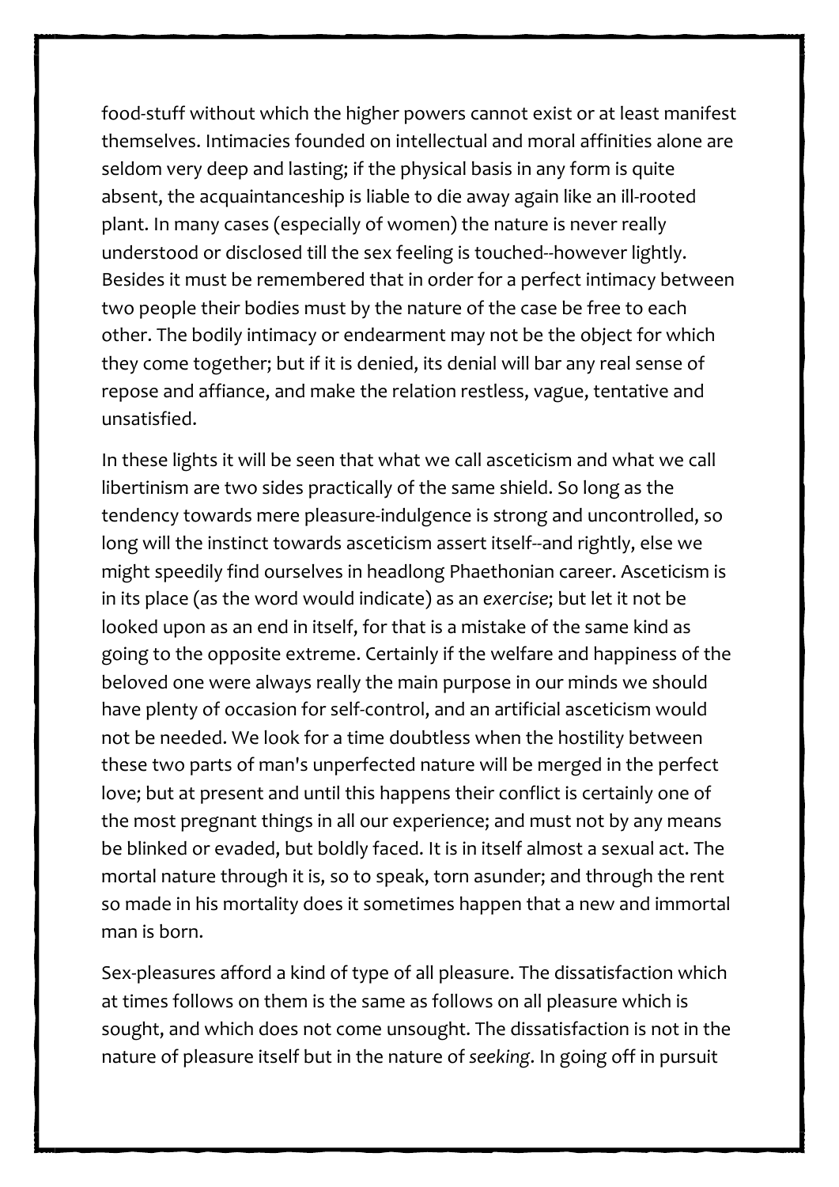food-stuff without which the higher powers cannot exist or at least manifest themselves. Intimacies founded on intellectual and moral affinities alone are seldom very deep and lasting; if the physical basis in any form is quite absent, the acquaintanceship is liable to die away again like an ill-rooted plant. In many cases (especially of women) the nature is never really understood or disclosed till the sex feeling is touched--however lightly. Besides it must be remembered that in order for a perfect intimacy between two people their bodies must by the nature of the case be free to each other. The bodily intimacy or endearment may not be the object for which they come together; but if it is denied, its denial will bar any real sense of repose and affiance, and make the relation restless, vague, tentative and unsatisfied.

In these lights it will be seen that what we call asceticism and what we call libertinism are two sides practically of the same shield. So long as the tendency towards mere pleasure-indulgence is strong and uncontrolled, so long will the instinct towards asceticism assert itself--and rightly, else we might speedily find ourselves in headlong Phaethonian career. Asceticism is in its place (as the word would indicate) as an *exercise*; but let it not be looked upon as an end in itself, for that is a mistake of the same kind as going to the opposite extreme. Certainly if the welfare and happiness of the beloved one were always really the main purpose in our minds we should have plenty of occasion for self-control, and an artificial asceticism would not be needed. We look for a time doubtless when the hostility between these two parts of man's unperfected nature will be merged in the perfect love; but at present and until this happens their conflict is certainly one of the most pregnant things in all our experience; and must not by any means be blinked or evaded, but boldly faced. It is in itself almost a sexual act. The mortal nature through it is, so to speak, torn asunder; and through the rent so made in his mortality does it sometimes happen that a new and immortal man is born.

Sex-pleasures afford a kind of type of all pleasure. The dissatisfaction which at times follows on them is the same as follows on all pleasure which is sought, and which does not come unsought. The dissatisfaction is not in the nature of pleasure itself but in the nature of *seeking*. In going off in pursuit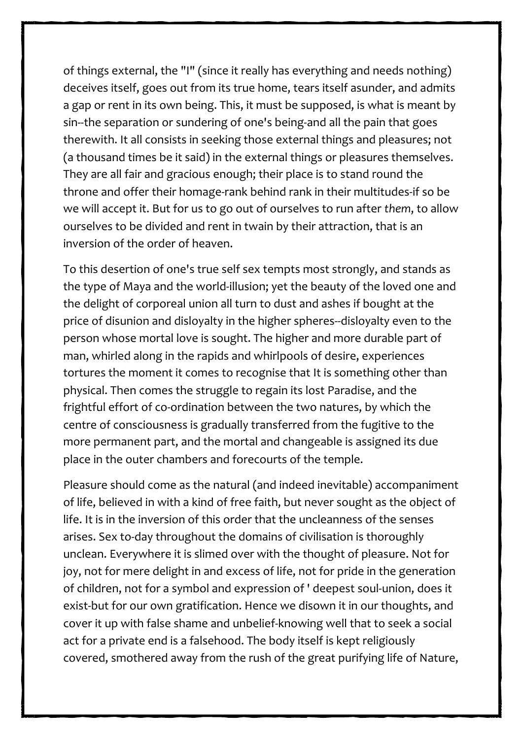of things external, the "I" (since it really has everything and needs nothing) deceives itself, goes out from its true home, tears itself asunder, and admits a gap or rent in its own being. This, it must be supposed, is what is meant by sin--the separation or sundering of one's being-and all the pain that goes therewith. It all consists in seeking those external things and pleasures; not (a thousand times be it said) in the external things or pleasures themselves. They are all fair and gracious enough; their place is to stand round the throne and offer their homage-rank behind rank in their multitudes-if so be we will accept it. But for us to go out of ourselves to run after *them*, to allow ourselves to be divided and rent in twain by their attraction, that is an inversion of the order of heaven.

To this desertion of one's true self sex tempts most strongly, and stands as the type of Maya and the world-illusion; yet the beauty of the loved one and the delight of corporeal union all turn to dust and ashes if bought at the price of disunion and disloyalty in the higher spheres--disloyalty even to the person whose mortal love is sought. The higher and more durable part of man, whirled along in the rapids and whirlpools of desire, experiences tortures the moment it comes to recognise that It is something other than physical. Then comes the struggle to regain its lost Paradise, and the frightful effort of co-ordination between the two natures, by which the centre of consciousness is gradually transferred from the fugitive to the more permanent part, and the mortal and changeable is assigned its due place in the outer chambers and forecourts of the temple.

Pleasure should come as the natural (and indeed inevitable) accompaniment of life, believed in with a kind of free faith, but never sought as the object of life. It is in the inversion of this order that the uncleanness of the senses arises. Sex to-day throughout the domains of civilisation is thoroughly unclean. Everywhere it is slimed over with the thought of pleasure. Not for joy, not for mere delight in and excess of life, not for pride in the generation of children, not for a symbol and expression of ' deepest soul-union, does it exist-but for our own gratification. Hence we disown it in our thoughts, and cover it up with false shame and unbelief-knowing well that to seek a social act for a private end is a falsehood. The body itself is kept religiously covered, smothered away from the rush of the great purifying life of Nature,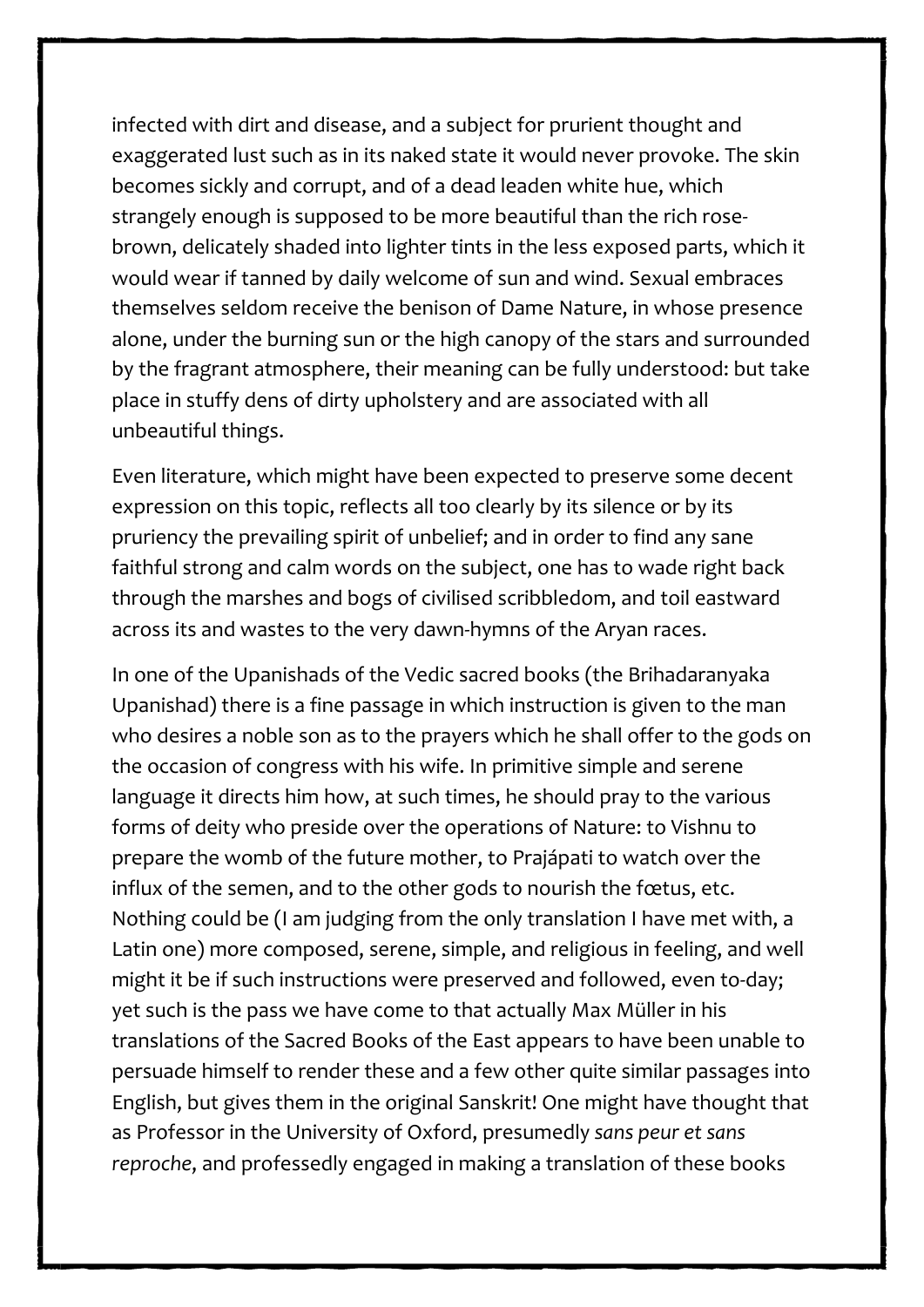infected with dirt and disease, and a subject for prurient thought and exaggerated lust such as in its naked state it would never provoke. The skin becomes sickly and corrupt, and of a dead leaden white hue, which strangely enough is supposed to be more beautiful than the rich rose-brown, delicately shaded into lighter tints in the less exposed parts, which it would wear if tanned by daily welcome of sun and wind. Sexual embraces themselves seldom receive the benison of Dame Nature, in whose presence alone, under the burning sun or the high canopy of the stars and surrounded by the fragrant atmosphere, their meaning can be fully understood: but take place in stuffy dens of dirty upholstery and are associated with all unbeautiful things.

Even literature, which might have been expected to preserve some decent expression on this topic, reflects all too clearly by its silence or by its pruriency the prevailing spirit of unbelief; and in order to find any sane faithful strong and calm words on the subject, one has to wade right back through the marshes and bogs of civilised scribbledom, and toil eastward across its and wastes to the very dawn-hymns of the Aryan races.

In one of the Upanishads of the Vedic sacred books (the Brihadaranyaka Upanishad) there is a fine passage in which instruction is given to the man who desires a noble son as to the prayers which he shall offer to the gods on the occasion of congress with his wife. In primitive simple and serene language it directs him how, at such times, he should pray to the various forms of deity who preside over the operations of Nature: to Vishnu to prepare the womb of the future mother, to Prajápati to watch over the influx of the semen, and to the other gods to nourish the fœtus, etc. Nothing could be (I am judging from the only translation I have met with, a Latin one) more composed, serene, simple, and religious in feeling, and well might it be if such instructions were preserved and followed, even to-day; yet such is the pass we have come to that actually Max Müller in his translations of the Sacred Books of the East appears to have been unable to persuade himself to render these and a few other quite similar passages into English, but gives them in the original Sanskrit! One might have thought that as Professor in the University of Oxford, presumedly *sans peur et sans reproche*, and professedly engaged in making a translation of these books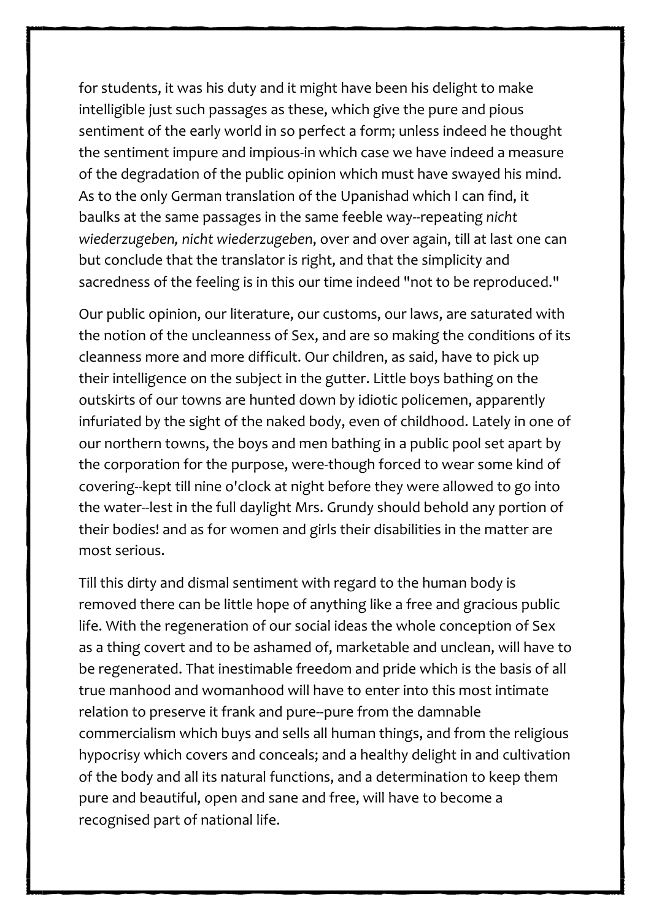for students, it was his duty and it might have been his delight to make intelligible just such passages as these, which give the pure and pious sentiment of the early world in so perfect a form; unless indeed he thought the sentiment impure and impious-in which case we have indeed a measure of the degradation of the public opinion which must have swayed his mind. As to the only German translation of the Upanishad which I can find, it baulks at the same passages in the same feeble way--repeating *nicht wiederzugeben, nicht wiederzugeben*, over and over again, till at last one can but conclude that the translator is right, and that the simplicity and sacredness of the feeling is in this our time indeed "not to be reproduced."

Our public opinion, our literature, our customs, our laws, are saturated with the notion of the uncleanness of Sex, and are so making the conditions of its cleanness more and more difficult. Our children, as said, have to pick up their intelligence on the subject in the gutter. Little boys bathing on the outskirts of our towns are hunted down by idiotic policemen, apparently infuriated by the sight of the naked body, even of childhood. Lately in one of our northern towns, the boys and men bathing in a public pool set apart by the corporation for the purpose, were-though forced to wear some kind of covering--kept till nine o'clock at night before they were allowed to go into the water--lest in the full daylight Mrs. Grundy should behold any portion of their bodies! and as for women and girls their disabilities in the matter are most serious.

Till this dirty and dismal sentiment with regard to the human body is removed there can be little hope of anything like a free and gracious public life. With the regeneration of our social ideas the whole conception of Sex as a thing covert and to be ashamed of, marketable and unclean, will have to be regenerated. That inestimable freedom and pride which is the basis of all true manhood and womanhood will have to enter into this most intimate relation to preserve it frank and pure--pure from the damnable commercialism which buys and sells all human things, and from the religious hypocrisy which covers and conceals; and a healthy delight in and cultivation of the body and all its natural functions, and a determination to keep them pure and beautiful, open and sane and free, will have to become a recognised part of national life.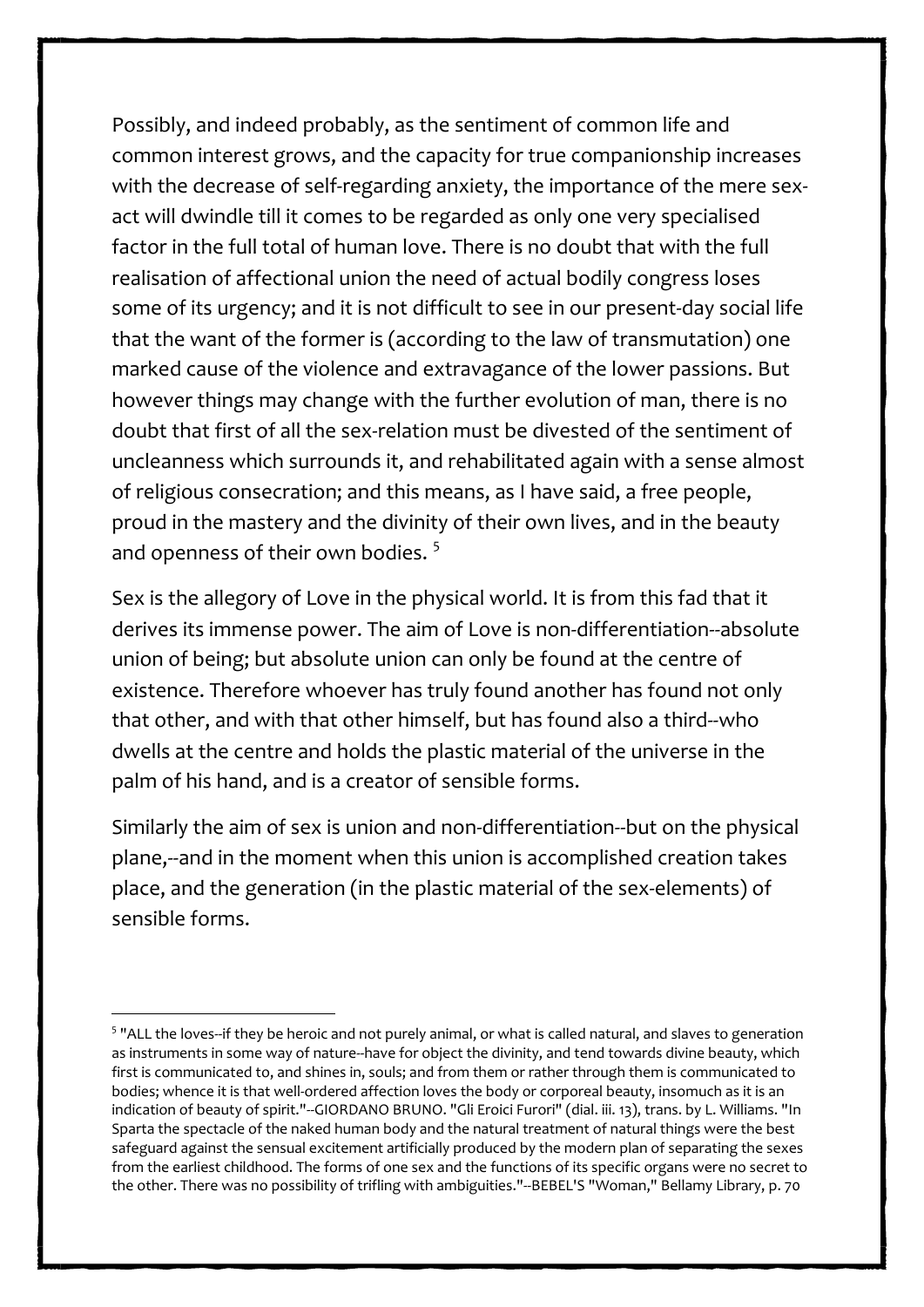Possibly, and indeed probably, as the sentiment of common life and common interest grows, and the capacity for true companionship increases with the decrease of self-regarding anxiety, the importance of the mere sex-act will dwindle till it comes to be regarded as only one very specialised factor in the full total of human love. There is no doubt that with the full realisation of affectional union the need of actual bodily congress loses some of its urgency; and it is not difficult to see in our present-day social life that the want of the former is (according to the law of transmutation) one marked cause of the violence and extravagance of the lower passions. But however things may change with the further evolution of man, there is no doubt that first of all the sex-relation must be divested of the sentiment of uncleanness which surrounds it, and rehabilitated again with a sense almost of religious consecration; and this means, as I have said, a free people, proud in the mastery and the divinity of their own lives, and in the beauty and openness of their own bodies. [5]

Sex is the allegory of Love in the physical world. It is from this fad that it derives its immense power. The aim of Love is non-differentiation--absolute union of being; but absolute union can only be found at the centre of existence. Therefore whoever has truly found another has found not only that other, and with that other himself, but has found also a third--who dwells at the centre and holds the plastic material of the universe in the palm of his hand, and is a creator of sensible forms.

Similarly the aim of sex is union and non-differentiation--but on the physical plane,--and in the moment when this union is accomplished creation takes place, and the generation (in the plastic material of the sex-elements) of sensible forms.

---

[5] "ALL the loves--if they be heroic and not purely animal, or what is called natural, and slaves to generation as instruments in some way of nature--have for object the divinity, and tend towards divine beauty, which first is communicated to, and shines in, souls; and from them or rather through them is communicated to bodies; whence it is that well-ordered affection loves the body or corporeal beauty, insomuch as it is an indication of beauty of spirit."--GIORDANO BRUNO. "Gli Eroici Furori" (dial. iii. 13), trans. by L. Williams. "In Sparta the spectacle of the naked human body and the natural treatment of natural things were the best safeguard against the sensual excitement artificially produced by the modern plan of separating the sexes from the earliest childhood. The forms of one sex and the functions of its specific organs were no secret to the other. There was no possibility of trifling with ambiguities."--BEBEL'S "Woman," Bellamy Library, p. 70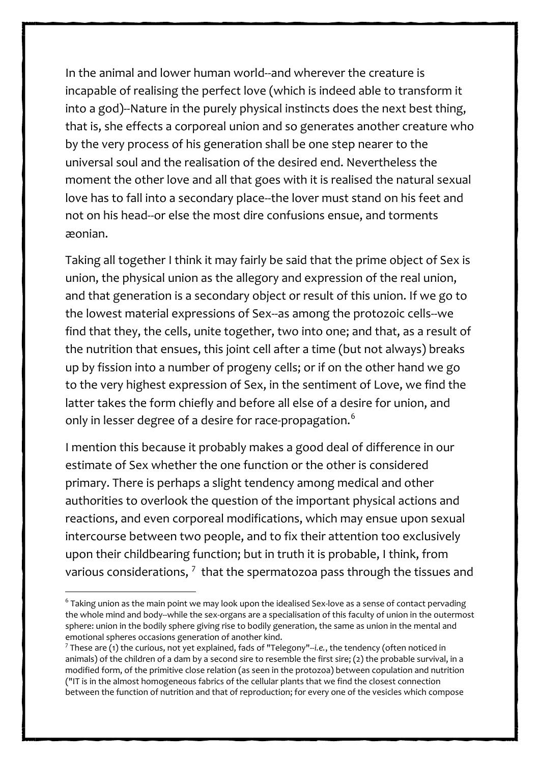In the animal and lower human world--and wherever the creature is incapable of realising the perfect love (which is indeed able to transform it into a god)--Nature in the purely physical instincts does the next best thing, that is, she effects a corporeal union and so generates another creature who by the very process of his generation shall be one step nearer to the universal soul and the realisation of the desired end. Nevertheless the moment the other love and all that goes with it is realised the natural sexual love has to fall into a secondary place--the lover must stand on his feet and not on his head--or else the most dire confusions ensue, and torments æonian.

Taking all together I think it may fairly be said that the prime object of Sex is union, the physical union as the allegory and expression of the real union, and that generation is a secondary object or result of this union. If we go to the lowest material expressions of Sex--as among the protozoic cells--we find that they, the cells, unite together, two into one; and that, as a result of the nutrition that ensues, this joint cell after a time (but not always) breaks up by fission into a number of progeny cells; or if on the other hand we go to the very highest expression of Sex, in the sentiment of Love, we find the latter takes the form chiefly and before all else of a desire for union, and only in lesser degree of a desire for race-propagation.[6]

I mention this because it probably makes a good deal of difference in our estimate of Sex whether the one function or the other is considered primary. There is perhaps a slight tendency among medical and other authorities to overlook the question of the important physical actions and reactions, and even corporeal modifications, which may ensue upon sexual intercourse between two people, and to fix their attention too exclusively upon their childbearing function; but in truth it is probable, I think, from various considerations, [7] that the spermatozoa pass through the tissues and

---

[6] Taking union as the main point we may look upon the idealised Sex-love as a sense of contact pervading the whole mind and body--while the sex-organs are a specialisation of this faculty of union in the outermost sphere: union in the bodily sphere giving rise to bodily generation, the same as union in the mental and emotional spheres occasions generation of another kind.

[7] These are (1) the curious, not yet explained, fads of "Telegony"--*i.e.*, the tendency (often noticed in animals) of the children of a dam by a second sire to resemble the first sire; (2) the probable survival, in a modified form, of the primitive close relation (as seen in the protozoa) between copulation and nutrition ("IT is in the almost homogeneous fabrics of the cellular plants that we find the closest connection between the function of nutrition and that of reproduction; for every one of the vesicles which compose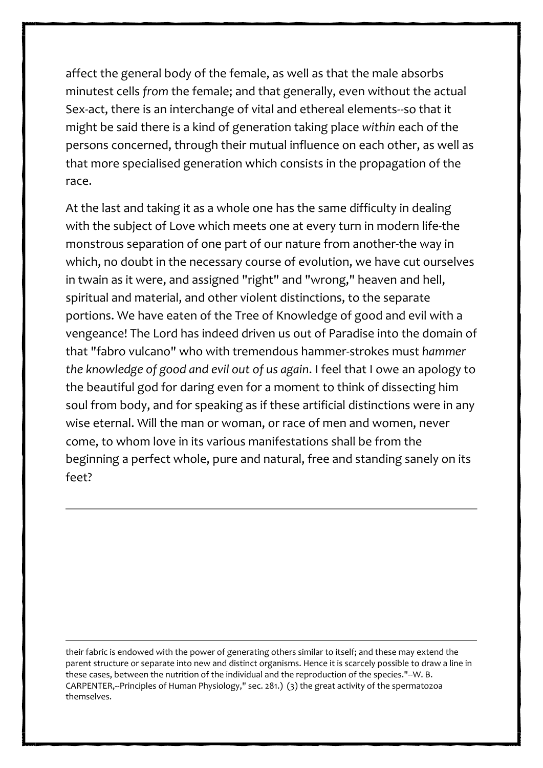affect the general body of the female, as well as that the male absorbs minutest cells *from* the female; and that generally, even without the actual Sex-act, there is an interchange of vital and ethereal elements--so that it might be said there is a kind of generation taking place *within* each of the persons concerned, through their mutual influence on each other, as well as that more specialised generation which consists in the propagation of the race.

At the last and taking it as a whole one has the same difficulty in dealing with the subject of Love which meets one at every turn in modern life-the monstrous separation of one part of our nature from another-the way in which, no doubt in the necessary course of evolution, we have cut ourselves in twain as it were, and assigned "right" and "wrong," heaven and hell, spiritual and material, and other violent distinctions, to the separate portions. We have eaten of the Tree of Knowledge of good and evil with a vengeance! The Lord has indeed driven us out of Paradise into the domain of that "fabro vulcano" who with tremendous hammer-strokes must *hammer the knowledge of good and evil out of us again*. I feel that I owe an apology to the beautiful god for daring even for a moment to think of dissecting him soul from body, and for speaking as if these artificial distinctions were in any wise eternal. Will the man or woman, or race of men and women, never come, to whom love in its various manifestations shall be from the beginning a perfect whole, pure and natural, free and standing sanely on its feet?

---

their fabric is endowed with the power of generating others similar to itself; and these may extend the parent structure or separate into new and distinct organisms. Hence it is scarcely possible to draw a line in these cases, between the nutrition of the individual and the reproduction of the species."--W. B. CARPENTER,--Principles of Human Physiology," sec. 281.) (3) the great activity of the spermatozoa themselves.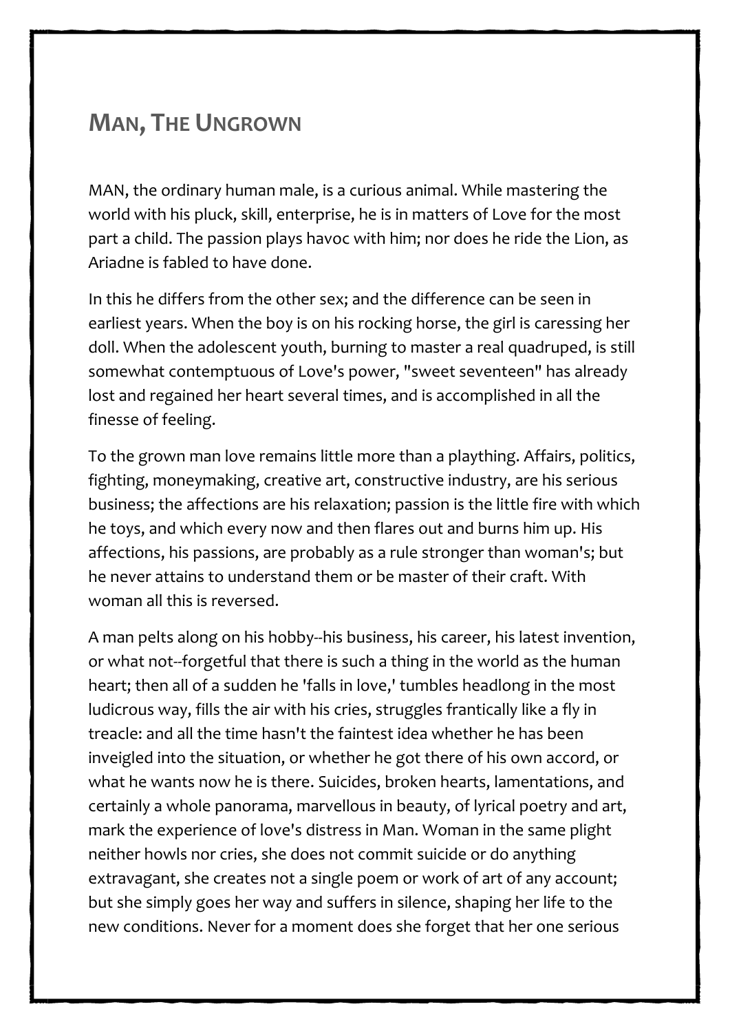## MAN, THE UNGROWN

MAN, the ordinary human male, is a curious animal. While mastering the world with his pluck, skill, enterprise, he is in matters of Love for the most part a child. The passion plays havoc with him; nor does he ride the Lion, as Ariadne is fabled to have done.

In this he differs from the other sex; and the difference can be seen in earliest years. When the boy is on his rocking horse, the girl is caressing her doll. When the adolescent youth, burning to master a real quadruped, is still somewhat contemptuous of Love's power, "sweet seventeen" has already lost and regained her heart several times, and is accomplished in all the finesse of feeling.

To the grown man love remains little more than a plaything. Affairs, politics, fighting, moneymaking, creative art, constructive industry, are his serious business; the affections are his relaxation; passion is the little fire with which he toys, and which every now and then flares out and burns him up. His affections, his passions, are probably as a rule stronger than woman's; but he never attains to understand them or be master of their craft. With woman all this is reversed.

A man pelts along on his hobby--his business, his career, his latest invention, or what not--forgetful that there is such a thing in the world as the human heart; then all of a sudden he 'falls in love,' tumbles headlong in the most ludicrous way, fills the air with his cries, struggles frantically like a fly in treacle: and all the time hasn't the faintest idea whether he has been inveigled into the situation, or whether he got there of his own accord, or what he wants now he is there. Suicides, broken hearts, lamentations, and certainly a whole panorama, marvellous in beauty, of lyrical poetry and art, mark the experience of love's distress in Man. Woman in the same plight neither howls nor cries, she does not commit suicide or do anything extravagant, she creates not a single poem or work of art of any account; but she simply goes her way and suffers in silence, shaping her life to the new conditions. Never for a moment does she forget that her one serious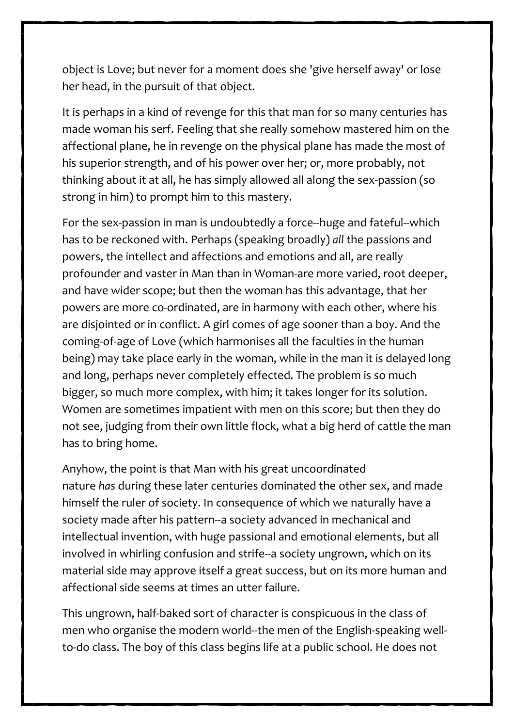object is Love; but never for a moment does she 'give herself away' or lose her head, in the pursuit of that object.

It is perhaps in a kind of revenge for this that man for so many centuries has made woman his serf. Feeling that she really somehow mastered him on the affectional plane, he in revenge on the physical plane has made the most of his superior strength, and of his power over her; or, more probably, not thinking about it at all, he has simply allowed all along the sex-passion (so strong in him) to prompt him to this mastery.

For the sex-passion in man is undoubtedly a force--huge and fateful--which has to be reckoned with. Perhaps (speaking broadly) *all* the passions and powers, the intellect and affections and emotions and all, are really profounder and vaster in Man than in Woman-are more varied, root deeper, and have wider scope; but then the woman has this advantage, that her powers are more co-ordinated, are in harmony with each other, where his are disjointed or in conflict. A girl comes of age sooner than a boy. And the coming-of-age of Love (which harmonises all the faculties in the human being) may take place early in the woman, while in the man it is delayed long and long, perhaps never completely effected. The problem is so much bigger, so much more complex, with him; it takes longer for its solution. Women are sometimes impatient with men on this score; but then they do not see, judging from their own little flock, what a big herd of cattle the man has to bring home.

Anyhow, the point is that Man with his great uncoordinated nature *has* during these later centuries dominated the other sex, and made himself the ruler of society. In consequence of which we naturally have a society made after his pattern--a society advanced in mechanical and intellectual invention, with huge passional and emotional elements, but all involved in whirling confusion and strife--a society ungrown, which on its material side may approve itself a great success, but on its more human and affectional side seems at times an utter failure.

This ungrown, half-baked sort of character is conspicuous in the class of men who organise the modern world--the men of the English-speaking well-to-do class. The boy of this class begins life at a public school. He does not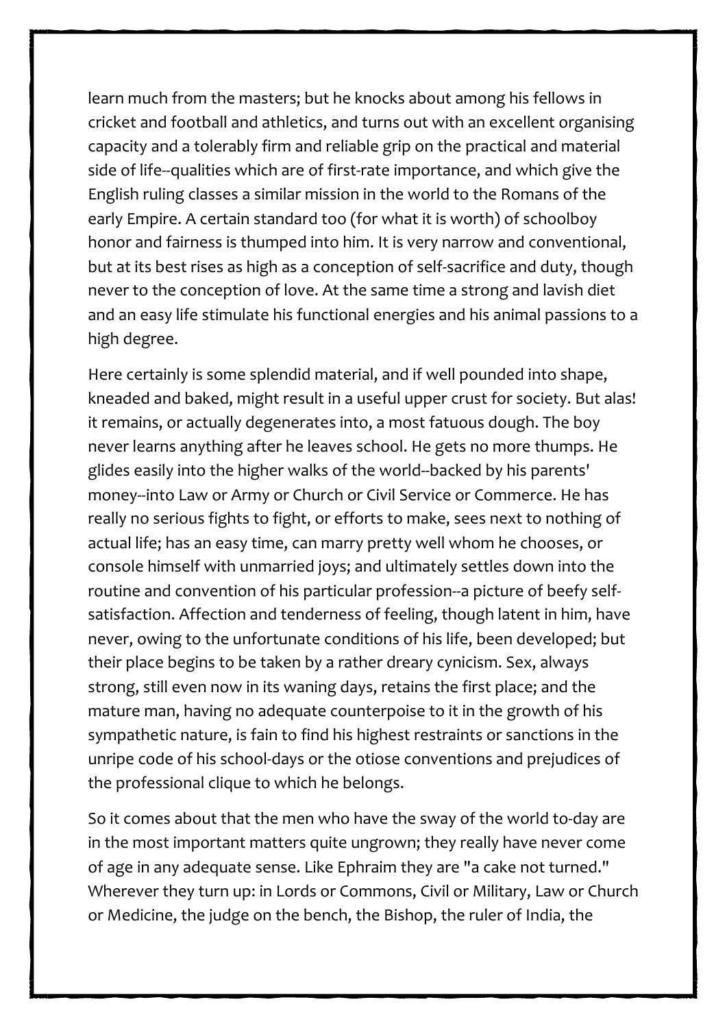learn much from the masters; but he knocks about among his fellows in cricket and football and athletics, and turns out with an excellent organising capacity and a tolerably firm and reliable grip on the practical and material side of life--qualities which are of first-rate importance, and which give the English ruling classes a similar mission in the world to the Romans of the early Empire. A certain standard too (for what it is worth) of schoolboy honor and fairness is thumped into him. It is very narrow and conventional, but at its best rises as high as a conception of self-sacrifice and duty, though never to the conception of love. At the same time a strong and lavish diet and an easy life stimulate his functional energies and his animal passions to a high degree.

Here certainly is some splendid material, and if well pounded into shape, kneaded and baked, might result in a useful upper crust for society. But alas! it remains, or actually degenerates into, a most fatuous dough. The boy never learns anything after he leaves school. He gets no more thumps. He glides easily into the higher walks of the world--backed by his parents' money--into Law or Army or Church or Civil Service or Commerce. He has really no serious fights to fight, or efforts to make, sees next to nothing of actual life; has an easy time, can marry pretty well whom he chooses, or console himself with unmarried joys; and ultimately settles down into the routine and convention of his particular profession--a picture of beefy self-satisfaction. Affection and tenderness of feeling, though latent in him, have never, owing to the unfortunate conditions of his life, been developed; but their place begins to be taken by a rather dreary cynicism. Sex, always strong, still even now in its waning days, retains the first place; and the mature man, having no adequate counterpoise to it in the growth of his sympathetic nature, is fain to find his highest restraints or sanctions in the unripe code of his school-days or the otiose conventions and prejudices of the professional clique to which he belongs.

So it comes about that the men who have the sway of the world to-day are in the most important matters quite ungrown; they really have never come of age in any adequate sense. Like Ephraim they are "a cake not turned." Wherever they turn up: in Lords or Commons, Civil or Military, Law or Church or Medicine, the judge on the bench, the Bishop, the ruler of India, the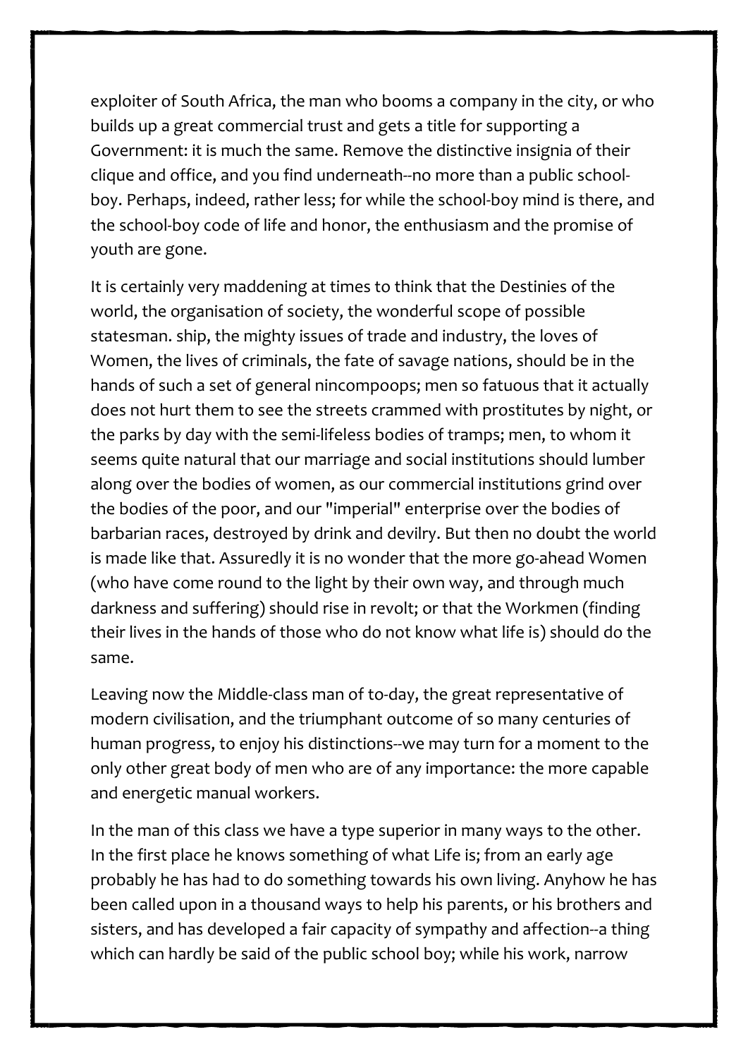exploiter of South Africa, the man who booms a company in the city, or who builds up a great commercial trust and gets a title for supporting a Government: it is much the same. Remove the distinctive insignia of their clique and office, and you find underneath--no more than a public school-boy. Perhaps, indeed, rather less; for while the school-boy mind is there, and the school-boy code of life and honor, the enthusiasm and the promise of youth are gone.

It is certainly very maddening at times to think that the Destinies of the world, the organisation of society, the wonderful scope of possible statesman. ship, the mighty issues of trade and industry, the loves of Women, the lives of criminals, the fate of savage nations, should be in the hands of such a set of general nincompoops; men so fatuous that it actually does not hurt them to see the streets crammed with prostitutes by night, or the parks by day with the semi-lifeless bodies of tramps; men, to whom it seems quite natural that our marriage and social institutions should lumber along over the bodies of women, as our commercial institutions grind over the bodies of the poor, and our "imperial" enterprise over the bodies of barbarian races, destroyed by drink and devilry. But then no doubt the world is made like that. Assuredly it is no wonder that the more go-ahead Women (who have come round to the light by their own way, and through much darkness and suffering) should rise in revolt; or that the Workmen (finding their lives in the hands of those who do not know what life is) should do the same.

Leaving now the Middle-class man of to-day, the great representative of modern civilisation, and the triumphant outcome of so many centuries of human progress, to enjoy his distinctions--we may turn for a moment to the only other great body of men who are of any importance: the more capable and energetic manual workers.

In the man of this class we have a type superior in many ways to the other. In the first place he knows something of what Life is; from an early age probably he has had to do something towards his own living. Anyhow he has been called upon in a thousand ways to help his parents, or his brothers and sisters, and has developed a fair capacity of sympathy and affection--a thing which can hardly be said of the public school boy; while his work, narrow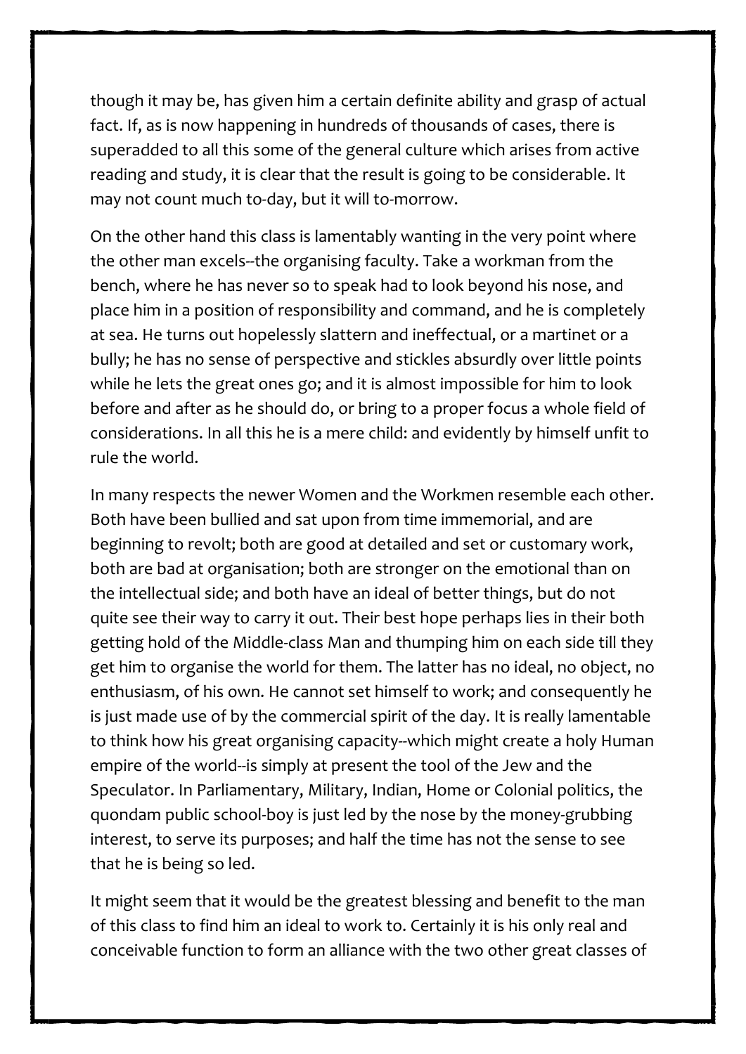though it may be, has given him a certain definite ability and grasp of actual fact. If, as is now happening in hundreds of thousands of cases, there is superadded to all this some of the general culture which arises from active reading and study, it is clear that the result is going to be considerable. It may not count much to-day, but it will to-morrow.

On the other hand this class is lamentably wanting in the very point where the other man excels--the organising faculty. Take a workman from the bench, where he has never so to speak had to look beyond his nose, and place him in a position of responsibility and command, and he is completely at sea. He turns out hopelessly slattern and ineffectual, or a martinet or a bully; he has no sense of perspective and stickles absurdly over little points while he lets the great ones go; and it is almost impossible for him to look before and after as he should do, or bring to a proper focus a whole field of considerations. In all this he is a mere child: and evidently by himself unfit to rule the world.

In many respects the newer Women and the Workmen resemble each other. Both have been bullied and sat upon from time immemorial, and are beginning to revolt; both are good at detailed and set or customary work, both are bad at organisation; both are stronger on the emotional than on the intellectual side; and both have an ideal of better things, but do not quite see their way to carry it out. Their best hope perhaps lies in their both getting hold of the Middle-class Man and thumping him on each side till they get him to organise the world for them. The latter has no ideal, no object, no enthusiasm, of his own. He cannot set himself to work; and consequently he is just made use of by the commercial spirit of the day. It is really lamentable to think how his great organising capacity--which might create a holy Human empire of the world--is simply at present the tool of the Jew and the Speculator. In Parliamentary, Military, Indian, Home or Colonial politics, the quondam public school-boy is just led by the nose by the money-grubbing interest, to serve its purposes; and half the time has not the sense to see that he is being so led.

It might seem that it would be the greatest blessing and benefit to the man of this class to find him an ideal to work to. Certainly it is his only real and conceivable function to form an alliance with the two other great classes of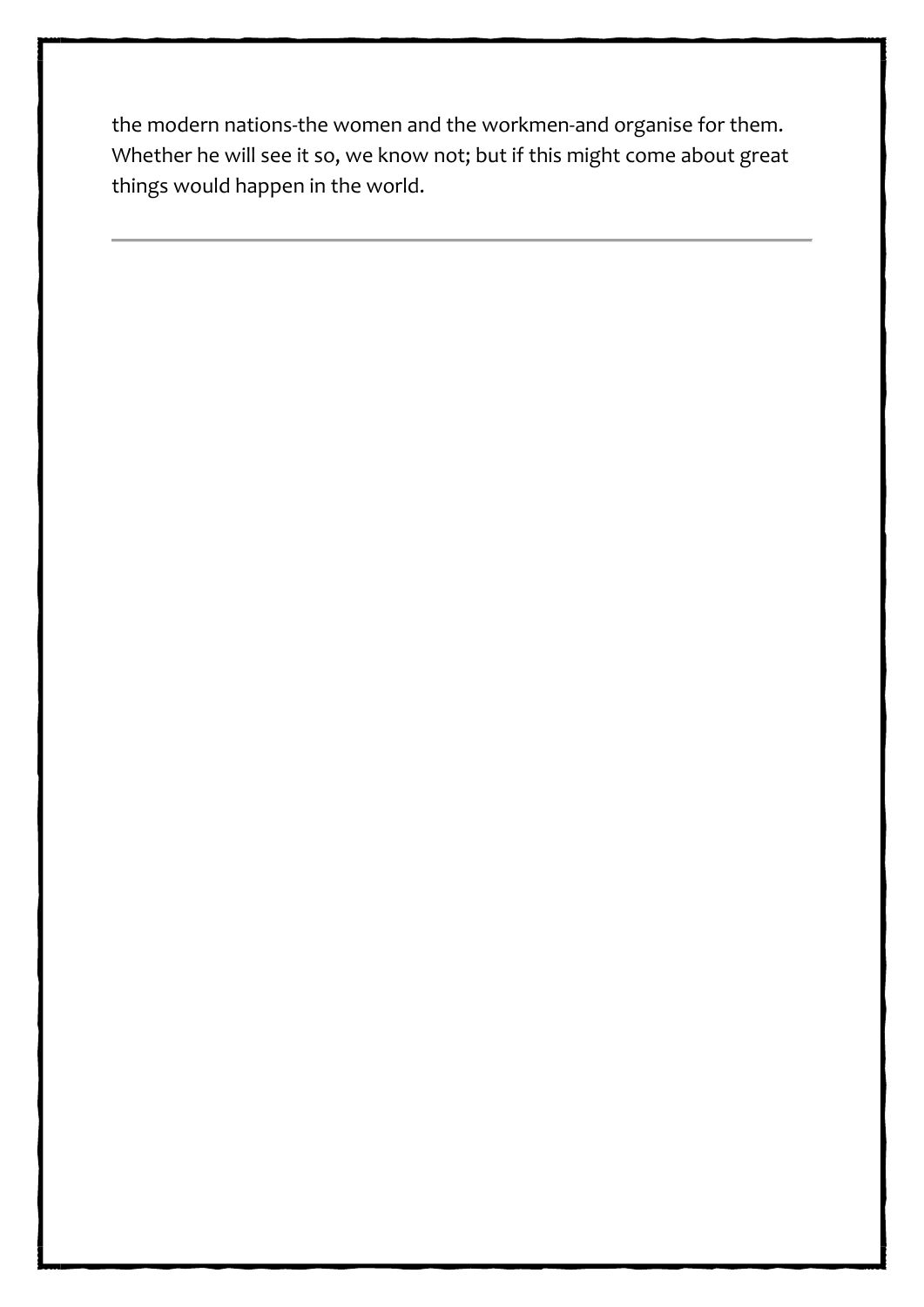the modern nations-the women and the workmen-and organise for them. Whether he will see it so, we know not; but if this might come about great things would happen in the world.

---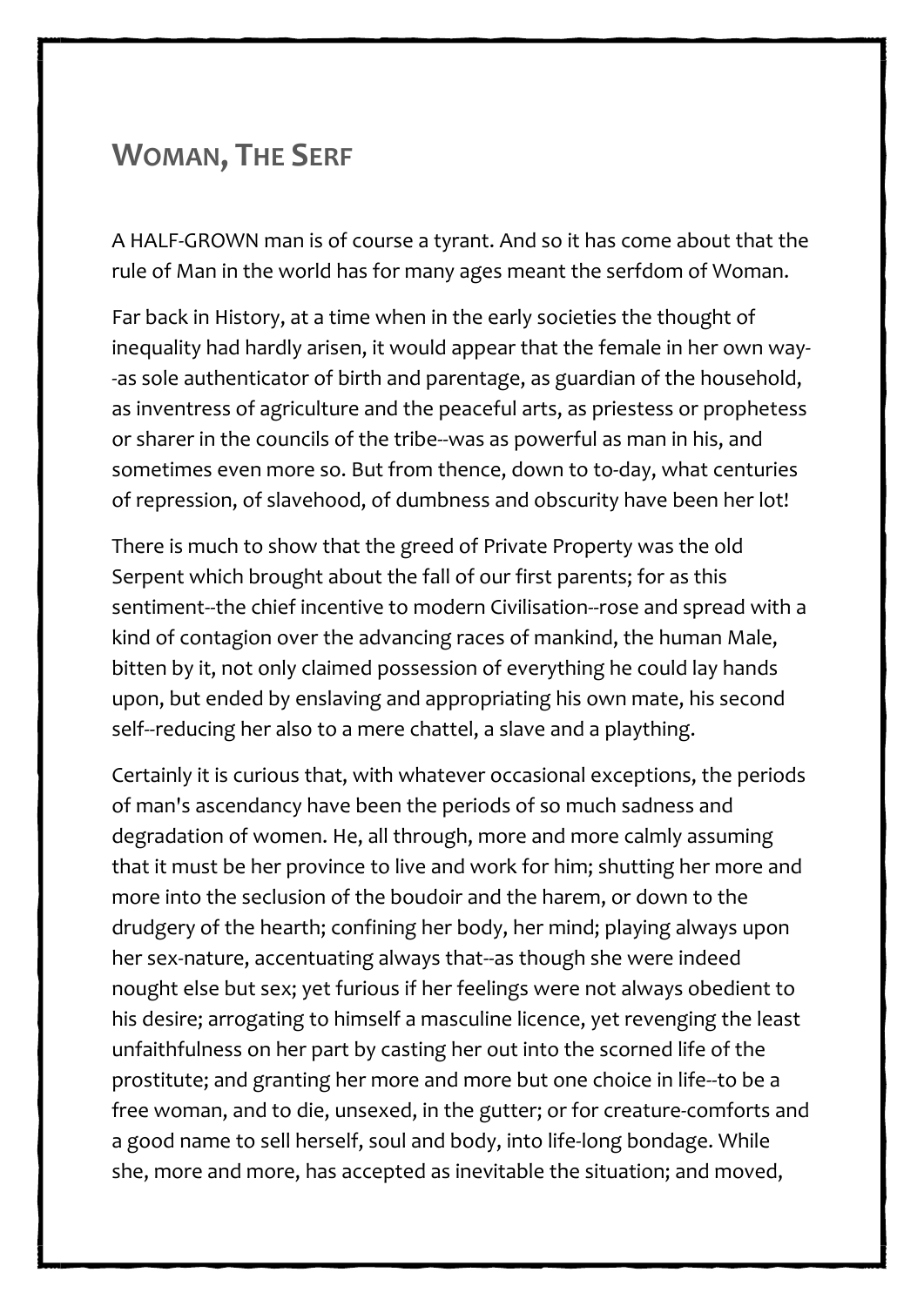## WOMAN, THE SERF

A HALF-GROWN man is of course a tyrant. And so it has come about that the rule of Man in the world has for many ages meant the serfdom of Woman.

Far back in History, at a time when in the early societies the thought of inequality had hardly arisen, it would appear that the female in her own way--as sole authenticator of birth and parentage, as guardian of the household, as inventress of agriculture and the peaceful arts, as priestess or prophetess or sharer in the councils of the tribe--was as powerful as man in his, and sometimes even more so. But from thence, down to to-day, what centuries of repression, of slavehood, of dumbness and obscurity have been her lot!

There is much to show that the greed of Private Property was the old Serpent which brought about the fall of our first parents; for as this sentiment--the chief incentive to modern Civilisation--rose and spread with a kind of contagion over the advancing races of mankind, the human Male, bitten by it, not only claimed possession of everything he could lay hands upon, but ended by enslaving and appropriating his own mate, his second self--reducing her also to a mere chattel, a slave and a plaything.

Certainly it is curious that, with whatever occasional exceptions, the periods of man's ascendancy have been the periods of so much sadness and degradation of women. He, all through, more and more calmly assuming that it must be her province to live and work for him; shutting her more and more into the seclusion of the boudoir and the harem, or down to the drudgery of the hearth; confining her body, her mind; playing always upon her sex-nature, accentuating always that--as though she were indeed nought else but sex; yet furious if her feelings were not always obedient to his desire; arrogating to himself a masculine licence, yet revenging the least unfaithfulness on her part by casting her out into the scorned life of the prostitute; and granting her more and more but one choice in life--to be a free woman, and to die, unsexed, in the gutter; or for creature-comforts and a good name to sell herself, soul and body, into life-long bondage. While she, more and more, has accepted as inevitable the situation; and moved,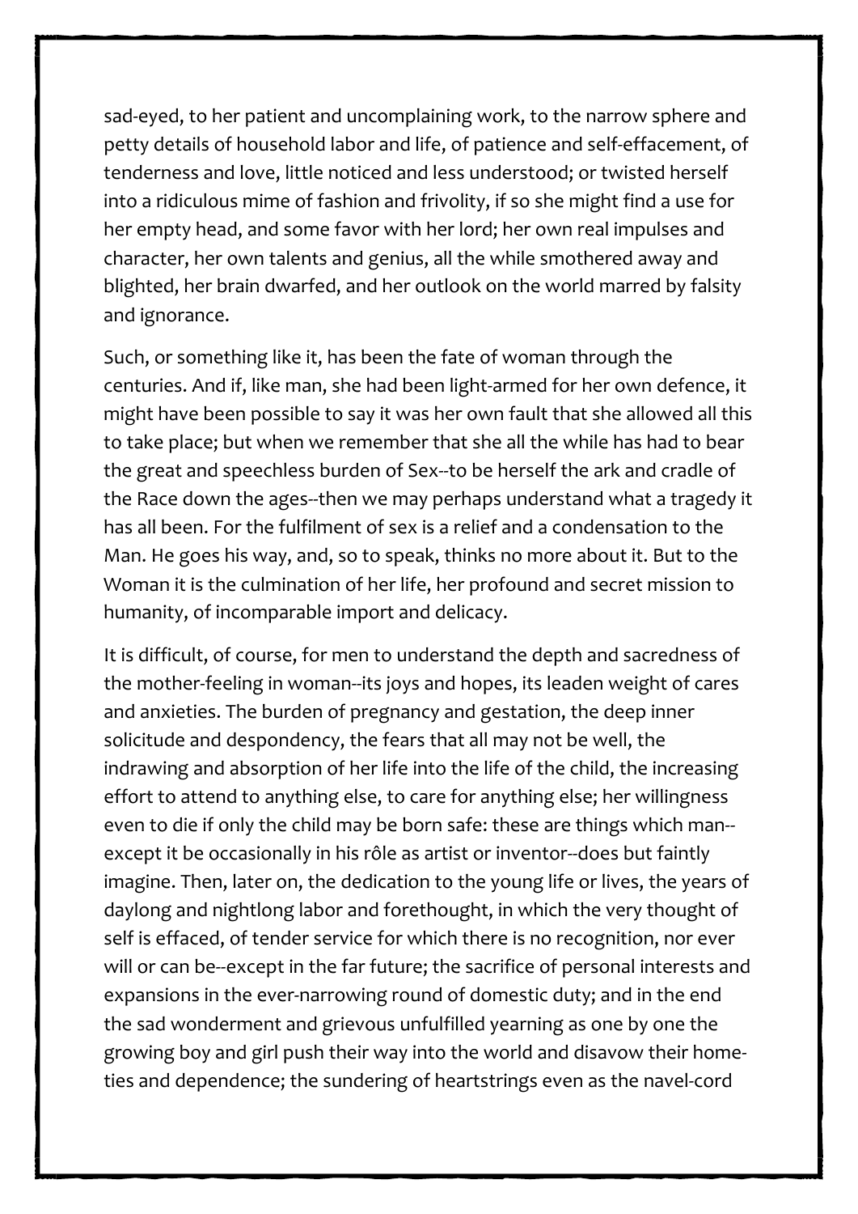sad-eyed, to her patient and uncomplaining work, to the narrow sphere and petty details of household labor and life, of patience and self-effacement, of tenderness and love, little noticed and less understood; or twisted herself into a ridiculous mime of fashion and frivolity, if so she might find a use for her empty head, and some favor with her lord; her own real impulses and character, her own talents and genius, all the while smothered away and blighted, her brain dwarfed, and her outlook on the world marred by falsity and ignorance.

Such, or something like it, has been the fate of woman through the centuries. And if, like man, she had been light-armed for her own defence, it might have been possible to say it was her own fault that she allowed all this to take place; but when we remember that she all the while has had to bear the great and speechless burden of Sex--to be herself the ark and cradle of the Race down the ages--then we may perhaps understand what a tragedy it has all been. For the fulfilment of sex is a relief and a condensation to the Man. He goes his way, and, so to speak, thinks no more about it. But to the Woman it is the culmination of her life, her profound and secret mission to humanity, of incomparable import and delicacy.

It is difficult, of course, for men to understand the depth and sacredness of the mother-feeling in woman--its joys and hopes, its leaden weight of cares and anxieties. The burden of pregnancy and gestation, the deep inner solicitude and despondency, the fears that all may not be well, the indrawing and absorption of her life into the life of the child, the increasing effort to attend to anything else, to care for anything else; her willingness even to die if only the child may be born safe: these are things which man--except it be occasionally in his rôle as artist or inventor--does but faintly imagine. Then, later on, the dedication to the young life or lives, the years of daylong and nightlong labor and forethought, in which the very thought of self is effaced, of tender service for which there is no recognition, nor ever will or can be--except in the far future; the sacrifice of personal interests and expansions in the ever-narrowing round of domestic duty; and in the end the sad wonderment and grievous unfulfilled yearning as one by one the growing boy and girl push their way into the world and disavow their home-ties and dependence; the sundering of heartstrings even as the navel-cord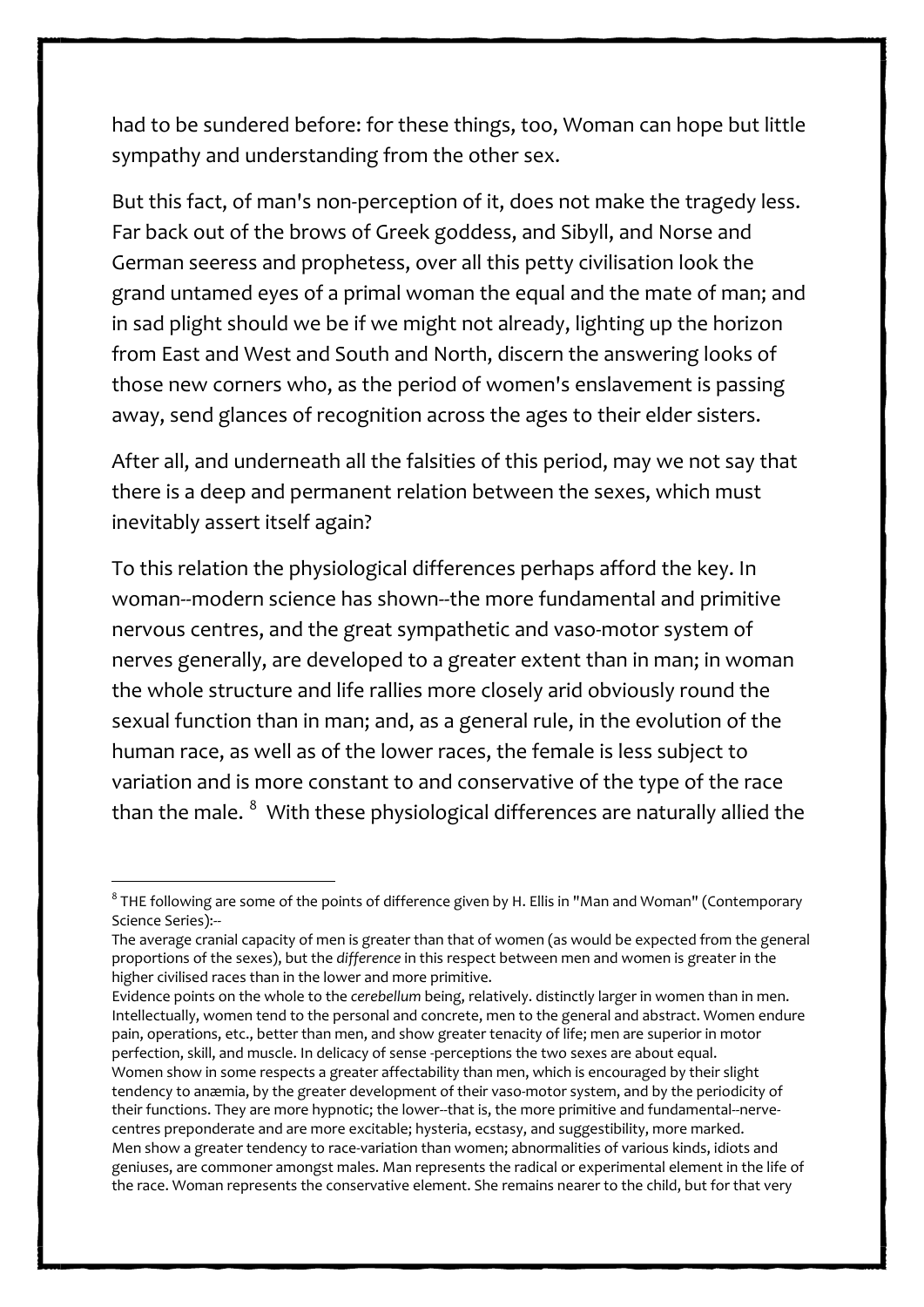had to be sundered before: for these things, too, Woman can hope but little sympathy and understanding from the other sex.

But this fact, of man's non-perception of it, does not make the tragedy less. Far back out of the brows of Greek goddess, and Sibyll, and Norse and German seeress and prophetess, over all this petty civilisation look the grand untamed eyes of a primal woman the equal and the mate of man; and in sad plight should we be if we might not already, lighting up the horizon from East and West and South and North, discern the answering looks of those new corners who, as the period of women's enslavement is passing away, send glances of recognition across the ages to their elder sisters.

After all, and underneath all the falsities of this period, may we not say that there is a deep and permanent relation between the sexes, which must inevitably assert itself again?

To this relation the physiological differences perhaps afford the key. In woman--modern science has shown--the more fundamental and primitive nervous centres, and the great sympathetic and vaso-motor system of nerves generally, are developed to a greater extent than in man; in woman the whole structure and life rallies more closely arid obviously round the sexual function than in man; and, as a general rule, in the evolution of the human race, as well as of the lower races, the female is less subject to variation and is more constant to and conservative of the type of the race than the male. [8] With these physiological differences are naturally allied the

---

[8] THE following are some of the points of difference given by H. Ellis in "Man and Woman" (Contemporary Science Series):--

The average cranial capacity of men is greater than that of women (as would be expected from the general proportions of the sexes), but the *difference* in this respect between men and women is greater in the higher civilised races than in the lower and more primitive.

Evidence points on the whole to the *cerebellum* being, relatively. distinctly larger in women than in men. Intellectually, women tend to the personal and concrete, men to the general and abstract. Women endure pain, operations, etc., better than men, and show greater tenacity of life; men are superior in motor perfection, skill, and muscle. In delicacy of sense -perceptions the two sexes are about equal.
Women show in some respects a greater affectability than men, which is encouraged by their slight tendency to anæmia, by the greater development of their vaso-motor system, and by the periodicity of their functions. They are more hypnotic; the lower--that is, the more primitive and fundamental--nerve-centres preponderate and are more excitable; hysteria, ecstasy, and suggestibility, more marked.
Men show a greater tendency to race-variation than women; abnormalities of various kinds, idiots and geniuses, are commoner amongst males. Man represents the radical or experimental element in the life of the race. Woman represents the conservative element. She remains nearer to the child, but for that very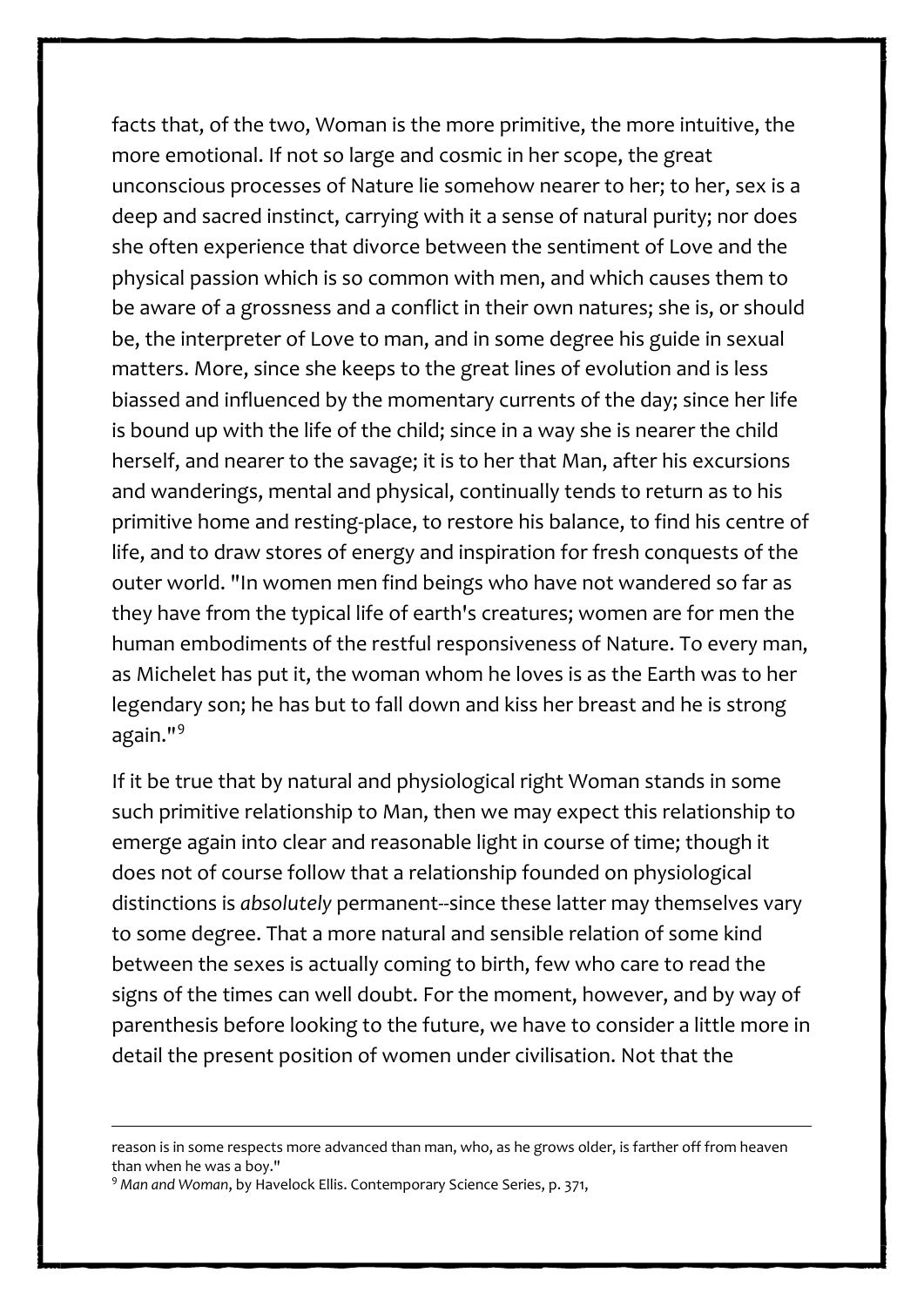facts that, of the two, Woman is the more primitive, the more intuitive, the more emotional. If not so large and cosmic in her scope, the great unconscious processes of Nature lie somehow nearer to her; to her, sex is a deep and sacred instinct, carrying with it a sense of natural purity; nor does she often experience that divorce between the sentiment of Love and the physical passion which is so common with men, and which causes them to be aware of a grossness and a conflict in their own natures; she is, or should be, the interpreter of Love to man, and in some degree his guide in sexual matters. More, since she keeps to the great lines of evolution and is less biassed and influenced by the momentary currents of the day; since her life is bound up with the life of the child; since in a way she is nearer the child herself, and nearer to the savage; it is to her that Man, after his excursions and wanderings, mental and physical, continually tends to return as to his primitive home and resting-place, to restore his balance, to find his centre of life, and to draw stores of energy and inspiration for fresh conquests of the outer world. "In women men find beings who have not wandered so far as they have from the typical life of earth's creatures; women are for men the human embodiments of the restful responsiveness of Nature. To every man, as Michelet has put it, the woman whom he loves is as the Earth was to her legendary son; he has but to fall down and kiss her breast and he is strong again."[9]

If it be true that by natural and physiological right Woman stands in some such primitive relationship to Man, then we may expect this relationship to emerge again into clear and reasonable light in course of time; though it does not of course follow that a relationship founded on physiological distinctions is *absolutely* permanent--since these latter may themselves vary to some degree. That a more natural and sensible relation of some kind between the sexes is actually coming to birth, few who care to read the signs of the times can well doubt. For the moment, however, and by way of parenthesis before looking to the future, we have to consider a little more in detail the present position of women under civilisation. Not that the

---

reason is in some respects more advanced than man, who, as he grows older, is farther off from heaven than when he was a boy."

[9] *Man and Woman*, by Havelock Ellis. Contemporary Science Series, p. 371,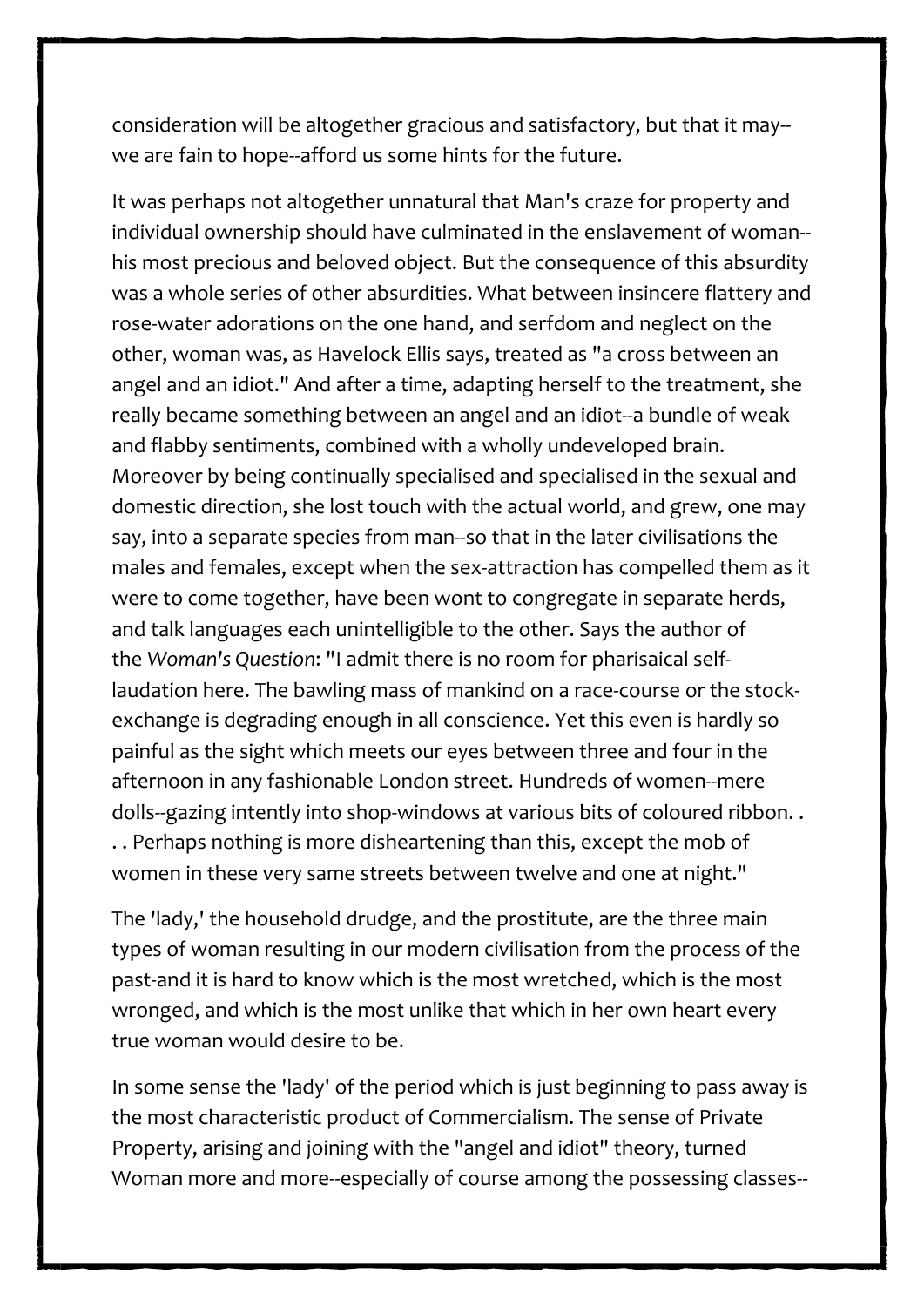consideration will be altogether gracious and satisfactory, but that it may--we are fain to hope--afford us some hints for the future.

It was perhaps not altogether unnatural that Man's craze for property and individual ownership should have culminated in the enslavement of woman--his most precious and beloved object. But the consequence of this absurdity was a whole series of other absurdities. What between insincere flattery and rose-water adorations on the one hand, and serfdom and neglect on the other, woman was, as Havelock Ellis says, treated as "a cross between an angel and an idiot." And after a time, adapting herself to the treatment, she really became something between an angel and an idiot--a bundle of weak and flabby sentiments, combined with a wholly undeveloped brain. Moreover by being continually specialised and specialised in the sexual and domestic direction, she lost touch with the actual world, and grew, one may say, into a separate species from man--so that in the later civilisations the males and females, except when the sex-attraction has compelled them as it were to come together, have been wont to congregate in separate herds, and talk languages each unintelligible to the other. Says the author of the *Woman's Question*: "I admit there is no room for pharisaical self-laudation here. The bawling mass of mankind on a race-course or the stock-exchange is degrading enough in all conscience. Yet this even is hardly so painful as the sight which meets our eyes between three and four in the afternoon in any fashionable London street. Hundreds of women--mere dolls--gazing intently into shop-windows at various bits of coloured ribbon. . . . Perhaps nothing is more disheartening than this, except the mob of women in these very same streets between twelve and one at night."

The 'lady,' the household drudge, and the prostitute, are the three main types of woman resulting in our modern civilisation from the process of the past-and it is hard to know which is the most wretched, which is the most wronged, and which is the most unlike that which in her own heart every true woman would desire to be.

In some sense the 'lady' of the period which is just beginning to pass away is the most characteristic product of Commercialism. The sense of Private Property, arising and joining with the "angel and idiot" theory, turned Woman more and more--especially of course among the possessing classes--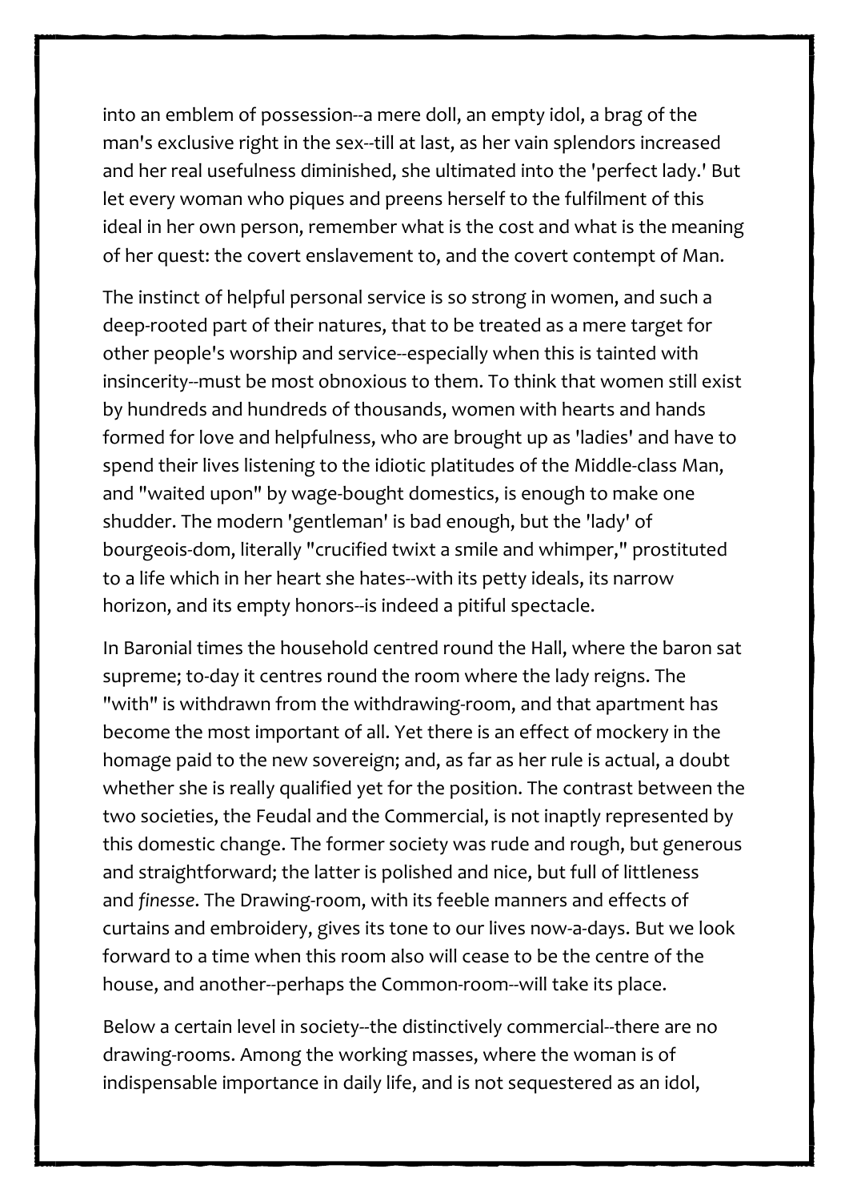into an emblem of possession--a mere doll, an empty idol, a brag of the man's exclusive right in the sex--till at last, as her vain splendors increased and her real usefulness diminished, she ultimated into the 'perfect lady.' But let every woman who piques and preens herself to the fulfilment of this ideal in her own person, remember what is the cost and what is the meaning of her quest: the covert enslavement to, and the covert contempt of Man.

The instinct of helpful personal service is so strong in women, and such a deep-rooted part of their natures, that to be treated as a mere target for other people's worship and service--especially when this is tainted with insincerity--must be most obnoxious to them. To think that women still exist by hundreds and hundreds of thousands, women with hearts and hands formed for love and helpfulness, who are brought up as 'ladies' and have to spend their lives listening to the idiotic platitudes of the Middle-class Man, and "waited upon" by wage-bought domestics, is enough to make one shudder. The modern 'gentleman' is bad enough, but the 'lady' of bourgeois-dom, literally "crucified twixt a smile and whimper," prostituted to a life which in her heart she hates--with its petty ideals, its narrow horizon, and its empty honors--is indeed a pitiful spectacle.

In Baronial times the household centred round the Hall, where the baron sat supreme; to-day it centres round the room where the lady reigns. The "with" is withdrawn from the withdrawing-room, and that apartment has become the most important of all. Yet there is an effect of mockery in the homage paid to the new sovereign; and, as far as her rule is actual, a doubt whether she is really qualified yet for the position. The contrast between the two societies, the Feudal and the Commercial, is not inaptly represented by this domestic change. The former society was rude and rough, but generous and straightforward; the latter is polished and nice, but full of littleness and *finesse*. The Drawing-room, with its feeble manners and effects of curtains and embroidery, gives its tone to our lives now-a-days. But we look forward to a time when this room also will cease to be the centre of the house, and another--perhaps the Common-room--will take its place.

Below a certain level in society--the distinctively commercial--there are no drawing-rooms. Among the working masses, where the woman is of indispensable importance in daily life, and is not sequestered as an idol,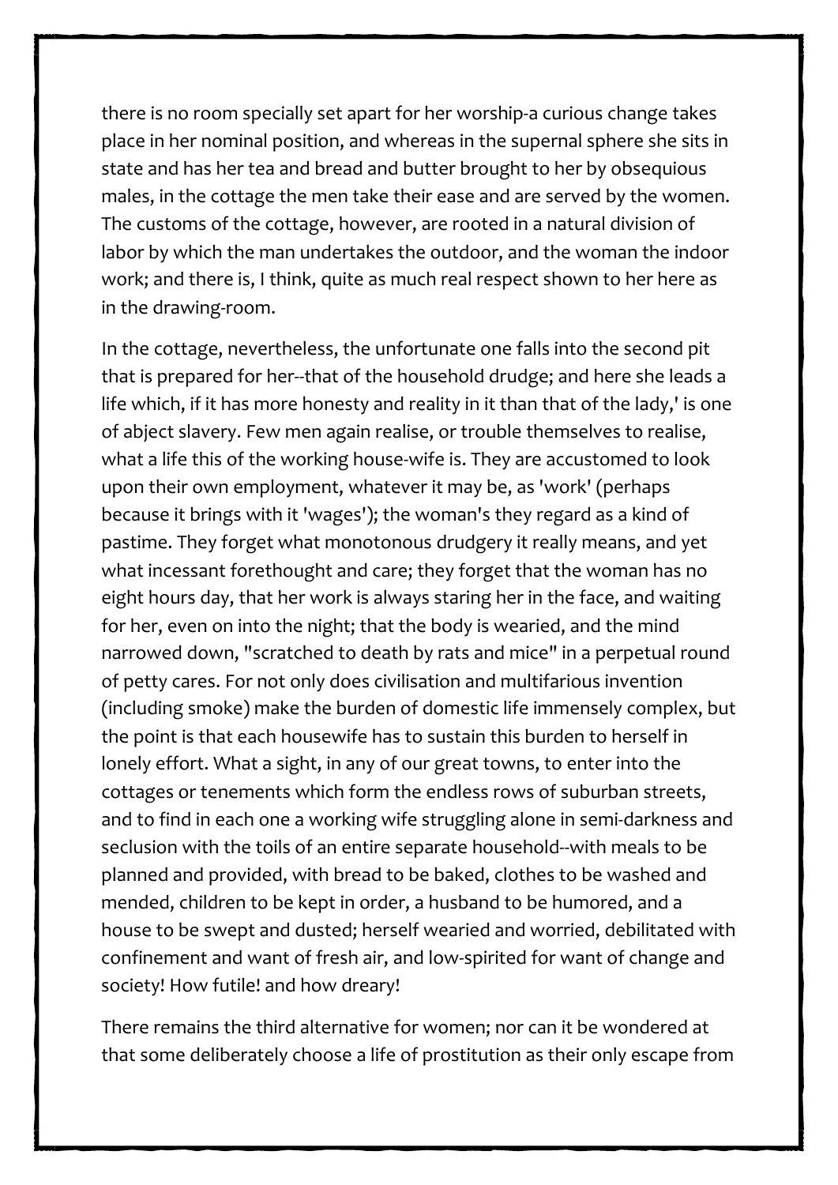there is no room specially set apart for her worship-a curious change takes place in her nominal position, and whereas in the supernal sphere she sits in state and has her tea and bread and butter brought to her by obsequious males, in the cottage the men take their ease and are served by the women. The customs of the cottage, however, are rooted in a natural division of labor by which the man undertakes the outdoor, and the woman the indoor work; and there is, I think, quite as much real respect shown to her here as in the drawing-room.

In the cottage, nevertheless, the unfortunate one falls into the second pit that is prepared for her--that of the household drudge; and here she leads a life which, if it has more honesty and reality in it than that of the lady,' is one of abject slavery. Few men again realise, or trouble themselves to realise, what a life this of the working house-wife is. They are accustomed to look upon their own employment, whatever it may be, as 'work' (perhaps because it brings with it 'wages'); the woman's they regard as a kind of pastime. They forget what monotonous drudgery it really means, and yet what incessant forethought and care; they forget that the woman has no eight hours day, that her work is always staring her in the face, and waiting for her, even on into the night; that the body is wearied, and the mind narrowed down, "scratched to death by rats and mice" in a perpetual round of petty cares. For not only does civilisation and multifarious invention (including smoke) make the burden of domestic life immensely complex, but the point is that each housewife has to sustain this burden to herself in lonely effort. What a sight, in any of our great towns, to enter into the cottages or tenements which form the endless rows of suburban streets, and to find in each one a working wife struggling alone in semi-darkness and seclusion with the toils of an entire separate household--with meals to be planned and provided, with bread to be baked, clothes to be washed and mended, children to be kept in order, a husband to be humored, and a house to be swept and dusted; herself wearied and worried, debilitated with confinement and want of fresh air, and low-spirited for want of change and society! How futile! and how dreary!

There remains the third alternative for women; nor can it be wondered at that some deliberately choose a life of prostitution as their only escape from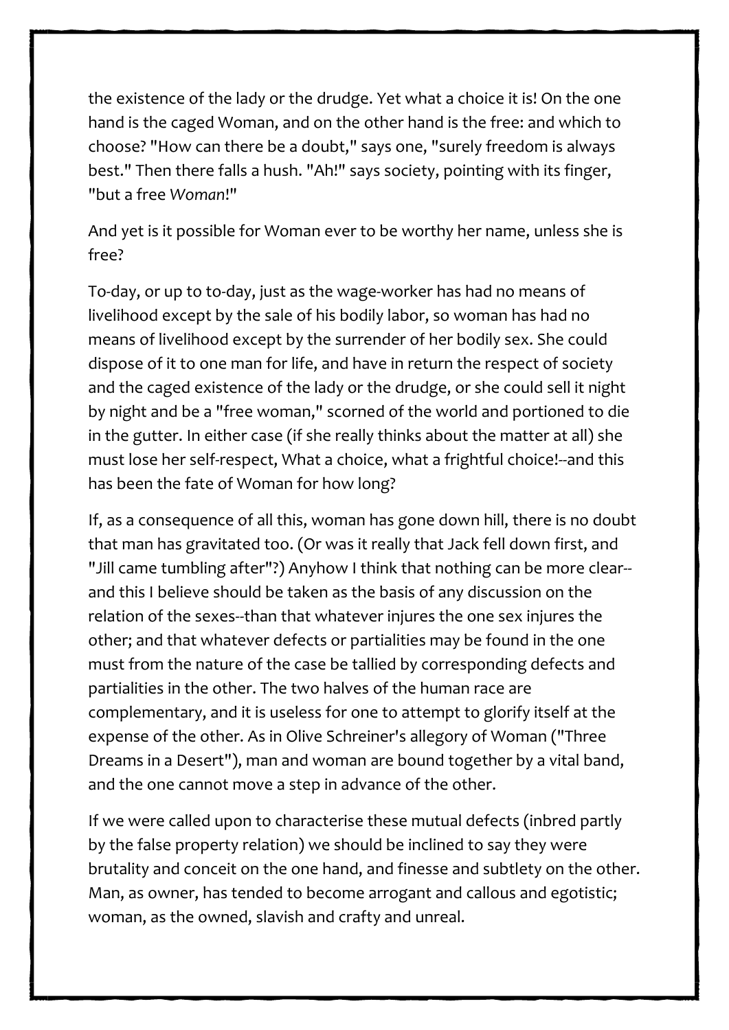the existence of the lady or the drudge. Yet what a choice it is! On the one hand is the caged Woman, and on the other hand is the free: and which to choose? "How can there be a doubt," says one, "surely freedom is always best." Then there falls a hush. "Ah!" says society, pointing with its finger, "but a free *Woman*!"

And yet is it possible for Woman ever to be worthy her name, unless she is free?

To-day, or up to to-day, just as the wage-worker has had no means of livelihood except by the sale of his bodily labor, so woman has had no means of livelihood except by the surrender of her bodily sex. She could dispose of it to one man for life, and have in return the respect of society and the caged existence of the lady or the drudge, or she could sell it night by night and be a "free woman," scorned of the world and portioned to die in the gutter. In either case (if she really thinks about the matter at all) she must lose her self-respect, What a choice, what a frightful choice!--and this has been the fate of Woman for how long?

If, as a consequence of all this, woman has gone down hill, there is no doubt that man has gravitated too. (Or was it really that Jack fell down first, and "Jill came tumbling after"?) Anyhow I think that nothing can be more clear--and this I believe should be taken as the basis of any discussion on the relation of the sexes--than that whatever injures the one sex injures the other; and that whatever defects or partialities may be found in the one must from the nature of the case be tallied by corresponding defects and partialities in the other. The two halves of the human race are complementary, and it is useless for one to attempt to glorify itself at the expense of the other. As in Olive Schreiner's allegory of Woman ("Three Dreams in a Desert"), man and woman are bound together by a vital band, and the one cannot move a step in advance of the other.

If we were called upon to characterise these mutual defects (inbred partly by the false property relation) we should be inclined to say they were brutality and conceit on the one hand, and finesse and subtlety on the other. Man, as owner, has tended to become arrogant and callous and egotistic; woman, as the owned, slavish and crafty and unreal.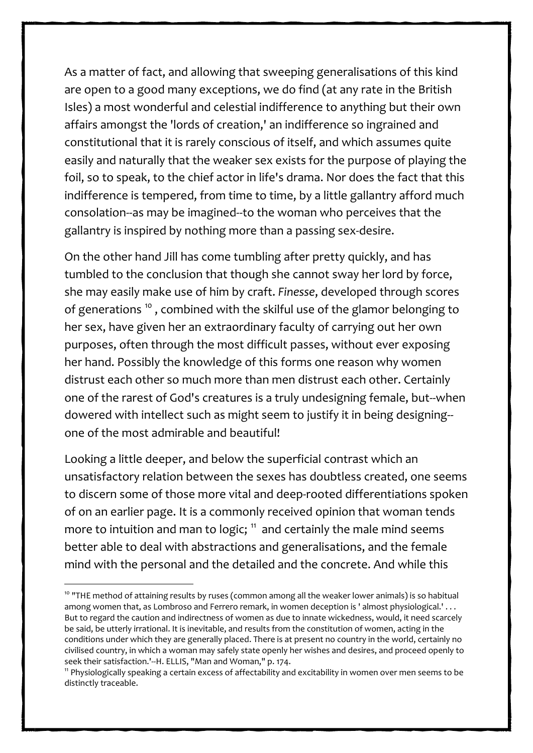As a matter of fact, and allowing that sweeping generalisations of this kind are open to a good many exceptions, we do find (at any rate in the British Isles) a most wonderful and celestial indifference to anything but their own affairs amongst the 'lords of creation,' an indifference so ingrained and constitutional that it is rarely conscious of itself, and which assumes quite easily and naturally that the weaker sex exists for the purpose of playing the foil, so to speak, to the chief actor in life's drama. Nor does the fact that this indifference is tempered, from time to time, by a little gallantry afford much consolation--as may be imagined--to the woman who perceives that the gallantry is inspired by nothing more than a passing sex-desire.

On the other hand Jill has come tumbling after pretty quickly, and has tumbled to the conclusion that though she cannot sway her lord by force, she may easily make use of him by craft. *Finesse*, developed through scores of generations [10] , combined with the skilful use of the glamor belonging to her sex, have given her an extraordinary faculty of carrying out her own purposes, often through the most difficult passes, without ever exposing her hand. Possibly the knowledge of this forms one reason why women distrust each other so much more than men distrust each other. Certainly one of the rarest of God's creatures is a truly undesigning female, but--when dowered with intellect such as might seem to justify it in being designing--one of the most admirable and beautiful!

Looking a little deeper, and below the superficial contrast which an unsatisfactory relation between the sexes has doubtless created, one seems to discern some of those more vital and deep-rooted differentiations spoken of on an earlier page. It is a commonly received opinion that woman tends more to intuition and man to logic; [11] and certainly the male mind seems better able to deal with abstractions and generalisations, and the female mind with the personal and the detailed and the concrete. And while this

[10] "THE method of attaining results by ruses (common among all the weaker lower animals) is so habitual among women that, as Lombroso and Ferrero remark, in women deception is ' almost physiological.' . . . But to regard the caution and indirectness of women as due to innate wickedness, would, it need scarcely be said, be utterly irrational. It is inevitable, and results from the constitution of women, acting in the conditions under which they are generally placed. There is at present no country in the world, certainly no civilised country, in which a woman may safely state openly her wishes and desires, and proceed openly to seek their satisfaction.'--H. ELLIS, "Man and Woman," p. 174.

[11] Physiologically speaking a certain excess of affectability and excitability in women over men seems to be distinctly traceable.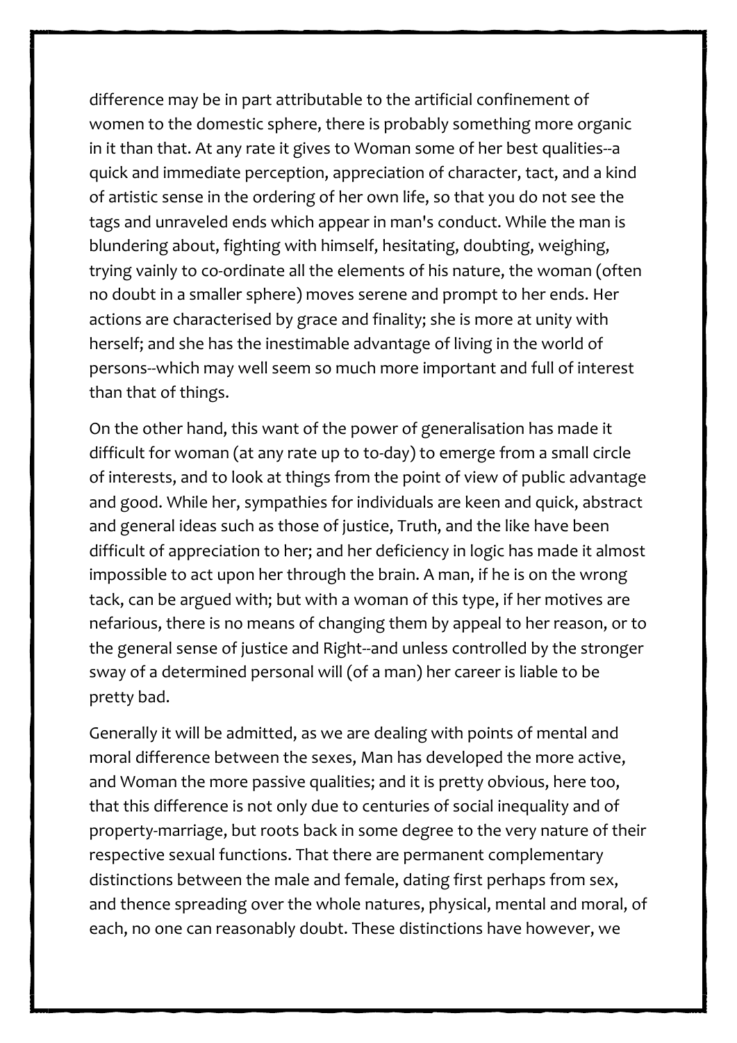difference may be in part attributable to the artificial confinement of women to the domestic sphere, there is probably something more organic in it than that. At any rate it gives to Woman some of her best qualities--a quick and immediate perception, appreciation of character, tact, and a kind of artistic sense in the ordering of her own life, so that you do not see the tags and unraveled ends which appear in man's conduct. While the man is blundering about, fighting with himself, hesitating, doubting, weighing, trying vainly to co-ordinate all the elements of his nature, the woman (often no doubt in a smaller sphere) moves serene and prompt to her ends. Her actions are characterised by grace and finality; she is more at unity with herself; and she has the inestimable advantage of living in the world of persons--which may well seem so much more important and full of interest than that of things.

On the other hand, this want of the power of generalisation has made it difficult for woman (at any rate up to to-day) to emerge from a small circle of interests, and to look at things from the point of view of public advantage and good. While her, sympathies for individuals are keen and quick, abstract and general ideas such as those of justice, Truth, and the like have been difficult of appreciation to her; and her deficiency in logic has made it almost impossible to act upon her through the brain. A man, if he is on the wrong tack, can be argued with; but with a woman of this type, if her motives are nefarious, there is no means of changing them by appeal to her reason, or to the general sense of justice and Right--and unless controlled by the stronger sway of a determined personal will (of a man) her career is liable to be pretty bad.

Generally it will be admitted, as we are dealing with points of mental and moral difference between the sexes, Man has developed the more active, and Woman the more passive qualities; and it is pretty obvious, here too, that this difference is not only due to centuries of social inequality and of property-marriage, but roots back in some degree to the very nature of their respective sexual functions. That there are permanent complementary distinctions between the male and female, dating first perhaps from sex, and thence spreading over the whole natures, physical, mental and moral, of each, no one can reasonably doubt. These distinctions have however, we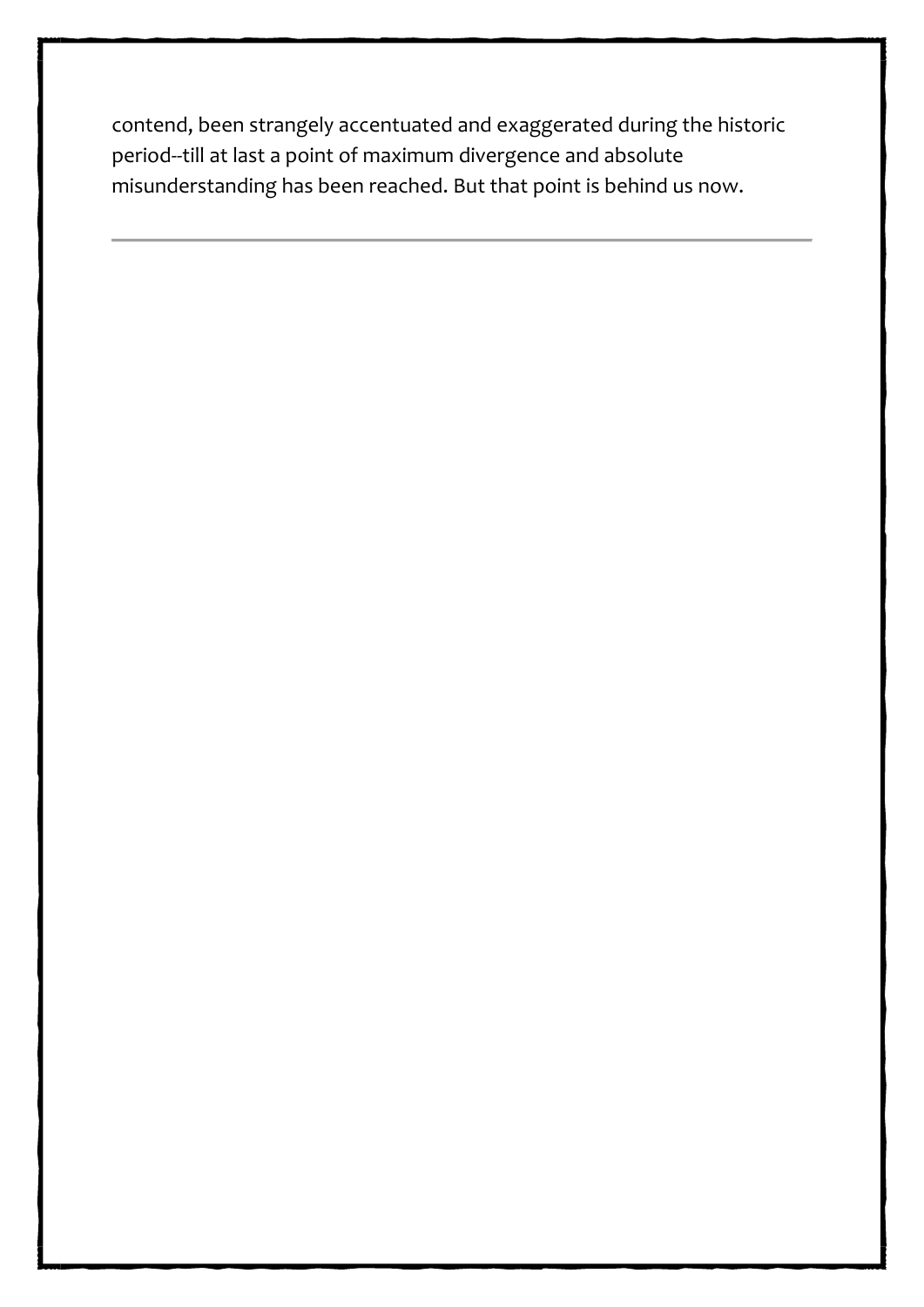contend, been strangely accentuated and exaggerated during the historic period--till at last a point of maximum divergence and absolute misunderstanding has been reached. But that point is behind us now.

---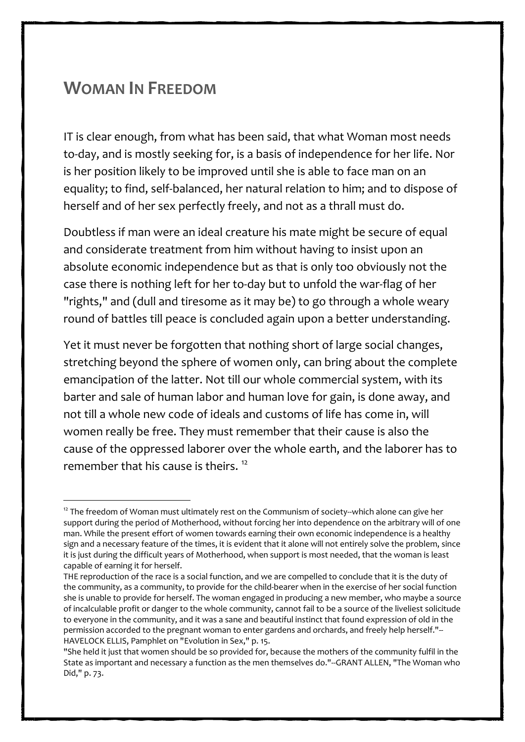## Woman In Freedom

IT is clear enough, from what has been said, that what Woman most needs to-day, and is mostly seeking for, is a basis of independence for her life. Nor is her position likely to be improved until she is able to face man on an equality; to find, self-balanced, her natural relation to him; and to dispose of herself and of her sex perfectly freely, and not as a thrall must do.

Doubtless if man were an ideal creature his mate might be secure of equal and considerate treatment from him without having to insist upon an absolute economic independence but as that is only too obviously not the case there is nothing left for her to-day but to unfold the war-flag of her "rights," and (dull and tiresome as it may be) to go through a whole weary round of battles till peace is concluded again upon a better understanding.

Yet it must never be forgotten that nothing short of large social changes, stretching beyond the sphere of women only, can bring about the complete emancipation of the latter. Not till our whole commercial system, with its barter and sale of human labor and human love for gain, is done away, and not till a whole new code of ideals and customs of life has come in, will women really be free. They must remember that their cause is also the cause of the oppressed laborer over the whole earth, and the laborer has to remember that his cause is theirs. [12]

---

[12] The freedom of Woman must ultimately rest on the Communism of society--which alone can give her support during the period of Motherhood, without forcing her into dependence on the arbitrary will of one man. While the present effort of women towards earning their own economic independence is a healthy sign and a necessary feature of the times, it is evident that it alone will not entirely solve the problem, since it is just during the difficult years of Motherhood, when support is most needed, that the woman is least capable of earning it for herself.

THE reproduction of the race is a social function, and we are compelled to conclude that it is the duty of the community, as a community, to provide for the child-bearer when in the exercise of her social function she is unable to provide for herself. The woman engaged in producing a new member, who maybe a source of incalculable profit or danger to the whole community, cannot fail to be a source of the liveliest solicitude to everyone in the community, and it was a sane and beautiful instinct that found expression of old in the permission accorded to the pregnant woman to enter gardens and orchards, and freely help herself."--HAVELOCK ELLIS, Pamphlet on "Evolution in Sex," p. 15.

"She held it just that women should be so provided for, because the mothers of the community fulfil in the State as important and necessary a function as the men themselves do."--GRANT ALLEN, "The Woman who Did," p. 73.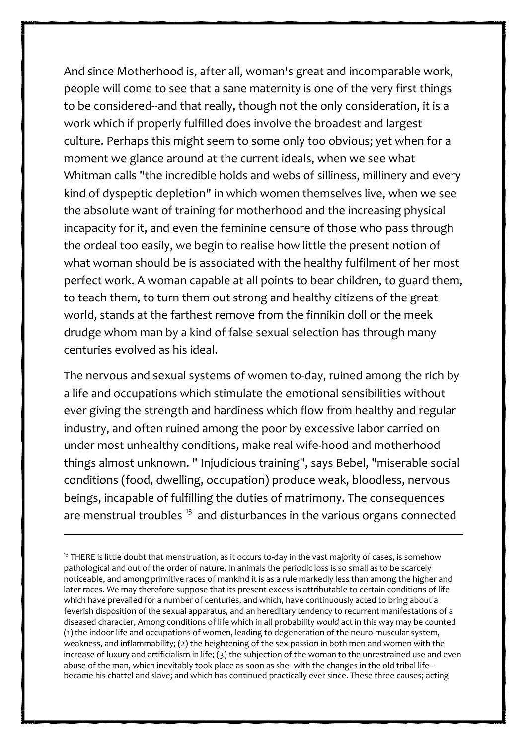And since Motherhood is, after all, woman's great and incomparable work, people will come to see that a sane maternity is one of the very first things to be considered--and that really, though not the only consideration, it is a work which if properly fulfilled does involve the broadest and largest culture. Perhaps this might seem to some only too obvious; yet when for a moment we glance around at the current ideals, when we see what Whitman calls "the incredible holds and webs of silliness, millinery and every kind of dyspeptic depletion" in which women themselves live, when we see the absolute want of training for motherhood and the increasing physical incapacity for it, and even the feminine censure of those who pass through the ordeal too easily, we begin to realise how little the present notion of what woman should be is associated with the healthy fulfilment of her most perfect work. A woman capable at all points to bear children, to guard them, to teach them, to turn them out strong and healthy citizens of the great world, stands at the farthest remove from the finnikin doll or the meek drudge whom man by a kind of false sexual selection has through many centuries evolved as his ideal.

The nervous and sexual systems of women to-day, ruined among the rich by a life and occupations which stimulate the emotional sensibilities without ever giving the strength and hardiness which flow from healthy and regular industry, and often ruined among the poor by excessive labor carried on under most unhealthy conditions, make real wife-hood and motherhood things almost unknown. " Injudicious training", says Bebel, "miserable social conditions (food, dwelling, occupation) produce weak, bloodless, nervous beings, incapable of fulfilling the duties of matrimony. The consequences are menstrual troubles [13] and disturbances in the various organs connected

---

[13] THERE is little doubt that menstruation, as it occurs to-day in the vast majority of cases, is somehow pathological and out of the order of nature. In animals the periodic loss is so small as to be scarcely noticeable, and among primitive races of mankind it is as a rule markedly less than among the higher and later races. We may therefore suppose that its present excess is attributable to certain conditions of life which have prevailed for a number of centuries, and which, have continuously acted to bring about a feverish disposition of the sexual apparatus, and an hereditary tendency to recurrent manifestations of a diseased character, Among conditions of life which in all probability *would* act in this way may be counted (1) the indoor life and occupations of women, leading to degeneration of the neuro-muscular system, weakness, and inflammability; (2) the heightening of the sex-passion in both men and women with the increase of luxury and artificialism in life; (3) the subjection of the woman to the unrestrained use and even abuse of the man, which inevitably took place as soon as she--with the changes in the old tribal life--became his chattel and slave; and which has continued practically ever since. These three causes; acting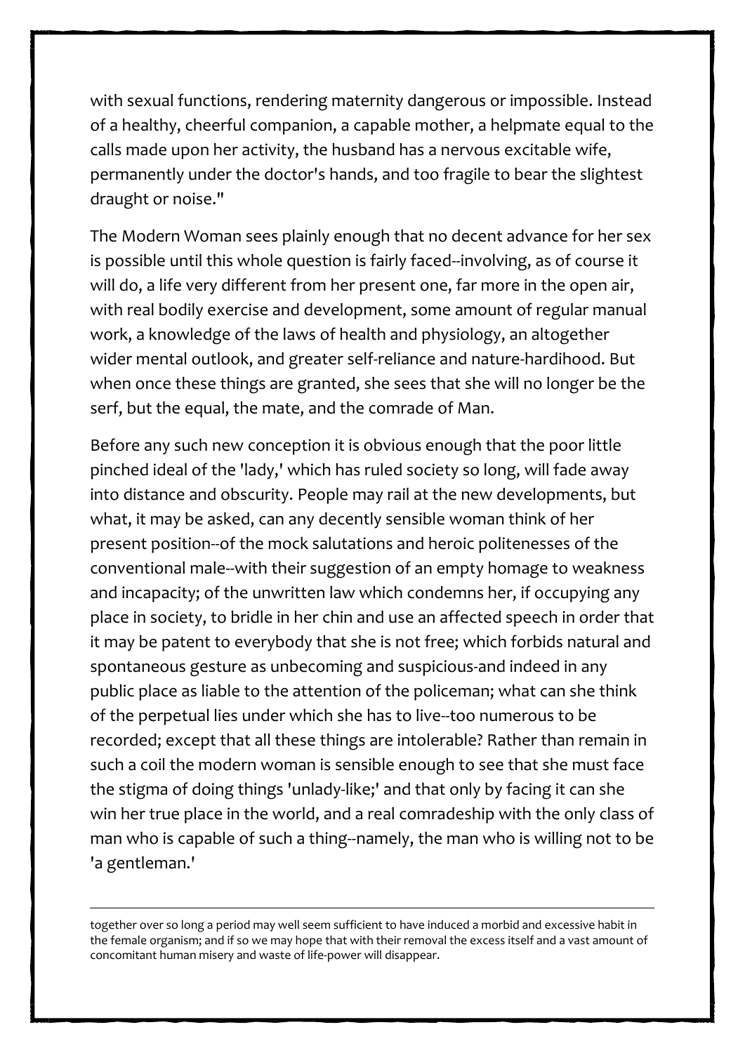with sexual functions, rendering maternity dangerous or impossible. Instead of a healthy, cheerful companion, a capable mother, a helpmate equal to the calls made upon her activity, the husband has a nervous excitable wife, permanently under the doctor's hands, and too fragile to bear the slightest draught or noise."

The Modern Woman sees plainly enough that no decent advance for her sex is possible until this whole question is fairly faced--involving, as of course it will do, a life very different from her present one, far more in the open air, with real bodily exercise and development, some amount of regular manual work, a knowledge of the laws of health and physiology, an altogether wider mental outlook, and greater self-reliance and nature-hardihood. But when once these things are granted, she sees that she will no longer be the serf, but the equal, the mate, and the comrade of Man.

Before any such new conception it is obvious enough that the poor little pinched ideal of the 'lady,' which has ruled society so long, will fade away into distance and obscurity. People may rail at the new developments, but what, it may be asked, can any decently sensible woman think of her present position--of the mock salutations and heroic politenesses of the conventional male--with their suggestion of an empty homage to weakness and incapacity; of the unwritten law which condemns her, if occupying any place in society, to bridle in her chin and use an affected speech in order that it may be patent to everybody that she is not free; which forbids natural and spontaneous gesture as unbecoming and suspicious-and indeed in any public place as liable to the attention of the policeman; what can she think of the perpetual lies under which she has to live--too numerous to be recorded; except that all these things are intolerable? Rather than remain in such a coil the modern woman is sensible enough to see that she must face the stigma of doing things 'unlady-like;' and that only by facing it can she win her true place in the world, and a real comradeship with the only class of man who is capable of such a thing--namely, the man who is willing not to be 'a gentleman.'

---

together over so long a period may well seem sufficient to have induced a morbid and excessive habit in the female organism; and if so we may hope that with their removal the excess itself and a vast amount of concomitant human misery and waste of life-power will disappear.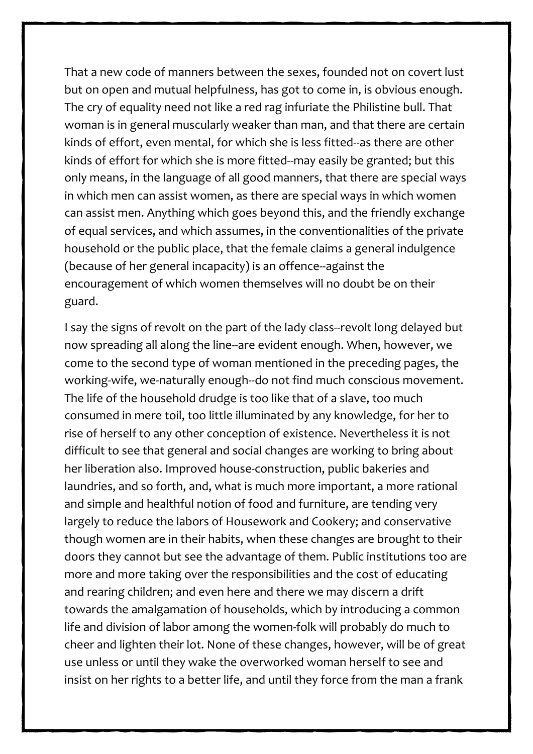That a new code of manners between the sexes, founded not on covert lust but on open and mutual helpfulness, has got to come in, is obvious enough. The cry of equality need not like a red rag infuriate the Philistine bull. That woman is in general muscularly weaker than man, and that there are certain kinds of effort, even mental, for which she is less fitted--as there are other kinds of effort for which she is more fitted--may easily be granted; but this only means, in the language of all good manners, that there are special ways in which men can assist women, as there are special ways in which women can assist men. Anything which goes beyond this, and the friendly exchange of equal services, and which assumes, in the conventionalities of the private household or the public place, that the female claims a general indulgence (because of her general incapacity) is an offence--against the encouragement of which women themselves will no doubt be on their guard.

I say the signs of revolt on the part of the lady class--revolt long delayed but now spreading all along the line--are evident enough. When, however, we come to the second type of woman mentioned in the preceding pages, the working-wife, we-naturally enough--do not find much conscious movement. The life of the household drudge is too like that of a slave, too much consumed in mere toil, too little illuminated by any knowledge, for her to rise of herself to any other conception of existence. Nevertheless it is not difficult to see that general and social changes are working to bring about her liberation also. Improved house-construction, public bakeries and laundries, and so forth, and, what is much more important, a more rational and simple and healthful notion of food and furniture, are tending very largely to reduce the labors of Housework and Cookery; and conservative though women are in their habits, when these changes are brought to their doors they cannot but see the advantage of them. Public institutions too are more and more taking over the responsibilities and the cost of educating and rearing children; and even here and there we may discern a drift towards the amalgamation of households, which by introducing a common life and division of labor among the women-folk will probably do much to cheer and lighten their lot. None of these changes, however, will be of great use unless or until they wake the overworked woman herself to see and insist on her rights to a better life, and until they force from the man a frank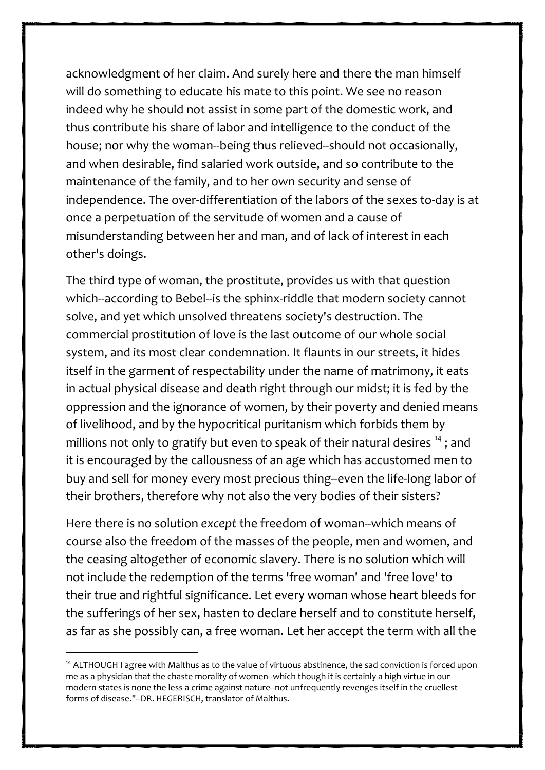acknowledgment of her claim. And surely here and there the man himself will do something to educate his mate to this point. We see no reason indeed why he should not assist in some part of the domestic work, and thus contribute his share of labor and intelligence to the conduct of the house; nor why the woman--being thus relieved--should not occasionally, and when desirable, find salaried work outside, and so contribute to the maintenance of the family, and to her own security and sense of independence. The over-differentiation of the labors of the sexes to-day is at once a perpetuation of the servitude of women and a cause of misunderstanding between her and man, and of lack of interest in each other's doings.

The third type of woman, the prostitute, provides us with that question which--according to Bebel--is the sphinx-riddle that modern society cannot solve, and yet which unsolved threatens society's destruction. The commercial prostitution of love is the last outcome of our whole social system, and its most clear condemnation. It flaunts in our streets, it hides itself in the garment of respectability under the name of matrimony, it eats in actual physical disease and death right through our midst; it is fed by the oppression and the ignorance of women, by their poverty and denied means of livelihood, and by the hypocritical puritanism which forbids them by millions not only to gratify but even to speak of their natural desires [14] ; and it is encouraged by the callousness of an age which has accustomed men to buy and sell for money every most precious thing--even the life-long labor of their brothers, therefore why not also the very bodies of their sisters?

Here there is no solution *except* the freedom of woman--which means of course also the freedom of the masses of the people, men and women, and the ceasing altogether of economic slavery. There is no solution which will not include the redemption of the terms 'free woman' and 'free love' to their true and rightful significance. Let every woman whose heart bleeds for the sufferings of her sex, hasten to declare herself and to constitute herself, as far as she possibly can, a free woman. Let her accept the term with all the

---

[14] ALTHOUGH I agree with Malthus as to the value of virtuous abstinence, the sad conviction is forced upon me as a physician that the chaste morality of women--which though it is certainly a high virtue in our modern states is none the less a crime against nature--not unfrequently revenges itself in the cruellest forms of disease."--DR. HEGERISCH, translator of Malthus.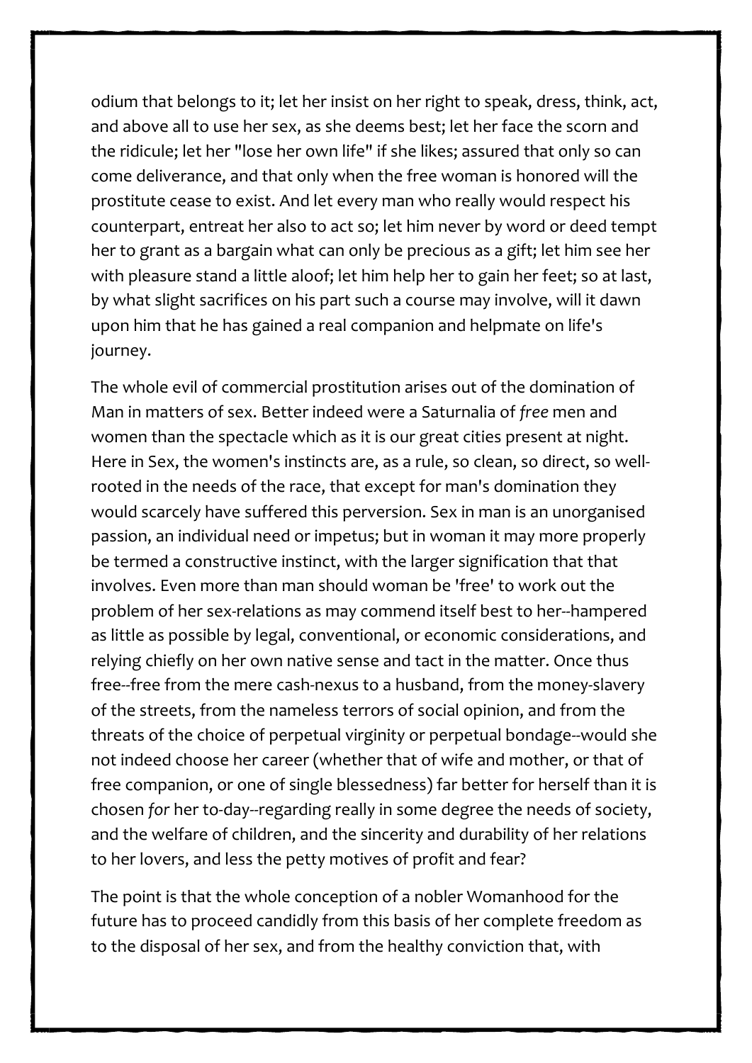odium that belongs to it; let her insist on her right to speak, dress, think, act, and above all to use her sex, as she deems best; let her face the scorn and the ridicule; let her "lose her own life" if she likes; assured that only so can come deliverance, and that only when the free woman is honored will the prostitute cease to exist. And let every man who really would respect his counterpart, entreat her also to act so; let him never by word or deed tempt her to grant as a bargain what can only be precious as a gift; let him see her with pleasure stand a little aloof; let him help her to gain her feet; so at last, by what slight sacrifices on his part such a course may involve, will it dawn upon him that he has gained a real companion and helpmate on life's journey.

The whole evil of commercial prostitution arises out of the domination of Man in matters of sex. Better indeed were a Saturnalia of *free* men and women than the spectacle which as it is our great cities present at night. Here in Sex, the women's instincts are, as a rule, so clean, so direct, so well-rooted in the needs of the race, that except for man's domination they would scarcely have suffered this perversion. Sex in man is an unorganised passion, an individual need or impetus; but in woman it may more properly be termed a constructive instinct, with the larger signification that that involves. Even more than man should woman be 'free' to work out the problem of her sex-relations as may commend itself best to her--hampered as little as possible by legal, conventional, or economic considerations, and relying chiefly on her own native sense and tact in the matter. Once thus free--free from the mere cash-nexus to a husband, from the money-slavery of the streets, from the nameless terrors of social opinion, and from the threats of the choice of perpetual virginity or perpetual bondage--would she not indeed choose her career (whether that of wife and mother, or that of free companion, or one of single blessedness) far better for herself than it is chosen *for* her to-day--regarding really in some degree the needs of society, and the welfare of children, and the sincerity and durability of her relations to her lovers, and less the petty motives of profit and fear?

The point is that the whole conception of a nobler Womanhood for the future has to proceed candidly from this basis of her complete freedom as to the disposal of her sex, and from the healthy conviction that, with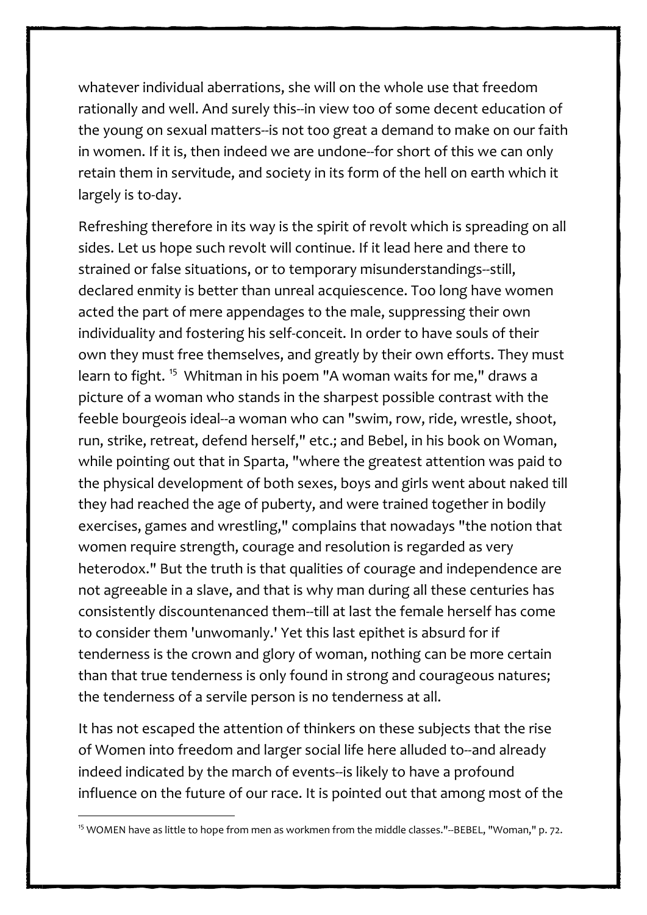whatever individual aberrations, she will on the whole use that freedom rationally and well. And surely this--in view too of some decent education of the young on sexual matters--is not too great a demand to make on our faith in women. If it is, then indeed we are undone--for short of this we can only retain them in servitude, and society in its form of the hell on earth which it largely is to-day.

Refreshing therefore in its way is the spirit of revolt which is spreading on all sides. Let us hope such revolt will continue. If it lead here and there to strained or false situations, or to temporary misunderstandings--still, declared enmity is better than unreal acquiescence. Too long have women acted the part of mere appendages to the male, suppressing their own individuality and fostering his self-conceit. In order to have souls of their own they must free themselves, and greatly by their own efforts. They must learn to fight. [15] Whitman in his poem "A woman waits for me," draws a picture of a woman who stands in the sharpest possible contrast with the feeble bourgeois ideal--a woman who can "swim, row, ride, wrestle, shoot, run, strike, retreat, defend herself," etc.; and Bebel, in his book on Woman, while pointing out that in Sparta, "where the greatest attention was paid to the physical development of both sexes, boys and girls went about naked till they had reached the age of puberty, and were trained together in bodily exercises, games and wrestling," complains that nowadays "the notion that women require strength, courage and resolution is regarded as very heterodox." But the truth is that qualities of courage and independence are not agreeable in a slave, and that is why man during all these centuries has consistently discountenanced them--till at last the female herself has come to consider them 'unwomanly.' Yet this last epithet is absurd for if tenderness is the crown and glory of woman, nothing can be more certain than that true tenderness is only found in strong and courageous natures; the tenderness of a servile person is no tenderness at all.

It has not escaped the attention of thinkers on these subjects that the rise of Women into freedom and larger social life here alluded to--and already indeed indicated by the march of events--is likely to have a profound influence on the future of our race. It is pointed out that among most of the

---

[15] WOMEN have as little to hope from men as workmen from the middle classes."--BEBEL, "Woman," p. 72.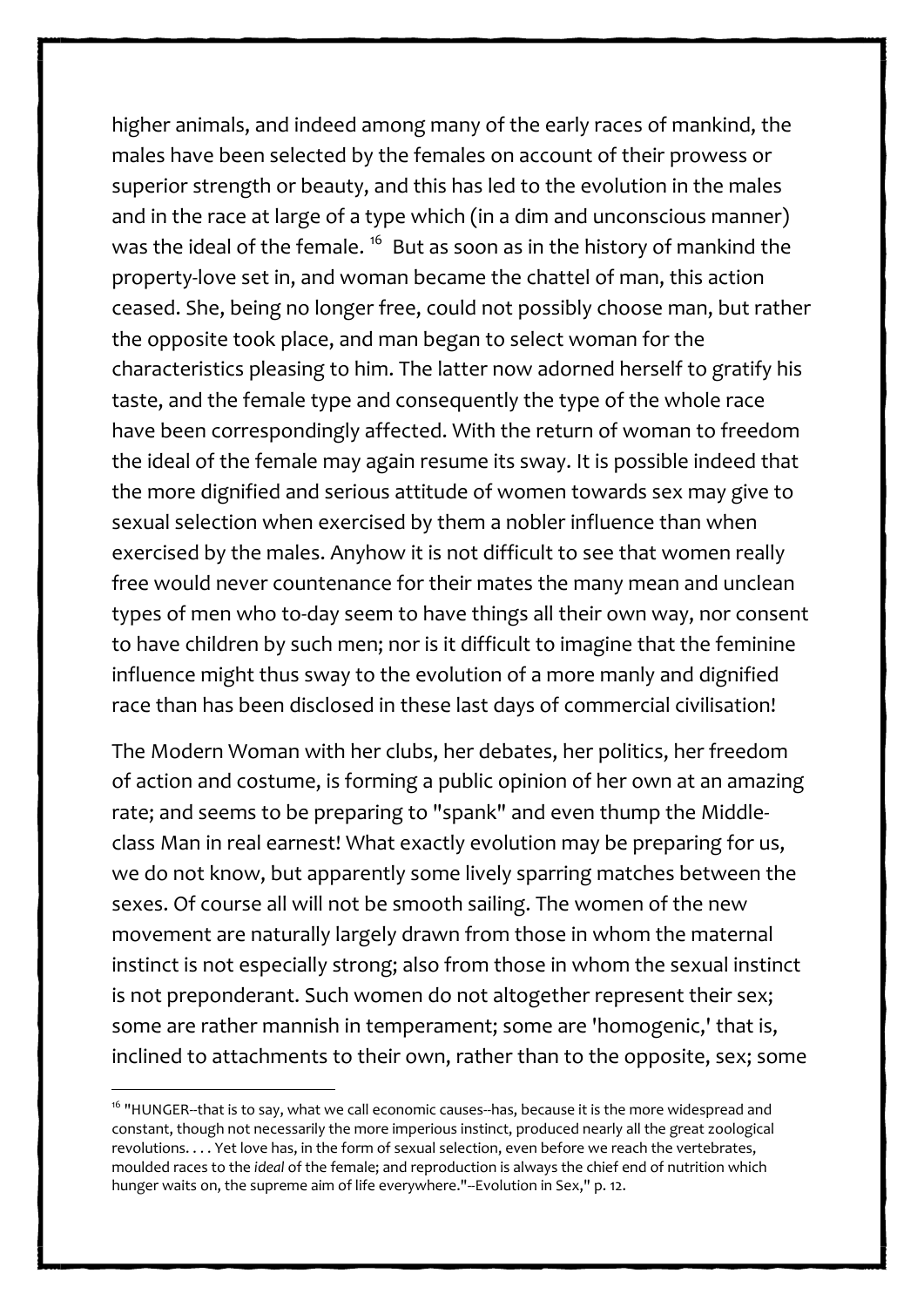higher animals, and indeed among many of the early races of mankind, the males have been selected by the females on account of their prowess or superior strength or beauty, and this has led to the evolution in the males and in the race at large of a type which (in a dim and unconscious manner) was the ideal of the female. [16] But as soon as in the history of mankind the property-love set in, and woman became the chattel of man, this action ceased. She, being no longer free, could not possibly choose man, but rather the opposite took place, and man began to select woman for the characteristics pleasing to him. The latter now adorned herself to gratify his taste, and the female type and consequently the type of the whole race have been correspondingly affected. With the return of woman to freedom the ideal of the female may again resume its sway. It is possible indeed that the more dignified and serious attitude of women towards sex may give to sexual selection when exercised by them a nobler influence than when exercised by the males. Anyhow it is not difficult to see that women really free would never countenance for their mates the many mean and unclean types of men who to-day seem to have things all their own way, nor consent to have children by such men; nor is it difficult to imagine that the feminine influence might thus sway to the evolution of a more manly and dignified race than has been disclosed in these last days of commercial civilisation!

The Modern Woman with her clubs, her debates, her politics, her freedom of action and costume, is forming a public opinion of her own at an amazing rate; and seems to be preparing to "spank" and even thump the Middle-class Man in real earnest! What exactly evolution may be preparing for us, we do not know, but apparently some lively sparring matches between the sexes. Of course all will not be smooth sailing. The women of the new movement are naturally largely drawn from those in whom the maternal instinct is not especially strong; also from those in whom the sexual instinct is not preponderant. Such women do not altogether represent their sex; some are rather mannish in temperament; some are 'homogenic,' that is, inclined to attachments to their own, rather than to the opposite, sex; some

---

[16] "HUNGER--that is to say, what we call economic causes--has, because it is the more widespread and constant, though not necessarily the more imperious instinct, produced nearly all the great zoological revolutions. . . . Yet love has, in the form of sexual selection, even before we reach the vertebrates, moulded races to the *ideal* of the female; and reproduction is always the chief end of nutrition which hunger waits on, the supreme aim of life everywhere."--Evolution in Sex," p. 12.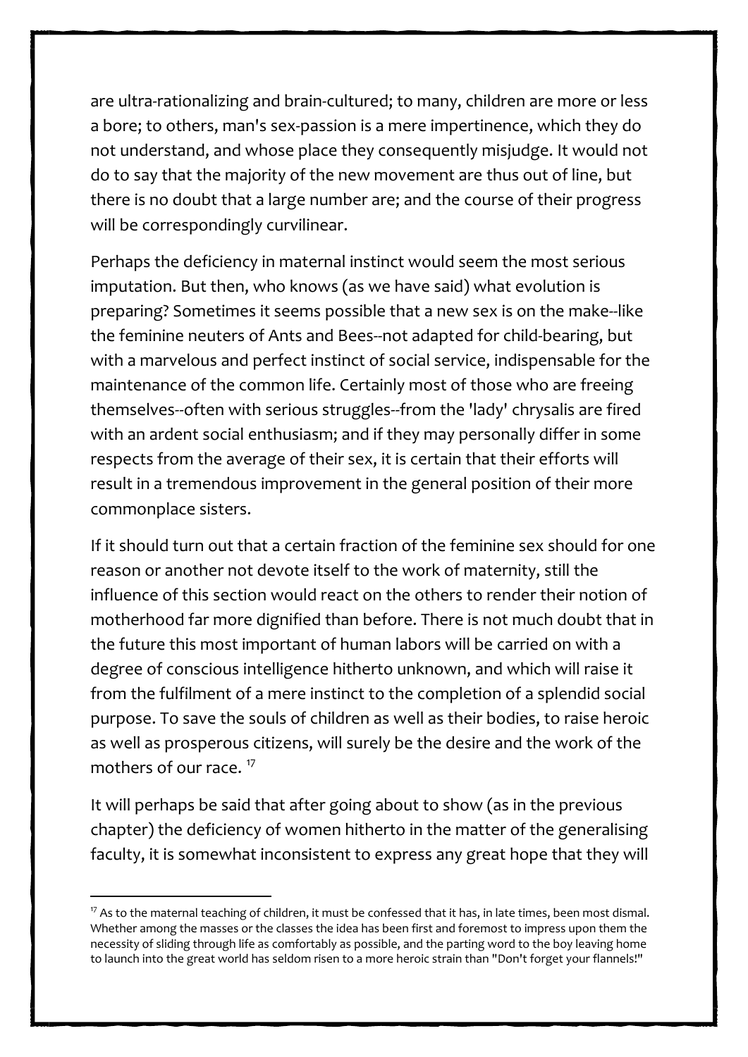are ultra-rationalizing and brain-cultured; to many, children are more or less a bore; to others, man's sex-passion is a mere impertinence, which they do not understand, and whose place they consequently misjudge. It would not do to say that the majority of the new movement are thus out of line, but there is no doubt that a large number are; and the course of their progress will be correspondingly curvilinear.

Perhaps the deficiency in maternal instinct would seem the most serious imputation. But then, who knows (as we have said) what evolution is preparing? Sometimes it seems possible that a new sex is on the make--like the feminine neuters of Ants and Bees--not adapted for child-bearing, but with a marvelous and perfect instinct of social service, indispensable for the maintenance of the common life. Certainly most of those who are freeing themselves--often with serious struggles--from the 'lady' chrysalis are fired with an ardent social enthusiasm; and if they may personally differ in some respects from the average of their sex, it is certain that their efforts will result in a tremendous improvement in the general position of their more commonplace sisters.

If it should turn out that a certain fraction of the feminine sex should for one reason or another not devote itself to the work of maternity, still the influence of this section would react on the others to render their notion of motherhood far more dignified than before. There is not much doubt that in the future this most important of human labors will be carried on with a degree of conscious intelligence hitherto unknown, and which will raise it from the fulfilment of a mere instinct to the completion of a splendid social purpose. To save the souls of children as well as their bodies, to raise heroic as well as prosperous citizens, will surely be the desire and the work of the mothers of our race. [17]

It will perhaps be said that after going about to show (as in the previous chapter) the deficiency of women hitherto in the matter of the generalising faculty, it is somewhat inconsistent to express any great hope that they will

[17] As to the maternal teaching of children, it must be confessed that it has, in late times, been most dismal. Whether among the masses or the classes the idea has been first and foremost to impress upon them the necessity of sliding through life as comfortably as possible, and the parting word to the boy leaving home to launch into the great world has seldom risen to a more heroic strain than "Don't forget your flannels!"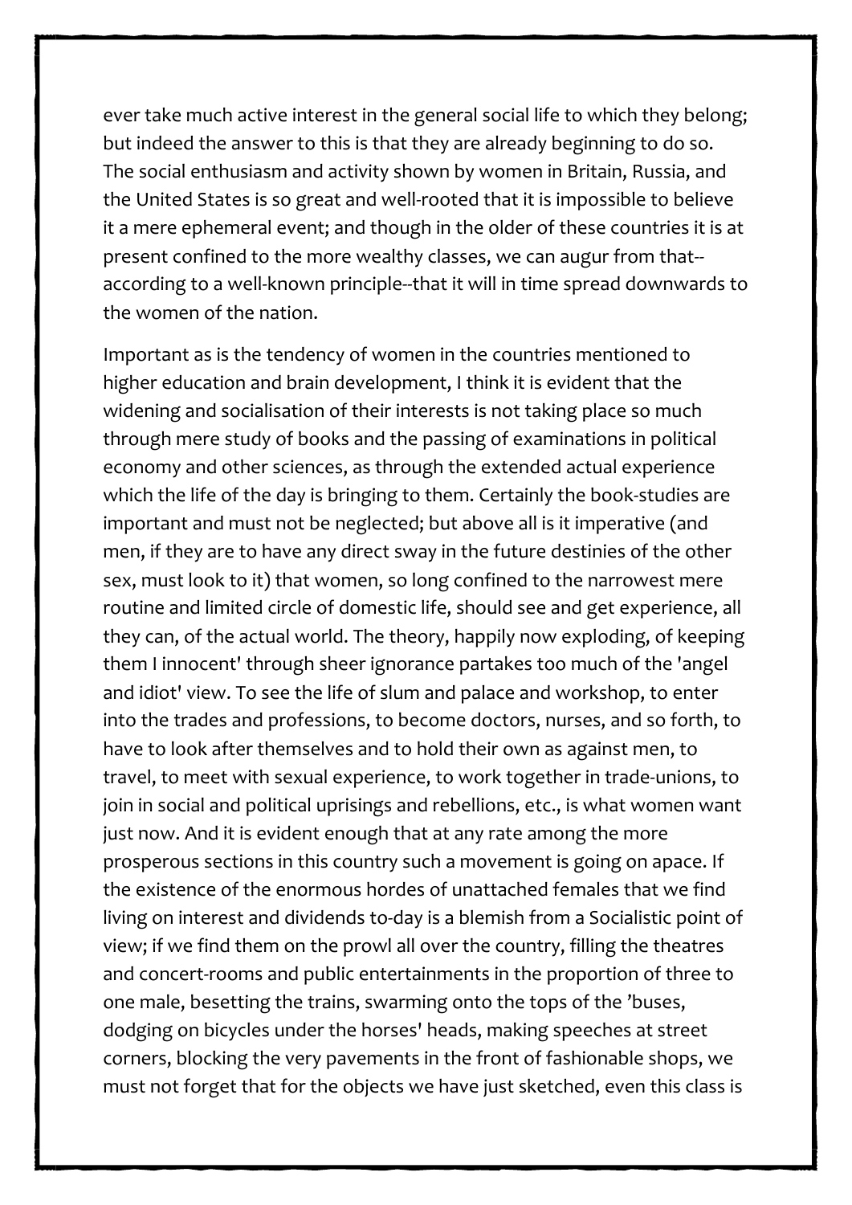ever take much active interest in the general social life to which they belong; but indeed the answer to this is that they are already beginning to do so. The social enthusiasm and activity shown by women in Britain, Russia, and the United States is so great and well-rooted that it is impossible to believe it a mere ephemeral event; and though in the older of these countries it is at present confined to the more wealthy classes, we can augur from that--according to a well-known principle--that it will in time spread downwards to the women of the nation.

Important as is the tendency of women in the countries mentioned to higher education and brain development, I think it is evident that the widening and socialisation of their interests is not taking place so much through mere study of books and the passing of examinations in political economy and other sciences, as through the extended actual experience which the life of the day is bringing to them. Certainly the book-studies are important and must not be neglected; but above all is it imperative (and men, if they are to have any direct sway in the future destinies of the other sex, must look to it) that women, so long confined to the narrowest mere routine and limited circle of domestic life, should see and get experience, all they can, of the actual world. The theory, happily now exploding, of keeping them I innocent' through sheer ignorance partakes too much of the 'angel and idiot' view. To see the life of slum and palace and workshop, to enter into the trades and professions, to become doctors, nurses, and so forth, to have to look after themselves and to hold their own as against men, to travel, to meet with sexual experience, to work together in trade-unions, to join in social and political uprisings and rebellions, etc., is what women want just now. And it is evident enough that at any rate among the more prosperous sections in this country such a movement is going on apace. If the existence of the enormous hordes of unattached females that we find living on interest and dividends to-day is a blemish from a Socialistic point of view; if we find them on the prowl all over the country, filling the theatres and concert-rooms and public entertainments in the proportion of three to one male, besetting the trains, swarming onto the tops of the 'buses, dodging on bicycles under the horses' heads, making speeches at street corners, blocking the very pavements in the front of fashionable shops, we must not forget that for the objects we have just sketched, even this class is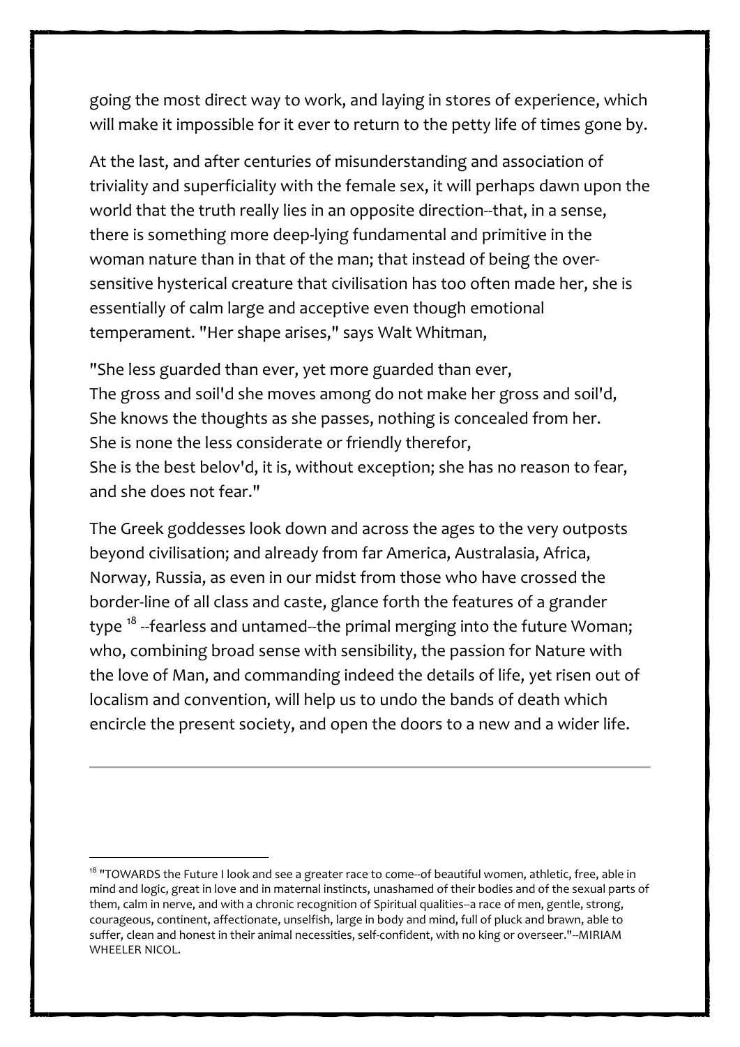going the most direct way to work, and laying in stores of experience, which will make it impossible for it ever to return to the petty life of times gone by.

At the last, and after centuries of misunderstanding and association of triviality and superficiality with the female sex, it will perhaps dawn upon the world that the truth really lies in an opposite direction--that, in a sense, there is something more deep-lying fundamental and primitive in the woman nature than in that of the man; that instead of being the over-sensitive hysterical creature that civilisation has too often made her, she is essentially of calm large and acceptive even though emotional temperament. "Her shape arises," says Walt Whitman,

"She less guarded than ever, yet more guarded than ever,
The gross and soil'd she moves among do not make her gross and soil'd,
She knows the thoughts as she passes, nothing is concealed from her.
She is none the less considerate or friendly therefor,
She is the best belov'd, it is, without exception; she has no reason to fear, and she does not fear."

The Greek goddesses look down and across the ages to the very outposts beyond civilisation; and already from far America, Australasia, Africa, Norway, Russia, as even in our midst from those who have crossed the border-line of all class and caste, glance forth the features of a grander type [18] --fearless and untamed--the primal merging into the future Woman; who, combining broad sense with sensibility, the passion for Nature with the love of Man, and commanding indeed the details of life, yet risen out of localism and convention, will help us to undo the bands of death which encircle the present society, and open the doors to a new and a wider life.

---

[18] "TOWARDS the Future I look and see a greater race to come--of beautiful women, athletic, free, able in mind and logic, great in love and in maternal instincts, unashamed of their bodies and of the sexual parts of them, calm in nerve, and with a chronic recognition of Spiritual qualities--a race of men, gentle, strong, courageous, continent, affectionate, unselfish, large in body and mind, full of pluck and brawn, able to suffer, clean and honest in their animal necessities, self-confident, with no king or overseer."--MIRIAM WHEELER NICOL.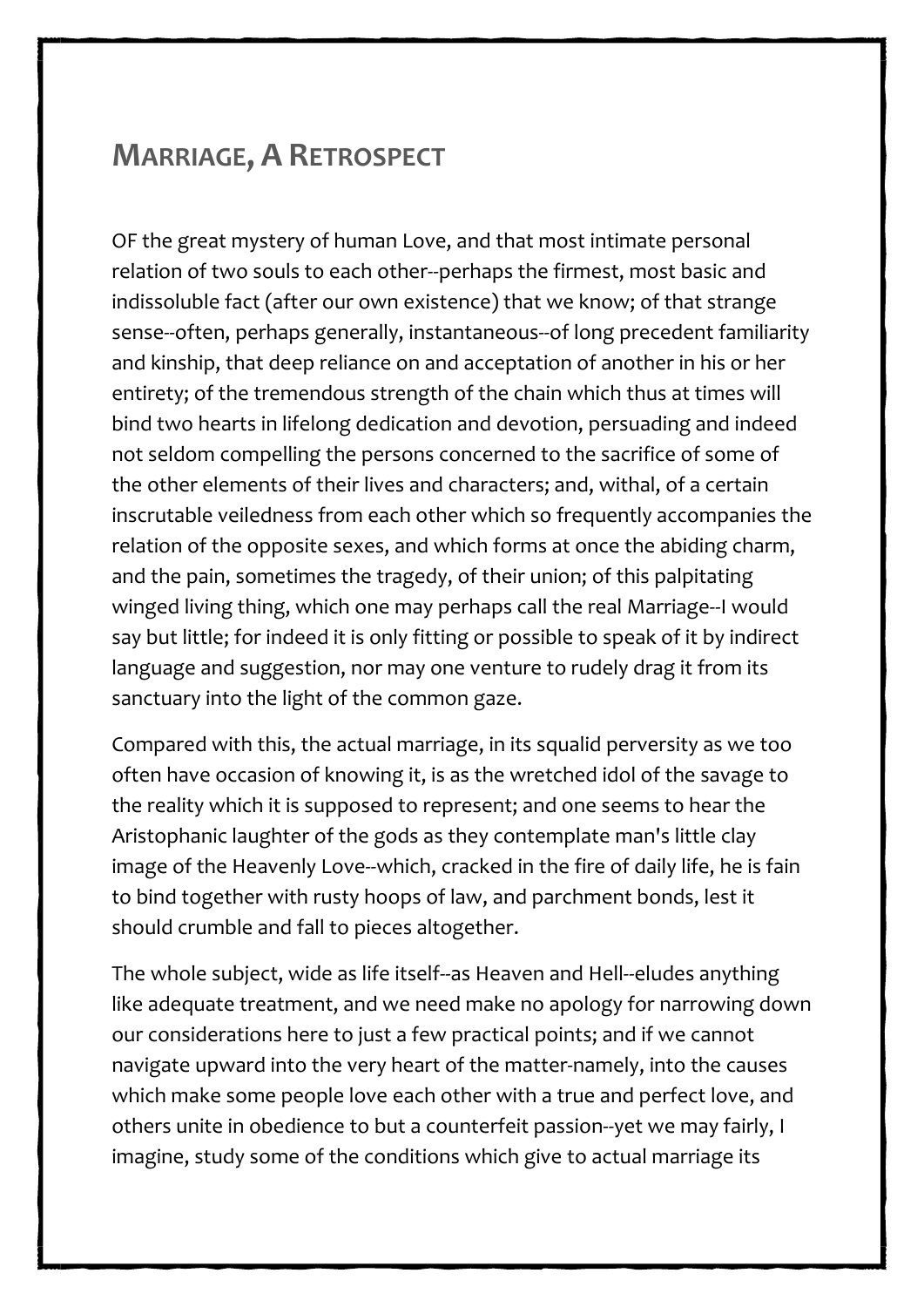## MARRIAGE, A RETROSPECT

OF the great mystery of human Love, and that most intimate personal relation of two souls to each other--perhaps the firmest, most basic and indissoluble fact (after our own existence) that we know; of that strange sense--often, perhaps generally, instantaneous--of long precedent familiarity and kinship, that deep reliance on and acceptation of another in his or her entirety; of the tremendous strength of the chain which thus at times will bind two hearts in lifelong dedication and devotion, persuading and indeed not seldom compelling the persons concerned to the sacrifice of some of the other elements of their lives and characters; and, withal, of a certain inscrutable veiledness from each other which so frequently accompanies the relation of the opposite sexes, and which forms at once the abiding charm, and the pain, sometimes the tragedy, of their union; of this palpitating winged living thing, which one may perhaps call the real Marriage--I would say but little; for indeed it is only fitting or possible to speak of it by indirect language and suggestion, nor may one venture to rudely drag it from its sanctuary into the light of the common gaze.

Compared with this, the actual marriage, in its squalid perversity as we too often have occasion of knowing it, is as the wretched idol of the savage to the reality which it is supposed to represent; and one seems to hear the Aristophanic laughter of the gods as they contemplate man's little clay image of the Heavenly Love--which, cracked in the fire of daily life, he is fain to bind together with rusty hoops of law, and parchment bonds, lest it should crumble and fall to pieces altogether.

The whole subject, wide as life itself--as Heaven and Hell--eludes anything like adequate treatment, and we need make no apology for narrowing down our considerations here to just a few practical points; and if we cannot navigate upward into the very heart of the matter-namely, into the causes which make some people love each other with a true and perfect love, and others unite in obedience to but a counterfeit passion--yet we may fairly, I imagine, study some of the conditions which give to actual marriage its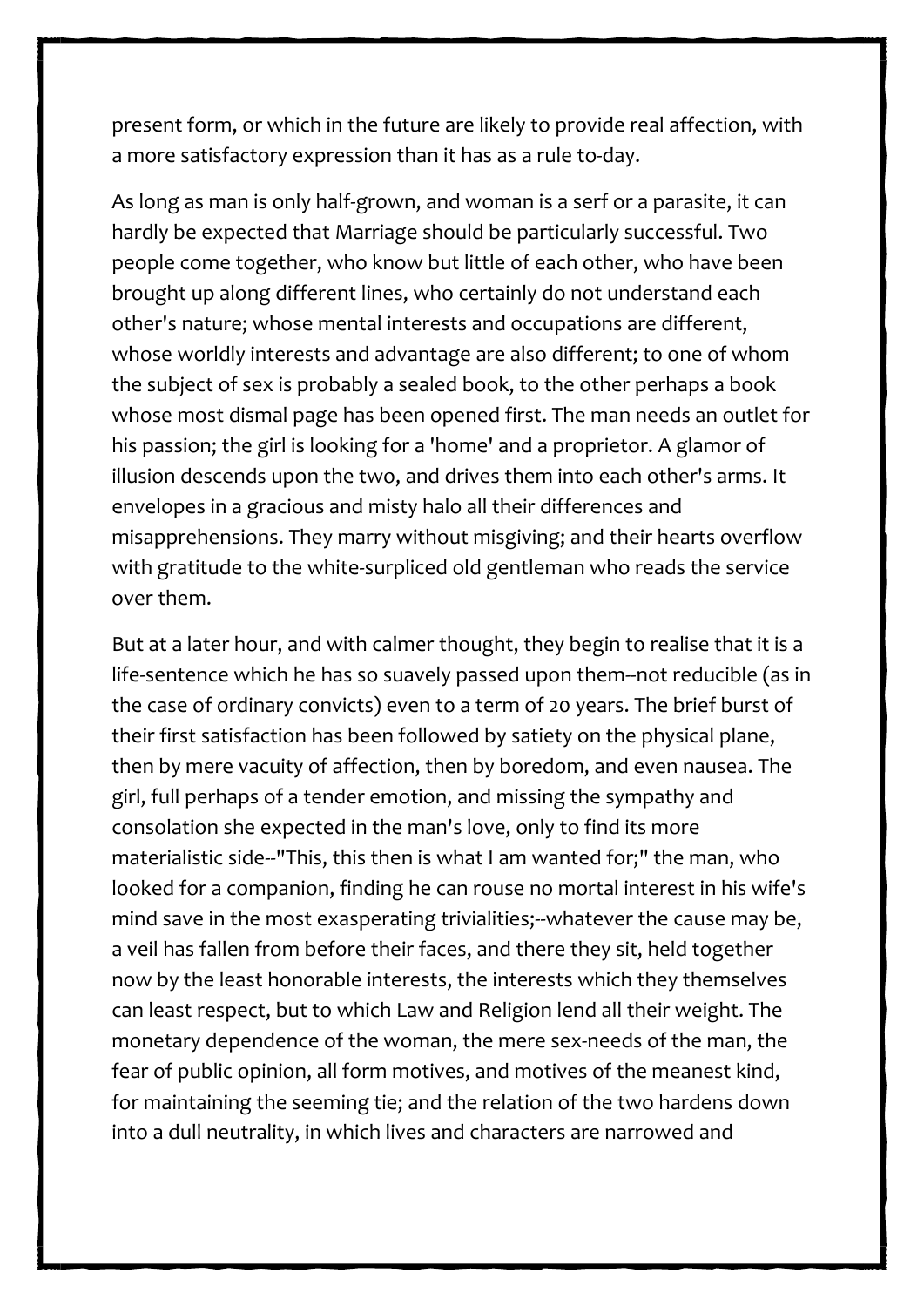present form, or which in the future are likely to provide real affection, with a more satisfactory expression than it has as a rule to-day.

As long as man is only half-grown, and woman is a serf or a parasite, it can hardly be expected that Marriage should be particularly successful. Two people come together, who know but little of each other, who have been brought up along different lines, who certainly do not understand each other's nature; whose mental interests and occupations are different, whose worldly interests and advantage are also different; to one of whom the subject of sex is probably a sealed book, to the other perhaps a book whose most dismal page has been opened first. The man needs an outlet for his passion; the girl is looking for a 'home' and a proprietor. A glamor of illusion descends upon the two, and drives them into each other's arms. It envelopes in a gracious and misty halo all their differences and misapprehensions. They marry without misgiving; and their hearts overflow with gratitude to the white-surpliced old gentleman who reads the service over them.

But at a later hour, and with calmer thought, they begin to realise that it is a life-sentence which he has so suavely passed upon them--not reducible (as in the case of ordinary convicts) even to a term of 20 years. The brief burst of their first satisfaction has been followed by satiety on the physical plane, then by mere vacuity of affection, then by boredom, and even nausea. The girl, full perhaps of a tender emotion, and missing the sympathy and consolation she expected in the man's love, only to find its more materialistic side--"This, this then is what I am wanted for;" the man, who looked for a companion, finding he can rouse no mortal interest in his wife's mind save in the most exasperating trivialities;--whatever the cause may be, a veil has fallen from before their faces, and there they sit, held together now by the least honorable interests, the interests which they themselves can least respect, but to which Law and Religion lend all their weight. The monetary dependence of the woman, the mere sex-needs of the man, the fear of public opinion, all form motives, and motives of the meanest kind, for maintaining the seeming tie; and the relation of the two hardens down into a dull neutrality, in which lives and characters are narrowed and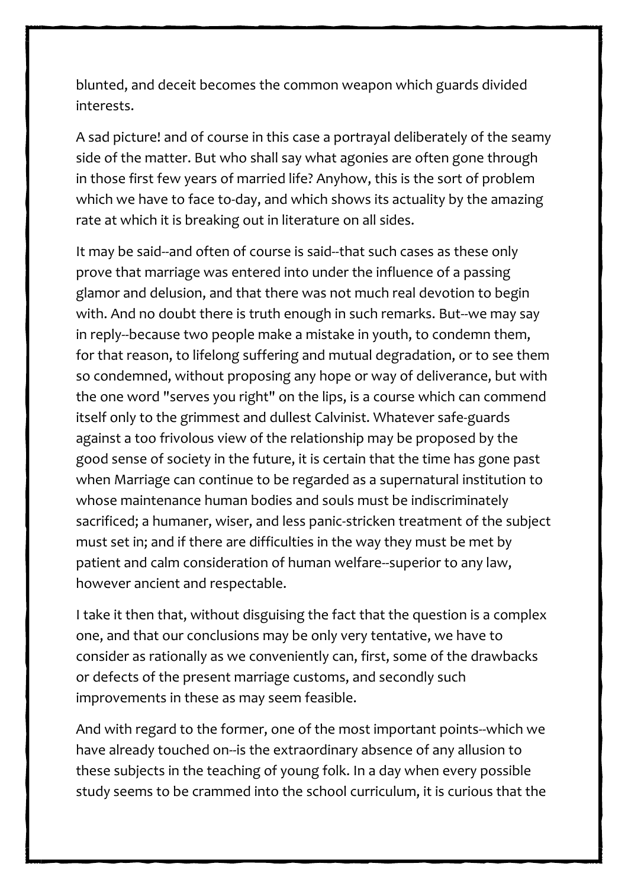blunted, and deceit becomes the common weapon which guards divided interests.

A sad picture! and of course in this case a portrayal deliberately of the seamy side of the matter. But who shall say what agonies are often gone through in those first few years of married life? Anyhow, this is the sort of problem which we have to face to-day, and which shows its actuality by the amazing rate at which it is breaking out in literature on all sides.

It may be said--and often of course is said--that such cases as these only prove that marriage was entered into under the influence of a passing glamor and delusion, and that there was not much real devotion to begin with. And no doubt there is truth enough in such remarks. But--we may say in reply--because two people make a mistake in youth, to condemn them, for that reason, to lifelong suffering and mutual degradation, or to see them so condemned, without proposing any hope or way of deliverance, but with the one word "serves you right" on the lips, is a course which can commend itself only to the grimmest and dullest Calvinist. Whatever safe-guards against a too frivolous view of the relationship may be proposed by the good sense of society in the future, it is certain that the time has gone past when Marriage can continue to be regarded as a supernatural institution to whose maintenance human bodies and souls must be indiscriminately sacrificed; a humaner, wiser, and less panic-stricken treatment of the subject must set in; and if there are difficulties in the way they must be met by patient and calm consideration of human welfare--superior to any law, however ancient and respectable.

I take it then that, without disguising the fact that the question is a complex one, and that our conclusions may be only very tentative, we have to consider as rationally as we conveniently can, first, some of the drawbacks or defects of the present marriage customs, and secondly such improvements in these as may seem feasible.

And with regard to the former, one of the most important points--which we have already touched on--is the extraordinary absence of any allusion to these subjects in the teaching of young folk. In a day when every possible study seems to be crammed into the school curriculum, it is curious that the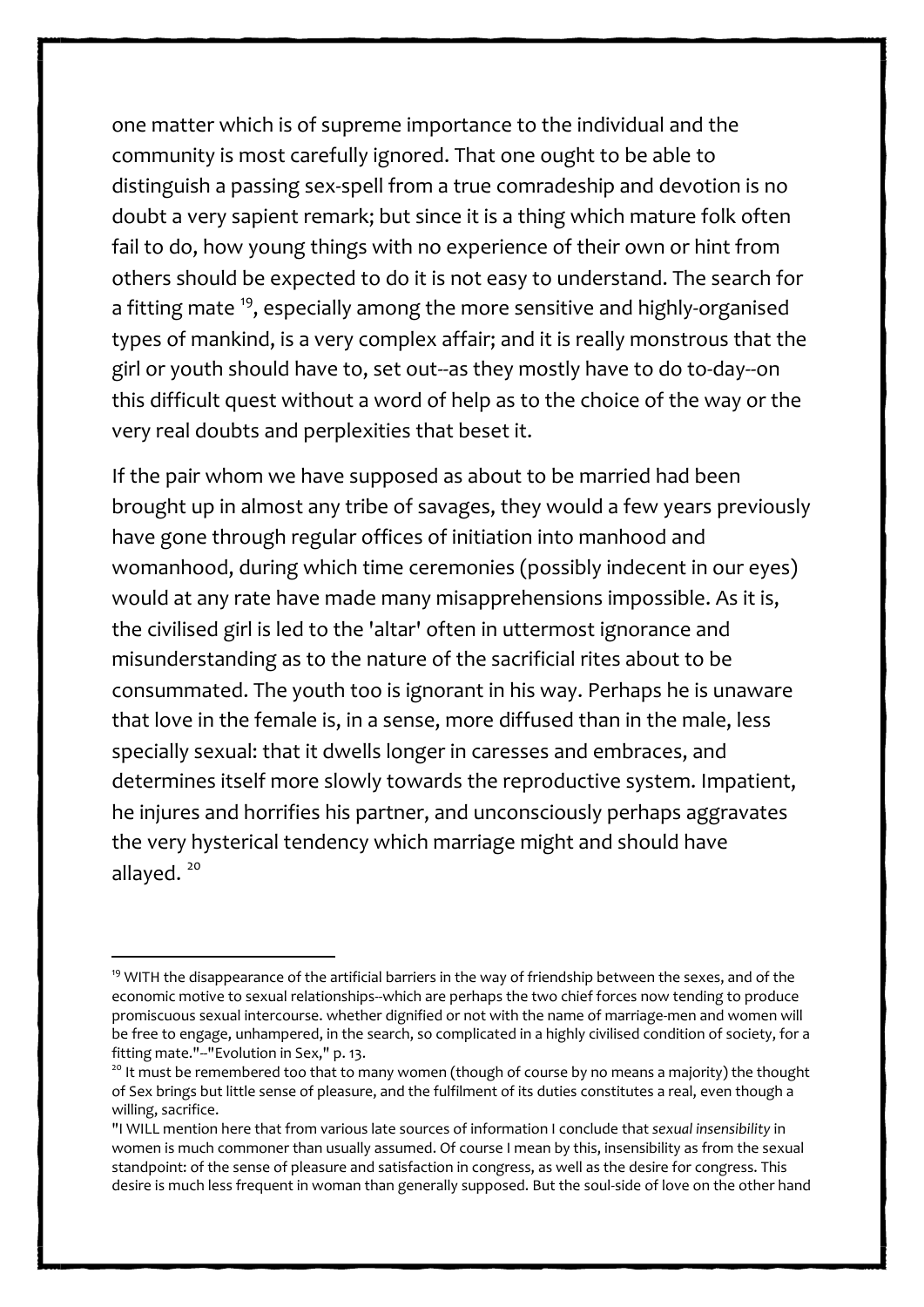one matter which is of supreme importance to the individual and the community is most carefully ignored. That one ought to be able to distinguish a passing sex-spell from a true comradeship and devotion is no doubt a very sapient remark; but since it is a thing which mature folk often fail to do, how young things with no experience of their own or hint from others should be expected to do it is not easy to understand. The search for a fitting mate [19], especially among the more sensitive and highly-organised types of mankind, is a very complex affair; and it is really monstrous that the girl or youth should have to, set out--as they mostly have to do to-day--on this difficult quest without a word of help as to the choice of the way or the very real doubts and perplexities that beset it.

If the pair whom we have supposed as about to be married had been brought up in almost any tribe of savages, they would a few years previously have gone through regular offices of initiation into manhood and womanhood, during which time ceremonies (possibly indecent in our eyes) would at any rate have made many misapprehensions impossible. As it is, the civilised girl is led to the 'altar' often in uttermost ignorance and misunderstanding as to the nature of the sacrificial rites about to be consummated. The youth too is ignorant in his way. Perhaps he is unaware that love in the female is, in a sense, more diffused than in the male, less specially sexual: that it dwells longer in caresses and embraces, and determines itself more slowly towards the reproductive system. Impatient, he injures and horrifies his partner, and unconsciously perhaps aggravates the very hysterical tendency which marriage might and should have allayed. [20]

---

[19] WITH the disappearance of the artificial barriers in the way of friendship between the sexes, and of the economic motive to sexual relationships--which are perhaps the two chief forces now tending to produce promiscuous sexual intercourse. whether dignified or not with the name of marriage-men and women will be free to engage, unhampered, in the search, so complicated in a highly civilised condition of society, for a fitting mate."--"Evolution in Sex," p. 13.

[20] It must be remembered too that to many women (though of course by no means a majority) the thought of Sex brings but little sense of pleasure, and the fulfilment of its duties constitutes a real, even though a willing, sacrifice.

"I WILL mention here that from various late sources of information I conclude that *sexual insensibility* in women is much commoner than usually assumed. Of course I mean by this, insensibility as from the sexual standpoint: of the sense of pleasure and satisfaction in congress, as well as the desire for congress. This desire is much less frequent in woman than generally supposed. But the soul-side of love on the other hand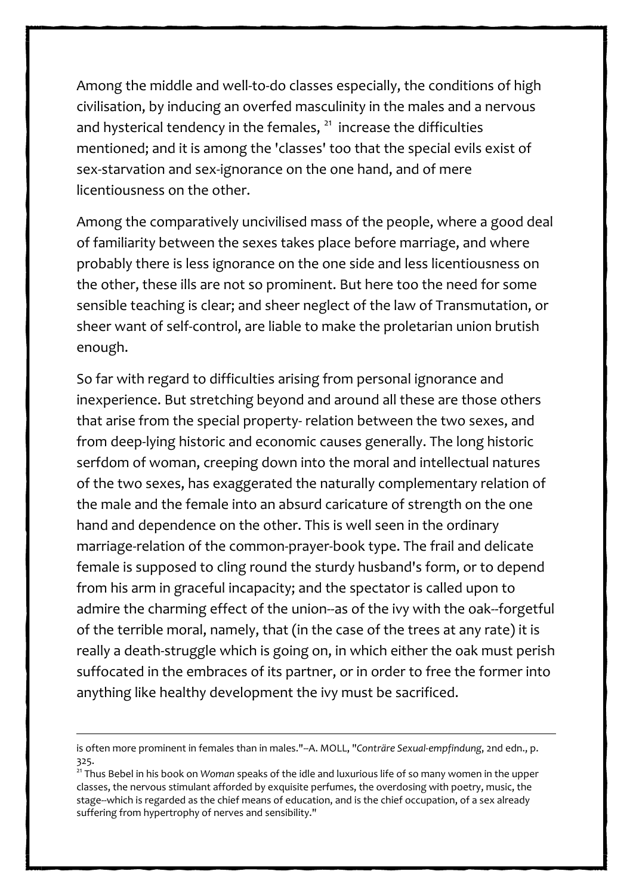Among the middle and well-to-do classes especially, the conditions of high civilisation, by inducing an overfed masculinity in the males and a nervous and hysterical tendency in the females, [21] increase the difficulties mentioned; and it is among the 'classes' too that the special evils exist of sex-starvation and sex-ignorance on the one hand, and of mere licentiousness on the other.

Among the comparatively uncivilised mass of the people, where a good deal of familiarity between the sexes takes place before marriage, and where probably there is less ignorance on the one side and less licentiousness on the other, these ills are not so prominent. But here too the need for some sensible teaching is clear; and sheer neglect of the law of Transmutation, or sheer want of self-control, are liable to make the proletarian union brutish enough.

So far with regard to difficulties arising from personal ignorance and inexperience. But stretching beyond and around all these are those others that arise from the special property- relation between the two sexes, and from deep-lying historic and economic causes generally. The long historic serfdom of woman, creeping down into the moral and intellectual natures of the two sexes, has exaggerated the naturally complementary relation of the male and the female into an absurd caricature of strength on the one hand and dependence on the other. This is well seen in the ordinary marriage-relation of the common-prayer-book type. The frail and delicate female is supposed to cling round the sturdy husband's form, or to depend from his arm in graceful incapacity; and the spectator is called upon to admire the charming effect of the union--as of the ivy with the oak--forgetful of the terrible moral, namely, that (in the case of the trees at any rate) it is really a death-struggle which is going on, in which either the oak must perish suffocated in the embraces of its partner, or in order to free the former into anything like healthy development the ivy must be sacrificed.

---

is often more prominent in females than in males."--A. MOLL, "*Conträre Sexual-empfindung*, 2nd edn., p. 325.

[21] Thus Bebel in his book on *Woman* speaks of the idle and luxurious life of so many women in the upper classes, the nervous stimulant afforded by exquisite perfumes, the overdosing with poetry, music, the stage--which is regarded as the chief means of education, and is the chief occupation, of a sex already suffering from hypertrophy of nerves and sensibility."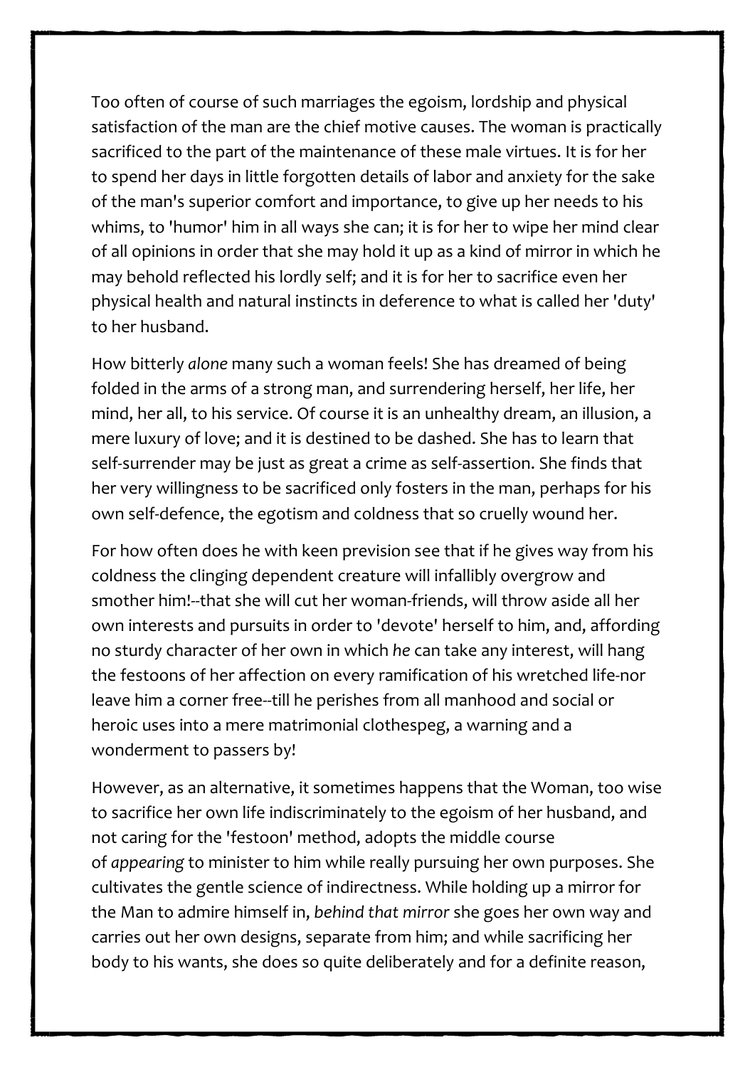Too often of course of such marriages the egoism, lordship and physical satisfaction of the man are the chief motive causes. The woman is practically sacrificed to the part of the maintenance of these male virtues. It is for her to spend her days in little forgotten details of labor and anxiety for the sake of the man's superior comfort and importance, to give up her needs to his whims, to 'humor' him in all ways she can; it is for her to wipe her mind clear of all opinions in order that she may hold it up as a kind of mirror in which he may behold reflected his lordly self; and it is for her to sacrifice even her physical health and natural instincts in deference to what is called her 'duty' to her husband.

How bitterly *alone* many such a woman feels! She has dreamed of being folded in the arms of a strong man, and surrendering herself, her life, her mind, her all, to his service. Of course it is an unhealthy dream, an illusion, a mere luxury of love; and it is destined to be dashed. She has to learn that self-surrender may be just as great a crime as self-assertion. She finds that her very willingness to be sacrificed only fosters in the man, perhaps for his own self-defence, the egotism and coldness that so cruelly wound her.

For how often does he with keen prevision see that if he gives way from his coldness the clinging dependent creature will infallibly overgrow and smother him!--that she will cut her woman-friends, will throw aside all her own interests and pursuits in order to 'devote' herself to him, and, affording no sturdy character of her own in which *he* can take any interest, will hang the festoons of her affection on every ramification of his wretched life-nor leave him a corner free--till he perishes from all manhood and social or heroic uses into a mere matrimonial clothespeg, a warning and a wonderment to passers by!

However, as an alternative, it sometimes happens that the Woman, too wise to sacrifice her own life indiscriminately to the egoism of her husband, and not caring for the 'festoon' method, adopts the middle course of *appearing* to minister to him while really pursuing her own purposes. She cultivates the gentle science of indirectness. While holding up a mirror for the Man to admire himself in, *behind that mirror* she goes her own way and carries out her own designs, separate from him; and while sacrificing her body to his wants, she does so quite deliberately and for a definite reason,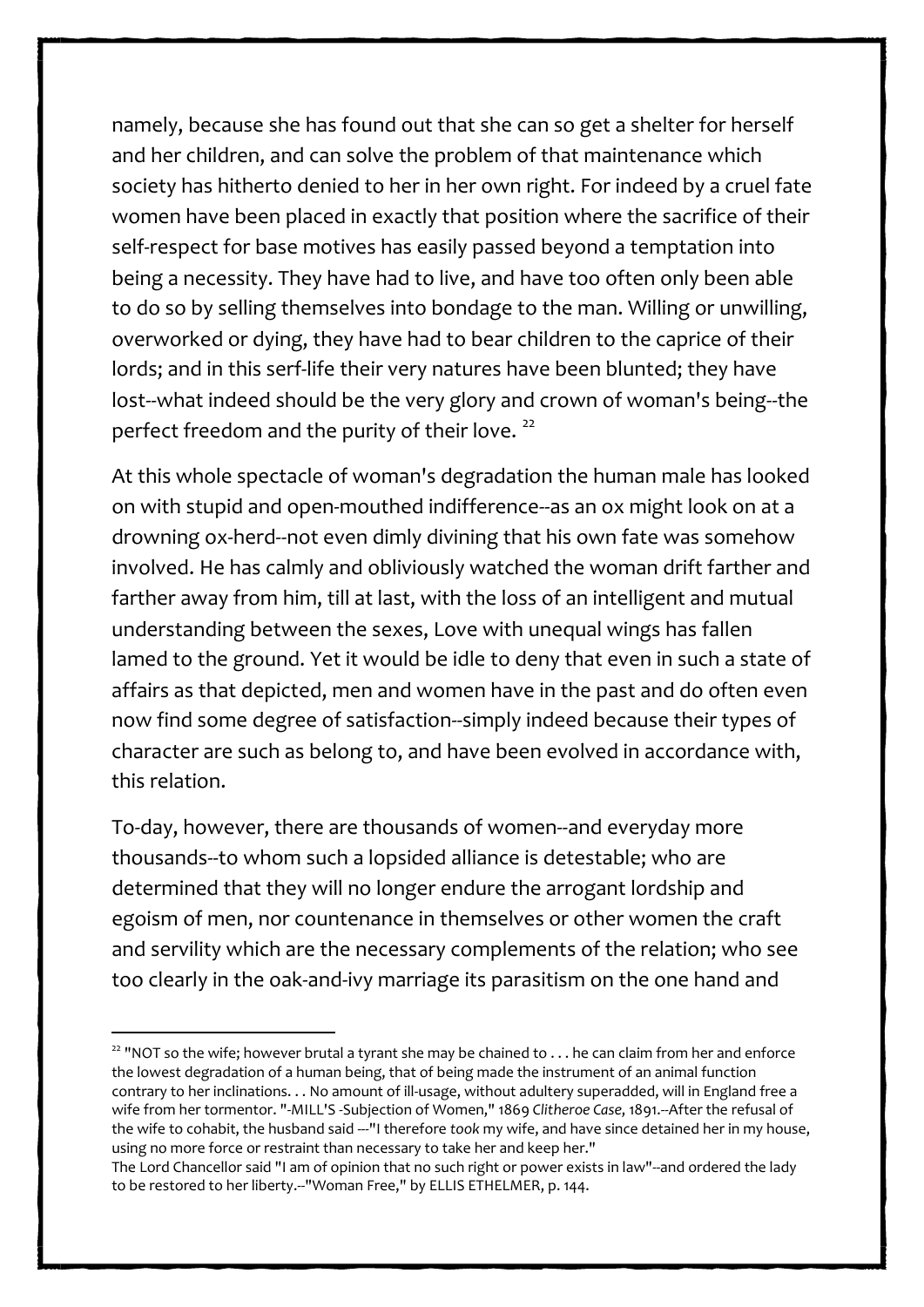namely, because she has found out that she can so get a shelter for herself and her children, and can solve the problem of that maintenance which society has hitherto denied to her in her own right. For indeed by a cruel fate women have been placed in exactly that position where the sacrifice of their self-respect for base motives has easily passed beyond a temptation into being a necessity. They have had to live, and have too often only been able to do so by selling themselves into bondage to the man. Willing or unwilling, overworked or dying, they have had to bear children to the caprice of their lords; and in this serf-life their very natures have been blunted; they have lost--what indeed should be the very glory and crown of woman's being--the perfect freedom and the purity of their love. [22]

At this whole spectacle of woman's degradation the human male has looked on with stupid and open-mouthed indifference--as an ox might look on at a drowning ox-herd--not even dimly divining that his own fate was somehow involved. He has calmly and obliviously watched the woman drift farther and farther away from him, till at last, with the loss of an intelligent and mutual understanding between the sexes, Love with unequal wings has fallen lamed to the ground. Yet it would be idle to deny that even in such a state of affairs as that depicted, men and women have in the past and do often even now find some degree of satisfaction--simply indeed because their types of character are such as belong to, and have been evolved in accordance with, this relation.

To-day, however, there are thousands of women--and everyday more thousands--to whom such a lopsided alliance is detestable; who are determined that they will no longer endure the arrogant lordship and egoism of men, nor countenance in themselves or other women the craft and servility which are the necessary complements of the relation; who see too clearly in the oak-and-ivy marriage its parasitism on the one hand and

---

[22] "NOT so the wife; however brutal a tyrant she may be chained to . . . he can claim from her and enforce the lowest degradation of a human being, that of being made the instrument of an animal function contrary to her inclinations. . . No amount of ill-usage, without adultery superadded, will in England free a wife from her tormentor. "-MILL'S -Subjection of Women," 1869 *Clitheroe Case*, 1891.--After the refusal of the wife to cohabit, the husband said ---"I therefore *took* my wife, and have since detained her in my house, using no more force or restraint than necessary to take her and keep her."
The Lord Chancellor said "I am of opinion that no such right or power exists in law"--and ordered the lady to be restored to her liberty.--"Woman Free," by ELLIS ETHELMER, p. 144.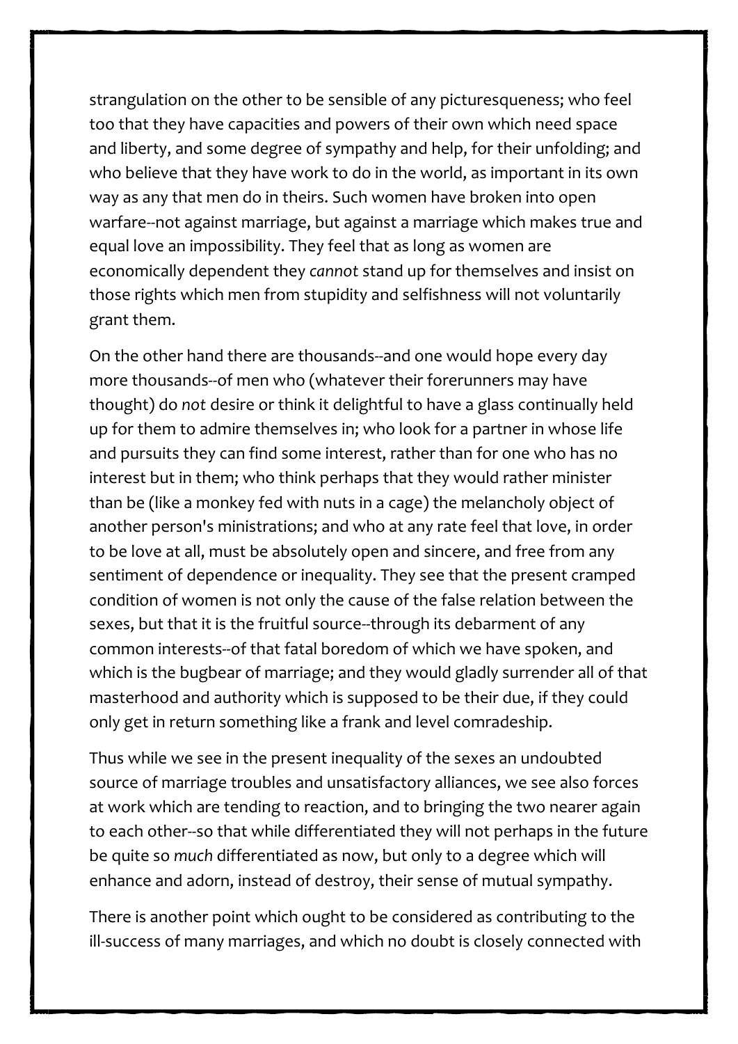strangulation on the other to be sensible of any picturesqueness; who feel too that they have capacities and powers of their own which need space and liberty, and some degree of sympathy and help, for their unfolding; and who believe that they have work to do in the world, as important in its own way as any that men do in theirs. Such women have broken into open warfare--not against marriage, but against a marriage which makes true and equal love an impossibility. They feel that as long as women are economically dependent they *cannot* stand up for themselves and insist on those rights which men from stupidity and selfishness will not voluntarily grant them.

On the other hand there are thousands--and one would hope every day more thousands--of men who (whatever their forerunners may have thought) do *not* desire or think it delightful to have a glass continually held up for them to admire themselves in; who look for a partner in whose life and pursuits they can find some interest, rather than for one who has no interest but in them; who think perhaps that they would rather minister than be (like a monkey fed with nuts in a cage) the melancholy object of another person's ministrations; and who at any rate feel that love, in order to be love at all, must be absolutely open and sincere, and free from any sentiment of dependence or inequality. They see that the present cramped condition of women is not only the cause of the false relation between the sexes, but that it is the fruitful source--through its debarment of any common interests--of that fatal boredom of which we have spoken, and which is the bugbear of marriage; and they would gladly surrender all of that masterhood and authority which is supposed to be their due, if they could only get in return something like a frank and level comradeship.

Thus while we see in the present inequality of the sexes an undoubted source of marriage troubles and unsatisfactory alliances, we see also forces at work which are tending to reaction, and to bringing the two nearer again to each other--so that while differentiated they will not perhaps in the future be quite so *much* differentiated as now, but only to a degree which will enhance and adorn, instead of destroy, their sense of mutual sympathy.

There is another point which ought to be considered as contributing to the ill-success of many marriages, and which no doubt is closely connected with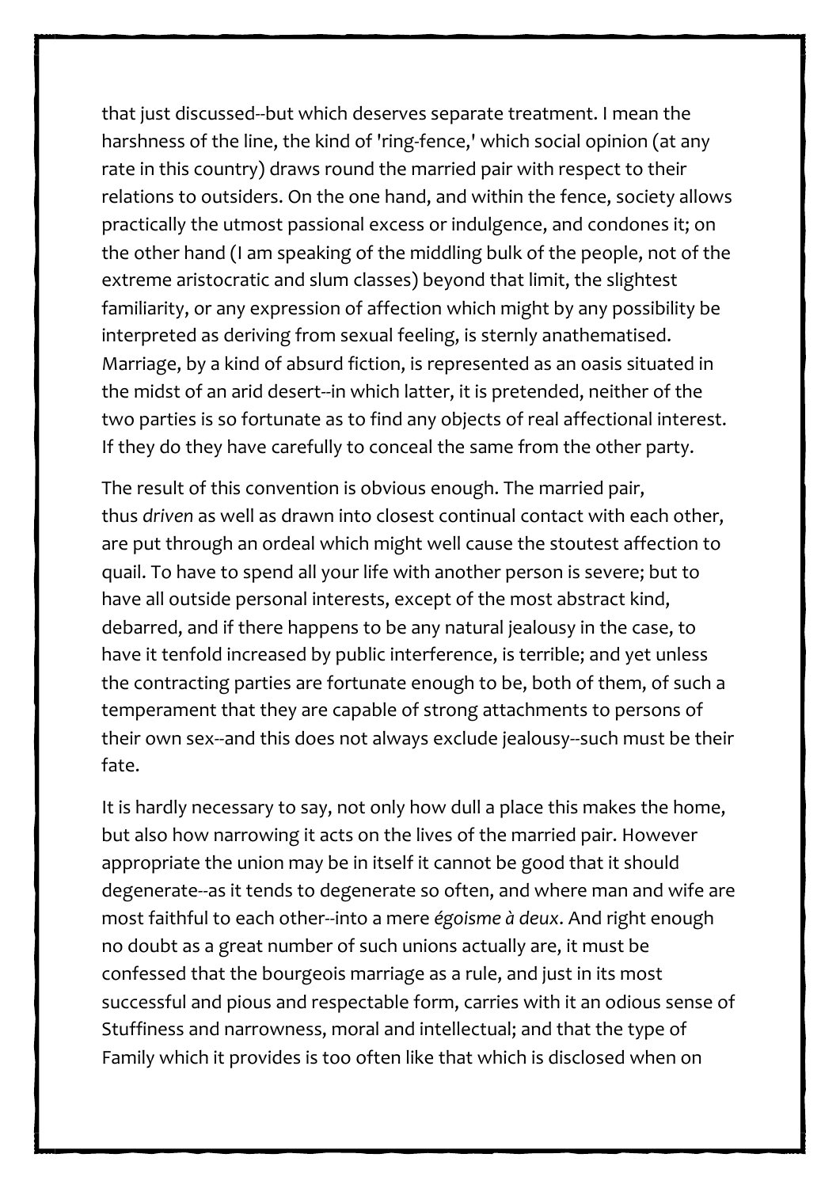that just discussed--but which deserves separate treatment. I mean the harshness of the line, the kind of 'ring-fence,' which social opinion (at any rate in this country) draws round the married pair with respect to their relations to outsiders. On the one hand, and within the fence, society allows practically the utmost passional excess or indulgence, and condones it; on the other hand (I am speaking of the middling bulk of the people, not of the extreme aristocratic and slum classes) beyond that limit, the slightest familiarity, or any expression of affection which might by any possibility be interpreted as deriving from sexual feeling, is sternly anathematised. Marriage, by a kind of absurd fiction, is represented as an oasis situated in the midst of an arid desert--in which latter, it is pretended, neither of the two parties is so fortunate as to find any objects of real affectional interest. If they do they have carefully to conceal the same from the other party.

The result of this convention is obvious enough. The married pair, thus *driven* as well as drawn into closest continual contact with each other, are put through an ordeal which might well cause the stoutest affection to quail. To have to spend all your life with another person is severe; but to have all outside personal interests, except of the most abstract kind, debarred, and if there happens to be any natural jealousy in the case, to have it tenfold increased by public interference, is terrible; and yet unless the contracting parties are fortunate enough to be, both of them, of such a temperament that they are capable of strong attachments to persons of their own sex--and this does not always exclude jealousy--such must be their fate.

It is hardly necessary to say, not only how dull a place this makes the home, but also how narrowing it acts on the lives of the married pair. However appropriate the union may be in itself it cannot be good that it should degenerate--as it tends to degenerate so often, and where man and wife are most faithful to each other--into a mere *égoisme à deux*. And right enough no doubt as a great number of such unions actually are, it must be confessed that the bourgeois marriage as a rule, and just in its most successful and pious and respectable form, carries with it an odious sense of Stuffiness and narrowness, moral and intellectual; and that the type of Family which it provides is too often like that which is disclosed when on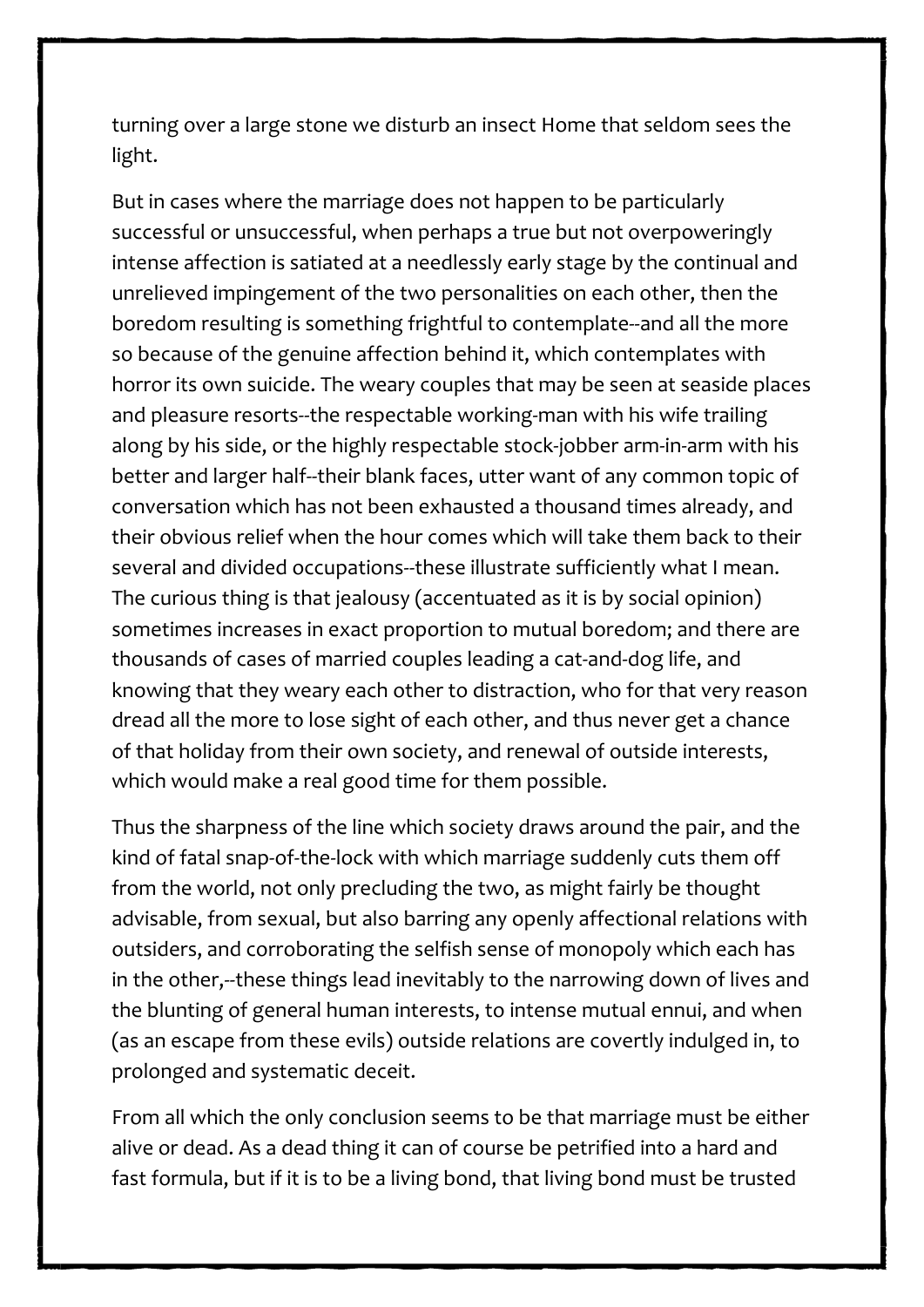turning over a large stone we disturb an insect Home that seldom sees the light.

But in cases where the marriage does not happen to be particularly successful or unsuccessful, when perhaps a true but not overpoweringly intense affection is satiated at a needlessly early stage by the continual and unrelieved impingement of the two personalities on each other, then the boredom resulting is something frightful to contemplate--and all the more so because of the genuine affection behind it, which contemplates with horror its own suicide. The weary couples that may be seen at seaside places and pleasure resorts--the respectable working-man with his wife trailing along by his side, or the highly respectable stock-jobber arm-in-arm with his better and larger half--their blank faces, utter want of any common topic of conversation which has not been exhausted a thousand times already, and their obvious relief when the hour comes which will take them back to their several and divided occupations--these illustrate sufficiently what I mean. The curious thing is that jealousy (accentuated as it is by social opinion) sometimes increases in exact proportion to mutual boredom; and there are thousands of cases of married couples leading a cat-and-dog life, and knowing that they weary each other to distraction, who for that very reason dread all the more to lose sight of each other, and thus never get a chance of that holiday from their own society, and renewal of outside interests, which would make a real good time for them possible.

Thus the sharpness of the line which society draws around the pair, and the kind of fatal snap-of-the-lock with which marriage suddenly cuts them off from the world, not only precluding the two, as might fairly be thought advisable, from sexual, but also barring any openly affectional relations with outsiders, and corroborating the selfish sense of monopoly which each has in the other,--these things lead inevitably to the narrowing down of lives and the blunting of general human interests, to intense mutual ennui, and when (as an escape from these evils) outside relations are covertly indulged in, to prolonged and systematic deceit.

From all which the only conclusion seems to be that marriage must be either alive or dead. As a dead thing it can of course be petrified into a hard and fast formula, but if it is to be a living bond, that living bond must be trusted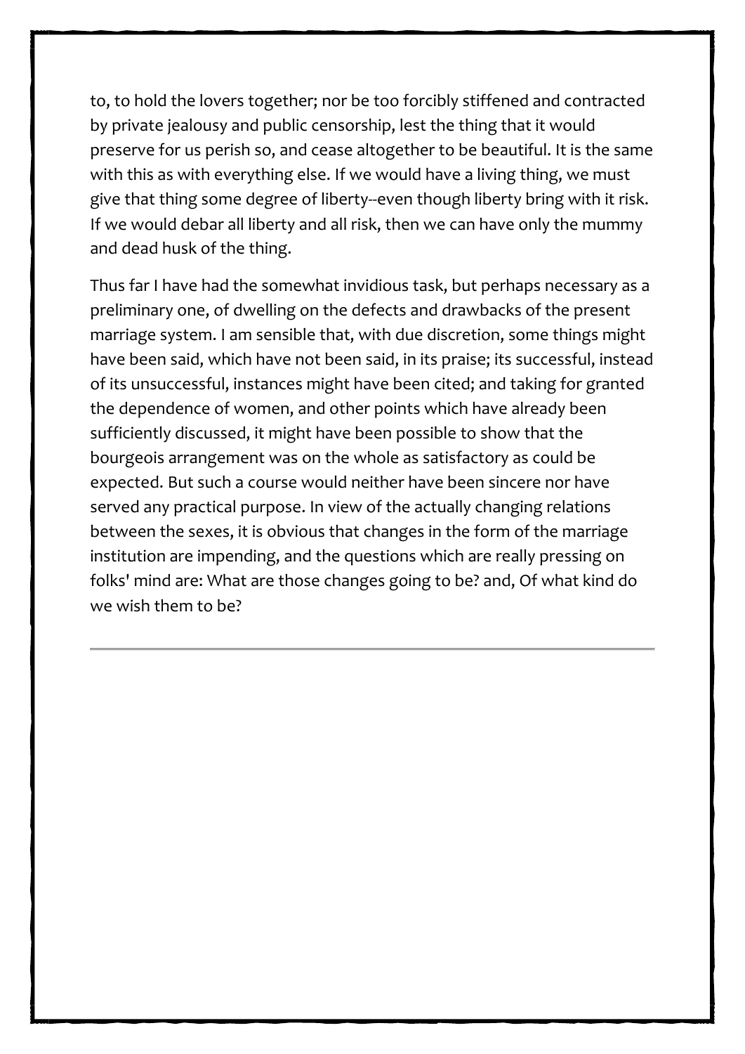to, to hold the lovers together; nor be too forcibly stiffened and contracted by private jealousy and public censorship, lest the thing that it would preserve for us perish so, and cease altogether to be beautiful. It is the same with this as with everything else. If we would have a living thing, we must give that thing some degree of liberty--even though liberty bring with it risk. If we would debar all liberty and all risk, then we can have only the mummy and dead husk of the thing.

Thus far I have had the somewhat invidious task, but perhaps necessary as a preliminary one, of dwelling on the defects and drawbacks of the present marriage system. I am sensible that, with due discretion, some things might have been said, which have not been said, in its praise; its successful, instead of its unsuccessful, instances might have been cited; and taking for granted the dependence of women, and other points which have already been sufficiently discussed, it might have been possible to show that the bourgeois arrangement was on the whole as satisfactory as could be expected. But such a course would neither have been sincere nor have served any practical purpose. In view of the actually changing relations between the sexes, it is obvious that changes in the form of the marriage institution are impending, and the questions which are really pressing on folks' mind are: What are those changes going to be? and, Of what kind do we wish them to be?

---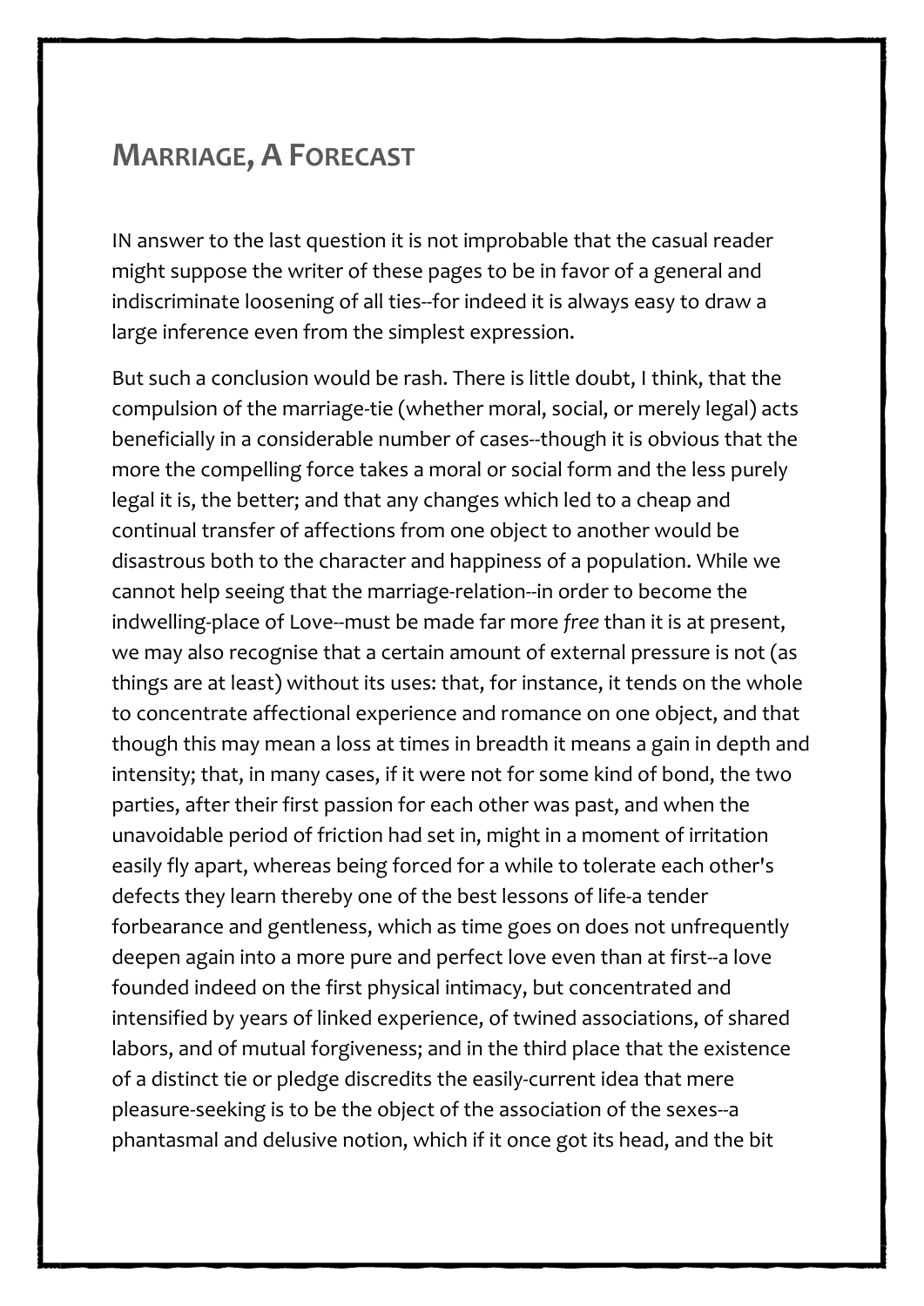## MARRIAGE, A FORECAST

IN answer to the last question it is not improbable that the casual reader might suppose the writer of these pages to be in favor of a general and indiscriminate loosening of all ties--for indeed it is always easy to draw a large inference even from the simplest expression.

But such a conclusion would be rash. There is little doubt, I think, that the compulsion of the marriage-tie (whether moral, social, or merely legal) acts beneficially in a considerable number of cases--though it is obvious that the more the compelling force takes a moral or social form and the less purely legal it is, the better; and that any changes which led to a cheap and continual transfer of affections from one object to another would be disastrous both to the character and happiness of a population. While we cannot help seeing that the marriage-relation--in order to become the indwelling-place of Love--must be made far more *free* than it is at present, we may also recognise that a certain amount of external pressure is not (as things are at least) without its uses: that, for instance, it tends on the whole to concentrate affectional experience and romance on one object, and that though this may mean a loss at times in breadth it means a gain in depth and intensity; that, in many cases, if it were not for some kind of bond, the two parties, after their first passion for each other was past, and when the unavoidable period of friction had set in, might in a moment of irritation easily fly apart, whereas being forced for a while to tolerate each other's defects they learn thereby one of the best lessons of life-a tender forbearance and gentleness, which as time goes on does not unfrequently deepen again into a more pure and perfect love even than at first--a love founded indeed on the first physical intimacy, but concentrated and intensified by years of linked experience, of twined associations, of shared labors, and of mutual forgiveness; and in the third place that the existence of a distinct tie or pledge discredits the easily-current idea that mere pleasure-seeking is to be the object of the association of the sexes--a phantasmal and delusive notion, which if it once got its head, and the bit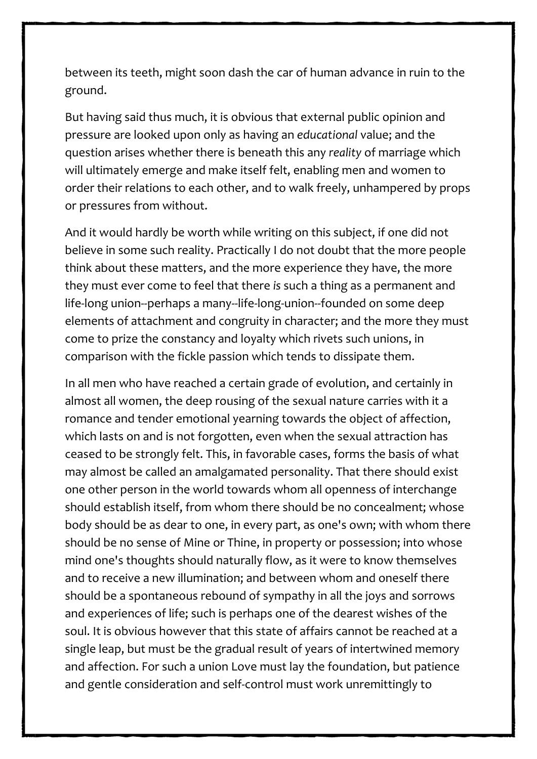between its teeth, might soon dash the car of human advance in ruin to the ground.

But having said thus much, it is obvious that external public opinion and pressure are looked upon only as having an *educational* value; and the question arises whether there is beneath this any *reality* of marriage which will ultimately emerge and make itself felt, enabling men and women to order their relations to each other, and to walk freely, unhampered by props or pressures from without.

And it would hardly be worth while writing on this subject, if one did not believe in some such reality. Practically I do not doubt that the more people think about these matters, and the more experience they have, the more they must ever come to feel that there *is* such a thing as a permanent and life-long union--perhaps a many--life-long-union--founded on some deep elements of attachment and congruity in character; and the more they must come to prize the constancy and loyalty which rivets such unions, in comparison with the fickle passion which tends to dissipate them.

In all men who have reached a certain grade of evolution, and certainly in almost all women, the deep rousing of the sexual nature carries with it a romance and tender emotional yearning towards the object of affection, which lasts on and is not forgotten, even when the sexual attraction has ceased to be strongly felt. This, in favorable cases, forms the basis of what may almost be called an amalgamated personality. That there should exist one other person in the world towards whom all openness of interchange should establish itself, from whom there should be no concealment; whose body should be as dear to one, in every part, as one's own; with whom there should be no sense of Mine or Thine, in property or possession; into whose mind one's thoughts should naturally flow, as it were to know themselves and to receive a new illumination; and between whom and oneself there should be a spontaneous rebound of sympathy in all the joys and sorrows and experiences of life; such is perhaps one of the dearest wishes of the soul. It is obvious however that this state of affairs cannot be reached at a single leap, but must be the gradual result of years of intertwined memory and affection. For such a union Love must lay the foundation, but patience and gentle consideration and self-control must work unremittingly to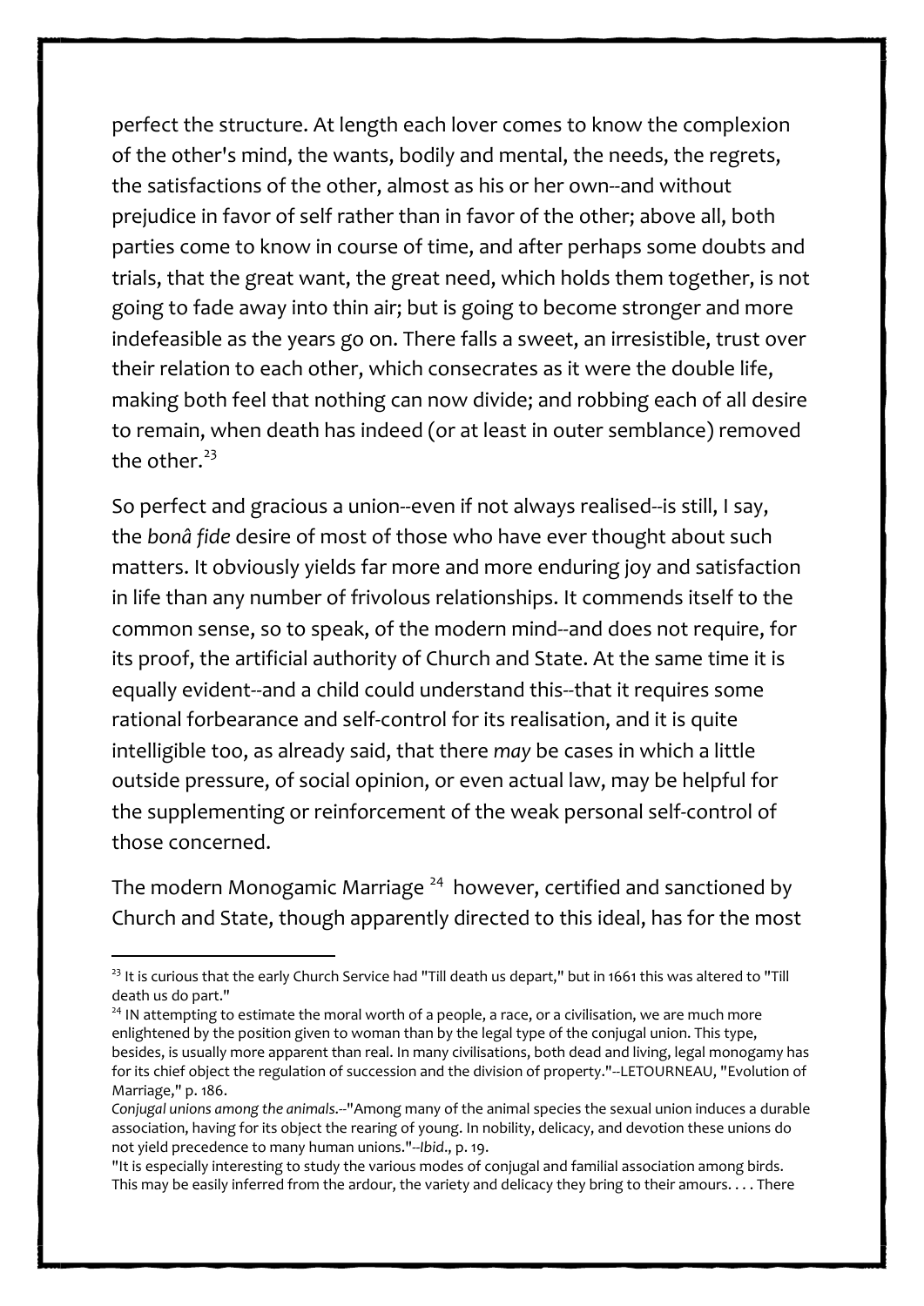perfect the structure. At length each lover comes to know the complexion of the other's mind, the wants, bodily and mental, the needs, the regrets, the satisfactions of the other, almost as his or her own--and without prejudice in favor of self rather than in favor of the other; above all, both parties come to know in course of time, and after perhaps some doubts and trials, that the great want, the great need, which holds them together, is not going to fade away into thin air; but is going to become stronger and more indefeasible as the years go on. There falls a sweet, an irresistible, trust over their relation to each other, which consecrates as it were the double life, making both feel that nothing can now divide; and robbing each of all desire to remain, when death has indeed (or at least in outer semblance) removed the other.[23]

So perfect and gracious a union--even if not always realised--is still, I say, the *bonâ fide* desire of most of those who have ever thought about such matters. It obviously yields far more and more enduring joy and satisfaction in life than any number of frivolous relationships. It commends itself to the common sense, so to speak, of the modern mind--and does not require, for its proof, the artificial authority of Church and State. At the same time it is equally evident--and a child could understand this--that it requires some rational forbearance and self-control for its realisation, and it is quite intelligible too, as already said, that there *may* be cases in which a little outside pressure, of social opinion, or even actual law, may be helpful for the supplementing or reinforcement of the weak personal self-control of those concerned.

The modern Monogamic Marriage [24] however, certified and sanctioned by Church and State, though apparently directed to this ideal, has for the most

---

[23] It is curious that the early Church Service had "Till death us depart," but in 1661 this was altered to "Till death us do part."

[24] IN attempting to estimate the moral worth of a people, a race, or a civilisation, we are much more enlightened by the position given to woman than by the legal type of the conjugal union. This type, besides, is usually more apparent than real. In many civilisations, both dead and living, legal monogamy has for its chief object the regulation of succession and the division of property."--LETOURNEAU, "Evolution of Marriage," p. 186.

*Conjugal unions among the animals*.--"Among many of the animal species the sexual union induces a durable association, having for its object the rearing of young. In nobility, delicacy, and devotion these unions do not yield precedence to many human unions."--*Ibid*., p. 19.

"It is especially interesting to study the various modes of conjugal and familial association among birds. This may be easily inferred from the ardour, the variety and delicacy they bring to their amours. . . . There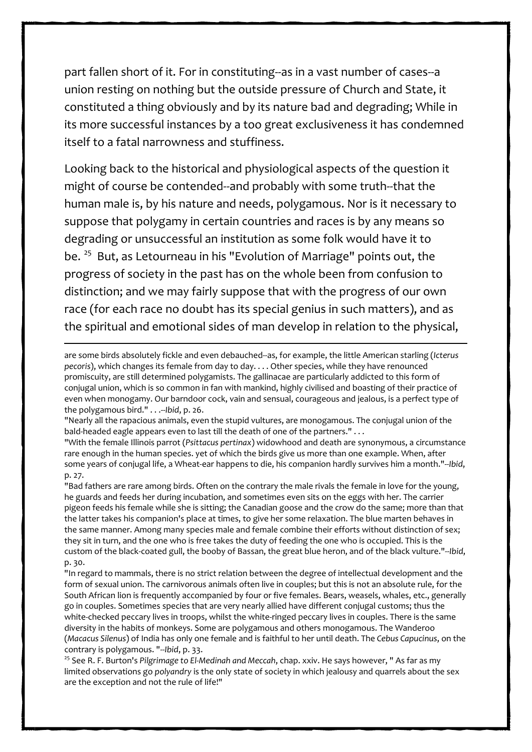part fallen short of it. For in constituting--as in a vast number of cases--a union resting on nothing but the outside pressure of Church and State, it constituted a thing obviously and by its nature bad and degrading; While in its more successful instances by a too great exclusiveness it has condemned itself to a fatal narrowness and stuffiness.

Looking back to the historical and physiological aspects of the question it might of course be contended--and probably with some truth--that the human male is, by his nature and needs, polygamous. Nor is it necessary to suppose that polygamy in certain countries and races is by any means so degrading or unsuccessful an institution as some folk would have it to be. [25] But, as Letourneau in his "Evolution of Marriage" points out, the progress of society in the past has on the whole been from confusion to distinction; and we may fairly suppose that with the progress of our own race (for each race no doubt has its special genius in such matters), and as the spiritual and emotional sides of man develop in relation to the physical,

---

are some birds absolutely fickle and even debauched--as, for example, the little American starling (*Icterus pecoris*), which changes its female from day to day. . . . Other species, while they have renounced promiscuity, are still determined polygamists. The gallinacae are particularly addicted to this form of conjugal union, which is so common in fan with mankind, highly civilised and boasting of their practice of even when monogamy. Our barndoor cock, vain and sensual, courageous and jealous, is a perfect type of the polygamous bird." . . .--*Ibid*, p. 26.

"Nearly all the rapacious animals, even the stupid vultures, are monogamous. The conjugal union of the bald-headed eagle appears even to last till the death of one of the partners." . . .

"With the female Illinois parrot (*Psittacus pertinax*) widowhood and death are synonymous, a circumstance rare enough in the human species. yet of which the birds give us more than one example. When, after some years of conjugal life, a Wheat-ear happens to die, his companion hardly survives him a month."--*Ibid*, p. 27.

"Bad fathers are rare among birds. Often on the contrary the male rivals the female in love for the young, he guards and feeds her during incubation, and sometimes even sits on the eggs with her. The carrier pigeon feeds his female while she is sitting; the Canadian goose and the crow do the same; more than that the latter takes his companion's place at times, to give her some relaxation. The blue marten behaves in the same manner. Among many species male and female combine their efforts without distinction of sex; they sit in turn, and the one who is free takes the duty of feeding the one who is occupied. This is the custom of the black-coated gull, the booby of Bassan, the great blue heron, and of the black vulture."--*Ibid*, p. 30.

"In regard to mammals, there is no strict relation between the degree of intellectual development and the form of sexual union. The carnivorous animals often live in couples; but this is not an absolute rule, for the South African lion is frequently accompanied by four or five females. Bears, weasels, whales, etc., generally go in couples. Sometimes species that are very nearly allied have different conjugal customs; thus the white-checked peccary lives in troops, whilst the white-ringed peccary lives in couples. There is the same diversity in the habits of monkeys. Some are polygamous and others monogamous. The Wanderoo (*Macacus Silenus*) of India has only one female and is faithful to her until death. The *Cebus Capucinus*, on the contrary is polygamous. "--*Ibid*, p. 33.

[25] See R. F. Burton's *Pilgrimage to El-Medinah and Meccah*, chap. xxiv. He says however, " As far as my limited observations go *polyandry* is the only state of society in which jealousy and quarrels about the sex are the exception and not the rule of life!"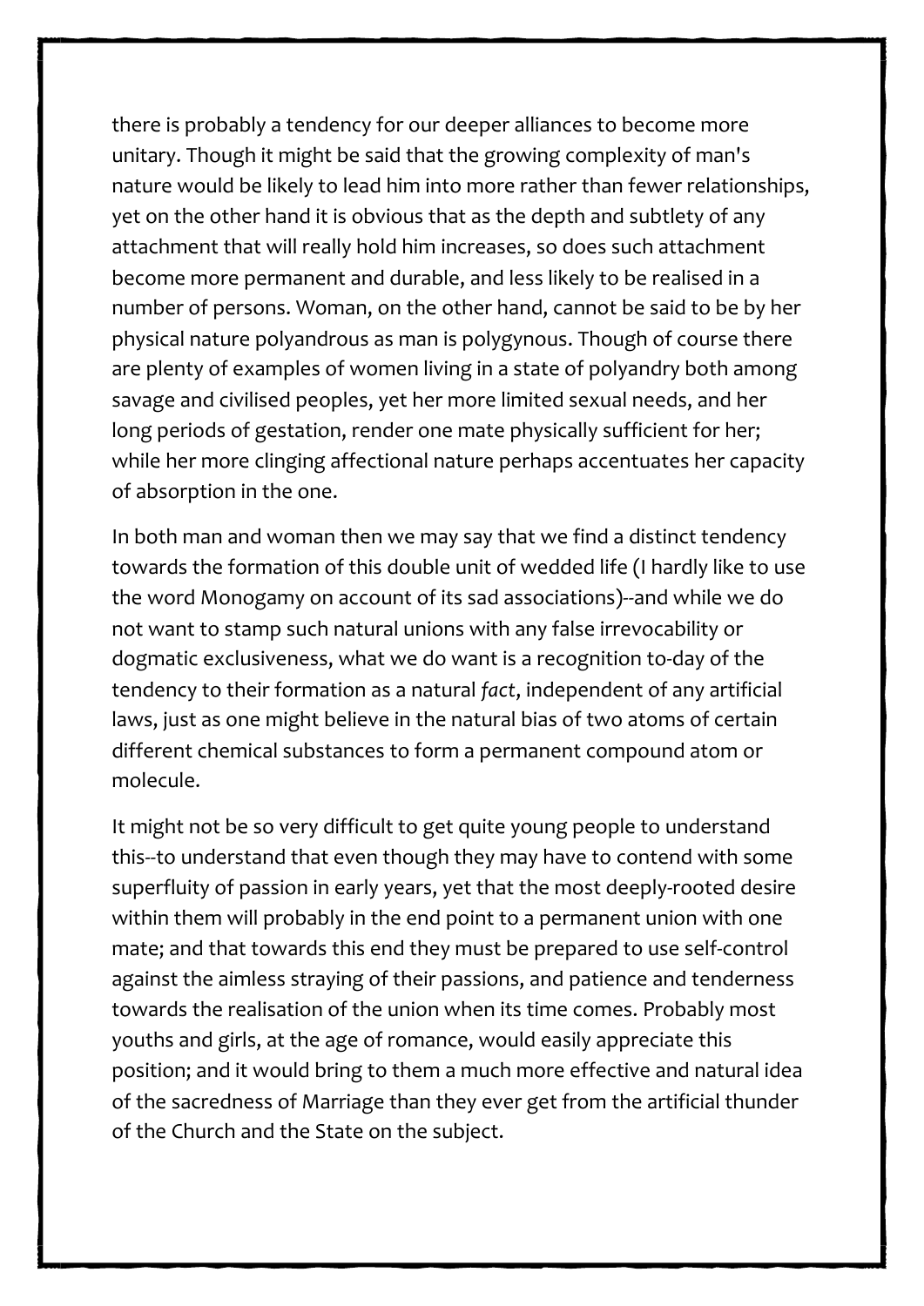there is probably a tendency for our deeper alliances to become more unitary. Though it might be said that the growing complexity of man's nature would be likely to lead him into more rather than fewer relationships, yet on the other hand it is obvious that as the depth and subtlety of any attachment that will really hold him increases, so does such attachment become more permanent and durable, and less likely to be realised in a number of persons. Woman, on the other hand, cannot be said to be by her physical nature polyandrous as man is polygynous. Though of course there are plenty of examples of women living in a state of polyandry both among savage and civilised peoples, yet her more limited sexual needs, and her long periods of gestation, render one mate physically sufficient for her; while her more clinging affectional nature perhaps accentuates her capacity of absorption in the one.

In both man and woman then we may say that we find a distinct tendency towards the formation of this double unit of wedded life (I hardly like to use the word Monogamy on account of its sad associations)--and while we do not want to stamp such natural unions with any false irrevocability or dogmatic exclusiveness, what we do want is a recognition to-day of the tendency to their formation as a natural *fact*, independent of any artificial laws, just as one might believe in the natural bias of two atoms of certain different chemical substances to form a permanent compound atom or molecule.

It might not be so very difficult to get quite young people to understand this--to understand that even though they may have to contend with some superfluity of passion in early years, yet that the most deeply-rooted desire within them will probably in the end point to a permanent union with one mate; and that towards this end they must be prepared to use self-control against the aimless straying of their passions, and patience and tenderness towards the realisation of the union when its time comes. Probably most youths and girls, at the age of romance, would easily appreciate this position; and it would bring to them a much more effective and natural idea of the sacredness of Marriage than they ever get from the artificial thunder of the Church and the State on the subject.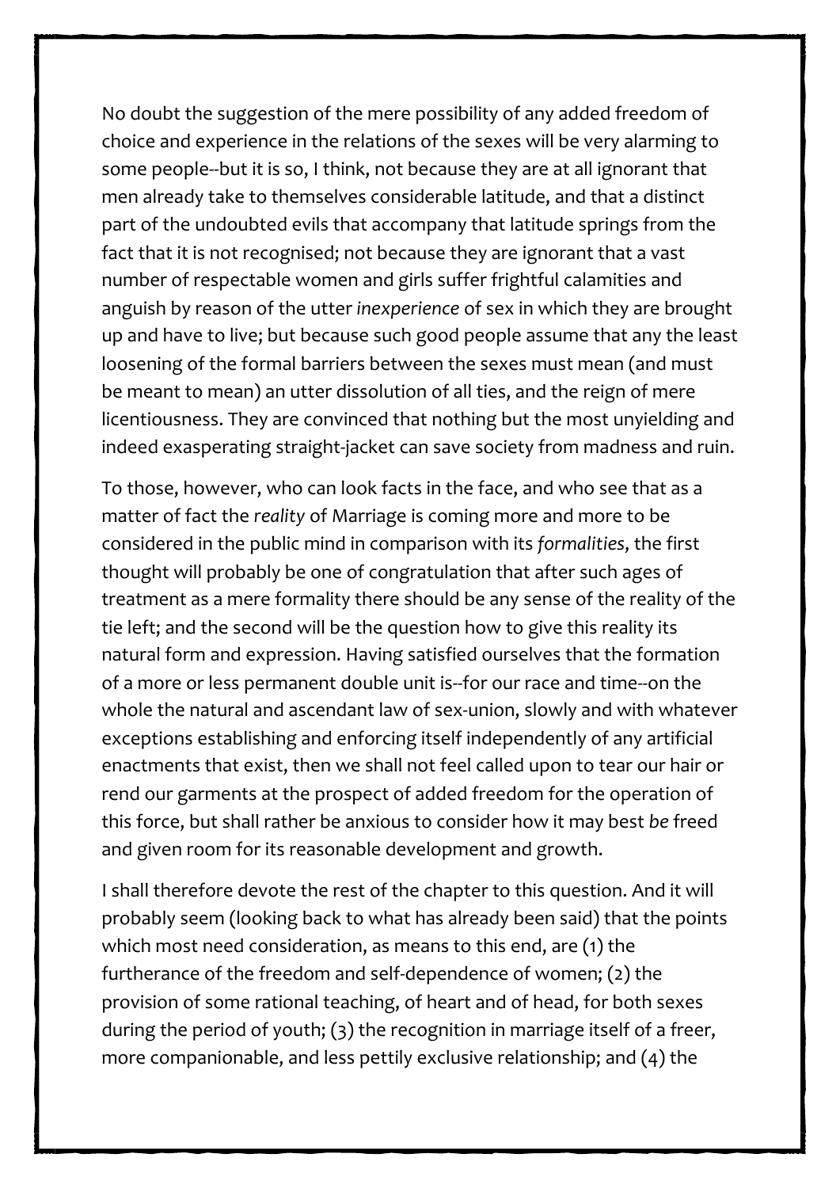No doubt the suggestion of the mere possibility of any added freedom of choice and experience in the relations of the sexes will be very alarming to some people--but it is so, I think, not because they are at all ignorant that men already take to themselves considerable latitude, and that a distinct part of the undoubted evils that accompany that latitude springs from the fact that it is not recognised; not because they are ignorant that a vast number of respectable women and girls suffer frightful calamities and anguish by reason of the utter *inexperience* of sex in which they are brought up and have to live; but because such good people assume that any the least loosening of the formal barriers between the sexes must mean (and must be meant to mean) an utter dissolution of all ties, and the reign of mere licentiousness. They are convinced that nothing but the most unyielding and indeed exasperating straight-jacket can save society from madness and ruin.

To those, however, who can look facts in the face, and who see that as a matter of fact the *reality* of Marriage is coming more and more to be considered in the public mind in comparison with its *formalities*, the first thought will probably be one of congratulation that after such ages of treatment as a mere formality there should be any sense of the reality of the tie left; and the second will be the question how to give this reality its natural form and expression. Having satisfied ourselves that the formation of a more or less permanent double unit is--for our race and time--on the whole the natural and ascendant law of sex-union, slowly and with whatever exceptions establishing and enforcing itself independently of any artificial enactments that exist, then we shall not feel called upon to tear our hair or rend our garments at the prospect of added freedom for the operation of this force, but shall rather be anxious to consider how it may best *be* freed and given room for its reasonable development and growth.

I shall therefore devote the rest of the chapter to this question. And it will probably seem (looking back to what has already been said) that the points which most need consideration, as means to this end, are (1) the furtherance of the freedom and self-dependence of women; (2) the provision of some rational teaching, of heart and of head, for both sexes during the period of youth; (3) the recognition in marriage itself of a freer, more companionable, and less pettily exclusive relationship; and (4) the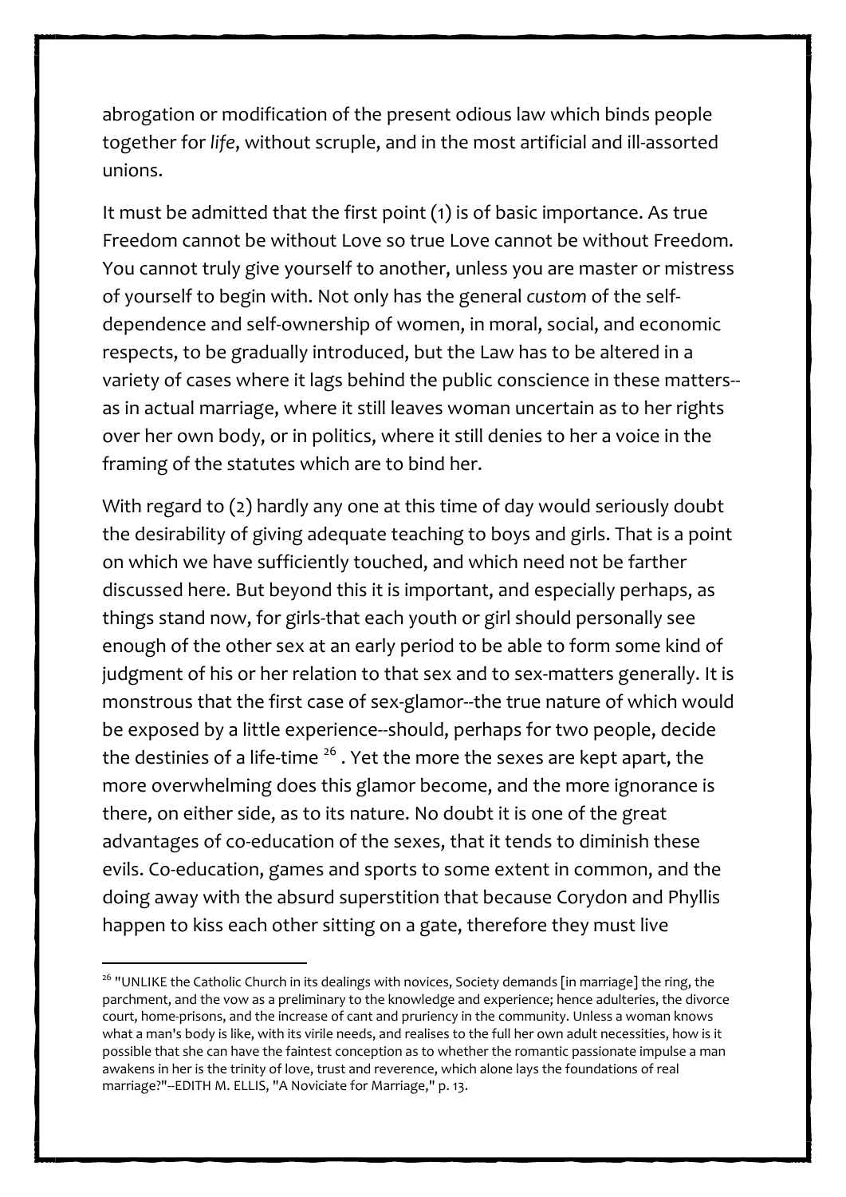abrogation or modification of the present odious law which binds people together for *life*, without scruple, and in the most artificial and ill-assorted unions.

It must be admitted that the first point (1) is of basic importance. As true Freedom cannot be without Love so true Love cannot be without Freedom. You cannot truly give yourself to another, unless you are master or mistress of yourself to begin with. Not only has the general *custom* of the self-dependence and self-ownership of women, in moral, social, and economic respects, to be gradually introduced, but the Law has to be altered in a variety of cases where it lags behind the public conscience in these matters--as in actual marriage, where it still leaves woman uncertain as to her rights over her own body, or in politics, where it still denies to her a voice in the framing of the statutes which are to bind her.

With regard to (2) hardly any one at this time of day would seriously doubt the desirability of giving adequate teaching to boys and girls. That is a point on which we have sufficiently touched, and which need not be farther discussed here. But beyond this it is important, and especially perhaps, as things stand now, for girls-that each youth or girl should personally see enough of the other sex at an early period to be able to form some kind of judgment of his or her relation to that sex and to sex-matters generally. It is monstrous that the first case of sex-glamor--the true nature of which would be exposed by a little experience--should, perhaps for two people, decide the destinies of a life-time [26] . Yet the more the sexes are kept apart, the more overwhelming does this glamor become, and the more ignorance is there, on either side, as to its nature. No doubt it is one of the great advantages of co-education of the sexes, that it tends to diminish these evils. Co-education, games and sports to some extent in common, and the doing away with the absurd superstition that because Corydon and Phyllis happen to kiss each other sitting on a gate, therefore they must live

---

[26] "UNLIKE the Catholic Church in its dealings with novices, Society demands [in marriage] the ring, the parchment, and the vow as a preliminary to the knowledge and experience; hence adulteries, the divorce court, home-prisons, and the increase of cant and pruriency in the community. Unless a woman knows what a man's body is like, with its virile needs, and realises to the full her own adult necessities, how is it possible that she can have the faintest conception as to whether the romantic passionate impulse a man awakens in her is the trinity of love, trust and reverence, which alone lays the foundations of real marriage?"--EDITH M. ELLIS, "A Noviciate for Marriage," p. 13.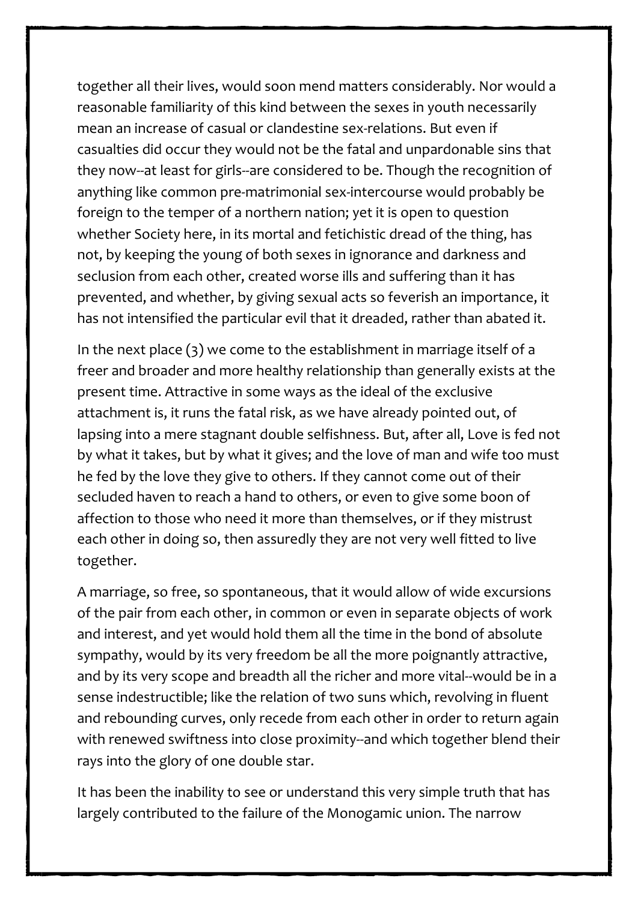together all their lives, would soon mend matters considerably. Nor would a reasonable familiarity of this kind between the sexes in youth necessarily mean an increase of casual or clandestine sex-relations. But even if casualties did occur they would not be the fatal and unpardonable sins that they now--at least for girls--are considered to be. Though the recognition of anything like common pre-matrimonial sex-intercourse would probably be foreign to the temper of a northern nation; yet it is open to question whether Society here, in its mortal and fetichistic dread of the thing, has not, by keeping the young of both sexes in ignorance and darkness and seclusion from each other, created worse ills and suffering than it has prevented, and whether, by giving sexual acts so feverish an importance, it has not intensified the particular evil that it dreaded, rather than abated it.

In the next place (3) we come to the establishment in marriage itself of a freer and broader and more healthy relationship than generally exists at the present time. Attractive in some ways as the ideal of the exclusive attachment is, it runs the fatal risk, as we have already pointed out, of lapsing into a mere stagnant double selfishness. But, after all, Love is fed not by what it takes, but by what it gives; and the love of man and wife too must he fed by the love they give to others. If they cannot come out of their secluded haven to reach a hand to others, or even to give some boon of affection to those who need it more than themselves, or if they mistrust each other in doing so, then assuredly they are not very well fitted to live together.

A marriage, so free, so spontaneous, that it would allow of wide excursions of the pair from each other, in common or even in separate objects of work and interest, and yet would hold them all the time in the bond of absolute sympathy, would by its very freedom be all the more poignantly attractive, and by its very scope and breadth all the richer and more vital--would be in a sense indestructible; like the relation of two suns which, revolving in fluent and rebounding curves, only recede from each other in order to return again with renewed swiftness into close proximity--and which together blend their rays into the glory of one double star.

It has been the inability to see or understand this very simple truth that has largely contributed to the failure of the Monogamic union. The narrow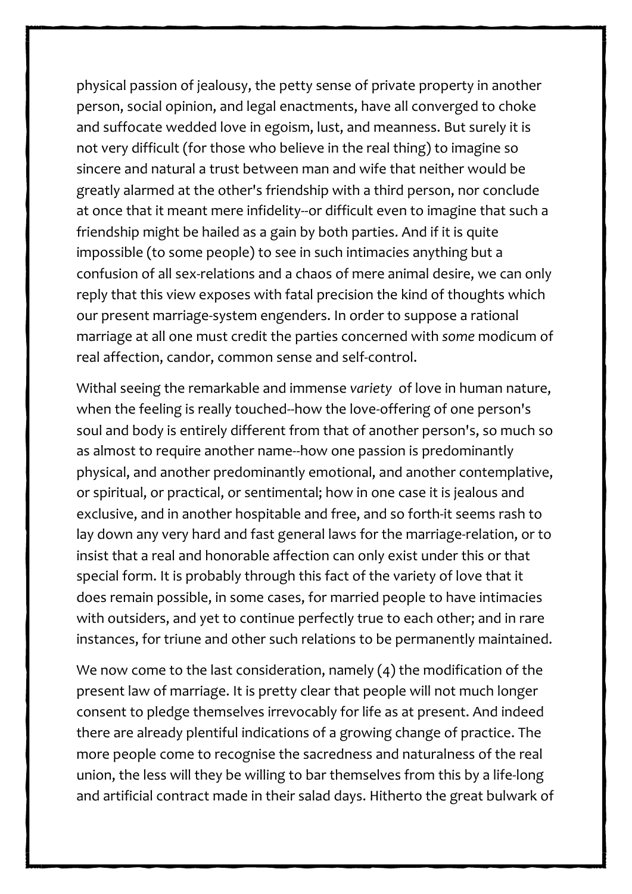physical passion of jealousy, the petty sense of private property in another person, social opinion, and legal enactments, have all converged to choke and suffocate wedded love in egoism, lust, and meanness. But surely it is not very difficult (for those who believe in the real thing) to imagine so sincere and natural a trust between man and wife that neither would be greatly alarmed at the other's friendship with a third person, nor conclude at once that it meant mere infidelity--or difficult even to imagine that such a friendship might be hailed as a gain by both parties. And if it is quite impossible (to some people) to see in such intimacies anything but a confusion of all sex-relations and a chaos of mere animal desire, we can only reply that this view exposes with fatal precision the kind of thoughts which our present marriage-system engenders. In order to suppose a rational marriage at all one must credit the parties concerned with *some* modicum of real affection, candor, common sense and self-control.

Withal seeing the remarkable and immense *variety* of love in human nature, when the feeling is really touched--how the love-offering of one person's soul and body is entirely different from that of another person's, so much so as almost to require another name--how one passion is predominantly physical, and another predominantly emotional, and another contemplative, or spiritual, or practical, or sentimental; how in one case it is jealous and exclusive, and in another hospitable and free, and so forth-it seems rash to lay down any very hard and fast general laws for the marriage-relation, or to insist that a real and honorable affection can only exist under this or that special form. It is probably through this fact of the variety of love that it does remain possible, in some cases, for married people to have intimacies with outsiders, and yet to continue perfectly true to each other; and in rare instances, for triune and other such relations to be permanently maintained.

We now come to the last consideration, namely (4) the modification of the present law of marriage. It is pretty clear that people will not much longer consent to pledge themselves irrevocably for life as at present. And indeed there are already plentiful indications of a growing change of practice. The more people come to recognise the sacredness and naturalness of the real union, the less will they be willing to bar themselves from this by a life-long and artificial contract made in their salad days. Hitherto the great bulwark of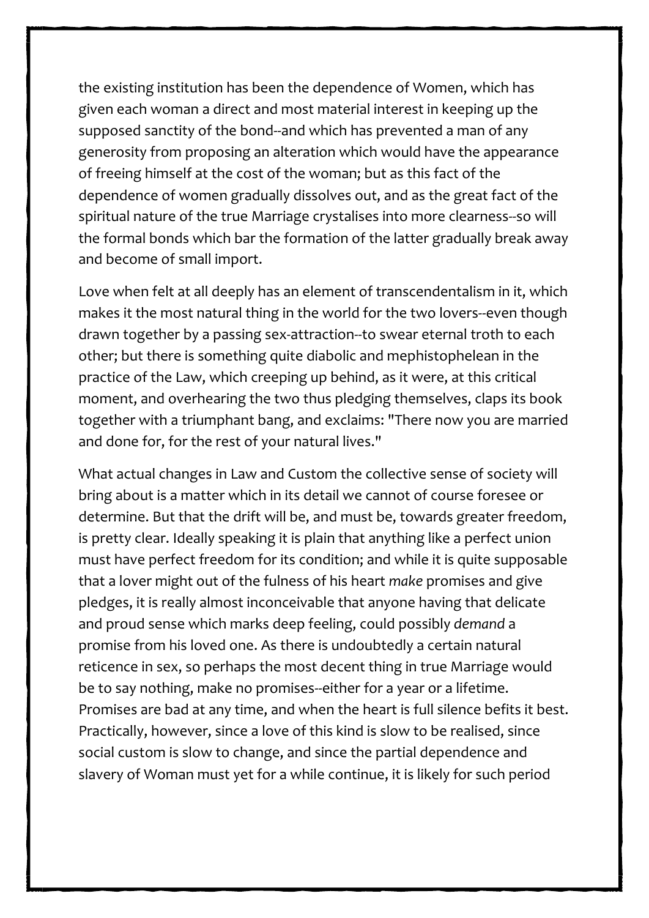the existing institution has been the dependence of Women, which has given each woman a direct and most material interest in keeping up the supposed sanctity of the bond--and which has prevented a man of any generosity from proposing an alteration which would have the appearance of freeing himself at the cost of the woman; but as this fact of the dependence of women gradually dissolves out, and as the great fact of the spiritual nature of the true Marriage crystalises into more clearness--so will the formal bonds which bar the formation of the latter gradually break away and become of small import.

Love when felt at all deeply has an element of transcendentalism in it, which makes it the most natural thing in the world for the two lovers--even though drawn together by a passing sex-attraction--to swear eternal troth to each other; but there is something quite diabolic and mephistophelean in the practice of the Law, which creeping up behind, as it were, at this critical moment, and overhearing the two thus pledging themselves, claps its book together with a triumphant bang, and exclaims: "There now you are married and done for, for the rest of your natural lives."

What actual changes in Law and Custom the collective sense of society will bring about is a matter which in its detail we cannot of course foresee or determine. But that the drift will be, and must be, towards greater freedom, is pretty clear. Ideally speaking it is plain that anything like a perfect union must have perfect freedom for its condition; and while it is quite supposable that a lover might out of the fulness of his heart *make* promises and give pledges, it is really almost inconceivable that anyone having that delicate and proud sense which marks deep feeling, could possibly *demand* a promise from his loved one. As there is undoubtedly a certain natural reticence in sex, so perhaps the most decent thing in true Marriage would be to say nothing, make no promises--either for a year or a lifetime. Promises are bad at any time, and when the heart is full silence befits it best. Practically, however, since a love of this kind is slow to be realised, since social custom is slow to change, and since the partial dependence and slavery of Woman must yet for a while continue, it is likely for such period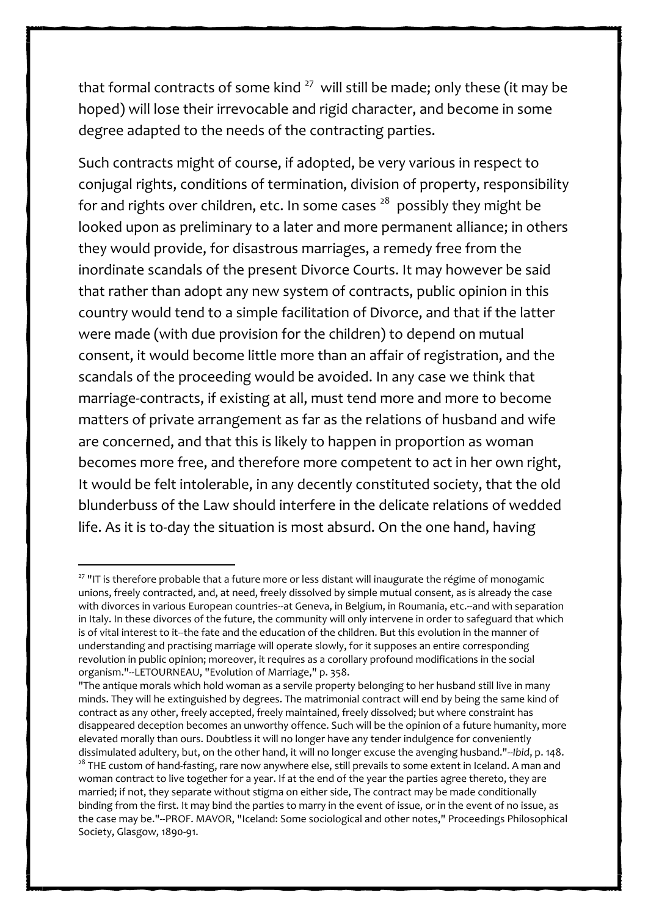that formal contracts of some kind [27] will still be made; only these (it may be hoped) will lose their irrevocable and rigid character, and become in some degree adapted to the needs of the contracting parties.

Such contracts might of course, if adopted, be very various in respect to conjugal rights, conditions of termination, division of property, responsibility for and rights over children, etc. In some cases [28] possibly they might be looked upon as preliminary to a later and more permanent alliance; in others they would provide, for disastrous marriages, a remedy free from the inordinate scandals of the present Divorce Courts. It may however be said that rather than adopt any new system of contracts, public opinion in this country would tend to a simple facilitation of Divorce, and that if the latter were made (with due provision for the children) to depend on mutual consent, it would become little more than an affair of registration, and the scandals of the proceeding would be avoided. In any case we think that marriage-contracts, if existing at all, must tend more and more to become matters of private arrangement as far as the relations of husband and wife are concerned, and that this is likely to happen in proportion as woman becomes more free, and therefore more competent to act in her own right, It would be felt intolerable, in any decently constituted society, that the old blunderbuss of the Law should interfere in the delicate relations of wedded life. As it is to-day the situation is most absurd. On the one hand, having

---

[27] "IT is therefore probable that a future more or less distant will inaugurate the régime of monogamic unions, freely contracted, and, at need, freely dissolved by simple mutual consent, as is already the case with divorces in various European countries--at Geneva, in Belgium, in Roumania, etc.--and with separation in Italy. In these divorces of the future, the community will only intervene in order to safeguard that which is of vital interest to it--the fate and the education of the children. But this evolution in the manner of understanding and practising marriage will operate slowly, for it supposes an entire corresponding revolution in public opinion; moreover, it requires as a corollary profound modifications in the social organism."--LETOURNEAU, "Evolution of Marriage," p. 358.

"The antique morals which hold woman as a servile property belonging to her husband still live in many minds. They will he extinguished by degrees. The matrimonial contract will end by being the same kind of contract as any other, freely accepted, freely maintained, freely dissolved; but where constraint has disappeared deception becomes an unworthy offence. Such will be the opinion of a future humanity, more elevated morally than ours. Doubtless it will no longer have any tender indulgence for conveniently dissimulated adultery, but, on the other hand, it will no longer excuse the avenging husband."--*Ibid*, p. 148.

[28] THE custom of hand-fasting, rare now anywhere else, still prevails to some extent in Iceland. A man and woman contract to live together for a year. If at the end of the year the parties agree thereto, they are married; if not, they separate without stigma on either side, The contract may be made conditionally binding from the first. It may bind the parties to marry in the event of issue, or in the event of no issue, as the case may be."--PROF. MAVOR, "Iceland: Some sociological and other notes," Proceedings Philosophical Society, Glasgow, 1890-91.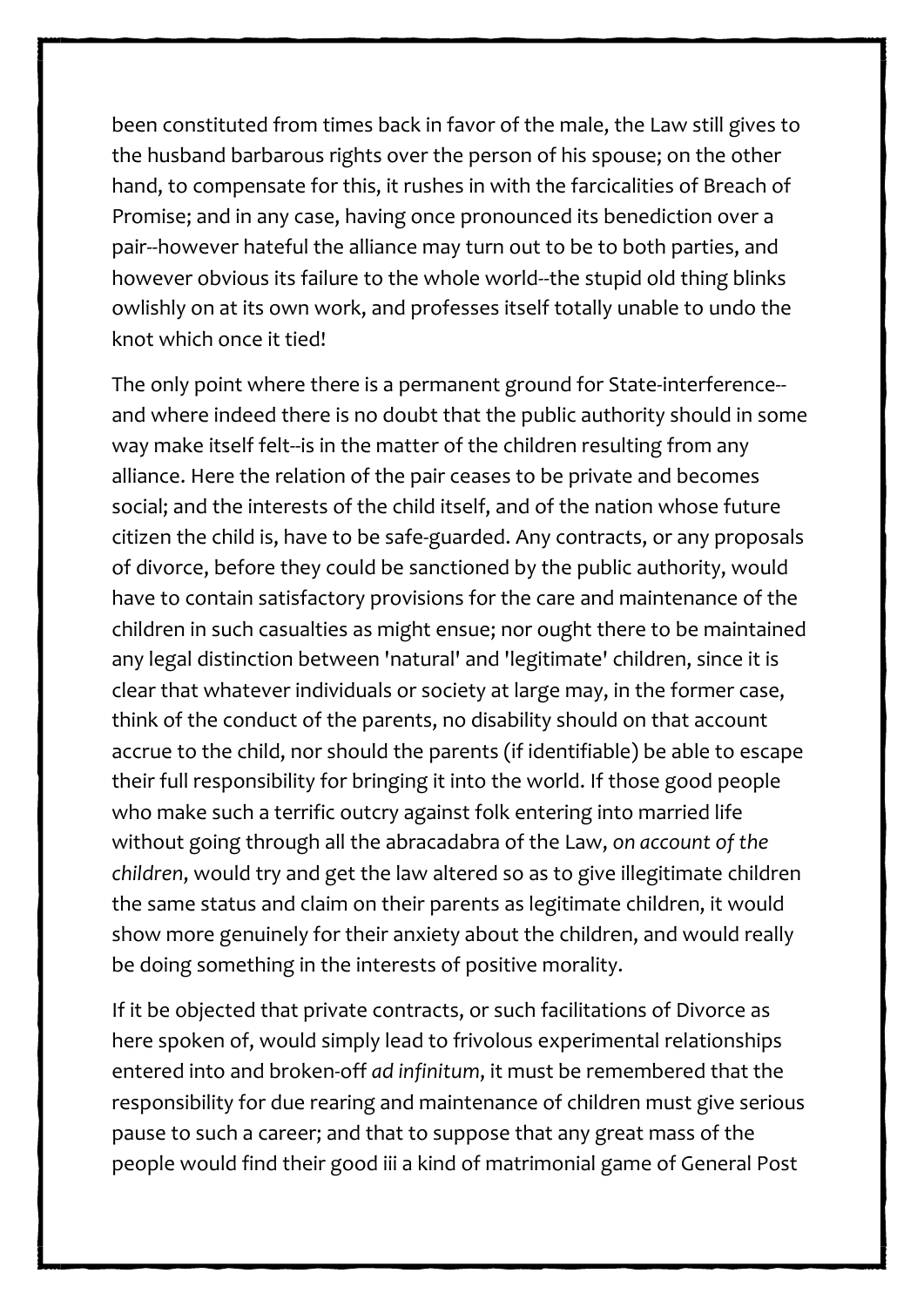been constituted from times back in favor of the male, the Law still gives to the husband barbarous rights over the person of his spouse; on the other hand, to compensate for this, it rushes in with the farcicalities of Breach of Promise; and in any case, having once pronounced its benediction over a pair--however hateful the alliance may turn out to be to both parties, and however obvious its failure to the whole world--the stupid old thing blinks owlishly on at its own work, and professes itself totally unable to undo the knot which once it tied!

The only point where there is a permanent ground for State-interference--and where indeed there is no doubt that the public authority should in some way make itself felt--is in the matter of the children resulting from any alliance. Here the relation of the pair ceases to be private and becomes social; and the interests of the child itself, and of the nation whose future citizen the child is, have to be safe-guarded. Any contracts, or any proposals of divorce, before they could be sanctioned by the public authority, would have to contain satisfactory provisions for the care and maintenance of the children in such casualties as might ensue; nor ought there to be maintained any legal distinction between 'natural' and 'legitimate' children, since it is clear that whatever individuals or society at large may, in the former case, think of the conduct of the parents, no disability should on that account accrue to the child, nor should the parents (if identifiable) be able to escape their full responsibility for bringing it into the world. If those good people who make such a terrific outcry against folk entering into married life without going through all the abracadabra of the Law, *on account of the children*, would try and get the law altered so as to give illegitimate children the same status and claim on their parents as legitimate children, it would show more genuinely for their anxiety about the children, and would really be doing something in the interests of positive morality.

If it be objected that private contracts, or such facilitations of Divorce as here spoken of, would simply lead to frivolous experimental relationships entered into and broken-off *ad infinitum*, it must be remembered that the responsibility for due rearing and maintenance of children must give serious pause to such a career; and that to suppose that any great mass of the people would find their good iii a kind of matrimonial game of General Post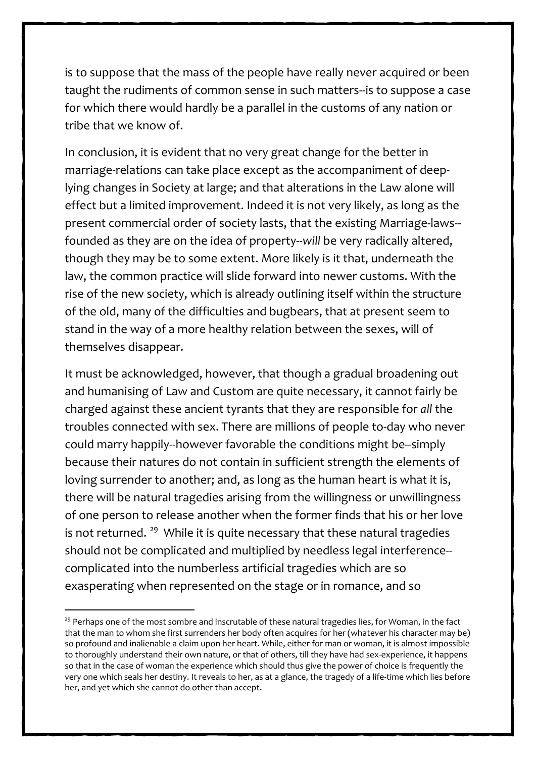is to suppose that the mass of the people have really never acquired or been taught the rudiments of common sense in such matters--is to suppose a case for which there would hardly be a parallel in the customs of any nation or tribe that we know of.

In conclusion, it is evident that no very great change for the better in marriage-relations can take place except as the accompaniment of deep-lying changes in Society at large; and that alterations in the Law alone will effect but a limited improvement. Indeed it is not very likely, as long as the present commercial order of society lasts, that the existing Marriage-laws--founded as they are on the idea of property--*will* be very radically altered, though they may be to some extent. More likely is it that, underneath the law, the common practice will slide forward into newer customs. With the rise of the new society, which is already outlining itself within the structure of the old, many of the difficulties and bugbears, that at present seem to stand in the way of a more healthy relation between the sexes, will of themselves disappear.

It must be acknowledged, however, that though a gradual broadening out and humanising of Law and Custom are quite necessary, it cannot fairly be charged against these ancient tyrants that they are responsible for *all* the troubles connected with sex. There are millions of people to-day who never could marry happily--however favorable the conditions might be--simply because their natures do not contain in sufficient strength the elements of loving surrender to another; and, as long as the human heart is what it is, there will be natural tragedies arising from the willingness or unwillingness of one person to release another when the former finds that his or her love is not returned. [29] While it is quite necessary that these natural tragedies should not be complicated and multiplied by needless legal interference--complicated into the numberless artificial tragedies which are so exasperating when represented on the stage or in romance, and so

[29] Perhaps one of the most sombre and inscrutable of these natural tragedies lies, for Woman, in the fact that the man to whom she first surrenders her body often acquires for her (whatever his character may be) so profound and inalienable a claim upon her heart. While, either for man or woman, it is almost impossible to thoroughly understand their own nature, or that of others, till they have had sex-experience, it happens so that in the case of woman the experience which should thus give the power of choice is frequently the very one which seals her destiny. It reveals to her, as at a glance, the tragedy of a life-time which lies before her, and yet which she cannot do other than accept.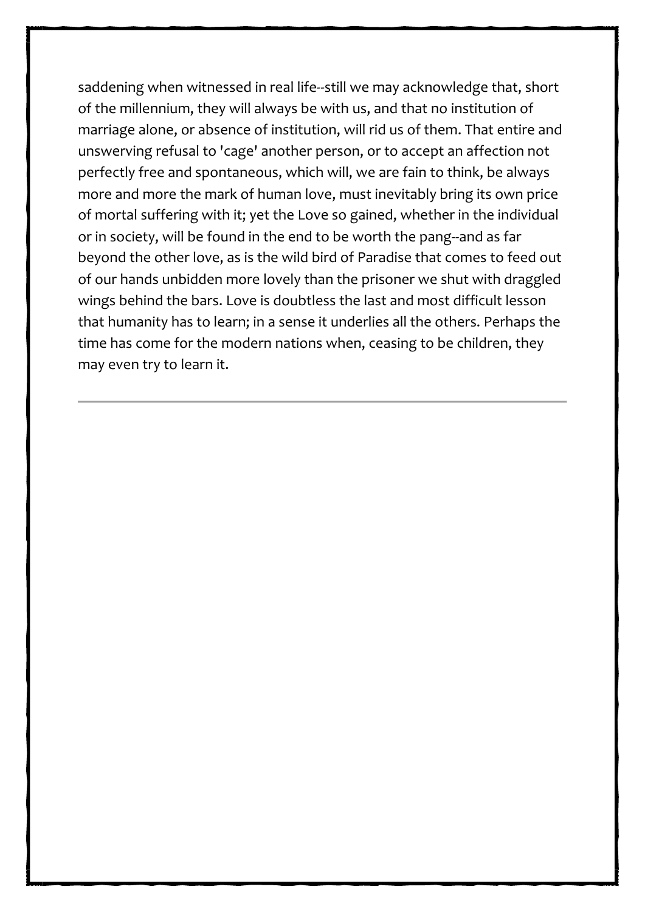saddening when witnessed in real life--still we may acknowledge that, short of the millennium, they will always be with us, and that no institution of marriage alone, or absence of institution, will rid us of them. That entire and unswerving refusal to 'cage' another person, or to accept an affection not perfectly free and spontaneous, which will, we are fain to think, be always more and more the mark of human love, must inevitably bring its own price of mortal suffering with it; yet the Love so gained, whether in the individual or in society, will be found in the end to be worth the pang--and as far beyond the other love, as is the wild bird of Paradise that comes to feed out of our hands unbidden more lovely than the prisoner we shut with draggled wings behind the bars. Love is doubtless the last and most difficult lesson that humanity has to learn; in a sense it underlies all the others. Perhaps the time has come for the modern nations when, ceasing to be children, they may even try to learn it.

---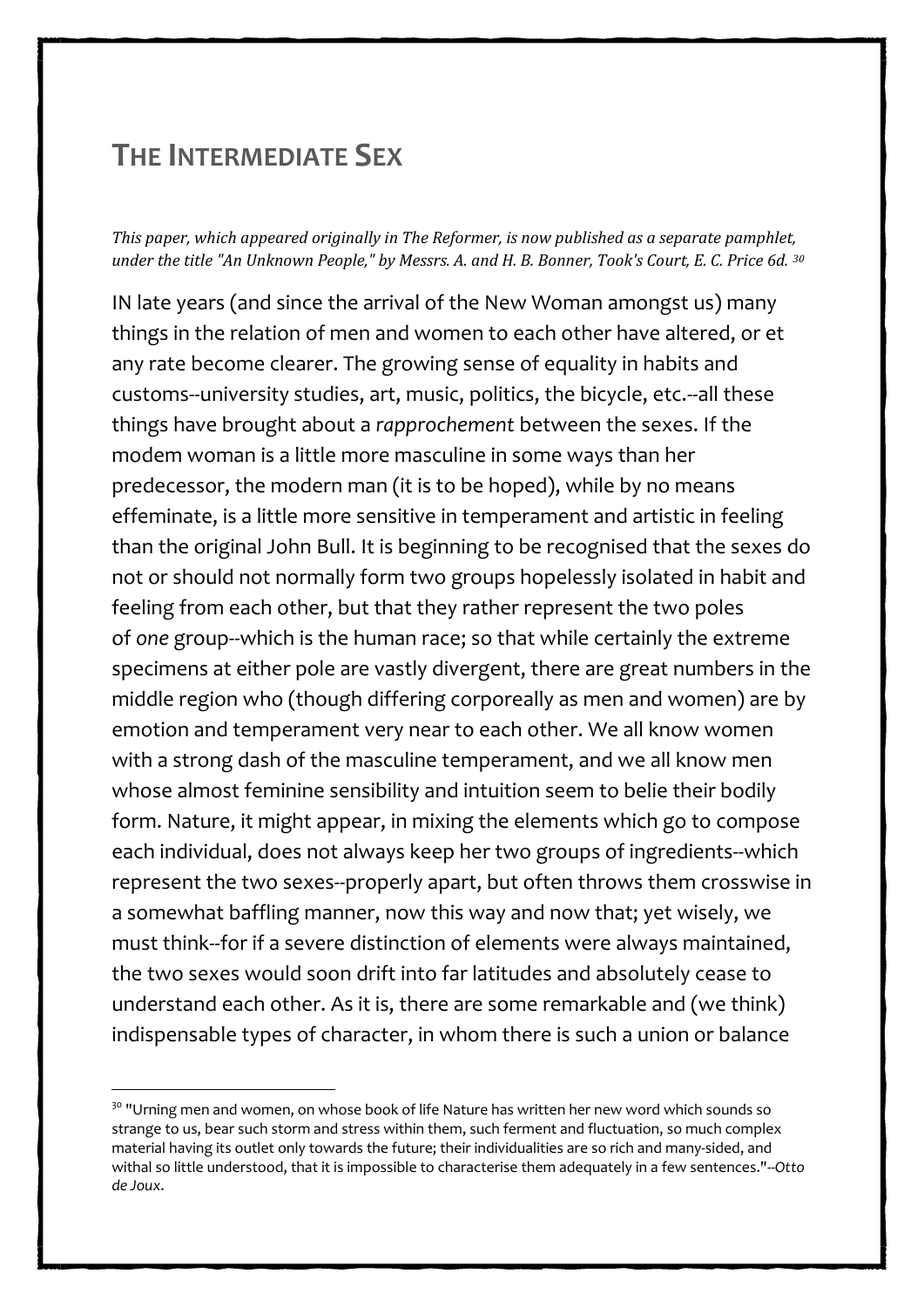# THE INTERMEDIATE SEX

*This paper, which appeared originally in The Reformer, is now published as a separate pamphlet, under the title "An Unknown People," by Messrs. A. and H. B. Bonner, Took's Court, E. C. Price 6d.* [30]

IN late years (and since the arrival of the New Woman amongst us) many things in the relation of men and women to each other have altered, or et any rate become clearer. The growing sense of equality in habits and customs--university studies, art, music, politics, the bicycle, etc.--all these things have brought about a *rapprochement* between the sexes. If the modem woman is a little more masculine in some ways than her predecessor, the modern man (it is to be hoped), while by no means effeminate, is a little more sensitive in temperament and artistic in feeling than the original John Bull. It is beginning to be recognised that the sexes do not or should not normally form two groups hopelessly isolated in habit and feeling from each other, but that they rather represent the two poles of *one* group--which is the human race; so that while certainly the extreme specimens at either pole are vastly divergent, there are great numbers in the middle region who (though differing corporeally as men and women) are by emotion and temperament very near to each other. We all know women with a strong dash of the masculine temperament, and we all know men whose almost feminine sensibility and intuition seem to belie their bodily form. Nature, it might appear, in mixing the elements which go to compose each individual, does not always keep her two groups of ingredients--which represent the two sexes--properly apart, but often throws them crosswise in a somewhat baffling manner, now this way and now that; yet wisely, we must think--for if a severe distinction of elements were always maintained, the two sexes would soon drift into far latitudes and absolutely cease to understand each other. As it is, there are some remarkable and (we think) indispensable types of character, in whom there is such a union or balance

[30] "Urning men and women, on whose book of life Nature has written her new word which sounds so strange to us, bear such storm and stress within them, such ferment and fluctuation, so much complex material having its outlet only towards the future; their individualities are so rich and many-sided, and withal so little understood, that it is impossible to characterise them adequately in a few sentences."--*Otto de Joux*.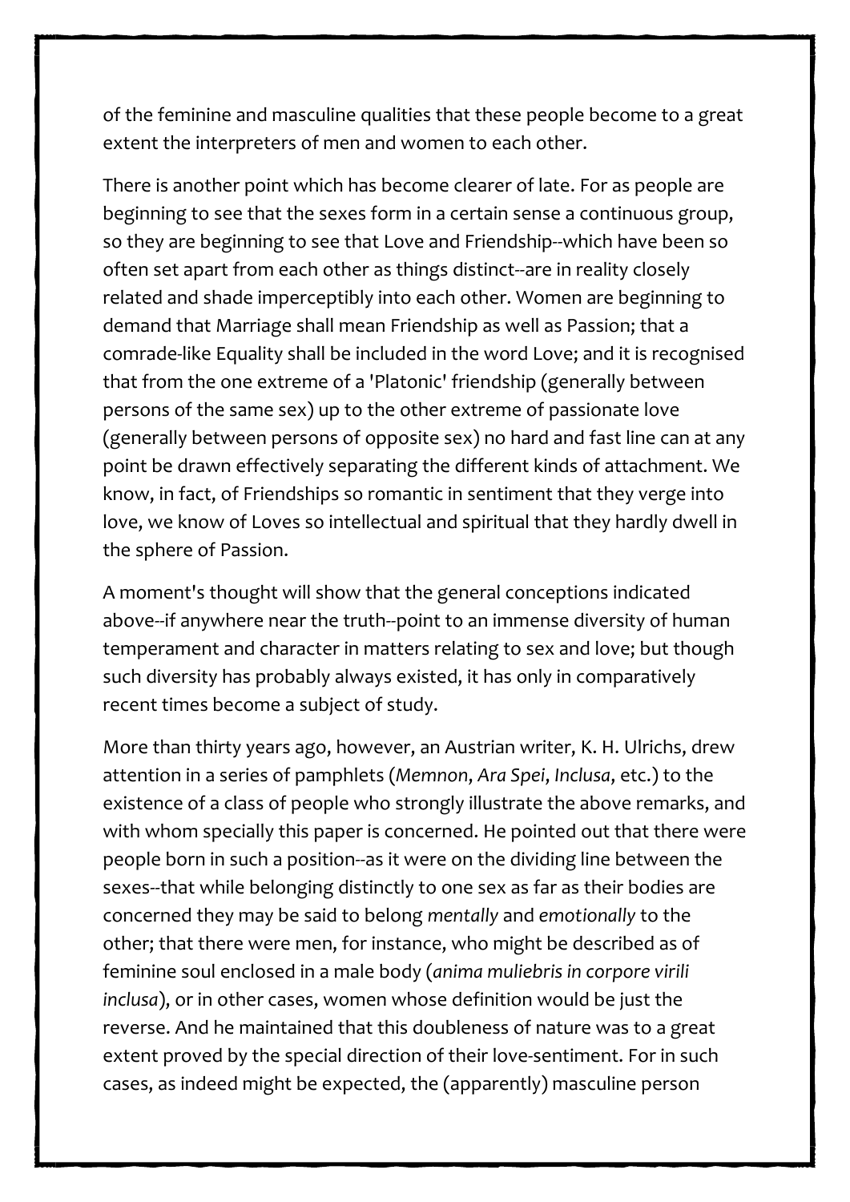of the feminine and masculine qualities that these people become to a great extent the interpreters of men and women to each other.

There is another point which has become clearer of late. For as people are beginning to see that the sexes form in a certain sense a continuous group, so they are beginning to see that Love and Friendship--which have been so often set apart from each other as things distinct--are in reality closely related and shade imperceptibly into each other. Women are beginning to demand that Marriage shall mean Friendship as well as Passion; that a comrade-like Equality shall be included in the word Love; and it is recognised that from the one extreme of a 'Platonic' friendship (generally between persons of the same sex) up to the other extreme of passionate love (generally between persons of opposite sex) no hard and fast line can at any point be drawn effectively separating the different kinds of attachment. We know, in fact, of Friendships so romantic in sentiment that they verge into love, we know of Loves so intellectual and spiritual that they hardly dwell in the sphere of Passion.

A moment's thought will show that the general conceptions indicated above--if anywhere near the truth--point to an immense diversity of human temperament and character in matters relating to sex and love; but though such diversity has probably always existed, it has only in comparatively recent times become a subject of study.

More than thirty years ago, however, an Austrian writer, K. H. Ulrichs, drew attention in a series of pamphlets (*Memnon*, *Ara Spei*, *Inclusa*, etc.) to the existence of a class of people who strongly illustrate the above remarks, and with whom specially this paper is concerned. He pointed out that there were people born in such a position--as it were on the dividing line between the sexes--that while belonging distinctly to one sex as far as their bodies are concerned they may be said to belong *mentally* and *emotionally* to the other; that there were men, for instance, who might be described as of feminine soul enclosed in a male body (*anima muliebris in corpore virili inclusa*), or in other cases, women whose definition would be just the reverse. And he maintained that this doubleness of nature was to a great extent proved by the special direction of their love-sentiment. For in such cases, as indeed might be expected, the (apparently) masculine person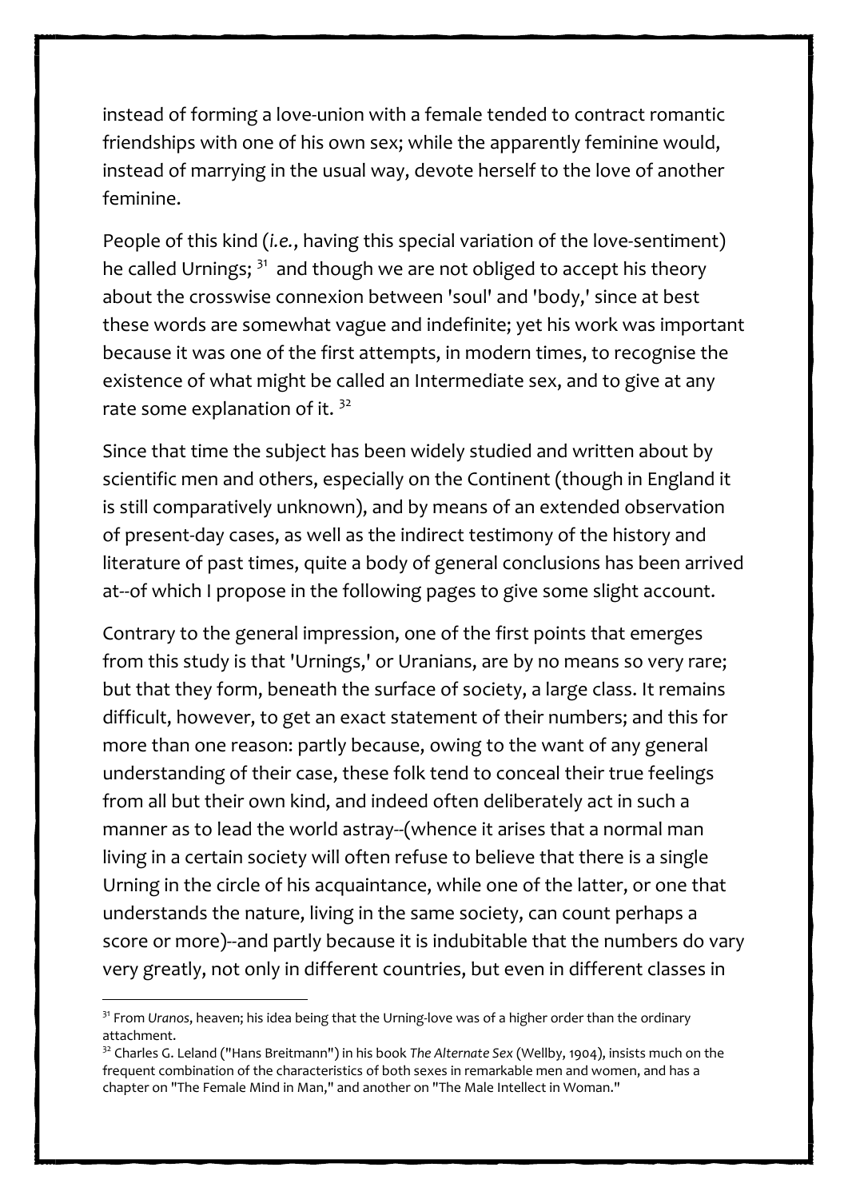instead of forming a love-union with a female tended to contract romantic friendships with one of his own sex; while the apparently feminine would, instead of marrying in the usual way, devote herself to the love of another feminine.

People of this kind (*i.e.*, having this special variation of the love-sentiment) he called Urnings; [31] and though we are not obliged to accept his theory about the crosswise connexion between 'soul' and 'body,' since at best these words are somewhat vague and indefinite; yet his work was important because it was one of the first attempts, in modern times, to recognise the existence of what might be called an Intermediate sex, and to give at any rate some explanation of it. [32]

Since that time the subject has been widely studied and written about by scientific men and others, especially on the Continent (though in England it is still comparatively unknown), and by means of an extended observation of present-day cases, as well as the indirect testimony of the history and literature of past times, quite a body of general conclusions has been arrived at--of which I propose in the following pages to give some slight account.

Contrary to the general impression, one of the first points that emerges from this study is that 'Urnings,' or Uranians, are by no means so very rare; but that they form, beneath the surface of society, a large class. It remains difficult, however, to get an exact statement of their numbers; and this for more than one reason: partly because, owing to the want of any general understanding of their case, these folk tend to conceal their true feelings from all but their own kind, and indeed often deliberately act in such a manner as to lead the world astray--(whence it arises that a normal man living in a certain society will often refuse to believe that there is a single Urning in the circle of his acquaintance, while one of the latter, or one that understands the nature, living in the same society, can count perhaps a score or more)--and partly because it is indubitable that the numbers do vary very greatly, not only in different countries, but even in different classes in

---

[31] From *Uranos*, heaven; his idea being that the Urning-love was of a higher order than the ordinary attachment.

[32] Charles G. Leland ("Hans Breitmann") in his book *The Alternate Sex* (Wellby, 1904), insists much on the frequent combination of the characteristics of both sexes in remarkable men and women, and has a chapter on "The Female Mind in Man," and another on "The Male Intellect in Woman."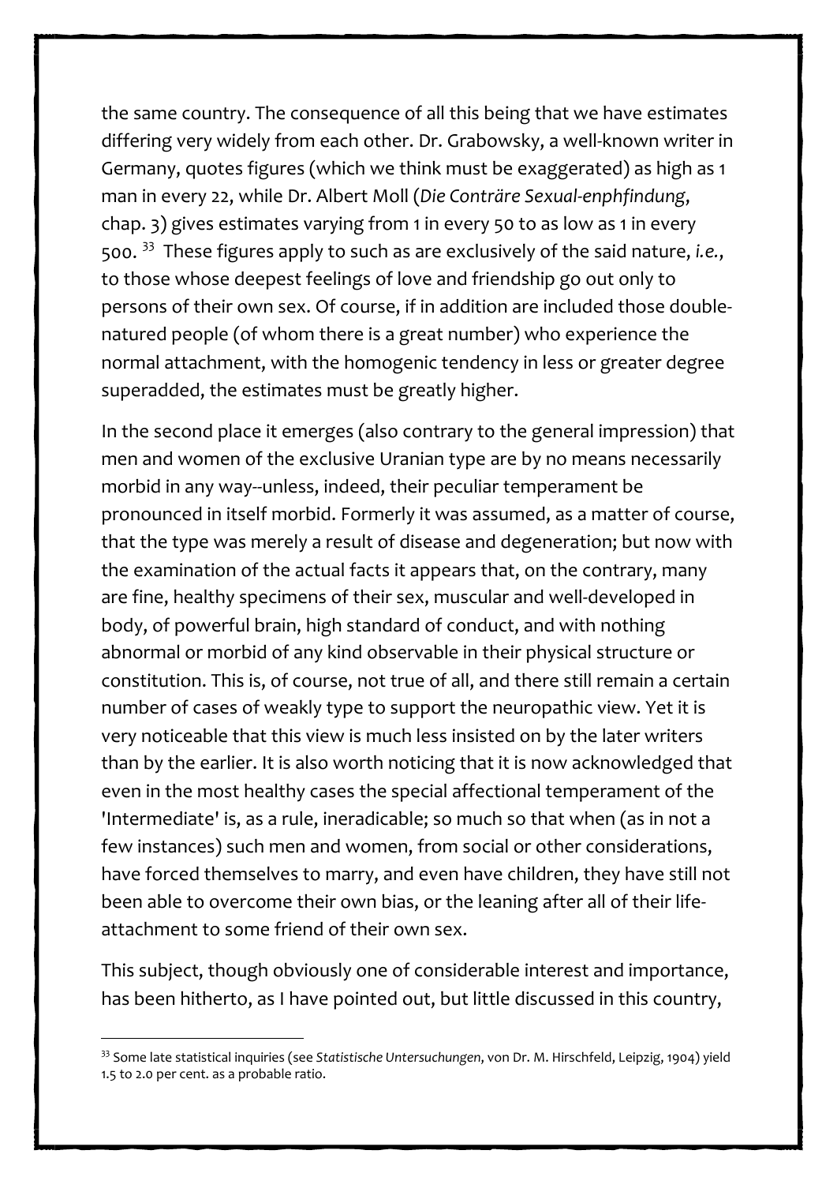the same country. The consequence of all this being that we have estimates differing very widely from each other. Dr. Grabowsky, a well-known writer in Germany, quotes figures (which we think must be exaggerated) as high as 1 man in every 22, while Dr. Albert Moll (*Die Conträre Sexual-enphfindung*, chap. 3) gives estimates varying from 1 in every 50 to as low as 1 in every 500.[33] These figures apply to such as are exclusively of the said nature, *i.e.*, to those whose deepest feelings of love and friendship go out only to persons of their own sex. Of course, if in addition are included those double-natured people (of whom there is a great number) who experience the normal attachment, with the homogenic tendency in less or greater degree superadded, the estimates must be greatly higher.

In the second place it emerges (also contrary to the general impression) that men and women of the exclusive Uranian type are by no means necessarily morbid in any way--unless, indeed, their peculiar temperament be pronounced in itself morbid. Formerly it was assumed, as a matter of course, that the type was merely a result of disease and degeneration; but now with the examination of the actual facts it appears that, on the contrary, many are fine, healthy specimens of their sex, muscular and well-developed in body, of powerful brain, high standard of conduct, and with nothing abnormal or morbid of any kind observable in their physical structure or constitution. This is, of course, not true of all, and there still remain a certain number of cases of weakly type to support the neuropathic view. Yet it is very noticeable that this view is much less insisted on by the later writers than by the earlier. It is also worth noticing that it is now acknowledged that even in the most healthy cases the special affectional temperament of the 'Intermediate' is, as a rule, ineradicable; so much so that when (as in not a few instances) such men and women, from social or other considerations, have forced themselves to marry, and even have children, they have still not been able to overcome their own bias, or the leaning after all of their life-attachment to some friend of their own sex.

This subject, though obviously one of considerable interest and importance, has been hitherto, as I have pointed out, but little discussed in this country,

---

[33] Some late statistical inquiries (see *Statistische Untersuchungen*, von Dr. M. Hirschfeld, Leipzig, 1904) yield 1.5 to 2.0 per cent. as a probable ratio.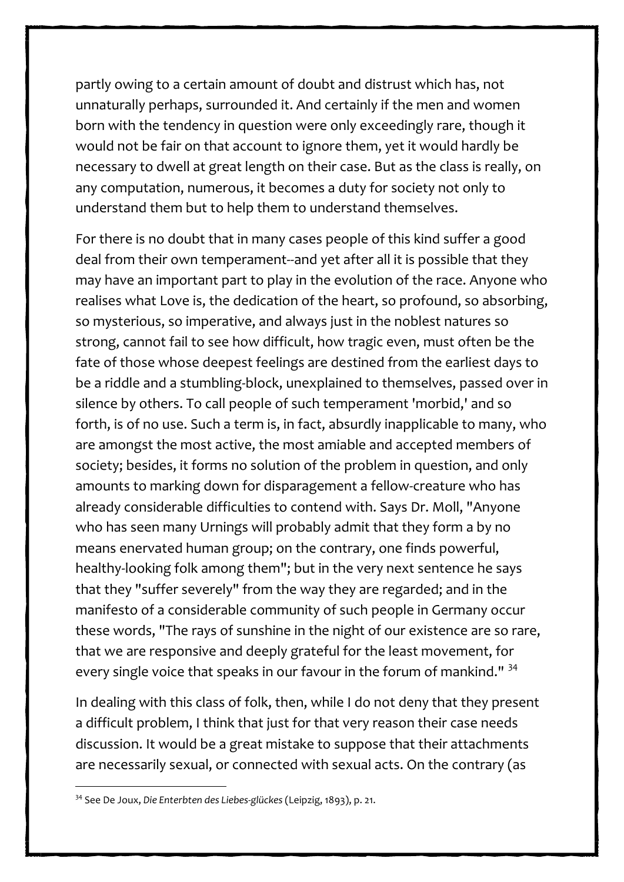partly owing to a certain amount of doubt and distrust which has, not unnaturally perhaps, surrounded it. And certainly if the men and women born with the tendency in question were only exceedingly rare, though it would not be fair on that account to ignore them, yet it would hardly be necessary to dwell at great length on their case. But as the class is really, on any computation, numerous, it becomes a duty for society not only to understand them but to help them to understand themselves.

For there is no doubt that in many cases people of this kind suffer a good deal from their own temperament--and yet after all it is possible that they may have an important part to play in the evolution of the race. Anyone who realises what Love is, the dedication of the heart, so profound, so absorbing, so mysterious, so imperative, and always just in the noblest natures so strong, cannot fail to see how difficult, how tragic even, must often be the fate of those whose deepest feelings are destined from the earliest days to be a riddle and a stumbling-block, unexplained to themselves, passed over in silence by others. To call people of such temperament 'morbid,' and so forth, is of no use. Such a term is, in fact, absurdly inapplicable to many, who are amongst the most active, the most amiable and accepted members of society; besides, it forms no solution of the problem in question, and only amounts to marking down for disparagement a fellow-creature who has already considerable difficulties to contend with. Says Dr. Moll, "Anyone who has seen many Urnings will probably admit that they form a by no means enervated human group; on the contrary, one finds powerful, healthy-looking folk among them"; but in the very next sentence he says that they "suffer severely" from the way they are regarded; and in the manifesto of a considerable community of such people in Germany occur these words, "The rays of sunshine in the night of our existence are so rare, that we are responsive and deeply grateful for the least movement, for every single voice that speaks in our favour in the forum of mankind." [34]

In dealing with this class of folk, then, while I do not deny that they present a difficult problem, I think that just for that very reason their case needs discussion. It would be a great mistake to suppose that their attachments are necessarily sexual, or connected with sexual acts. On the contrary (as

[34] See De Joux, *Die Enterbten des Liebes-glückes* (Leipzig, 1893), p. 21.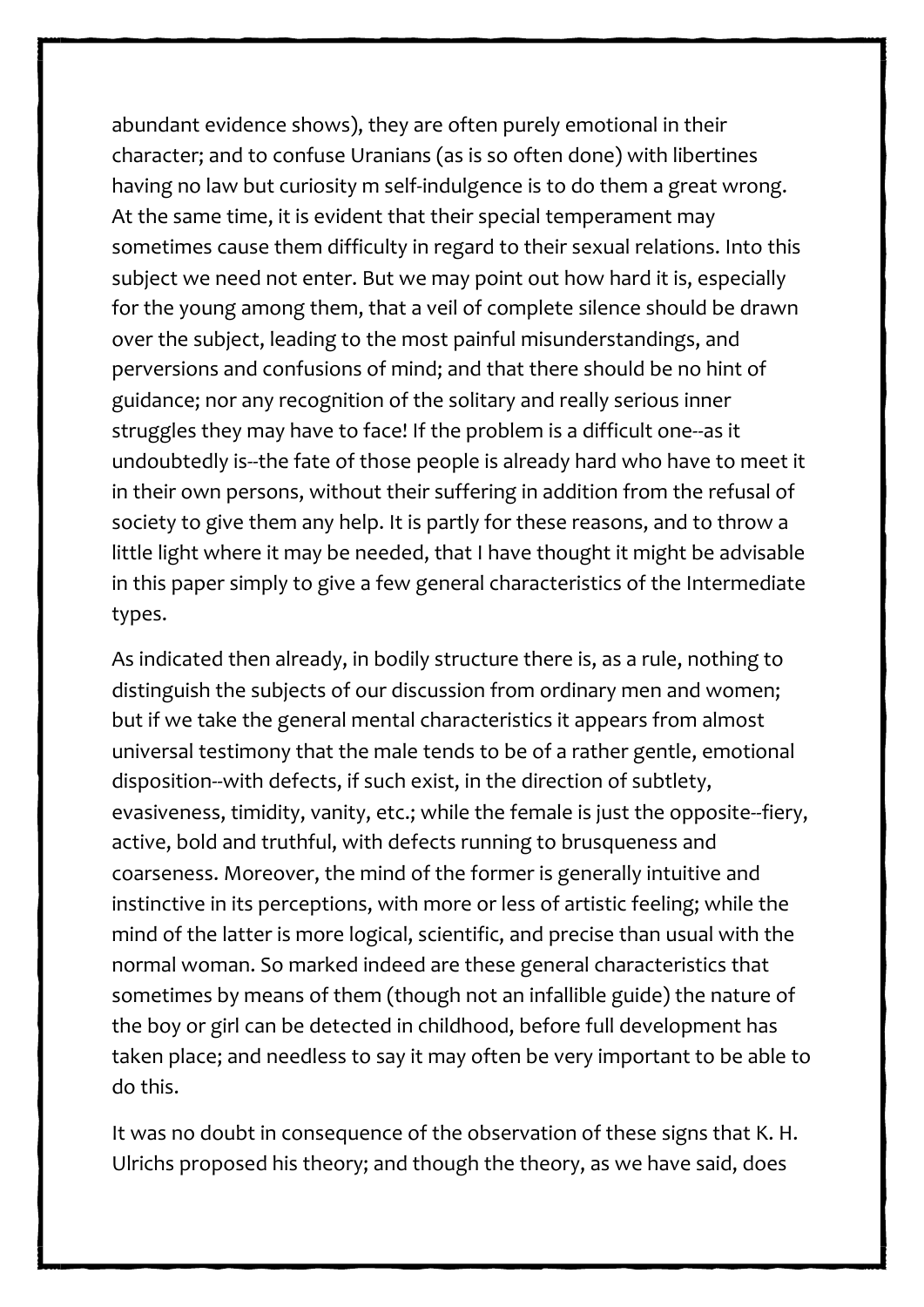abundant evidence shows), they are often purely emotional in their character; and to confuse Uranians (as is so often done) with libertines having no law but curiosity m self-indulgence is to do them a great wrong. At the same time, it is evident that their special temperament may sometimes cause them difficulty in regard to their sexual relations. Into this subject we need not enter. But we may point out how hard it is, especially for the young among them, that a veil of complete silence should be drawn over the subject, leading to the most painful misunderstandings, and perversions and confusions of mind; and that there should be no hint of guidance; nor any recognition of the solitary and really serious inner struggles they may have to face! If the problem is a difficult one--as it undoubtedly is--the fate of those people is already hard who have to meet it in their own persons, without their suffering in addition from the refusal of society to give them any help. It is partly for these reasons, and to throw a little light where it may be needed, that I have thought it might be advisable in this paper simply to give a few general characteristics of the Intermediate types.

As indicated then already, in bodily structure there is, as a rule, nothing to distinguish the subjects of our discussion from ordinary men and women; but if we take the general mental characteristics it appears from almost universal testimony that the male tends to be of a rather gentle, emotional disposition--with defects, if such exist, in the direction of subtlety, evasiveness, timidity, vanity, etc.; while the female is just the opposite--fiery, active, bold and truthful, with defects running to brusqueness and coarseness. Moreover, the mind of the former is generally intuitive and instinctive in its perceptions, with more or less of artistic feeling; while the mind of the latter is more logical, scientific, and precise than usual with the normal woman. So marked indeed are these general characteristics that sometimes by means of them (though not an infallible guide) the nature of the boy or girl can be detected in childhood, before full development has taken place; and needless to say it may often be very important to be able to do this.

It was no doubt in consequence of the observation of these signs that K. H. Ulrichs proposed his theory; and though the theory, as we have said, does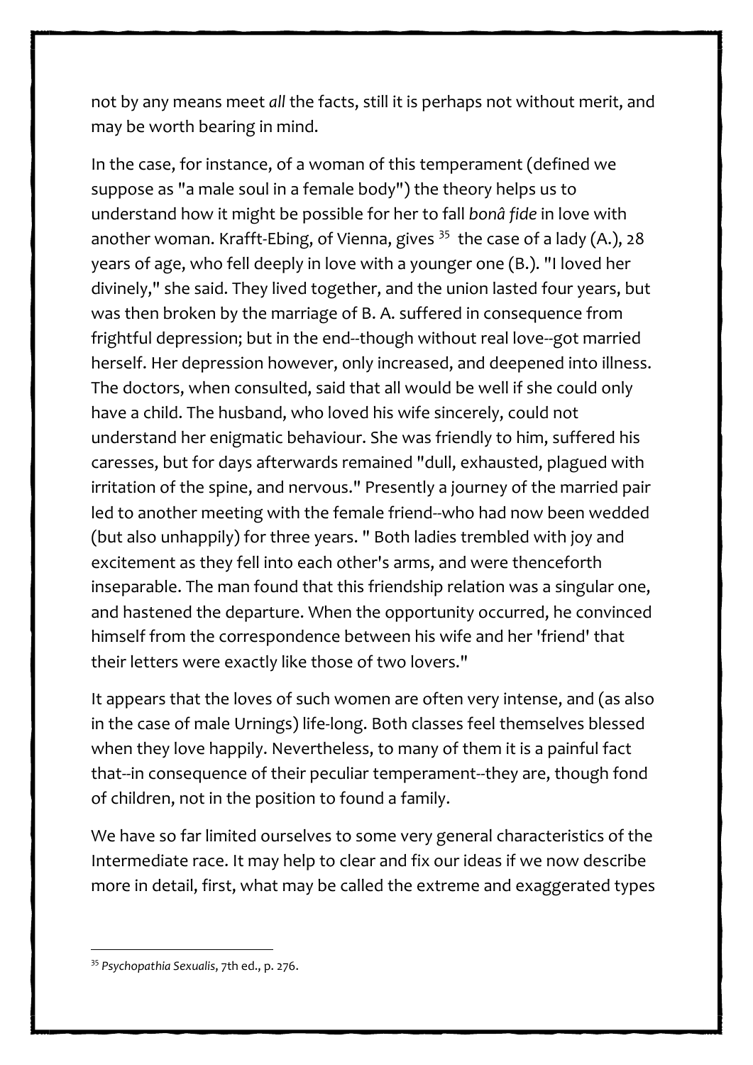not by any means meet *all* the facts, still it is perhaps not without merit, and may be worth bearing in mind.

In the case, for instance, of a woman of this temperament (defined we suppose as "a male soul in a female body") the theory helps us to understand how it might be possible for her to fall *bonâ fide* in love with another woman. Krafft-Ebing, of Vienna, gives [35] the case of a lady (A.), 28 years of age, who fell deeply in love with a younger one (B.). "I loved her divinely," she said. They lived together, and the union lasted four years, but was then broken by the marriage of B. A. suffered in consequence from frightful depression; but in the end--though without real love--got married herself. Her depression however, only increased, and deepened into illness. The doctors, when consulted, said that all would be well if she could only have a child. The husband, who loved his wife sincerely, could not understand her enigmatic behaviour. She was friendly to him, suffered his caresses, but for days afterwards remained "dull, exhausted, plagued with irritation of the spine, and nervous." Presently a journey of the married pair led to another meeting with the female friend--who had now been wedded (but also unhappily) for three years. " Both ladies trembled with joy and excitement as they fell into each other's arms, and were thenceforth inseparable. The man found that this friendship relation was a singular one, and hastened the departure. When the opportunity occurred, he convinced himself from the correspondence between his wife and her 'friend' that their letters were exactly like those of two lovers."

It appears that the loves of such women are often very intense, and (as also in the case of male Urnings) life-long. Both classes feel themselves blessed when they love happily. Nevertheless, to many of them it is a painful fact that--in consequence of their peculiar temperament--they are, though fond of children, not in the position to found a family.

We have so far limited ourselves to some very general characteristics of the Intermediate race. It may help to clear and fix our ideas if we now describe more in detail, first, what may be called the extreme and exaggerated types

[35] *Psychopathia Sexualis*, 7th ed., p. 276.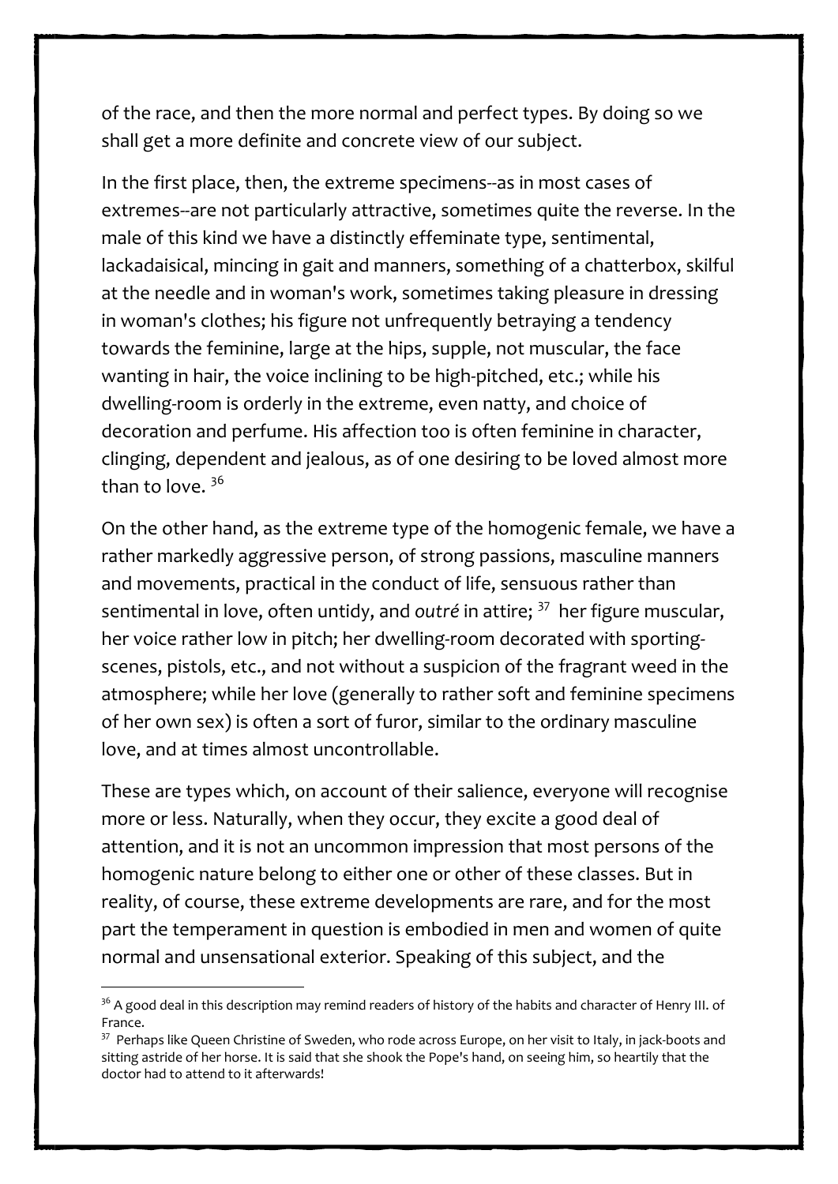of the race, and then the more normal and perfect types. By doing so we shall get a more definite and concrete view of our subject.

In the first place, then, the extreme specimens--as in most cases of extremes--are not particularly attractive, sometimes quite the reverse. In the male of this kind we have a distinctly effeminate type, sentimental, lackadaisical, mincing in gait and manners, something of a chatterbox, skilful at the needle and in woman's work, sometimes taking pleasure in dressing in woman's clothes; his figure not unfrequently betraying a tendency towards the feminine, large at the hips, supple, not muscular, the face wanting in hair, the voice inclining to be high-pitched, etc.; while his dwelling-room is orderly in the extreme, even natty, and choice of decoration and perfume. His affection too is often feminine in character, clinging, dependent and jealous, as of one desiring to be loved almost more than to love. [36]

On the other hand, as the extreme type of the homogenic female, we have a rather markedly aggressive person, of strong passions, masculine manners and movements, practical in the conduct of life, sensuous rather than sentimental in love, often untidy, and *outré* in attire; [37] her figure muscular, her voice rather low in pitch; her dwelling-room decorated with sporting-scenes, pistols, etc., and not without a suspicion of the fragrant weed in the atmosphere; while her love (generally to rather soft and feminine specimens of her own sex) is often a sort of furor, similar to the ordinary masculine love, and at times almost uncontrollable.

These are types which, on account of their salience, everyone will recognise more or less. Naturally, when they occur, they excite a good deal of attention, and it is not an uncommon impression that most persons of the homogenic nature belong to either one or other of these classes. But in reality, of course, these extreme developments are rare, and for the most part the temperament in question is embodied in men and women of quite normal and unsensational exterior. Speaking of this subject, and the

---

[36] A good deal in this description may remind readers of history of the habits and character of Henry III. of France.

[37] Perhaps like Queen Christine of Sweden, who rode across Europe, on her visit to Italy, in jack-boots and sitting astride of her horse. It is said that she shook the Pope's hand, on seeing him, so heartily that the doctor had to attend to it afterwards!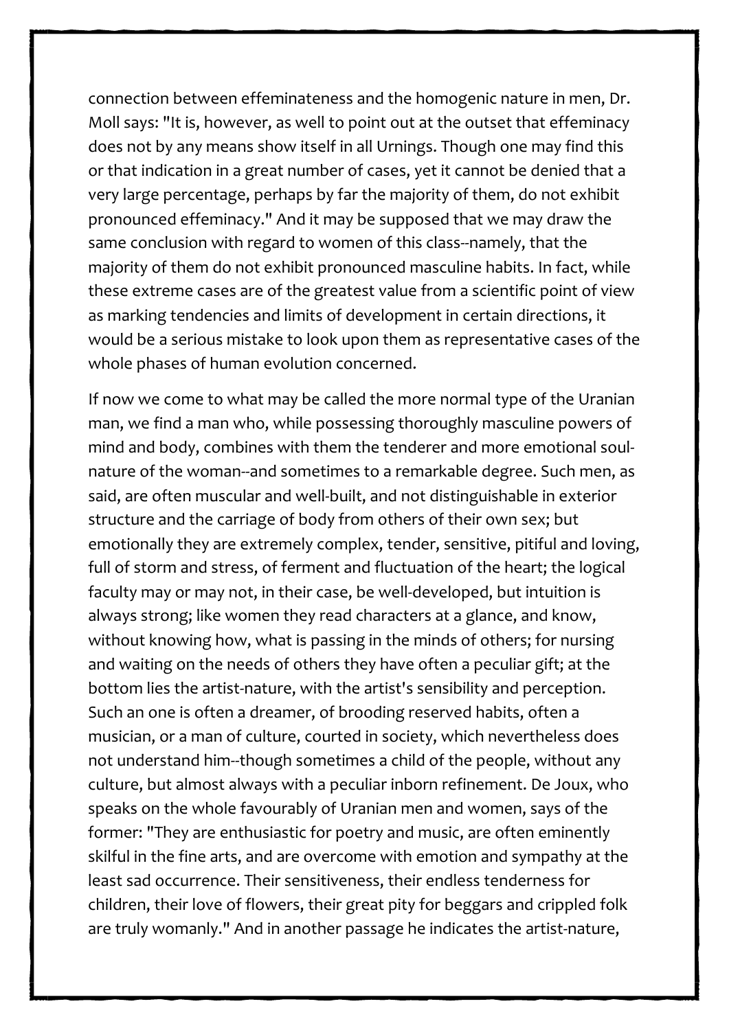connection between effeminateness and the homogenic nature in men, Dr. Moll says: "It is, however, as well to point out at the outset that effeminacy does not by any means show itself in all Urnings. Though one may find this or that indication in a great number of cases, yet it cannot be denied that a very large percentage, perhaps by far the majority of them, do not exhibit pronounced effeminacy." And it may be supposed that we may draw the same conclusion with regard to women of this class--namely, that the majority of them do not exhibit pronounced masculine habits. In fact, while these extreme cases are of the greatest value from a scientific point of view as marking tendencies and limits of development in certain directions, it would be a serious mistake to look upon them as representative cases of the whole phases of human evolution concerned.

If now we come to what may be called the more normal type of the Uranian man, we find a man who, while possessing thoroughly masculine powers of mind and body, combines with them the tenderer and more emotional soul-nature of the woman--and sometimes to a remarkable degree. Such men, as said, are often muscular and well-built, and not distinguishable in exterior structure and the carriage of body from others of their own sex; but emotionally they are extremely complex, tender, sensitive, pitiful and loving, full of storm and stress, of ferment and fluctuation of the heart; the logical faculty may or may not, in their case, be well-developed, but intuition is always strong; like women they read characters at a glance, and know, without knowing how, what is passing in the minds of others; for nursing and waiting on the needs of others they have often a peculiar gift; at the bottom lies the artist-nature, with the artist's sensibility and perception. Such an one is often a dreamer, of brooding reserved habits, often a musician, or a man of culture, courted in society, which nevertheless does not understand him--though sometimes a child of the people, without any culture, but almost always with a peculiar inborn refinement. De Joux, who speaks on the whole favourably of Uranian men and women, says of the former: "They are enthusiastic for poetry and music, are often eminently skilful in the fine arts, and are overcome with emotion and sympathy at the least sad occurrence. Their sensitiveness, their endless tenderness for children, their love of flowers, their great pity for beggars and crippled folk are truly womanly." And in another passage he indicates the artist-nature,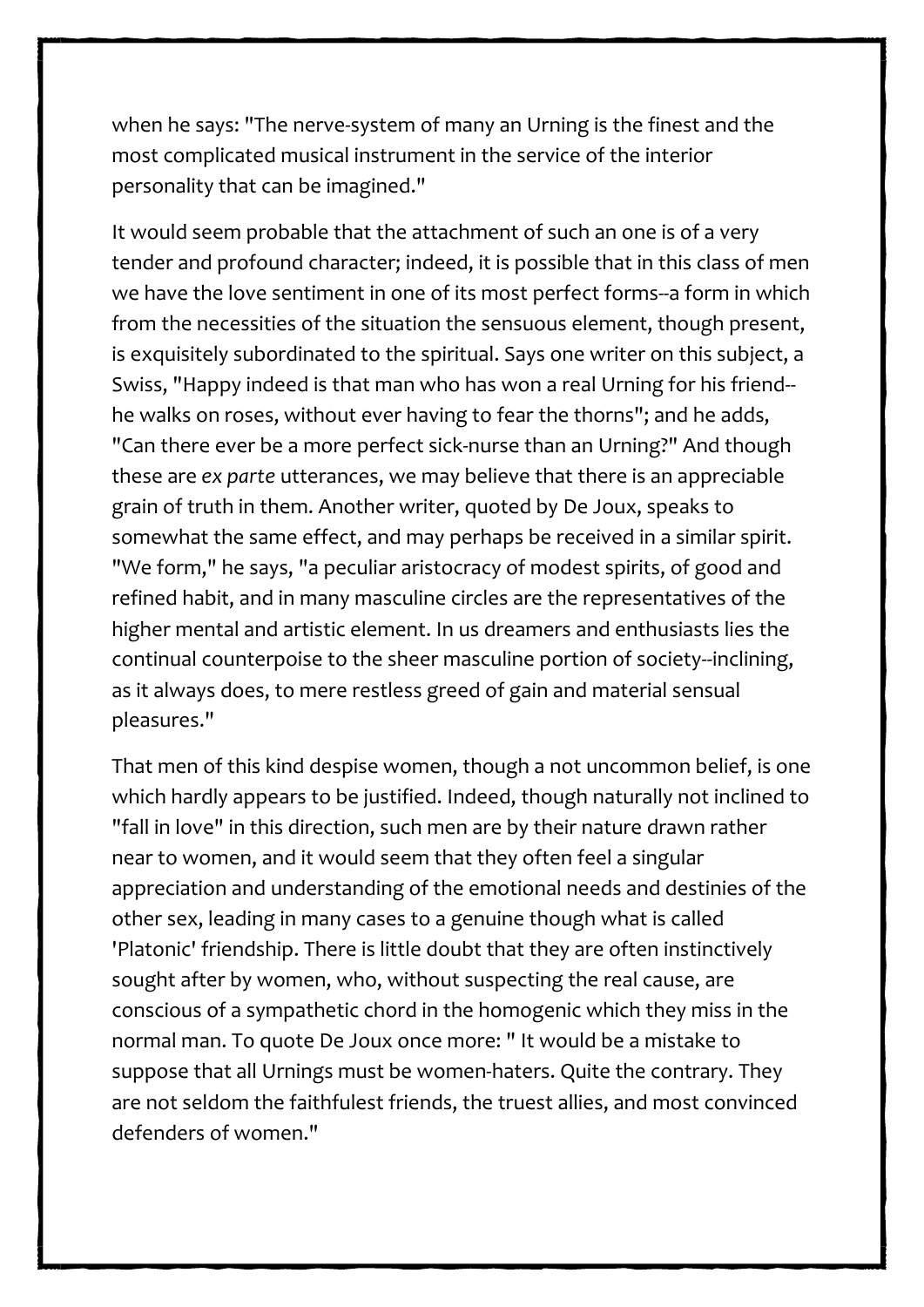when he says: "The nerve-system of many an Urning is the finest and the most complicated musical instrument in the service of the interior personality that can be imagined."

It would seem probable that the attachment of such an one is of a very tender and profound character; indeed, it is possible that in this class of men we have the love sentiment in one of its most perfect forms--a form in which from the necessities of the situation the sensuous element, though present, is exquisitely subordinated to the spiritual. Says one writer on this subject, a Swiss, "Happy indeed is that man who has won a real Urning for his friend--he walks on roses, without ever having to fear the thorns"; and he adds, "Can there ever be a more perfect sick-nurse than an Urning?" And though these are *ex parte* utterances, we may believe that there is an appreciable grain of truth in them. Another writer, quoted by De Joux, speaks to somewhat the same effect, and may perhaps be received in a similar spirit. "We form," he says, "a peculiar aristocracy of modest spirits, of good and refined habit, and in many masculine circles are the representatives of the higher mental and artistic element. In us dreamers and enthusiasts lies the continual counterpoise to the sheer masculine portion of society--inclining, as it always does, to mere restless greed of gain and material sensual pleasures."

That men of this kind despise women, though a not uncommon belief, is one which hardly appears to be justified. Indeed, though naturally not inclined to "fall in love" in this direction, such men are by their nature drawn rather near to women, and it would seem that they often feel a singular appreciation and understanding of the emotional needs and destinies of the other sex, leading in many cases to a genuine though what is called 'Platonic' friendship. There is little doubt that they are often instinctively sought after by women, who, without suspecting the real cause, are conscious of a sympathetic chord in the homogenic which they miss in the normal man. To quote De Joux once more: " It would be a mistake to suppose that all Urnings must be women-haters. Quite the contrary. They are not seldom the faithfulest friends, the truest allies, and most convinced defenders of women."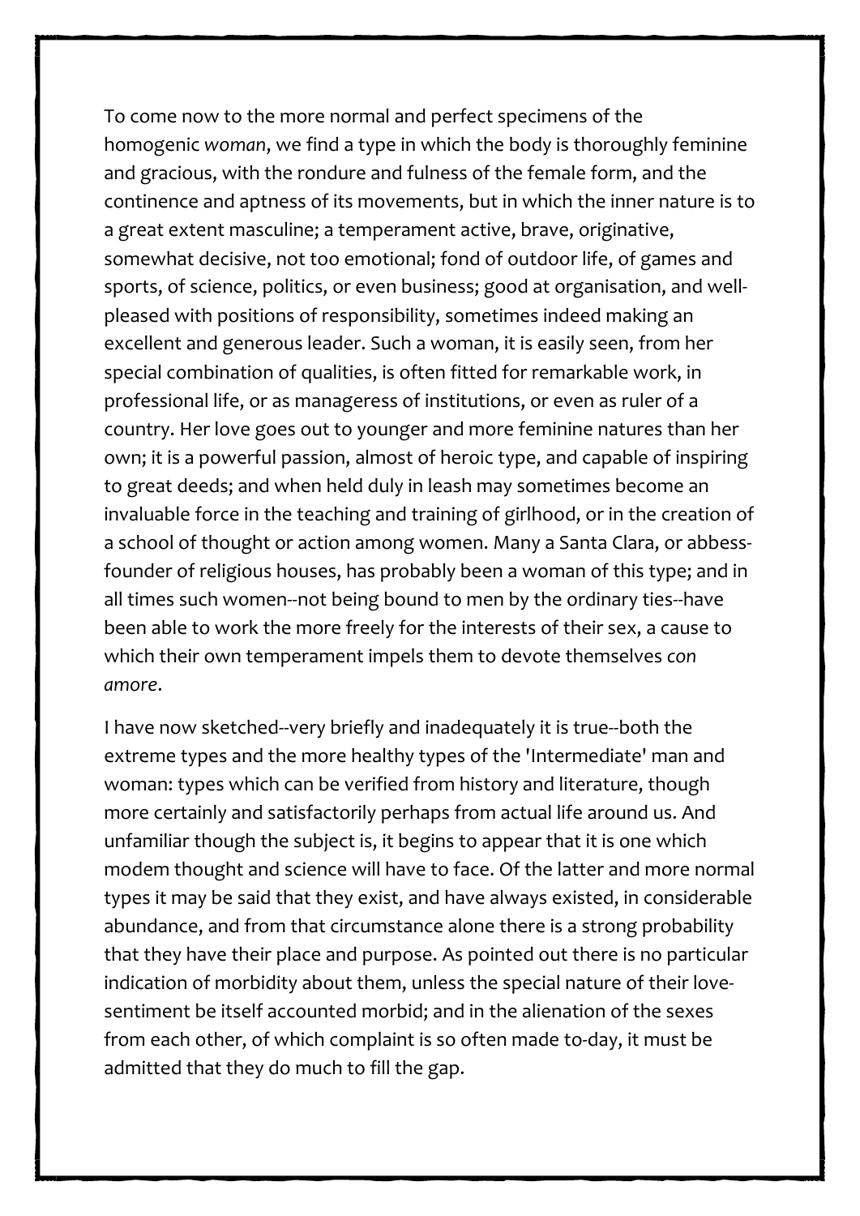To come now to the more normal and perfect specimens of the homogenic *woman*, we find a type in which the body is thoroughly feminine and gracious, with the rondure and fulness of the female form, and the continence and aptness of its movements, but in which the inner nature is to a great extent masculine; a temperament active, brave, originative, somewhat decisive, not too emotional; fond of outdoor life, of games and sports, of science, politics, or even business; good at organisation, and well-pleased with positions of responsibility, sometimes indeed making an excellent and generous leader. Such a woman, it is easily seen, from her special combination of qualities, is often fitted for remarkable work, in professional life, or as manageress of institutions, or even as ruler of a country. Her love goes out to younger and more feminine natures than her own; it is a powerful passion, almost of heroic type, and capable of inspiring to great deeds; and when held duly in leash may sometimes become an invaluable force in the teaching and training of girlhood, or in the creation of a school of thought or action among women. Many a Santa Clara, or abbess-founder of religious houses, has probably been a woman of this type; and in all times such women--not being bound to men by the ordinary ties--have been able to work the more freely for the interests of their sex, a cause to which their own temperament impels them to devote themselves *con amore*.

I have now sketched--very briefly and inadequately it is true--both the extreme types and the more healthy types of the 'Intermediate' man and woman: types which can be verified from history and literature, though more certainly and satisfactorily perhaps from actual life around us. And unfamiliar though the subject is, it begins to appear that it is one which modem thought and science will have to face. Of the latter and more normal types it may be said that they exist, and have always existed, in considerable abundance, and from that circumstance alone there is a strong probability that they have their place and purpose. As pointed out there is no particular indication of morbidity about them, unless the special nature of their love-sentiment be itself accounted morbid; and in the alienation of the sexes from each other, of which complaint is so often made to-day, it must be admitted that they do much to fill the gap.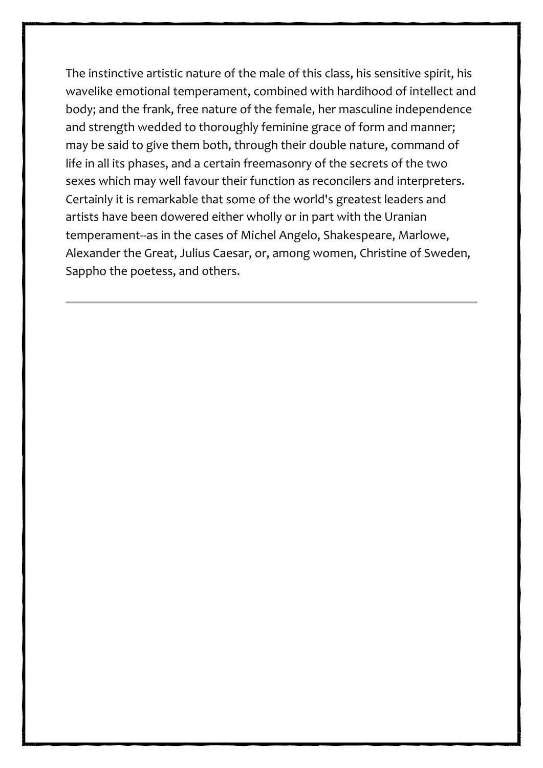The instinctive artistic nature of the male of this class, his sensitive spirit, his wavelike emotional temperament, combined with hardihood of intellect and body; and the frank, free nature of the female, her masculine independence and strength wedded to thoroughly feminine grace of form and manner; may be said to give them both, through their double nature, command of life in all its phases, and a certain freemasonry of the secrets of the two sexes which may well favour their function as reconcilers and interpreters. Certainly it is remarkable that some of the world's greatest leaders and artists have been dowered either wholly or in part with the Uranian temperament--as in the cases of Michel Angelo, Shakespeare, Marlowe, Alexander the Great, Julius Caesar, or, among women, Christine of Sweden, Sappho the poetess, and others.

---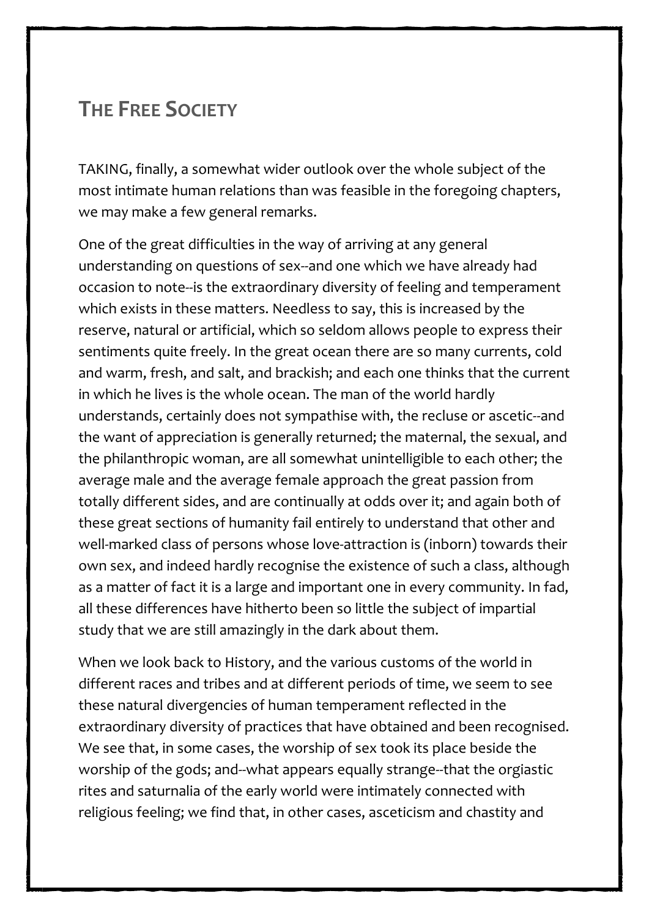# The Free Society

TAKING, finally, a somewhat wider outlook over the whole subject of the most intimate human relations than was feasible in the foregoing chapters, we may make a few general remarks.

One of the great difficulties in the way of arriving at any general understanding on questions of sex--and one which we have already had occasion to note--is the extraordinary diversity of feeling and temperament which exists in these matters. Needless to say, this is increased by the reserve, natural or artificial, which so seldom allows people to express their sentiments quite freely. In the great ocean there are so many currents, cold and warm, fresh, and salt, and brackish; and each one thinks that the current in which he lives is the whole ocean. The man of the world hardly understands, certainly does not sympathise with, the recluse or ascetic--and the want of appreciation is generally returned; the maternal, the sexual, and the philanthropic woman, are all somewhat unintelligible to each other; the average male and the average female approach the great passion from totally different sides, and are continually at odds over it; and again both of these great sections of humanity fail entirely to understand that other and well-marked class of persons whose love-attraction is (inborn) towards their own sex, and indeed hardly recognise the existence of such a class, although as a matter of fact it is a large and important one in every community. In fad, all these differences have hitherto been so little the subject of impartial study that we are still amazingly in the dark about them.

When we look back to History, and the various customs of the world in different races and tribes and at different periods of time, we seem to see these natural divergencies of human temperament reflected in the extraordinary diversity of practices that have obtained and been recognised. We see that, in some cases, the worship of sex took its place beside the worship of the gods; and--what appears equally strange--that the orgiastic rites and saturnalia of the early world were intimately connected with religious feeling; we find that, in other cases, asceticism and chastity and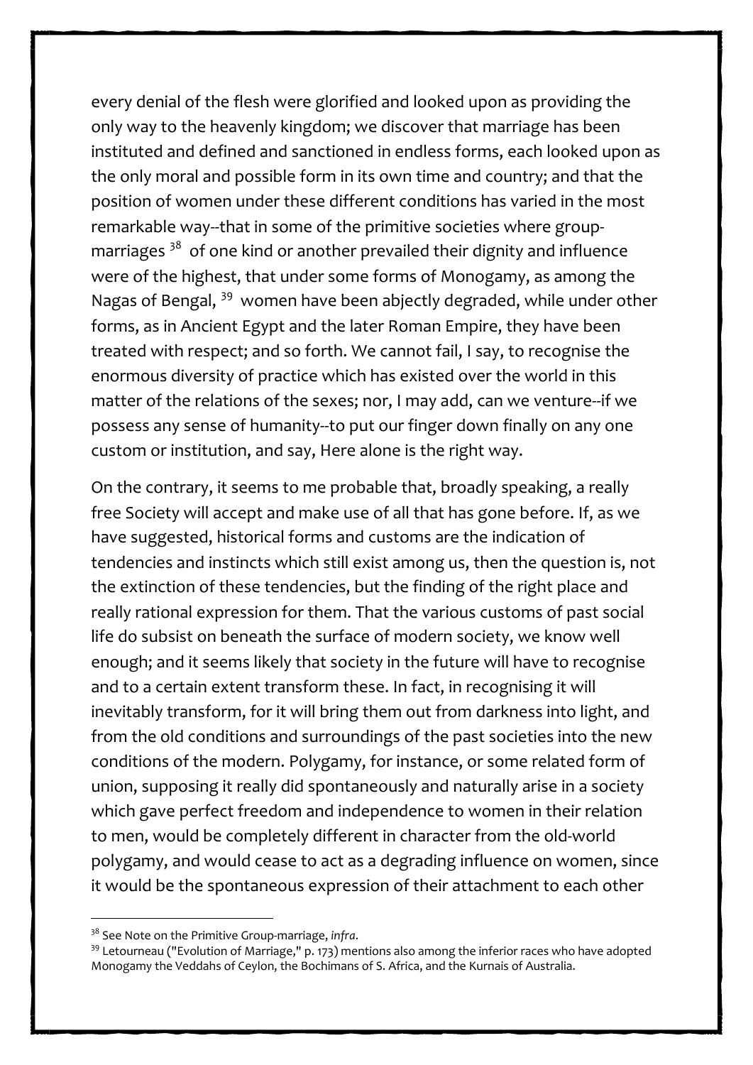every denial of the flesh were glorified and looked upon as providing the only way to the heavenly kingdom; we discover that marriage has been instituted and defined and sanctioned in endless forms, each looked upon as the only moral and possible form in its own time and country; and that the position of women under these different conditions has varied in the most remarkable way--that in some of the primitive societies where group-marriages [38] of one kind or another prevailed their dignity and influence were of the highest, that under some forms of Monogamy, as among the Nagas of Bengal, [39] women have been abjectly degraded, while under other forms, as in Ancient Egypt and the later Roman Empire, they have been treated with respect; and so forth. We cannot fail, I say, to recognise the enormous diversity of practice which has existed over the world in this matter of the relations of the sexes; nor, I may add, can we venture--if we possess any sense of humanity--to put our finger down finally on any one custom or institution, and say, Here alone is the right way.

On the contrary, it seems to me probable that, broadly speaking, a really free Society will accept and make use of all that has gone before. If, as we have suggested, historical forms and customs are the indication of tendencies and instincts which still exist among us, then the question is, not the extinction of these tendencies, but the finding of the right place and really rational expression for them. That the various customs of past social life do subsist on beneath the surface of modern society, we know well enough; and it seems likely that society in the future will have to recognise and to a certain extent transform these. In fact, in recognising it will inevitably transform, for it will bring them out from darkness into light, and from the old conditions and surroundings of the past societies into the new conditions of the modern. Polygamy, for instance, or some related form of union, supposing it really did spontaneously and naturally arise in a society which gave perfect freedom and independence to women in their relation to men, would be completely different in character from the old-world polygamy, and would cease to act as a degrading influence on women, since it would be the spontaneous expression of their attachment to each other

---

[38] See Note on the Primitive Group-marriage, *infra*.

[39] Letourneau ("Evolution of Marriage," p. 173) mentions also among the inferior races who have adopted Monogamy the Veddahs of Ceylon, the Bochimans of S. Africa, and the Kurnais of Australia.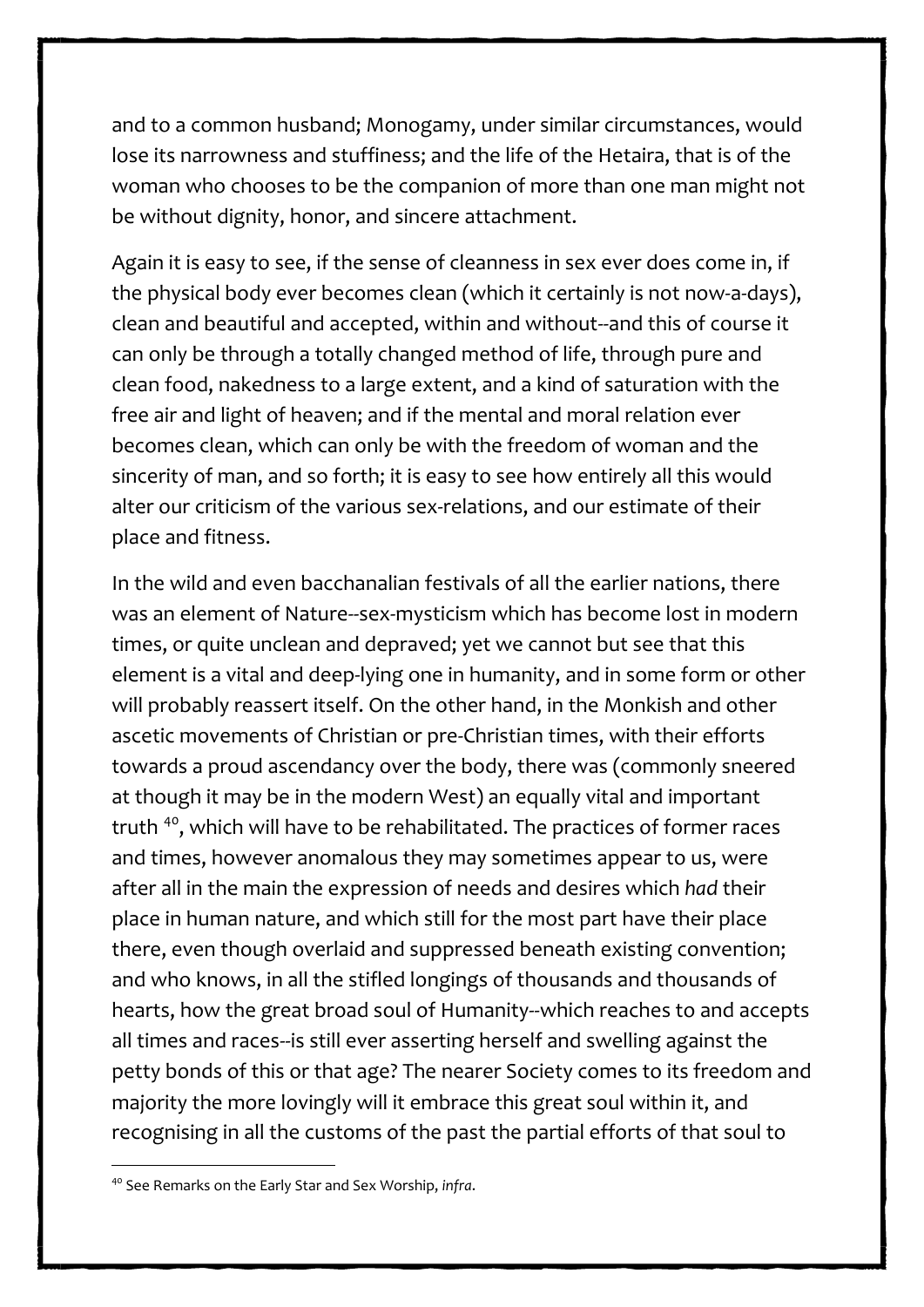and to a common husband; Monogamy, under similar circumstances, would lose its narrowness and stuffiness; and the life of the Hetaira, that is of the woman who chooses to be the companion of more than one man might not be without dignity, honor, and sincere attachment.

Again it is easy to see, if the sense of cleanness in sex ever does come in, if the physical body ever becomes clean (which it certainly is not now-a-days), clean and beautiful and accepted, within and without--and this of course it can only be through a totally changed method of life, through pure and clean food, nakedness to a large extent, and a kind of saturation with the free air and light of heaven; and if the mental and moral relation ever becomes clean, which can only be with the freedom of woman and the sincerity of man, and so forth; it is easy to see how entirely all this would alter our criticism of the various sex-relations, and our estimate of their place and fitness.

In the wild and even bacchanalian festivals of all the earlier nations, there was an element of Nature--sex-mysticism which has become lost in modern times, or quite unclean and depraved; yet we cannot but see that this element is a vital and deep-lying one in humanity, and in some form or other will probably reassert itself. On the other hand, in the Monkish and other ascetic movements of Christian or pre-Christian times, with their efforts towards a proud ascendancy over the body, there was (commonly sneered at though it may be in the modern West) an equally vital and important truth [40], which will have to be rehabilitated. The practices of former races and times, however anomalous they may sometimes appear to us, were after all in the main the expression of needs and desires which *had* their place in human nature, and which still for the most part have their place there, even though overlaid and suppressed beneath existing convention; and who knows, in all the stifled longings of thousands and thousands of hearts, how the great broad soul of Humanity--which reaches to and accepts all times and races--is still ever asserting herself and swelling against the petty bonds of this or that age? The nearer Society comes to its freedom and majority the more lovingly will it embrace this great soul within it, and recognising in all the customs of the past the partial efforts of that soul to

[40] See Remarks on the Early Star and Sex Worship, *infra*.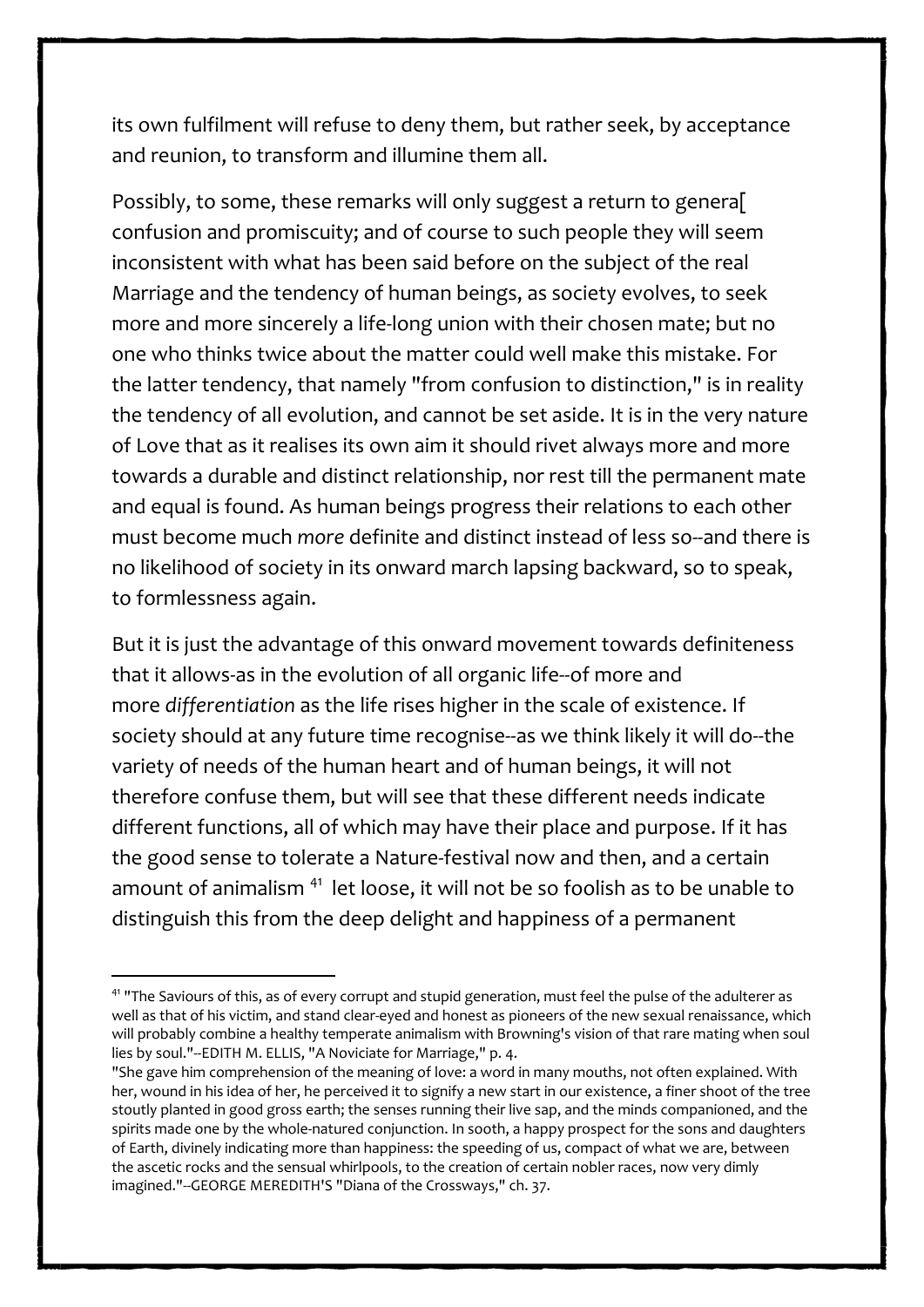its own fulfilment will refuse to deny them, but rather seek, by acceptance and reunion, to transform and illumine them all.

Possibly, to some, these remarks will only suggest a return to genera[ confusion and promiscuity; and of course to such people they will seem inconsistent with what has been said before on the subject of the real Marriage and the tendency of human beings, as society evolves, to seek more and more sincerely a life-long union with their chosen mate; but no one who thinks twice about the matter could well make this mistake. For the latter tendency, that namely "from confusion to distinction," is in reality the tendency of all evolution, and cannot be set aside. It is in the very nature of Love that as it realises its own aim it should rivet always more and more towards a durable and distinct relationship, nor rest till the permanent mate and equal is found. As human beings progress their relations to each other must become much *more* definite and distinct instead of less so--and there is no likelihood of society in its onward march lapsing backward, so to speak, to formlessness again.

But it is just the advantage of this onward movement towards definiteness that it allows-as in the evolution of all organic life--of more and more *differentiation* as the life rises higher in the scale of existence. If society should at any future time recognise--as we think likely it will do--the variety of needs of the human heart and of human beings, it will not therefore confuse them, but will see that these different needs indicate different functions, all of which may have their place and purpose. If it has the good sense to tolerate a Nature-festival now and then, and a certain amount of animalism [41] let loose, it will not be so foolish as to be unable to distinguish this from the deep delight and happiness of a permanent

---

[41] "The Saviours of this, as of every corrupt and stupid generation, must feel the pulse of the adulterer as well as that of his victim, and stand clear-eyed and honest as pioneers of the new sexual renaissance, which will probably combine a healthy temperate animalism with Browning's vision of that rare mating when soul lies by soul."--EDITH M. ELLIS, "A Noviciate for Marriage," p. 4.

"She gave him comprehension of the meaning of love: a word in many mouths, not often explained. With her, wound in his idea of her, he perceived it to signify a new start in our existence, a finer shoot of the tree stoutly planted in good gross earth; the senses running their live sap, and the minds companioned, and the spirits made one by the whole-natured conjunction. In sooth, a happy prospect for the sons and daughters of Earth, divinely indicating more than happiness: the speeding of us, compact of what we are, between the ascetic rocks and the sensual whirlpools, to the creation of certain nobler races, now very dimly imagined."--GEORGE MEREDITH'S "Diana of the Crossways," ch. 37.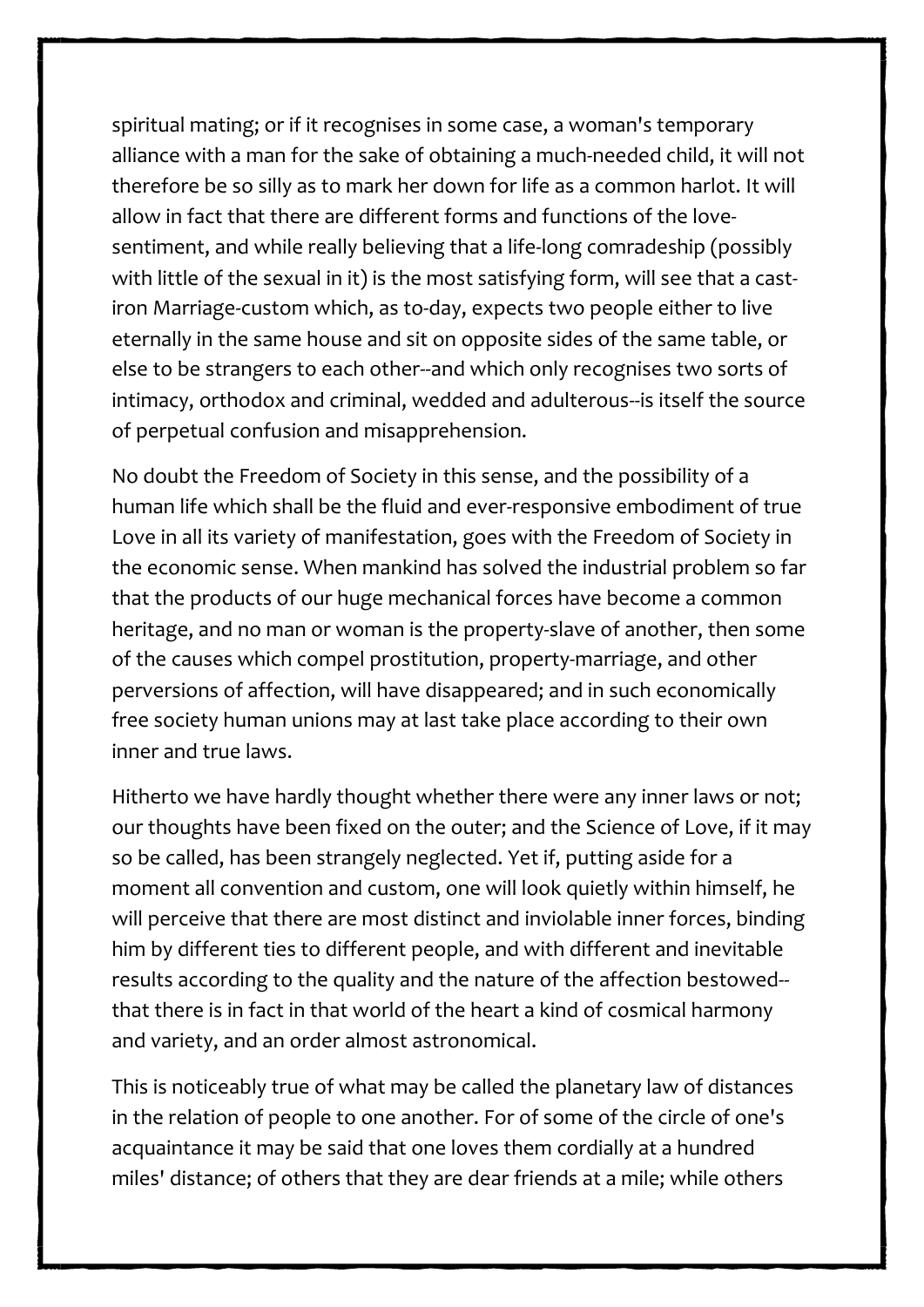spiritual mating; or if it recognises in some case, a woman's temporary alliance with a man for the sake of obtaining a much-needed child, it will not therefore be so silly as to mark her down for life as a common harlot. It will allow in fact that there are different forms and functions of the love-sentiment, and while really believing that a life-long comradeship (possibly with little of the sexual in it) is the most satisfying form, will see that a cast-iron Marriage-custom which, as to-day, expects two people either to live eternally in the same house and sit on opposite sides of the same table, or else to be strangers to each other--and which only recognises two sorts of intimacy, orthodox and criminal, wedded and adulterous--is itself the source of perpetual confusion and misapprehension.

No doubt the Freedom of Society in this sense, and the possibility of a human life which shall be the fluid and ever-responsive embodiment of true Love in all its variety of manifestation, goes with the Freedom of Society in the economic sense. When mankind has solved the industrial problem so far that the products of our huge mechanical forces have become a common heritage, and no man or woman is the property-slave of another, then some of the causes which compel prostitution, property-marriage, and other perversions of affection, will have disappeared; and in such economically free society human unions may at last take place according to their own inner and true laws.

Hitherto we have hardly thought whether there were any inner laws or not; our thoughts have been fixed on the outer; and the Science of Love, if it may so be called, has been strangely neglected. Yet if, putting aside for a moment all convention and custom, one will look quietly within himself, he will perceive that there are most distinct and inviolable inner forces, binding him by different ties to different people, and with different and inevitable results according to the quality and the nature of the affection bestowed--that there is in fact in that world of the heart a kind of cosmical harmony and variety, and an order almost astronomical.

This is noticeably true of what may be called the planetary law of distances in the relation of people to one another. For of some of the circle of one's acquaintance it may be said that one loves them cordially at a hundred miles' distance; of others that they are dear friends at a mile; while others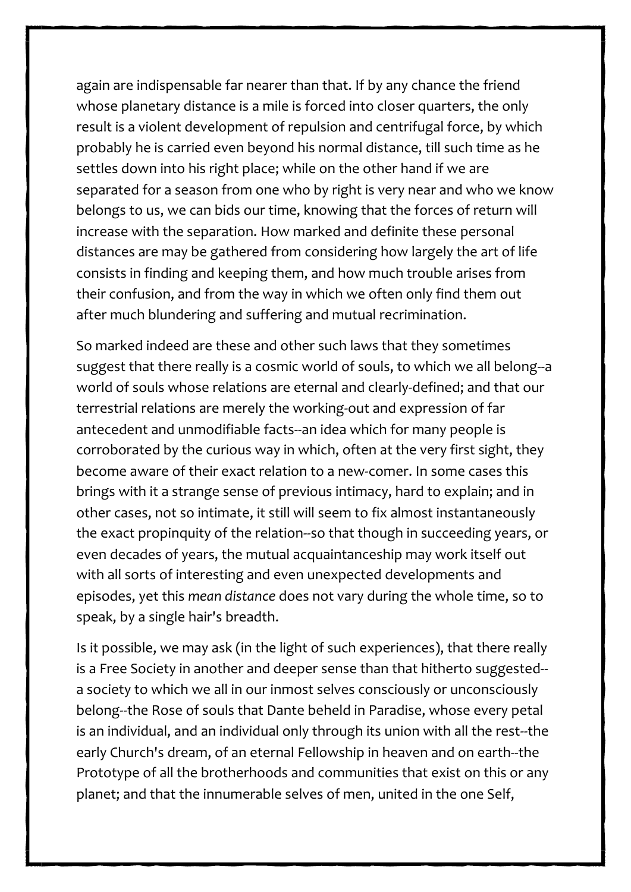again are indispensable far nearer than that. If by any chance the friend whose planetary distance is a mile is forced into closer quarters, the only result is a violent development of repulsion and centrifugal force, by which probably he is carried even beyond his normal distance, till such time as he settles down into his right place; while on the other hand if we are separated for a season from one who by right is very near and who we know belongs to us, we can bids our time, knowing that the forces of return will increase with the separation. How marked and definite these personal distances are may be gathered from considering how largely the art of life consists in finding and keeping them, and how much trouble arises from their confusion, and from the way in which we often only find them out after much blundering and suffering and mutual recrimination.

So marked indeed are these and other such laws that they sometimes suggest that there really is a cosmic world of souls, to which we all belong--a world of souls whose relations are eternal and clearly-defined; and that our terrestrial relations are merely the working-out and expression of far antecedent and unmodifiable facts--an idea which for many people is corroborated by the curious way in which, often at the very first sight, they become aware of their exact relation to a new-comer. In some cases this brings with it a strange sense of previous intimacy, hard to explain; and in other cases, not so intimate, it still will seem to fix almost instantaneously the exact propinquity of the relation--so that though in succeeding years, or even decades of years, the mutual acquaintanceship may work itself out with all sorts of interesting and even unexpected developments and episodes, yet this *mean distance* does not vary during the whole time, so to speak, by a single hair's breadth.

Is it possible, we may ask (in the light of such experiences), that there really is a Free Society in another and deeper sense than that hitherto suggested--a society to which we all in our inmost selves consciously or unconsciously belong--the Rose of souls that Dante beheld in Paradise, whose every petal is an individual, and an individual only through its union with all the rest--the early Church's dream, of an eternal Fellowship in heaven and on earth--the Prototype of all the brotherhoods and communities that exist on this or any planet; and that the innumerable selves of men, united in the one Self,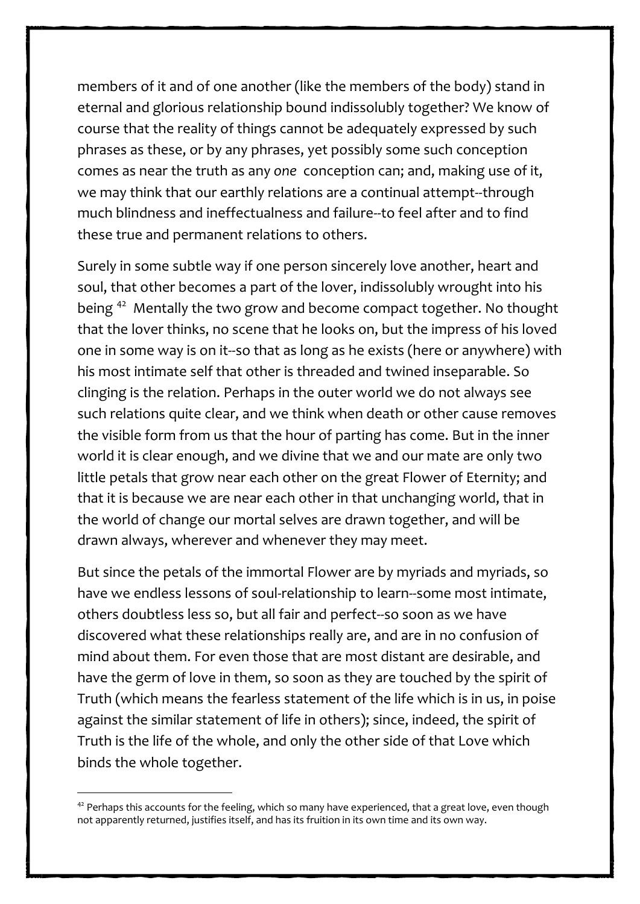members of it and of one another (like the members of the body) stand in eternal and glorious relationship bound indissolubly together? We know of course that the reality of things cannot be adequately expressed by such phrases as these, or by any phrases, yet possibly some such conception comes as near the truth as any *one* conception can; and, making use of it, we may think that our earthly relations are a continual attempt--through much blindness and ineffectualness and failure--to feel after and to find these true and permanent relations to others.

Surely in some subtle way if one person sincerely love another, heart and soul, that other becomes a part of the lover, indissolubly wrought into his being [42] Mentally the two grow and become compact together. No thought that the lover thinks, no scene that he looks on, but the impress of his loved one in some way is on it--so that as long as he exists (here or anywhere) with his most intimate self that other is threaded and twined inseparable. So clinging is the relation. Perhaps in the outer world we do not always see such relations quite clear, and we think when death or other cause removes the visible form from us that the hour of parting has come. But in the inner world it is clear enough, and we divine that we and our mate are only two little petals that grow near each other on the great Flower of Eternity; and that it is because we are near each other in that unchanging world, that in the world of change our mortal selves are drawn together, and will be drawn always, wherever and whenever they may meet.

But since the petals of the immortal Flower are by myriads and myriads, so have we endless lessons of soul-relationship to learn--some most intimate, others doubtless less so, but all fair and perfect--so soon as we have discovered what these relationships really are, and are in no confusion of mind about them. For even those that are most distant are desirable, and have the germ of love in them, so soon as they are touched by the spirit of Truth (which means the fearless statement of the life which is in us, in poise against the similar statement of life in others); since, indeed, the spirit of Truth is the life of the whole, and only the other side of that Love which binds the whole together.

---

[42] Perhaps this accounts for the feeling, which so many have experienced, that a great love, even though not apparently returned, justifies itself, and has its fruition in its own time and its own way.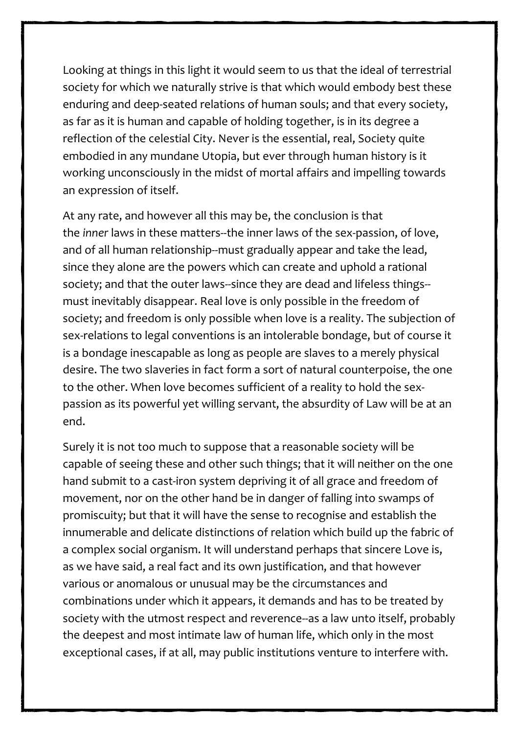Looking at things in this light it would seem to us that the ideal of terrestrial society for which we naturally strive is that which would embody best these enduring and deep-seated relations of human souls; and that every society, as far as it is human and capable of holding together, is in its degree a reflection of the celestial City. Never is the essential, real, Society quite embodied in any mundane Utopia, but ever through human history is it working unconsciously in the midst of mortal affairs and impelling towards an expression of itself.

At any rate, and however all this may be, the conclusion is that the *inner* laws in these matters--the inner laws of the sex-passion, of love, and of all human relationship--must gradually appear and take the lead, since they alone are the powers which can create and uphold a rational society; and that the outer laws--since they are dead and lifeless things--must inevitably disappear. Real love is only possible in the freedom of society; and freedom is only possible when love is a reality. The subjection of sex-relations to legal conventions is an intolerable bondage, but of course it is a bondage inescapable as long as people are slaves to a merely physical desire. The two slaveries in fact form a sort of natural counterpoise, the one to the other. When love becomes sufficient of a reality to hold the sex-passion as its powerful yet willing servant, the absurdity of Law will be at an end.

Surely it is not too much to suppose that a reasonable society will be capable of seeing these and other such things; that it will neither on the one hand submit to a cast-iron system depriving it of all grace and freedom of movement, nor on the other hand be in danger of falling into swamps of promiscuity; but that it will have the sense to recognise and establish the innumerable and delicate distinctions of relation which build up the fabric of a complex social organism. It will understand perhaps that sincere Love is, as we have said, a real fact and its own justification, and that however various or anomalous or unusual may be the circumstances and combinations under which it appears, it demands and has to be treated by society with the utmost respect and reverence--as a law unto itself, probably the deepest and most intimate law of human life, which only in the most exceptional cases, if at all, may public institutions venture to interfere with.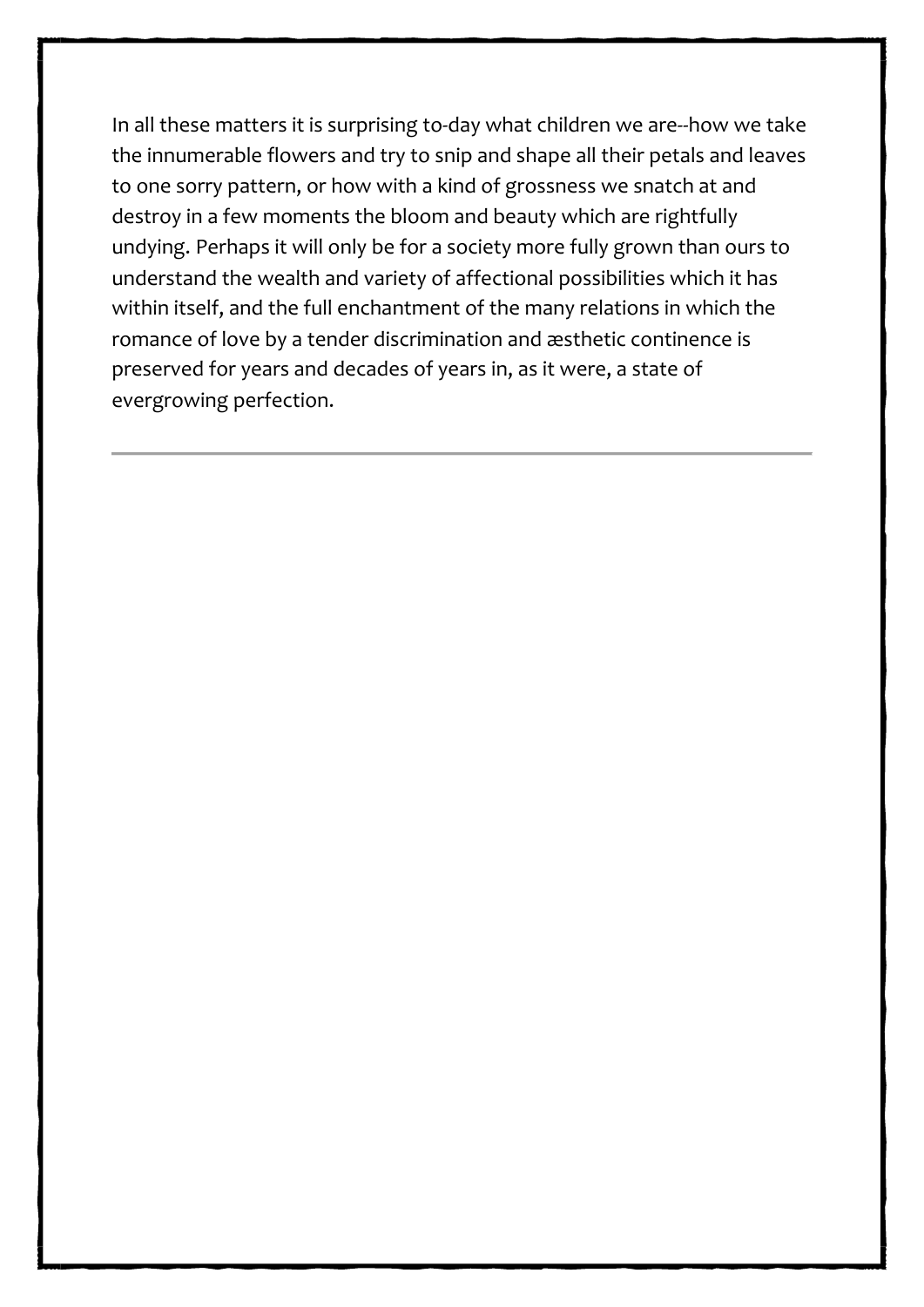In all these matters it is surprising to-day what children we are--how we take the innumerable flowers and try to snip and shape all their petals and leaves to one sorry pattern, or how with a kind of grossness we snatch at and destroy in a few moments the bloom and beauty which are rightfully undying. Perhaps it will only be for a society more fully grown than ours to understand the wealth and variety of affectional possibilities which it has within itself, and the full enchantment of the many relations in which the romance of love by a tender discrimination and æsthetic continence is preserved for years and decades of years in, as it were, a state of evergrowing perfection.

---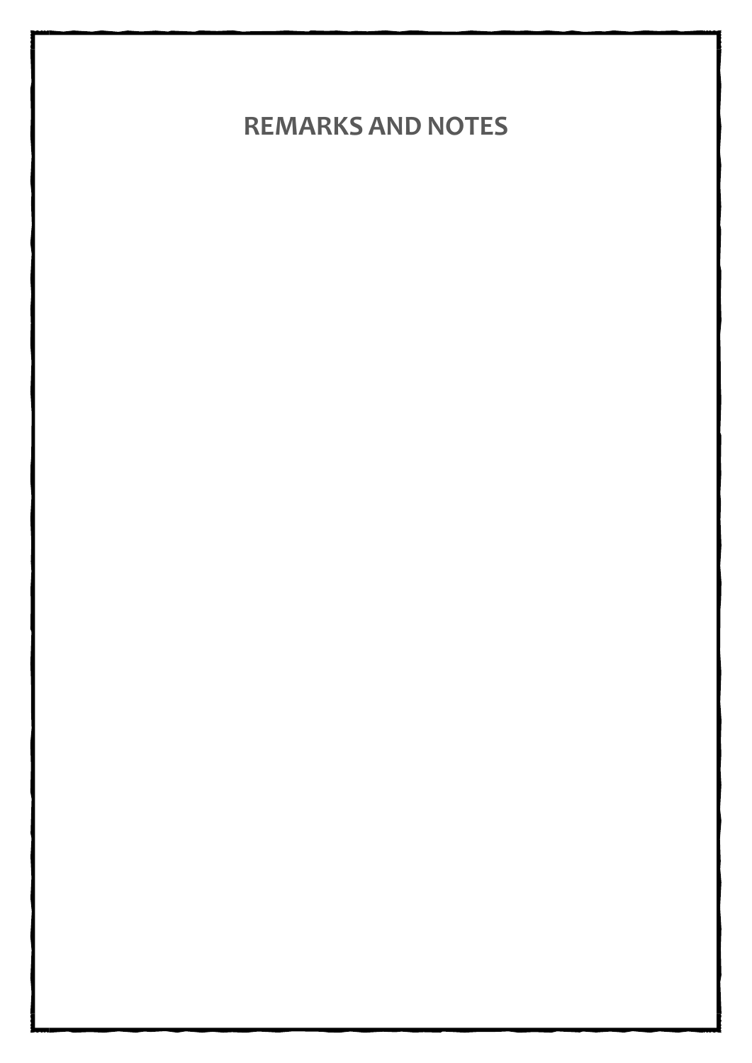# REMARKS AND NOTES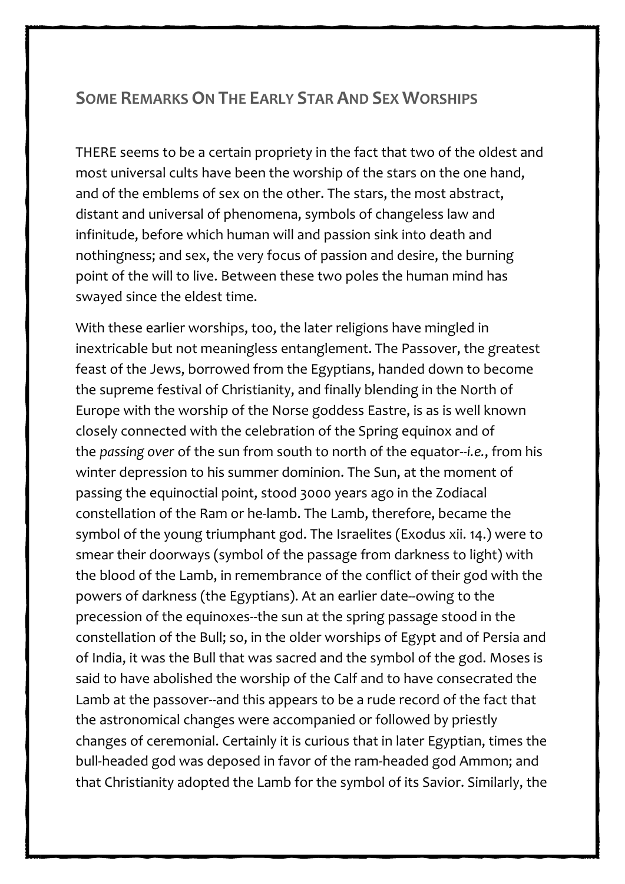## SOME REMARKS ON THE EARLY STAR AND SEX WORSHIPS

THERE seems to be a certain propriety in the fact that two of the oldest and most universal cults have been the worship of the stars on the one hand, and of the emblems of sex on the other. The stars, the most abstract, distant and universal of phenomena, symbols of changeless law and infinitude, before which human will and passion sink into death and nothingness; and sex, the very focus of passion and desire, the burning point of the will to live. Between these two poles the human mind has swayed since the eldest time.

With these earlier worships, too, the later religions have mingled in inextricable but not meaningless entanglement. The Passover, the greatest feast of the Jews, borrowed from the Egyptians, handed down to become the supreme festival of Christianity, and finally blending in the North of Europe with the worship of the Norse goddess Eastre, is as is well known closely connected with the celebration of the Spring equinox and of the *passing over* of the sun from south to north of the equator--*i.e.*, from his winter depression to his summer dominion. The Sun, at the moment of passing the equinoctial point, stood 3000 years ago in the Zodiacal constellation of the Ram or he-lamb. The Lamb, therefore, became the symbol of the young triumphant god. The Israelites (Exodus xii. 14.) were to smear their doorways (symbol of the passage from darkness to light) with the blood of the Lamb, in remembrance of the conflict of their god with the powers of darkness (the Egyptians). At an earlier date--owing to the precession of the equinoxes--the sun at the spring passage stood in the constellation of the Bull; so, in the older worships of Egypt and of Persia and of India, it was the Bull that was sacred and the symbol of the god. Moses is said to have abolished the worship of the Calf and to have consecrated the Lamb at the passover--and this appears to be a rude record of the fact that the astronomical changes were accompanied or followed by priestly changes of ceremonial. Certainly it is curious that in later Egyptian, times the bull-headed god was deposed in favor of the ram-headed god Ammon; and that Christianity adopted the Lamb for the symbol of its Savior. Similarly, the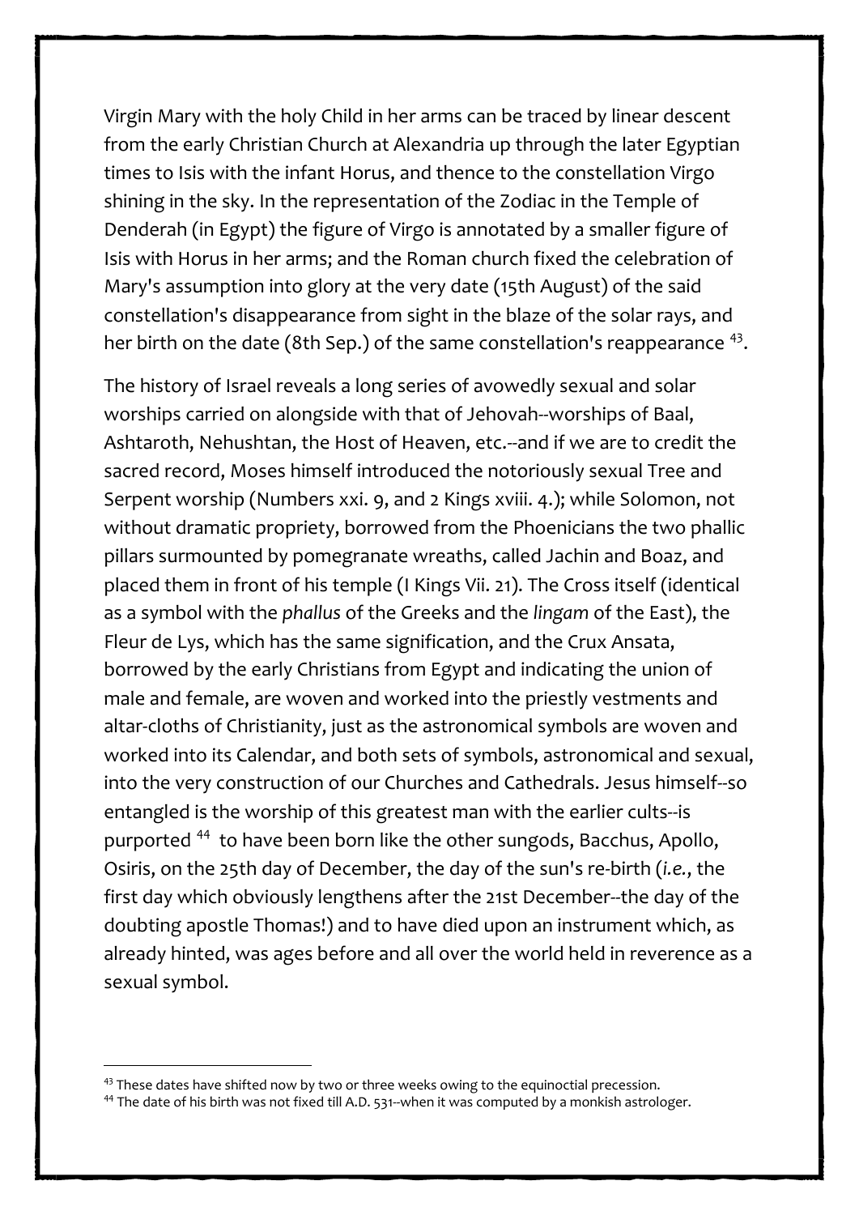Virgin Mary with the holy Child in her arms can be traced by linear descent from the early Christian Church at Alexandria up through the later Egyptian times to Isis with the infant Horus, and thence to the constellation Virgo shining in the sky. In the representation of the Zodiac in the Temple of Denderah (in Egypt) the figure of Virgo is annotated by a smaller figure of Isis with Horus in her arms; and the Roman church fixed the celebration of Mary's assumption into glory at the very date (15th August) of the said constellation's disappearance from sight in the blaze of the solar rays, and her birth on the date (8th Sep.) of the same constellation's reappearance [43].

The history of Israel reveals a long series of avowedly sexual and solar worships carried on alongside with that of Jehovah--worships of Baal, Ashtaroth, Nehushtan, the Host of Heaven, etc.--and if we are to credit the sacred record, Moses himself introduced the notoriously sexual Tree and Serpent worship (Numbers xxi. 9, and 2 Kings xviii. 4.); while Solomon, not without dramatic propriety, borrowed from the Phoenicians the two phallic pillars surmounted by pomegranate wreaths, called Jachin and Boaz, and placed them in front of his temple (I Kings Vii. 21). The Cross itself (identical as a symbol with the *phallus* of the Greeks and the *lingam* of the East), the Fleur de Lys, which has the same signification, and the Crux Ansata, borrowed by the early Christians from Egypt and indicating the union of male and female, are woven and worked into the priestly vestments and altar-cloths of Christianity, just as the astronomical symbols are woven and worked into its Calendar, and both sets of symbols, astronomical and sexual, into the very construction of our Churches and Cathedrals. Jesus himself--so entangled is the worship of this greatest man with the earlier cults--is purported [44] to have been born like the other sungods, Bacchus, Apollo, Osiris, on the 25th day of December, the day of the sun's re-birth (*i.e.*, the first day which obviously lengthens after the 21st December--the day of the doubting apostle Thomas!) and to have died upon an instrument which, as already hinted, was ages before and all over the world held in reverence as a sexual symbol.

---

[43] These dates have shifted now by two or three weeks owing to the equinoctial precession.

[44] The date of his birth was not fixed till A.D. 531--when it was computed by a monkish astrologer.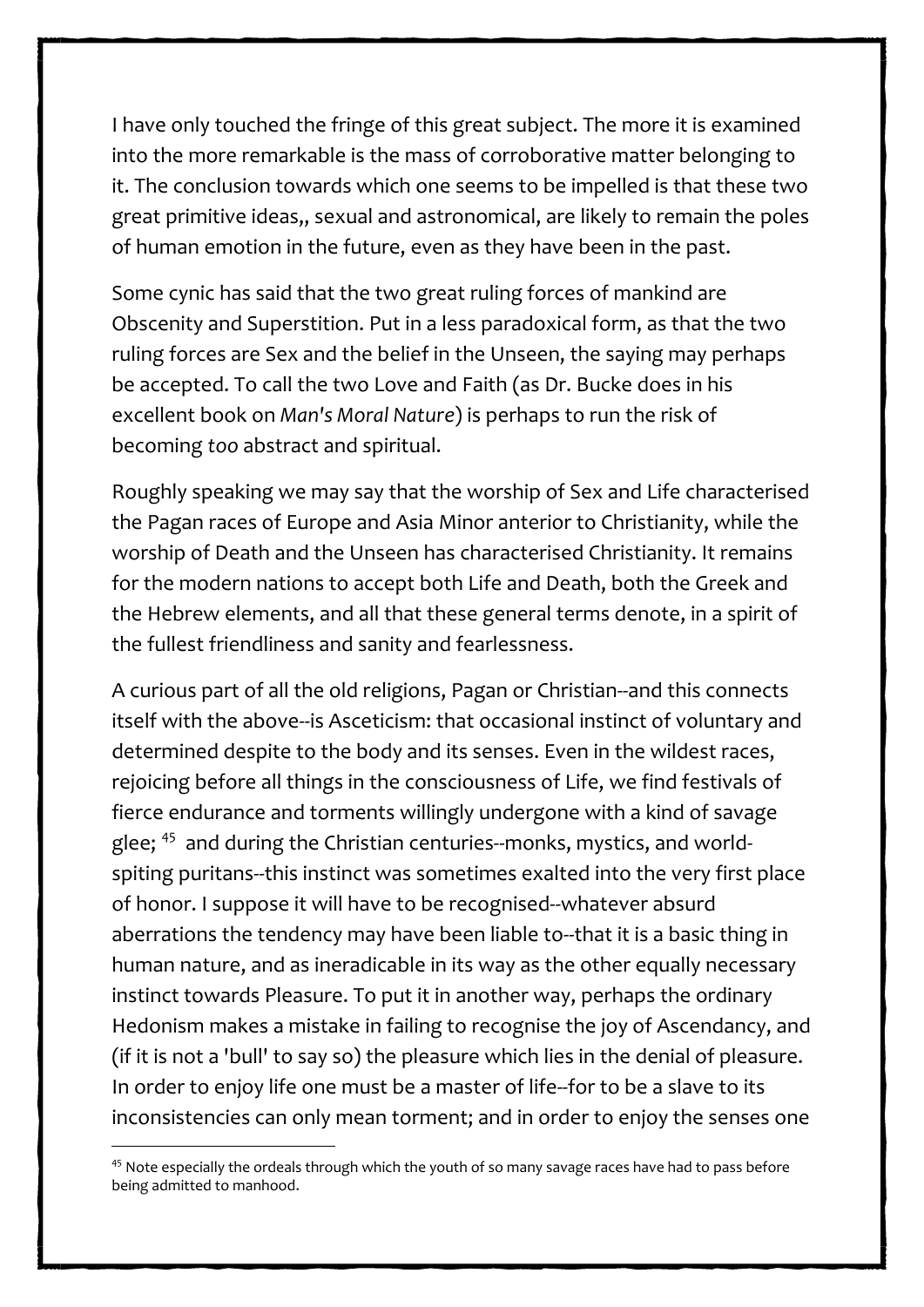I have only touched the fringe of this great subject. The more it is examined into the more remarkable is the mass of corroborative matter belonging to it. The conclusion towards which one seems to be impelled is that these two great primitive ideas,, sexual and astronomical, are likely to remain the poles of human emotion in the future, even as they have been in the past.

Some cynic has said that the two great ruling forces of mankind are Obscenity and Superstition. Put in a less paradoxical form, as that the two ruling forces are Sex and the belief in the Unseen, the saying may perhaps be accepted. To call the two Love and Faith (as Dr. Bucke does in his excellent book on *Man's Moral Nature*) is perhaps to run the risk of becoming *too* abstract and spiritual.

Roughly speaking we may say that the worship of Sex and Life characterised the Pagan races of Europe and Asia Minor anterior to Christianity, while the worship of Death and the Unseen has characterised Christianity. It remains for the modern nations to accept both Life and Death, both the Greek and the Hebrew elements, and all that these general terms denote, in a spirit of the fullest friendliness and sanity and fearlessness.

A curious part of all the old religions, Pagan or Christian--and this connects itself with the above--is Asceticism: that occasional instinct of voluntary and determined despite to the body and its senses. Even in the wildest races, rejoicing before all things in the consciousness of Life, we find festivals of fierce endurance and torments willingly undergone with a kind of savage glee; [45] and during the Christian centuries--monks, mystics, and world-spiting puritans--this instinct was sometimes exalted into the very first place of honor. I suppose it will have to be recognised--whatever absurd aberrations the tendency may have been liable to--that it is a basic thing in human nature, and as ineradicable in its way as the other equally necessary instinct towards Pleasure. To put it in another way, perhaps the ordinary Hedonism makes a mistake in failing to recognise the joy of Ascendancy, and (if it is not a 'bull' to say so) the pleasure which lies in the denial of pleasure. In order to enjoy life one must be a master of life--for to be a slave to its inconsistencies can only mean torment; and in order to enjoy the senses one

[45] Note especially the ordeals through which the youth of so many savage races have had to pass before being admitted to manhood.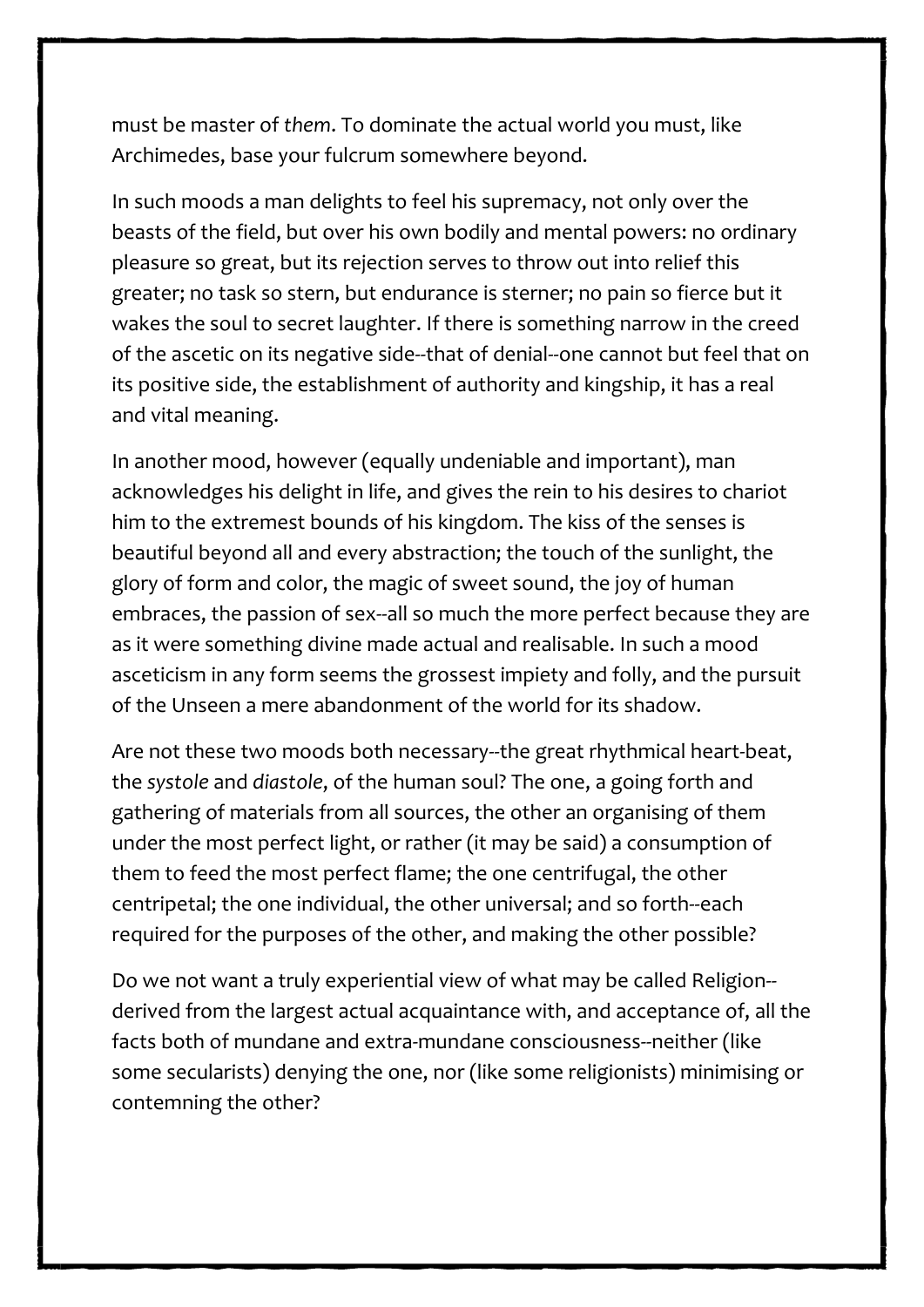must be master of *them*. To dominate the actual world you must, like Archimedes, base your fulcrum somewhere beyond.

In such moods a man delights to feel his supremacy, not only over the beasts of the field, but over his own bodily and mental powers: no ordinary pleasure so great, but its rejection serves to throw out into relief this greater; no task so stern, but endurance is sterner; no pain so fierce but it wakes the soul to secret laughter. If there is something narrow in the creed of the ascetic on its negative side--that of denial--one cannot but feel that on its positive side, the establishment of authority and kingship, it has a real and vital meaning.

In another mood, however (equally undeniable and important), man acknowledges his delight in life, and gives the rein to his desires to chariot him to the extremest bounds of his kingdom. The kiss of the senses is beautiful beyond all and every abstraction; the touch of the sunlight, the glory of form and color, the magic of sweet sound, the joy of human embraces, the passion of sex--all so much the more perfect because they are as it were something divine made actual and realisable. In such a mood asceticism in any form seems the grossest impiety and folly, and the pursuit of the Unseen a mere abandonment of the world for its shadow.

Are not these two moods both necessary--the great rhythmical heart-beat, the *systole* and *diastole*, of the human soul? The one, a going forth and gathering of materials from all sources, the other an organising of them under the most perfect light, or rather (it may be said) a consumption of them to feed the most perfect flame; the one centrifugal, the other centripetal; the one individual, the other universal; and so forth--each required for the purposes of the other, and making the other possible?

Do we not want a truly experiential view of what may be called Religion--derived from the largest actual acquaintance with, and acceptance of, all the facts both of mundane and extra-mundane consciousness--neither (like some secularists) denying the one, nor (like some religionists) minimising or contemning the other?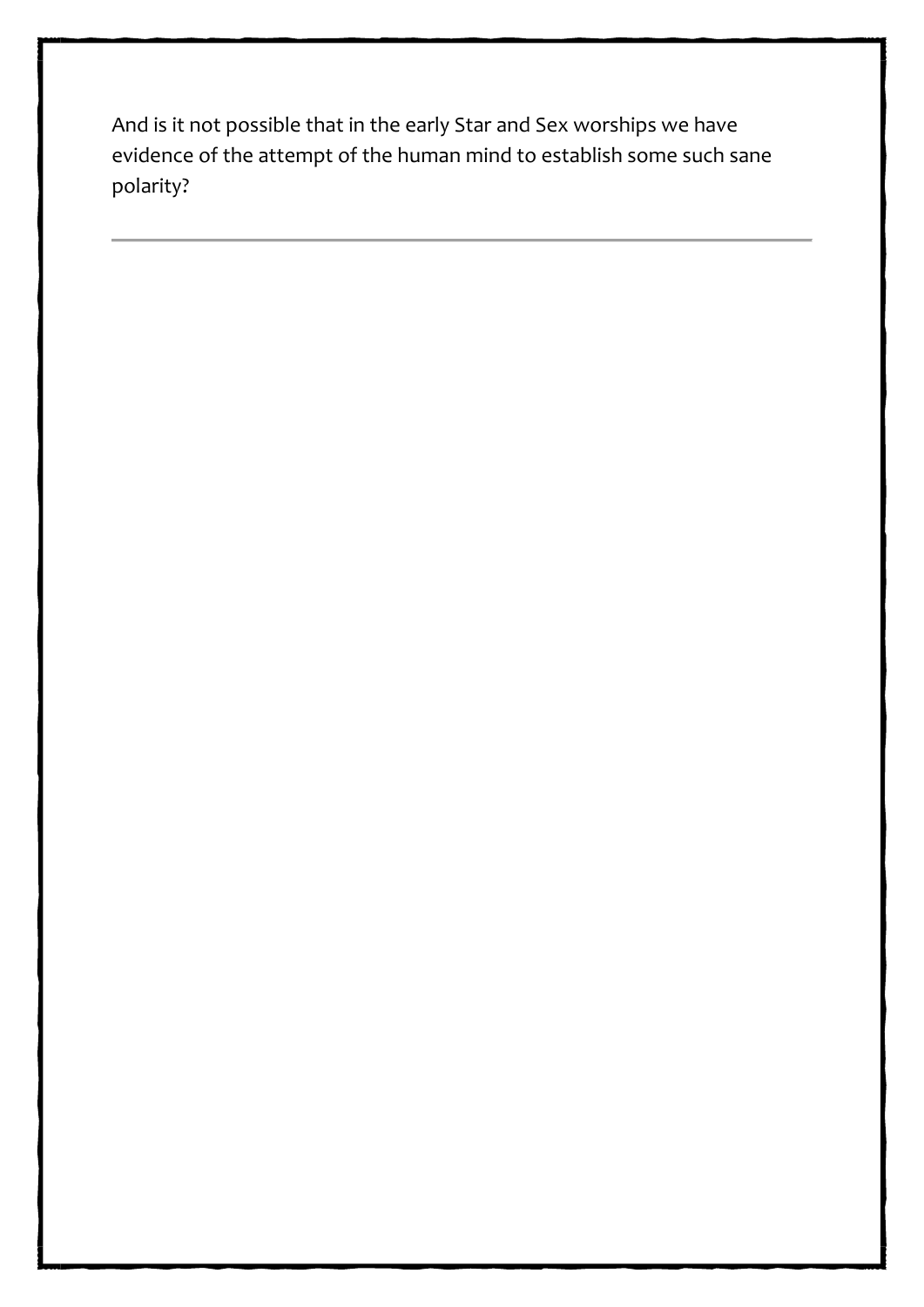And is it not possible that in the early Star and Sex worships we have evidence of the attempt of the human mind to establish some such sane polarity?

---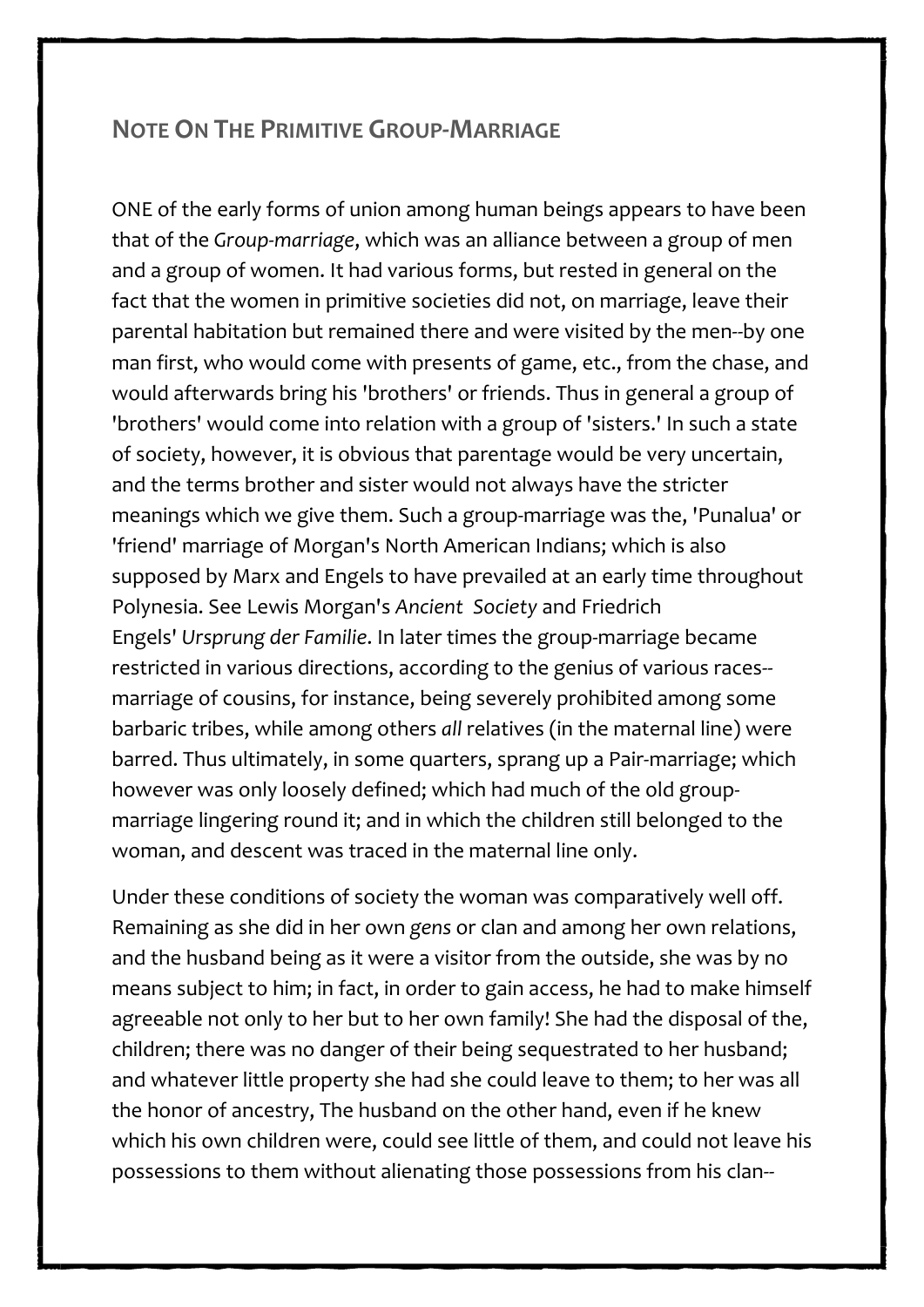## NOTE ON THE PRIMITIVE GROUP-MARRIAGE

ONE of the early forms of union among human beings appears to have been that of the *Group-marriage*, which was an alliance between a group of men and a group of women. It had various forms, but rested in general on the fact that the women in primitive societies did not, on marriage, leave their parental habitation but remained there and were visited by the men--by one man first, who would come with presents of game, etc., from the chase, and would afterwards bring his 'brothers' or friends. Thus in general a group of 'brothers' would come into relation with a group of 'sisters.' In such a state of society, however, it is obvious that parentage would be very uncertain, and the terms brother and sister would not always have the stricter meanings which we give them. Such a group-marriage was the, 'Punalua' or 'friend' marriage of Morgan's North American Indians; which is also supposed by Marx and Engels to have prevailed at an early time throughout Polynesia. See Lewis Morgan's *Ancient Society* and Friedrich Engels' *Ursprung der Familie*. In later times the group-marriage became restricted in various directions, according to the genius of various races--marriage of cousins, for instance, being severely prohibited among some barbaric tribes, while among others *all* relatives (in the maternal line) were barred. Thus ultimately, in some quarters, sprang up a Pair-marriage; which however was only loosely defined; which had much of the old group-marriage lingering round it; and in which the children still belonged to the woman, and descent was traced in the maternal line only.

Under these conditions of society the woman was comparatively well off. Remaining as she did in her own *gens* or clan and among her own relations, and the husband being as it were a visitor from the outside, she was by no means subject to him; in fact, in order to gain access, he had to make himself agreeable not only to her but to her own family! She had the disposal of the, children; there was no danger of their being sequestrated to her husband; and whatever little property she had she could leave to them; to her was all the honor of ancestry, The husband on the other hand, even if he knew which his own children were, could see little of them, and could not leave his possessions to them without alienating those possessions from his clan--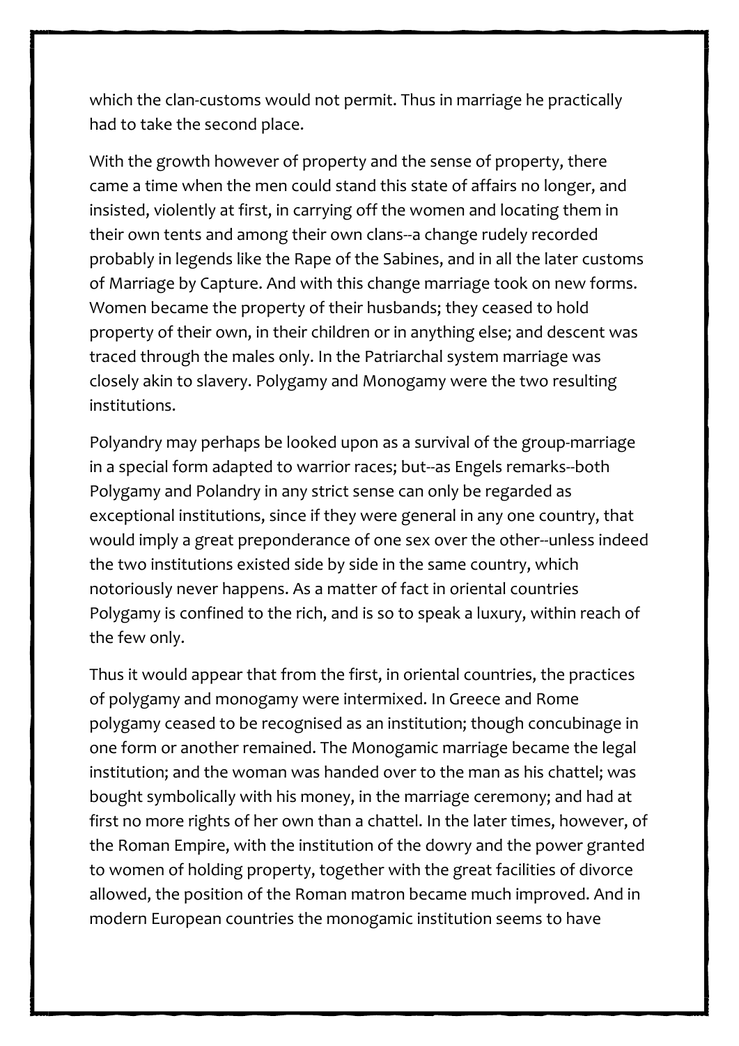which the clan-customs would not permit. Thus in marriage he practically had to take the second place.

With the growth however of property and the sense of property, there came a time when the men could stand this state of affairs no longer, and insisted, violently at first, in carrying off the women and locating them in their own tents and among their own clans--a change rudely recorded probably in legends like the Rape of the Sabines, and in all the later customs of Marriage by Capture. And with this change marriage took on new forms. Women became the property of their husbands; they ceased to hold property of their own, in their children or in anything else; and descent was traced through the males only. In the Patriarchal system marriage was closely akin to slavery. Polygamy and Monogamy were the two resulting institutions.

Polyandry may perhaps be looked upon as a survival of the group-marriage in a special form adapted to warrior races; but--as Engels remarks--both Polygamy and Polandry in any strict sense can only be regarded as exceptional institutions, since if they were general in any one country, that would imply a great preponderance of one sex over the other--unless indeed the two institutions existed side by side in the same country, which notoriously never happens. As a matter of fact in oriental countries Polygamy is confined to the rich, and is so to speak a luxury, within reach of the few only.

Thus it would appear that from the first, in oriental countries, the practices of polygamy and monogamy were intermixed. In Greece and Rome polygamy ceased to be recognised as an institution; though concubinage in one form or another remained. The Monogamic marriage became the legal institution; and the woman was handed over to the man as his chattel; was bought symbolically with his money, in the marriage ceremony; and had at first no more rights of her own than a chattel. In the later times, however, of the Roman Empire, with the institution of the dowry and the power granted to women of holding property, together with the great facilities of divorce allowed, the position of the Roman matron became much improved. And in modern European countries the monogamic institution seems to have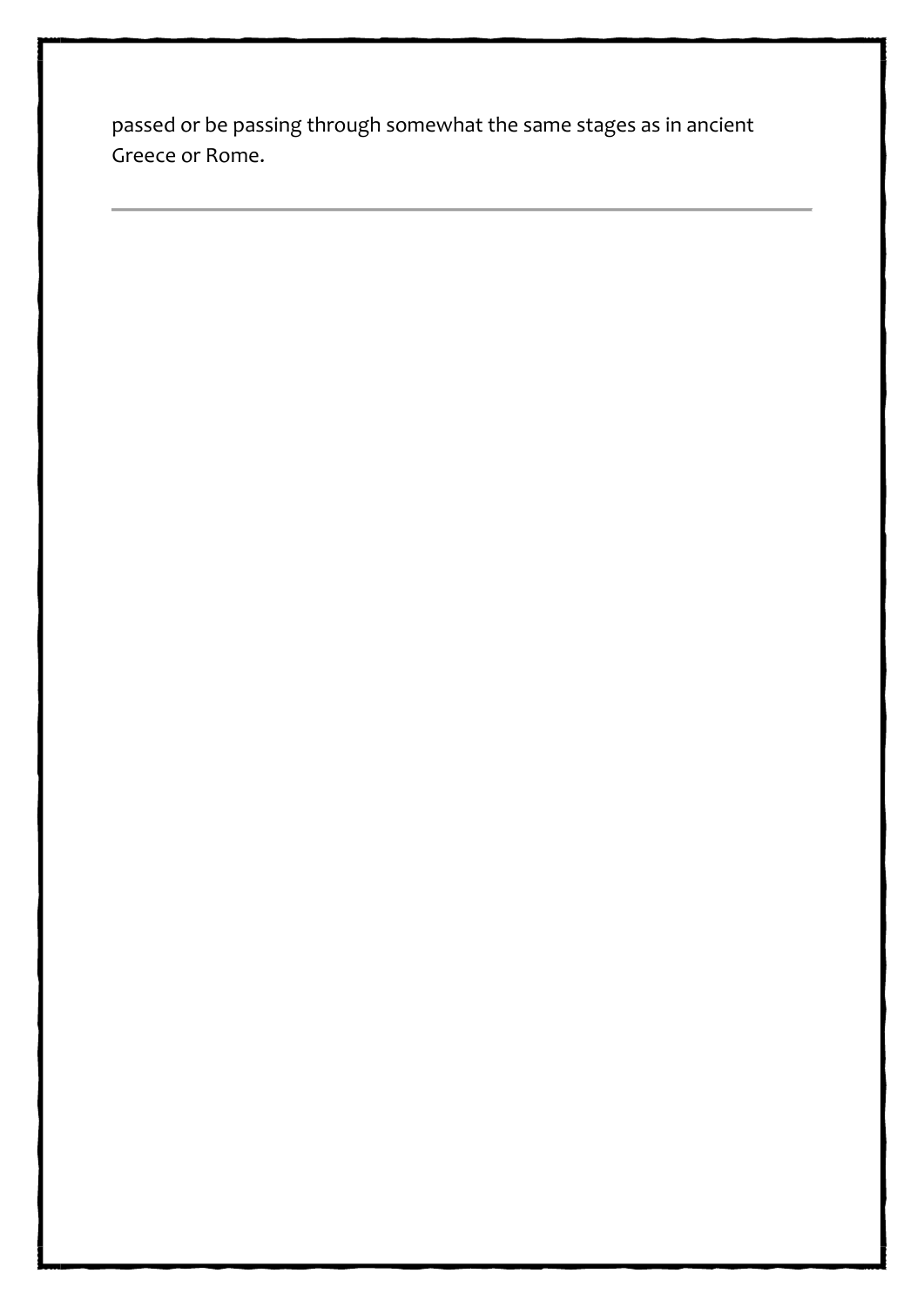passed or be passing through somewhat the same stages as in ancient Greece or Rome.

---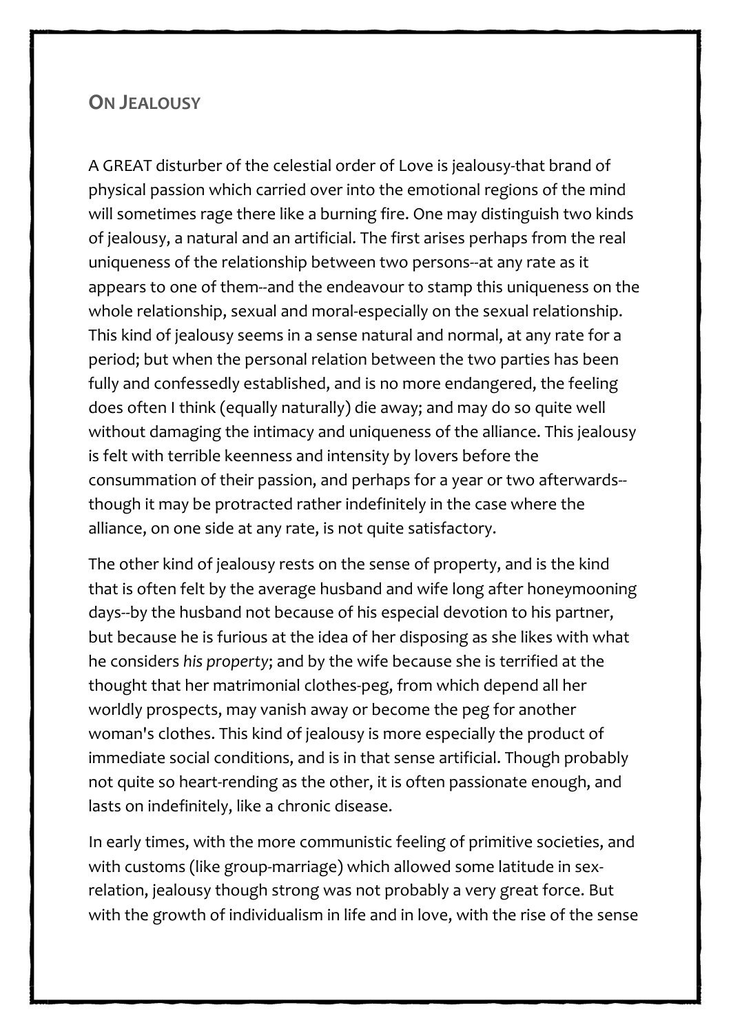## ON JEALOUSY

A GREAT disturber of the celestial order of Love is jealousy-that brand of physical passion which carried over into the emotional regions of the mind will sometimes rage there like a burning fire. One may distinguish two kinds of jealousy, a natural and an artificial. The first arises perhaps from the real uniqueness of the relationship between two persons--at any rate as it appears to one of them--and the endeavour to stamp this uniqueness on the whole relationship, sexual and moral-especially on the sexual relationship. This kind of jealousy seems in a sense natural and normal, at any rate for a period; but when the personal relation between the two parties has been fully and confessedly established, and is no more endangered, the feeling does often I think (equally naturally) die away; and may do so quite well without damaging the intimacy and uniqueness of the alliance. This jealousy is felt with terrible keenness and intensity by lovers before the consummation of their passion, and perhaps for a year or two afterwards--though it may be protracted rather indefinitely in the case where the alliance, on one side at any rate, is not quite satisfactory.

The other kind of jealousy rests on the sense of property, and is the kind that is often felt by the average husband and wife long after honeymooning days--by the husband not because of his especial devotion to his partner, but because he is furious at the idea of her disposing as she likes with what he considers *his property*; and by the wife because she is terrified at the thought that her matrimonial clothes-peg, from which depend all her worldly prospects, may vanish away or become the peg for another woman's clothes. This kind of jealousy is more especially the product of immediate social conditions, and is in that sense artificial. Though probably not quite so heart-rending as the other, it is often passionate enough, and lasts on indefinitely, like a chronic disease.

In early times, with the more communistic feeling of primitive societies, and with customs (like group-marriage) which allowed some latitude in sex-relation, jealousy though strong was not probably a very great force. But with the growth of individualism in life and in love, with the rise of the sense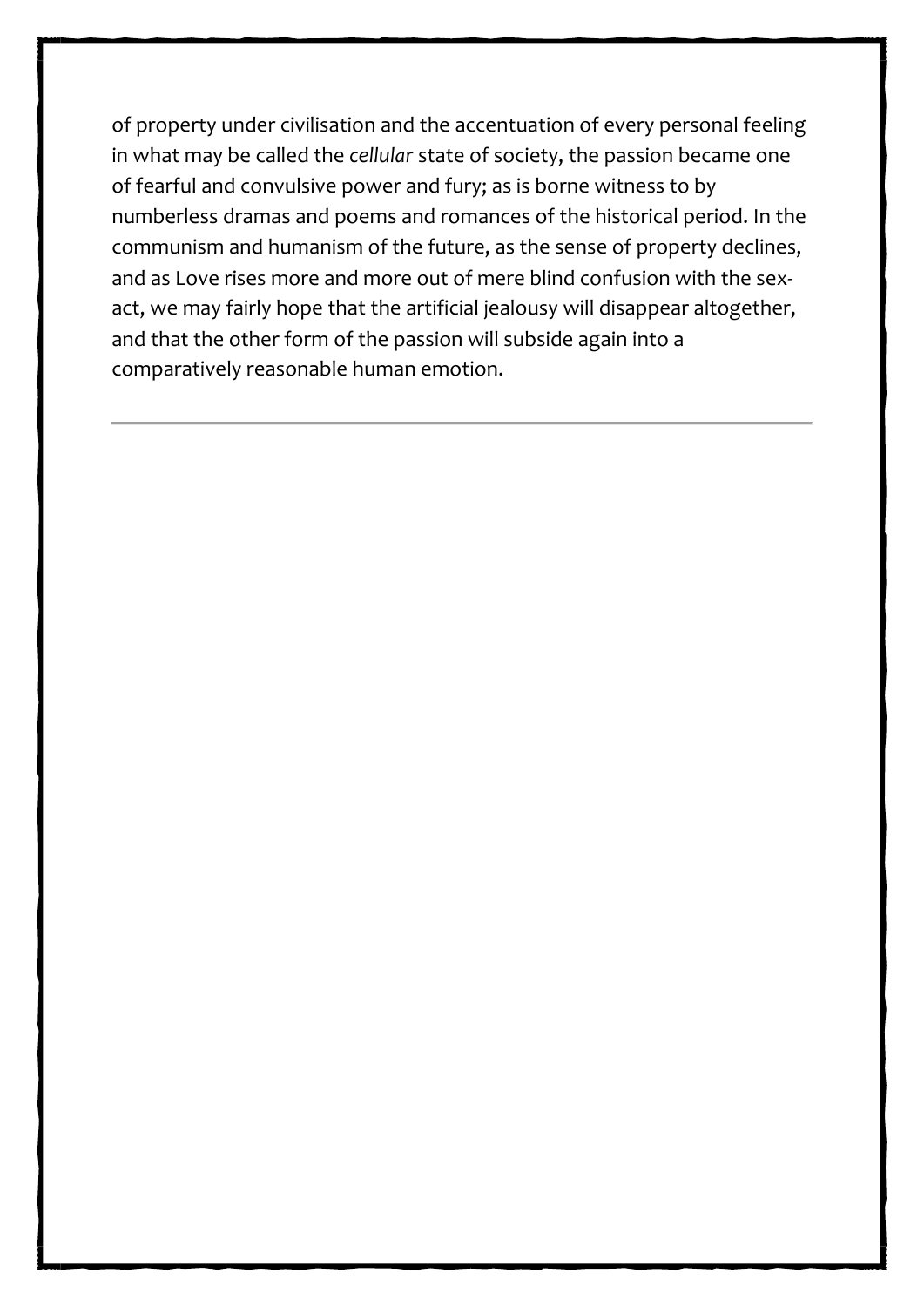of property under civilisation and the accentuation of every personal feeling in what may be called the *cellular* state of society, the passion became one of fearful and convulsive power and fury; as is borne witness to by numberless dramas and poems and romances of the historical period. In the communism and humanism of the future, as the sense of property declines, and as Love rises more and more out of mere blind confusion with the sex-act, we may fairly hope that the artificial jealousy will disappear altogether, and that the other form of the passion will subside again into a comparatively reasonable human emotion.

---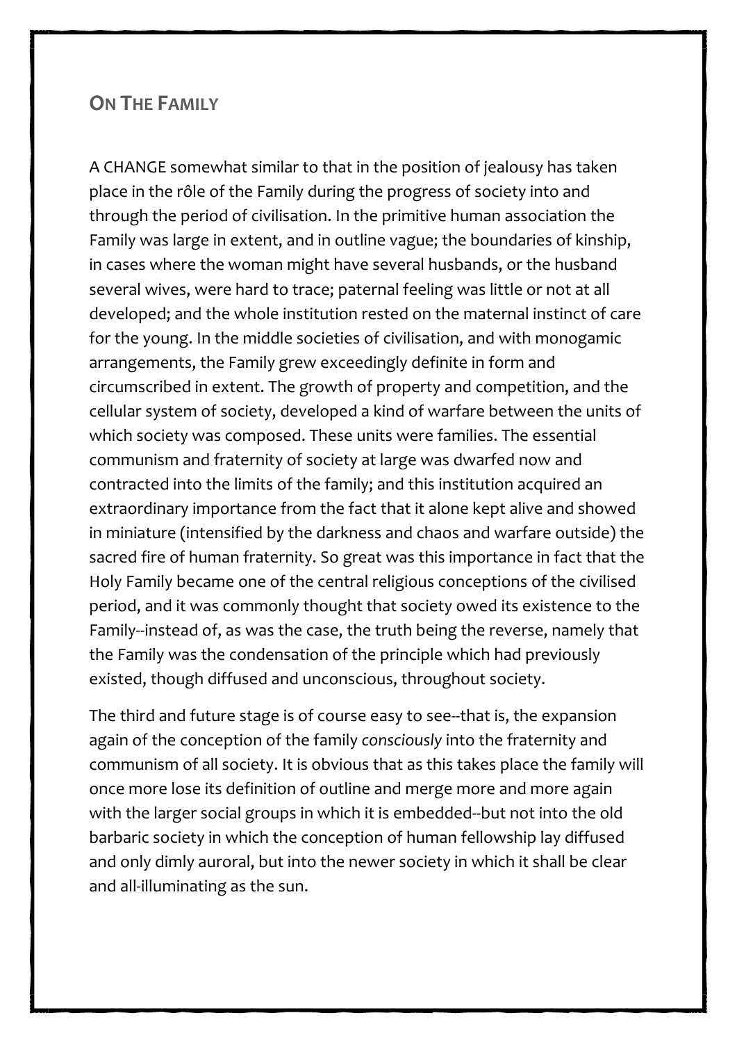## On The Family

A CHANGE somewhat similar to that in the position of jealousy has taken place in the rôle of the Family during the progress of society into and through the period of civilisation. In the primitive human association the Family was large in extent, and in outline vague; the boundaries of kinship, in cases where the woman might have several husbands, or the husband several wives, were hard to trace; paternal feeling was little or not at all developed; and the whole institution rested on the maternal instinct of care for the young. In the middle societies of civilisation, and with monogamic arrangements, the Family grew exceedingly definite in form and circumscribed in extent. The growth of property and competition, and the cellular system of society, developed a kind of warfare between the units of which society was composed. These units were families. The essential communism and fraternity of society at large was dwarfed now and contracted into the limits of the family; and this institution acquired an extraordinary importance from the fact that it alone kept alive and showed in miniature (intensified by the darkness and chaos and warfare outside) the sacred fire of human fraternity. So great was this importance in fact that the Holy Family became one of the central religious conceptions of the civilised period, and it was commonly thought that society owed its existence to the Family--instead of, as was the case, the truth being the reverse, namely that the Family was the condensation of the principle which had previously existed, though diffused and unconscious, throughout society.

The third and future stage is of course easy to see--that is, the expansion again of the conception of the family *consciously* into the fraternity and communism of all society. It is obvious that as this takes place the family will once more lose its definition of outline and merge more and more again with the larger social groups in which it is embedded--but not into the old barbaric society in which the conception of human fellowship lay diffused and only dimly auroral, but into the newer society in which it shall be clear and all-illuminating as the sun.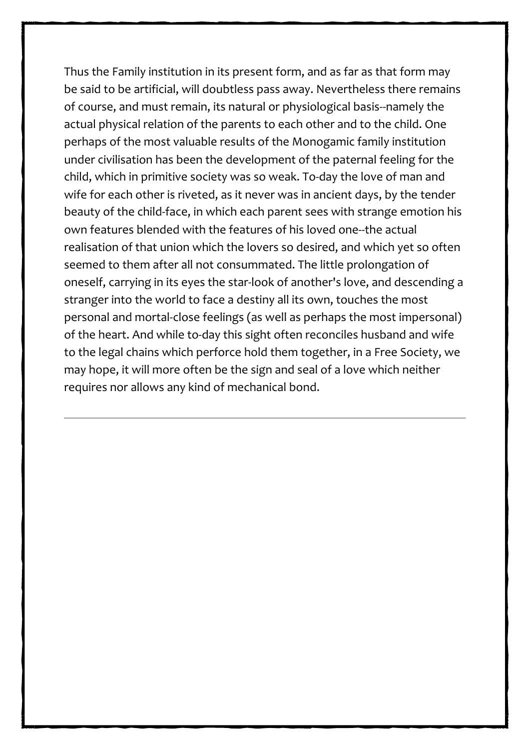Thus the Family institution in its present form, and as far as that form may be said to be artificial, will doubtless pass away. Nevertheless there remains of course, and must remain, its natural or physiological basis--namely the actual physical relation of the parents to each other and to the child. One perhaps of the most valuable results of the Monogamic family institution under civilisation has been the development of the paternal feeling for the child, which in primitive society was so weak. To-day the love of man and wife for each other is riveted, as it never was in ancient days, by the tender beauty of the child-face, in which each parent sees with strange emotion his own features blended with the features of his loved one--the actual realisation of that union which the lovers so desired, and which yet so often seemed to them after all not consummated. The little prolongation of oneself, carrying in its eyes the star-look of another's love, and descending a stranger into the world to face a destiny all its own, touches the most personal and mortal-close feelings (as well as perhaps the most impersonal) of the heart. And while to-day this sight often reconciles husband and wife to the legal chains which perforce hold them together, in a Free Society, we may hope, it will more often be the sign and seal of a love which neither requires nor allows any kind of mechanical bond.

---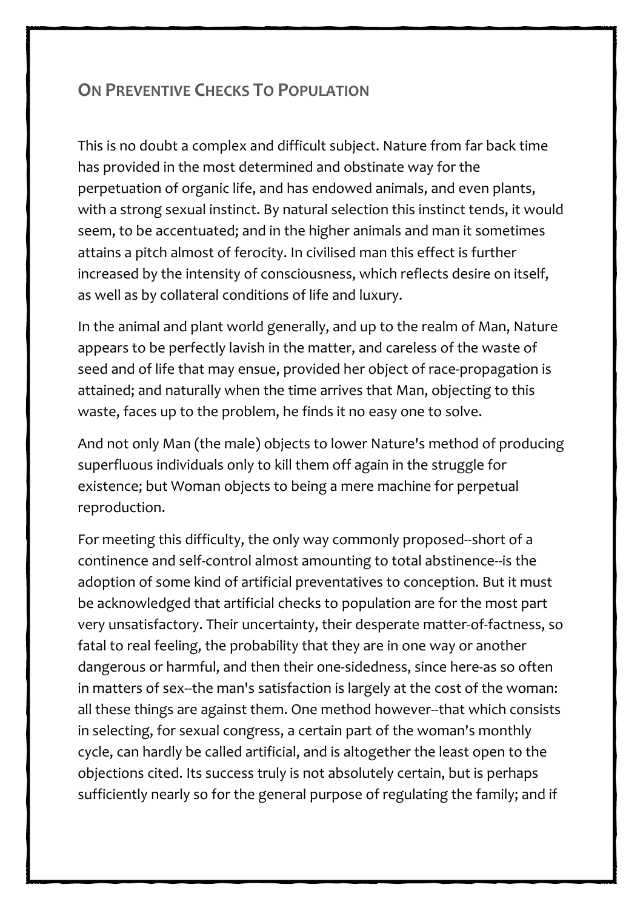## On Preventive Checks To Population

This is no doubt a complex and difficult subject. Nature from far back time has provided in the most determined and obstinate way for the perpetuation of organic life, and has endowed animals, and even plants, with a strong sexual instinct. By natural selection this instinct tends, it would seem, to be accentuated; and in the higher animals and man it sometimes attains a pitch almost of ferocity. In civilised man this effect is further increased by the intensity of consciousness, which reflects desire on itself, as well as by collateral conditions of life and luxury.

In the animal and plant world generally, and up to the realm of Man, Nature appears to be perfectly lavish in the matter, and careless of the waste of seed and of life that may ensue, provided her object of race-propagation is attained; and naturally when the time arrives that Man, objecting to this waste, faces up to the problem, he finds it no easy one to solve.

And not only Man (the male) objects to lower Nature's method of producing superfluous individuals only to kill them off again in the struggle for existence; but Woman objects to being a mere machine for perpetual reproduction.

For meeting this difficulty, the only way commonly proposed--short of a continence and self-control almost amounting to total abstinence--is the adoption of some kind of artificial preventatives to conception. But it must be acknowledged that artificial checks to population are for the most part very unsatisfactory. Their uncertainty, their desperate matter-of-factness, so fatal to real feeling, the probability that they are in one way or another dangerous or harmful, and then their one-sidedness, since here-as so often in matters of sex--the man's satisfaction is largely at the cost of the woman: all these things are against them. One method however--that which consists in selecting, for sexual congress, a certain part of the woman's monthly cycle, can hardly be called artificial, and is altogether the least open to the objections cited. Its success truly is not absolutely certain, but is perhaps sufficiently nearly so for the general purpose of regulating the family; and if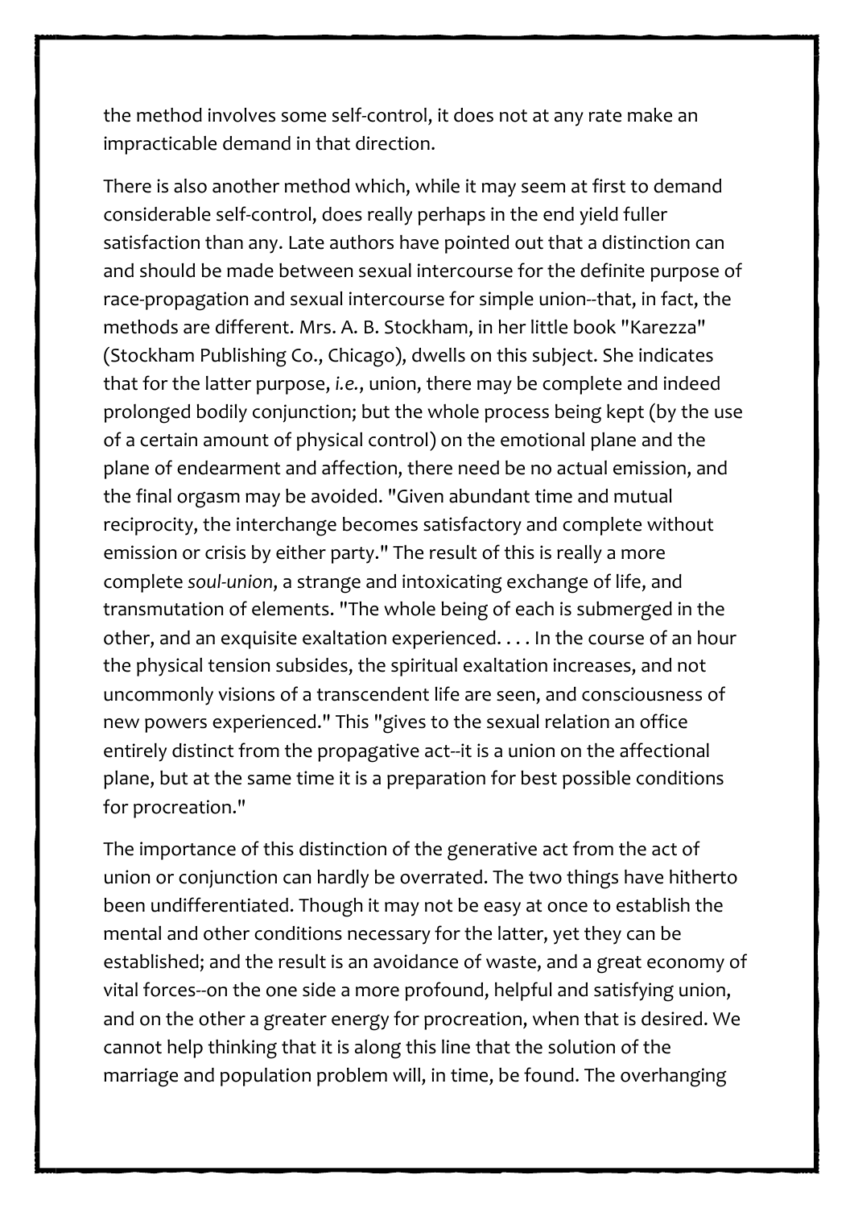the method involves some self-control, it does not at any rate make an impracticable demand in that direction.

There is also another method which, while it may seem at first to demand considerable self-control, does really perhaps in the end yield fuller satisfaction than any. Late authors have pointed out that a distinction can and should be made between sexual intercourse for the definite purpose of race-propagation and sexual intercourse for simple union--that, in fact, the methods are different. Mrs. A. B. Stockham, in her little book "Karezza" (Stockham Publishing Co., Chicago), dwells on this subject. She indicates that for the latter purpose, *i.e.*, union, there may be complete and indeed prolonged bodily conjunction; but the whole process being kept (by the use of a certain amount of physical control) on the emotional plane and the plane of endearment and affection, there need be no actual emission, and the final orgasm may be avoided. "Given abundant time and mutual reciprocity, the interchange becomes satisfactory and complete without emission or crisis by either party." The result of this is really a more complete *soul-union*, a strange and intoxicating exchange of life, and transmutation of elements. "The whole being of each is submerged in the other, and an exquisite exaltation experienced. . . . In the course of an hour the physical tension subsides, the spiritual exaltation increases, and not uncommonly visions of a transcendent life are seen, and consciousness of new powers experienced." This "gives to the sexual relation an office entirely distinct from the propagative act--it is a union on the affectional plane, but at the same time it is a preparation for best possible conditions for procreation."

The importance of this distinction of the generative act from the act of union or conjunction can hardly be overrated. The two things have hitherto been undifferentiated. Though it may not be easy at once to establish the mental and other conditions necessary for the latter, yet they can be established; and the result is an avoidance of waste, and a great economy of vital forces--on the one side a more profound, helpful and satisfying union, and on the other a greater energy for procreation, when that is desired. We cannot help thinking that it is along this line that the solution of the marriage and population problem will, in time, be found. The overhanging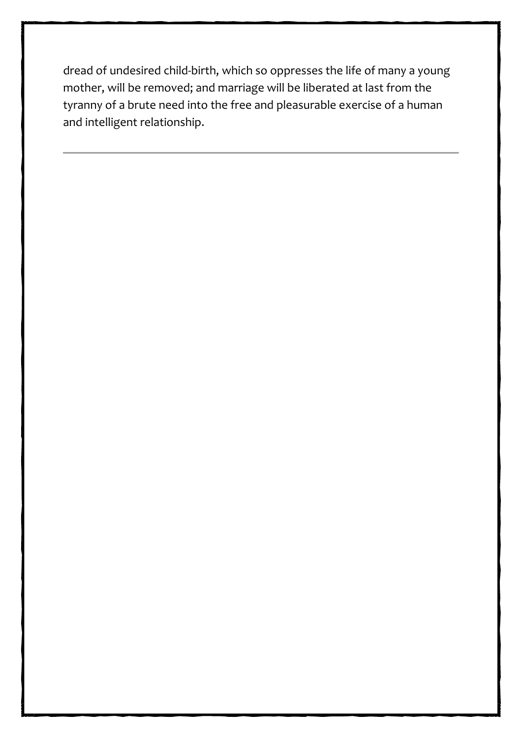dread of undesired child-birth, which so oppresses the life of many a young mother, will be removed; and marriage will be liberated at last from the tyranny of a brute need into the free and pleasurable exercise of a human and intelligent relationship.

---